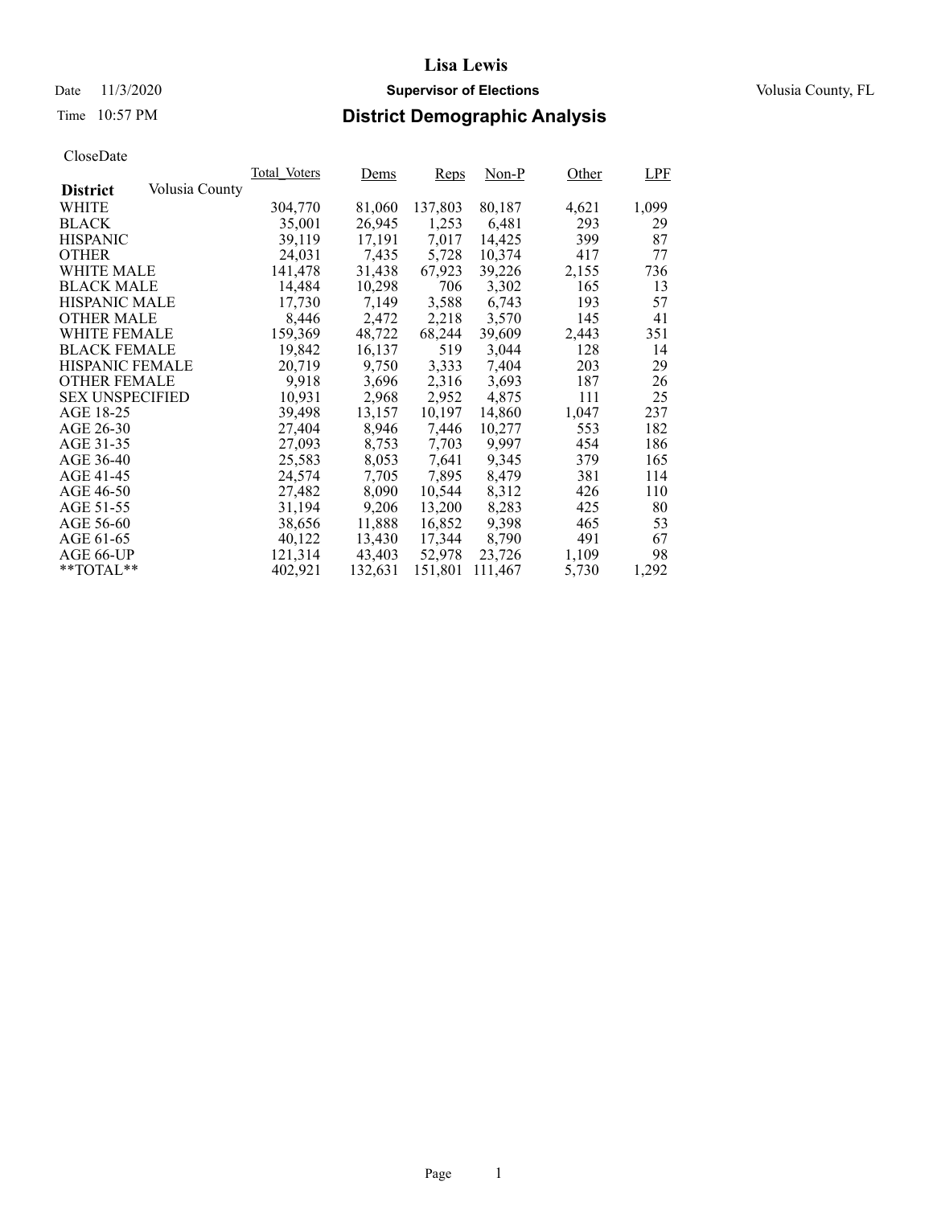# Lisa Lewis

Date 11/3/2020 **Supervisor of Elections** Volusia County, FL

Time 10:57 PM **District Demographic Analysis**

CloseDate

| District | Volusia County | Total_Voters | Dems | Reps | Non-P | Other | LPF |
|---|---|---|---|---|---|---|---|
| WHITE | | 304,770 | 81,060 | 137,803 | 80,187 | 4,621 | 1,099 |
| BLACK | | 35,001 | 26,945 | 1,253 | 6,481 | 293 | 29 |
| HISPANIC | | 39,119 | 17,191 | 7,017 | 14,425 | 399 | 87 |
| OTHER | | 24,031 | 7,435 | 5,728 | 10,374 | 417 | 77 |
| WHITE MALE | | 141,478 | 31,438 | 67,923 | 39,226 | 2,155 | 736 |
| BLACK MALE | | 14,484 | 10,298 | 706 | 3,302 | 165 | 13 |
| HISPANIC MALE | | 17,730 | 7,149 | 3,588 | 6,743 | 193 | 57 |
| OTHER MALE | | 8,446 | 2,472 | 2,218 | 3,570 | 145 | 41 |
| WHITE FEMALE | | 159,369 | 48,722 | 68,244 | 39,609 | 2,443 | 351 |
| BLACK FEMALE | | 19,842 | 16,137 | 519 | 3,044 | 128 | 14 |
| HISPANIC FEMALE | | 20,719 | 9,750 | 3,333 | 7,404 | 203 | 29 |
| OTHER FEMALE | | 9,918 | 3,696 | 2,316 | 3,693 | 187 | 26 |
| SEX UNSPECIFIED | | 10,931 | 2,968 | 2,952 | 4,875 | 111 | 25 |
| AGE 18-25 | | 39,498 | 13,157 | 10,197 | 14,860 | 1,047 | 237 |
| AGE 26-30 | | 27,404 | 8,946 | 7,446 | 10,277 | 553 | 182 |
| AGE 31-35 | | 27,093 | 8,753 | 7,703 | 9,997 | 454 | 186 |
| AGE 36-40 | | 25,583 | 8,053 | 7,641 | 9,345 | 379 | 165 |
| AGE 41-45 | | 24,574 | 7,705 | 7,895 | 8,479 | 381 | 114 |
| AGE 46-50 | | 27,482 | 8,090 | 10,544 | 8,312 | 426 | 110 |
| AGE 51-55 | | 31,194 | 9,206 | 13,200 | 8,283 | 425 | 80 |
| AGE 56-60 | | 38,656 | 11,888 | 16,852 | 9,398 | 465 | 53 |
| AGE 61-65 | | 40,122 | 13,430 | 17,344 | 8,790 | 491 | 67 |
| AGE 66-UP | | 121,314 | 43,403 | 52,978 | 23,726 | 1,109 | 98 |
| **TOTAL** | | 402,921 | 132,631 | 151,801 | 111,467 | 5,730 | 1,292 |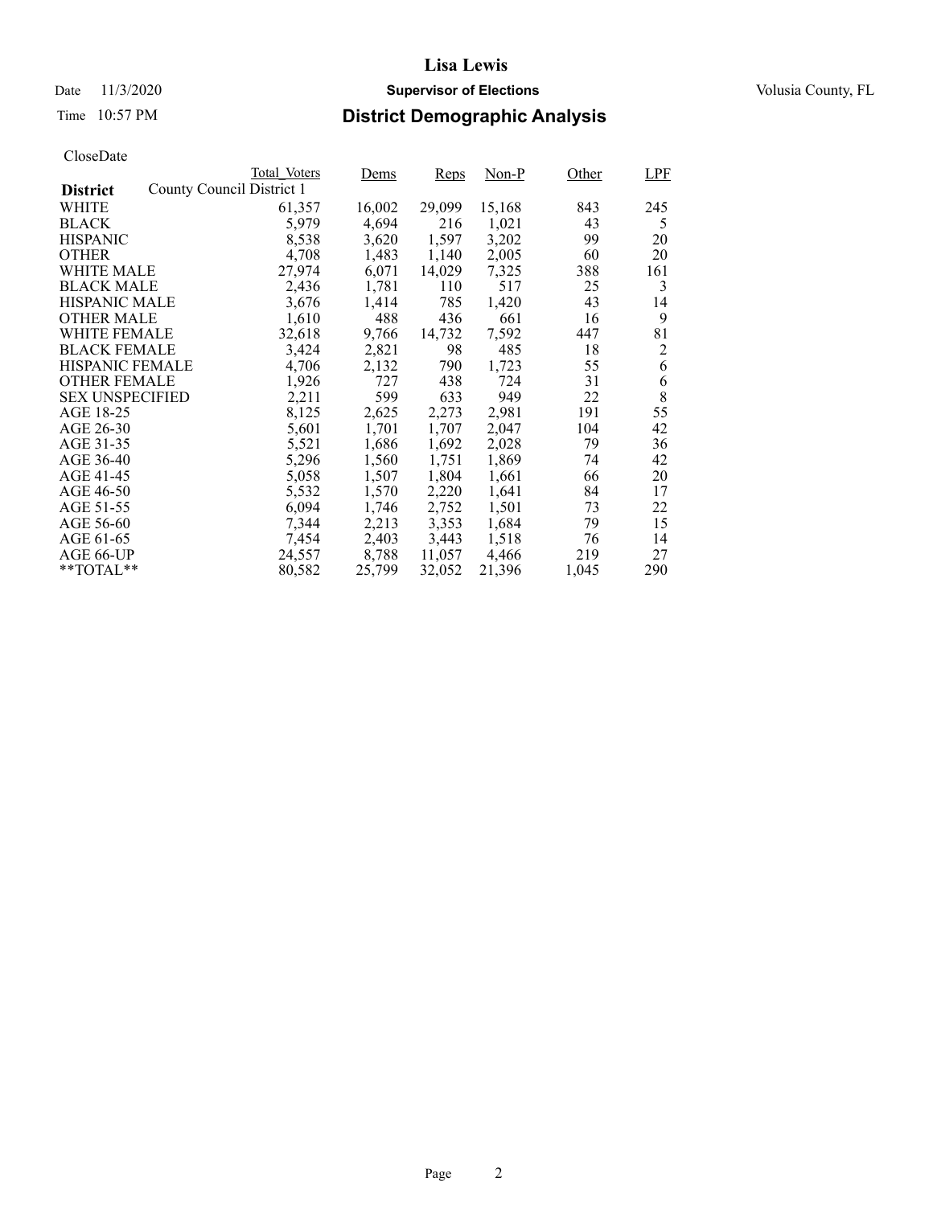# Lisa Lewis

Date 11/3/2020 **Supervisor of Elections** Volusia County, FL

Time 10:57 PM **District Demographic Analysis**

CloseDate

| District | Total_Voters | Dems | Reps | Non-P | Other | LPF |
|---|---|---|---|---|---|---|
| County Council District 1 | | | | | | |
| WHITE | 61,357 | 16,002 | 29,099 | 15,168 | 843 | 245 |
| BLACK | 5,979 | 4,694 | 216 | 1,021 | 43 | 5 |
| HISPANIC | 8,538 | 3,620 | 1,597 | 3,202 | 99 | 20 |
| OTHER | 4,708 | 1,483 | 1,140 | 2,005 | 60 | 20 |
| WHITE MALE | 27,974 | 6,071 | 14,029 | 7,325 | 388 | 161 |
| BLACK MALE | 2,436 | 1,781 | 110 | 517 | 25 | 3 |
| HISPANIC MALE | 3,676 | 1,414 | 785 | 1,420 | 43 | 14 |
| OTHER MALE | 1,610 | 488 | 436 | 661 | 16 | 9 |
| WHITE FEMALE | 32,618 | 9,766 | 14,732 | 7,592 | 447 | 81 |
| BLACK FEMALE | 3,424 | 2,821 | 98 | 485 | 18 | 2 |
| HISPANIC FEMALE | 4,706 | 2,132 | 790 | 1,723 | 55 | 6 |
| OTHER FEMALE | 1,926 | 727 | 438 | 724 | 31 | 6 |
| SEX UNSPECIFIED | 2,211 | 599 | 633 | 949 | 22 | 8 |
| AGE 18-25 | 8,125 | 2,625 | 2,273 | 2,981 | 191 | 55 |
| AGE 26-30 | 5,601 | 1,701 | 1,707 | 2,047 | 104 | 42 |
| AGE 31-35 | 5,521 | 1,686 | 1,692 | 2,028 | 79 | 36 |
| AGE 36-40 | 5,296 | 1,560 | 1,751 | 1,869 | 74 | 42 |
| AGE 41-45 | 5,058 | 1,507 | 1,804 | 1,661 | 66 | 20 |
| AGE 46-50 | 5,532 | 1,570 | 2,220 | 1,641 | 84 | 17 |
| AGE 51-55 | 6,094 | 1,746 | 2,752 | 1,501 | 73 | 22 |
| AGE 56-60 | 7,344 | 2,213 | 3,353 | 1,684 | 79 | 15 |
| AGE 61-65 | 7,454 | 2,403 | 3,443 | 1,518 | 76 | 14 |
| AGE 66-UP | 24,557 | 8,788 | 11,057 | 4,466 | 219 | 27 |
| **TOTAL** | 80,582 | 25,799 | 32,052 | 21,396 | 1,045 | 290 |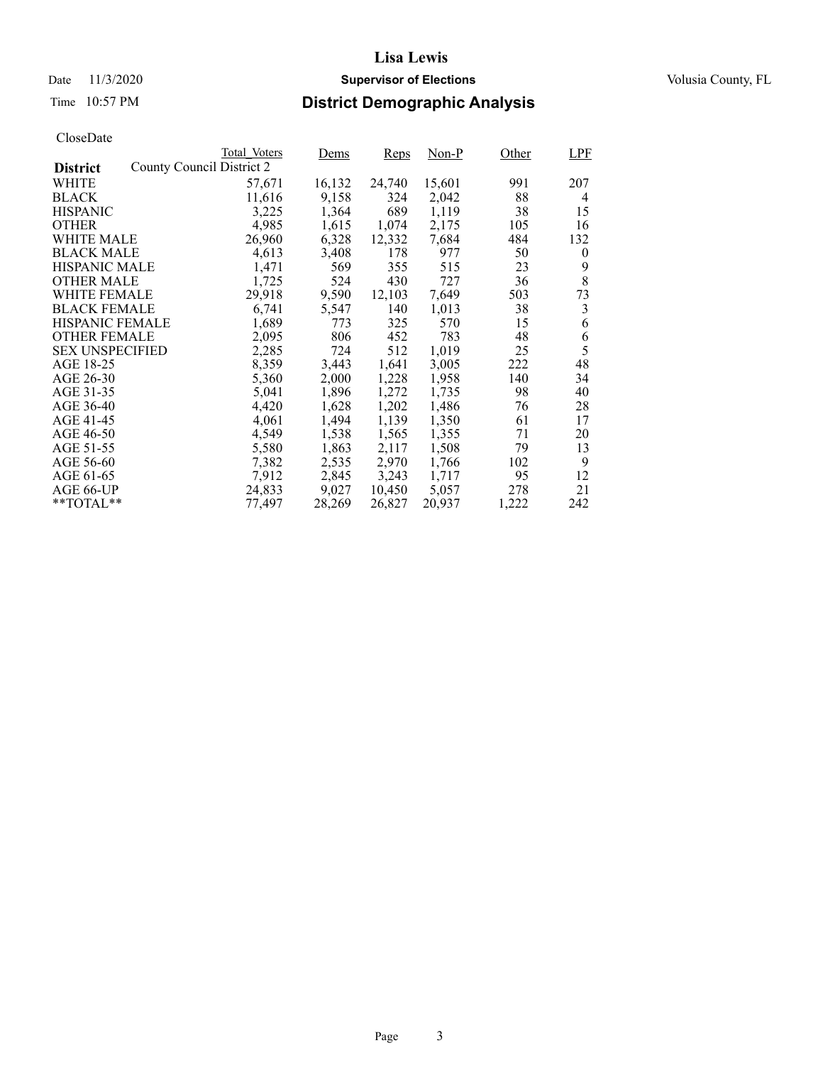**Lisa Lewis**

Date 11/3/2020 **Supervisor of Elections** Volusia County, FL

Time 10:57 PM

## District Demographic Analysis

CloseDate

| District | Total_Voters | Dems | Reps | Non-P | Other | LPF |
|---|---|---|---|---|---|---|
| County Council District 2 | | | | | | |
| WHITE | 57,671 | 16,132 | 24,740 | 15,601 | 991 | 207 |
| BLACK | 11,616 | 9,158 | 324 | 2,042 | 88 | 4 |
| HISPANIC | 3,225 | 1,364 | 689 | 1,119 | 38 | 15 |
| OTHER | 4,985 | 1,615 | 1,074 | 2,175 | 105 | 16 |
| WHITE MALE | 26,960 | 6,328 | 12,332 | 7,684 | 484 | 132 |
| BLACK MALE | 4,613 | 3,408 | 178 | 977 | 50 | 0 |
| HISPANIC MALE | 1,471 | 569 | 355 | 515 | 23 | 9 |
| OTHER MALE | 1,725 | 524 | 430 | 727 | 36 | 8 |
| WHITE FEMALE | 29,918 | 9,590 | 12,103 | 7,649 | 503 | 73 |
| BLACK FEMALE | 6,741 | 5,547 | 140 | 1,013 | 38 | 3 |
| HISPANIC FEMALE | 1,689 | 773 | 325 | 570 | 15 | 6 |
| OTHER FEMALE | 2,095 | 806 | 452 | 783 | 48 | 6 |
| SEX UNSPECIFIED | 2,285 | 724 | 512 | 1,019 | 25 | 5 |
| AGE 18-25 | 8,359 | 3,443 | 1,641 | 3,005 | 222 | 48 |
| AGE 26-30 | 5,360 | 2,000 | 1,228 | 1,958 | 140 | 34 |
| AGE 31-35 | 5,041 | 1,896 | 1,272 | 1,735 | 98 | 40 |
| AGE 36-40 | 4,420 | 1,628 | 1,202 | 1,486 | 76 | 28 |
| AGE 41-45 | 4,061 | 1,494 | 1,139 | 1,350 | 61 | 17 |
| AGE 46-50 | 4,549 | 1,538 | 1,565 | 1,355 | 71 | 20 |
| AGE 51-55 | 5,580 | 1,863 | 2,117 | 1,508 | 79 | 13 |
| AGE 56-60 | 7,382 | 2,535 | 2,970 | 1,766 | 102 | 9 |
| AGE 61-65 | 7,912 | 2,845 | 3,243 | 1,717 | 95 | 12 |
| AGE 66-UP | 24,833 | 9,027 | 10,450 | 5,057 | 278 | 21 |
| **TOTAL** | 77,497 | 28,269 | 26,827 | 20,937 | 1,222 | 242 |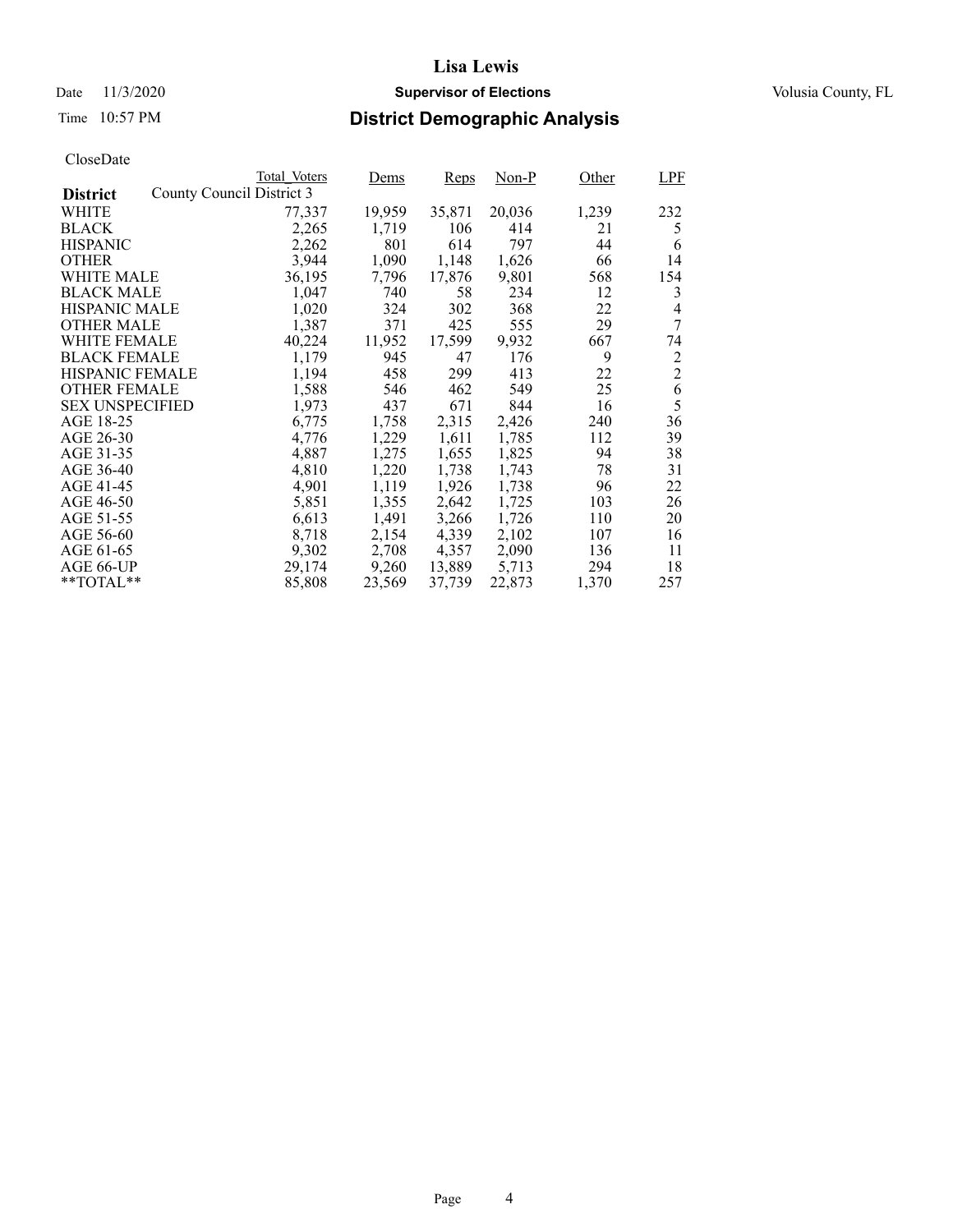CloseDate

| District | Total_Voters | Dems | Reps | Non-P | Other | LPF |
|---|---|---|---|---|---|---|
| County Council District 3 | | | | | | |
| WHITE | 77,337 | 19,959 | 35,871 | 20,036 | 1,239 | 232 |
| BLACK | 2,265 | 1,719 | 106 | 414 | 21 | 5 |
| HISPANIC | 2,262 | 801 | 614 | 797 | 44 | 6 |
| OTHER | 3,944 | 1,090 | 1,148 | 1,626 | 66 | 14 |
| WHITE MALE | 36,195 | 7,796 | 17,876 | 9,801 | 568 | 154 |
| BLACK MALE | 1,047 | 740 | 58 | 234 | 12 | 3 |
| HISPANIC MALE | 1,020 | 324 | 302 | 368 | 22 | 4 |
| OTHER MALE | 1,387 | 371 | 425 | 555 | 29 | 7 |
| WHITE FEMALE | 40,224 | 11,952 | 17,599 | 9,932 | 667 | 74 |
| BLACK FEMALE | 1,179 | 945 | 47 | 176 | 9 | 2 |
| HISPANIC FEMALE | 1,194 | 458 | 299 | 413 | 22 | 2 |
| OTHER FEMALE | 1,588 | 546 | 462 | 549 | 25 | 6 |
| SEX UNSPECIFIED | 1,973 | 437 | 671 | 844 | 16 | 5 |
| AGE 18-25 | 6,775 | 1,758 | 2,315 | 2,426 | 240 | 36 |
| AGE 26-30 | 4,776 | 1,229 | 1,611 | 1,785 | 112 | 39 |
| AGE 31-35 | 4,887 | 1,275 | 1,655 | 1,825 | 94 | 38 |
| AGE 36-40 | 4,810 | 1,220 | 1,738 | 1,743 | 78 | 31 |
| AGE 41-45 | 4,901 | 1,119 | 1,926 | 1,738 | 96 | 22 |
| AGE 46-50 | 5,851 | 1,355 | 2,642 | 1,725 | 103 | 26 |
| AGE 51-55 | 6,613 | 1,491 | 3,266 | 1,726 | 110 | 20 |
| AGE 56-60 | 8,718 | 2,154 | 4,339 | 2,102 | 107 | 16 |
| AGE 61-65 | 9,302 | 2,708 | 4,357 | 2,090 | 136 | 11 |
| AGE 66-UP | 29,174 | 9,260 | 13,889 | 5,713 | 294 | 18 |
| **TOTAL** | 85,808 | 23,569 | 37,739 | 22,873 | 1,370 | 257 |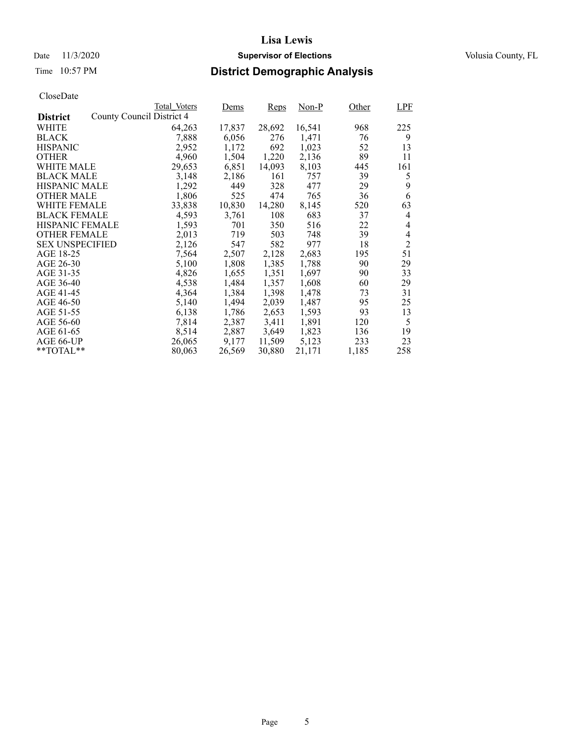# Lisa Lewis

Date 11/3/2020 **Supervisor of Elections** Volusia County, FL

Time 10:57 PM **District Demographic Analysis**

CloseDate

| District | Total_Voters | Dems | Reps | Non-P | Other | LPF |
|---|---|---|---|---|---|---|
| County Council District 4 | | | | | | |
| WHITE | 64,263 | 17,837 | 28,692 | 16,541 | 968 | 225 |
| BLACK | 7,888 | 6,056 | 276 | 1,471 | 76 | 9 |
| HISPANIC | 2,952 | 1,172 | 692 | 1,023 | 52 | 13 |
| OTHER | 4,960 | 1,504 | 1,220 | 2,136 | 89 | 11 |
| WHITE MALE | 29,653 | 6,851 | 14,093 | 8,103 | 445 | 161 |
| BLACK MALE | 3,148 | 2,186 | 161 | 757 | 39 | 5 |
| HISPANIC MALE | 1,292 | 449 | 328 | 477 | 29 | 9 |
| OTHER MALE | 1,806 | 525 | 474 | 765 | 36 | 6 |
| WHITE FEMALE | 33,838 | 10,830 | 14,280 | 8,145 | 520 | 63 |
| BLACK FEMALE | 4,593 | 3,761 | 108 | 683 | 37 | 4 |
| HISPANIC FEMALE | 1,593 | 701 | 350 | 516 | 22 | 4 |
| OTHER FEMALE | 2,013 | 719 | 503 | 748 | 39 | 4 |
| SEX UNSPECIFIED | 2,126 | 547 | 582 | 977 | 18 | 2 |
| AGE 18-25 | 7,564 | 2,507 | 2,128 | 2,683 | 195 | 51 |
| AGE 26-30 | 5,100 | 1,808 | 1,385 | 1,788 | 90 | 29 |
| AGE 31-35 | 4,826 | 1,655 | 1,351 | 1,697 | 90 | 33 |
| AGE 36-40 | 4,538 | 1,484 | 1,357 | 1,608 | 60 | 29 |
| AGE 41-45 | 4,364 | 1,384 | 1,398 | 1,478 | 73 | 31 |
| AGE 46-50 | 5,140 | 1,494 | 2,039 | 1,487 | 95 | 25 |
| AGE 51-55 | 6,138 | 1,786 | 2,653 | 1,593 | 93 | 13 |
| AGE 56-60 | 7,814 | 2,387 | 3,411 | 1,891 | 120 | 5 |
| AGE 61-65 | 8,514 | 2,887 | 3,649 | 1,823 | 136 | 19 |
| AGE 66-UP | 26,065 | 9,177 | 11,509 | 5,123 | 233 | 23 |
| **TOTAL** | 80,063 | 26,569 | 30,880 | 21,171 | 1,185 | 258 |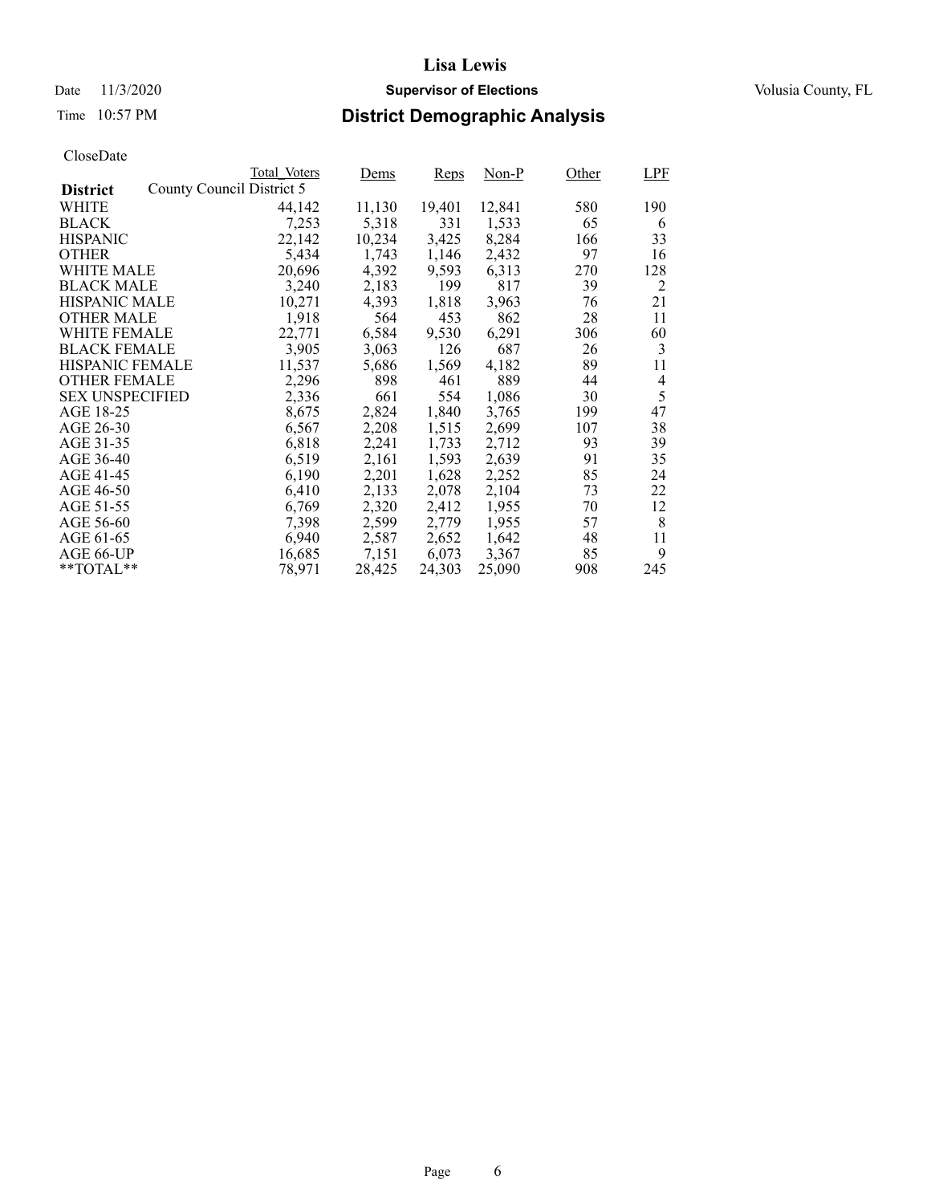# Lisa Lewis

Date 11/3/2020 **Supervisor of Elections** Volusia County, FL

Time 10:57 PM **District Demographic Analysis**

CloseDate

| **District** | Total_Voters | Dems | Reps | Non-P | Other | LPF |
|---|---|---|---|---|---|---|
| County Council District 5 | | | | | | |
| WHITE | 44,142 | 11,130 | 19,401 | 12,841 | 580 | 190 |
| BLACK | 7,253 | 5,318 | 331 | 1,533 | 65 | 6 |
| HISPANIC | 22,142 | 10,234 | 3,425 | 8,284 | 166 | 33 |
| OTHER | 5,434 | 1,743 | 1,146 | 2,432 | 97 | 16 |
| WHITE MALE | 20,696 | 4,392 | 9,593 | 6,313 | 270 | 128 |
| BLACK MALE | 3,240 | 2,183 | 199 | 817 | 39 | 2 |
| HISPANIC MALE | 10,271 | 4,393 | 1,818 | 3,963 | 76 | 21 |
| OTHER MALE | 1,918 | 564 | 453 | 862 | 28 | 11 |
| WHITE FEMALE | 22,771 | 6,584 | 9,530 | 6,291 | 306 | 60 |
| BLACK FEMALE | 3,905 | 3,063 | 126 | 687 | 26 | 3 |
| HISPANIC FEMALE | 11,537 | 5,686 | 1,569 | 4,182 | 89 | 11 |
| OTHER FEMALE | 2,296 | 898 | 461 | 889 | 44 | 4 |
| SEX UNSPECIFIED | 2,336 | 661 | 554 | 1,086 | 30 | 5 |
| AGE 18-25 | 8,675 | 2,824 | 1,840 | 3,765 | 199 | 47 |
| AGE 26-30 | 6,567 | 2,208 | 1,515 | 2,699 | 107 | 38 |
| AGE 31-35 | 6,818 | 2,241 | 1,733 | 2,712 | 93 | 39 |
| AGE 36-40 | 6,519 | 2,161 | 1,593 | 2,639 | 91 | 35 |
| AGE 41-45 | 6,190 | 2,201 | 1,628 | 2,252 | 85 | 24 |
| AGE 46-50 | 6,410 | 2,133 | 2,078 | 2,104 | 73 | 22 |
| AGE 51-55 | 6,769 | 2,320 | 2,412 | 1,955 | 70 | 12 |
| AGE 56-60 | 7,398 | 2,599 | 2,779 | 1,955 | 57 | 8 |
| AGE 61-65 | 6,940 | 2,587 | 2,652 | 1,642 | 48 | 11 |
| AGE 66-UP | 16,685 | 7,151 | 6,073 | 3,367 | 85 | 9 |
| **TOTAL** | 78,971 | 28,425 | 24,303 | 25,090 | 908 | 245 |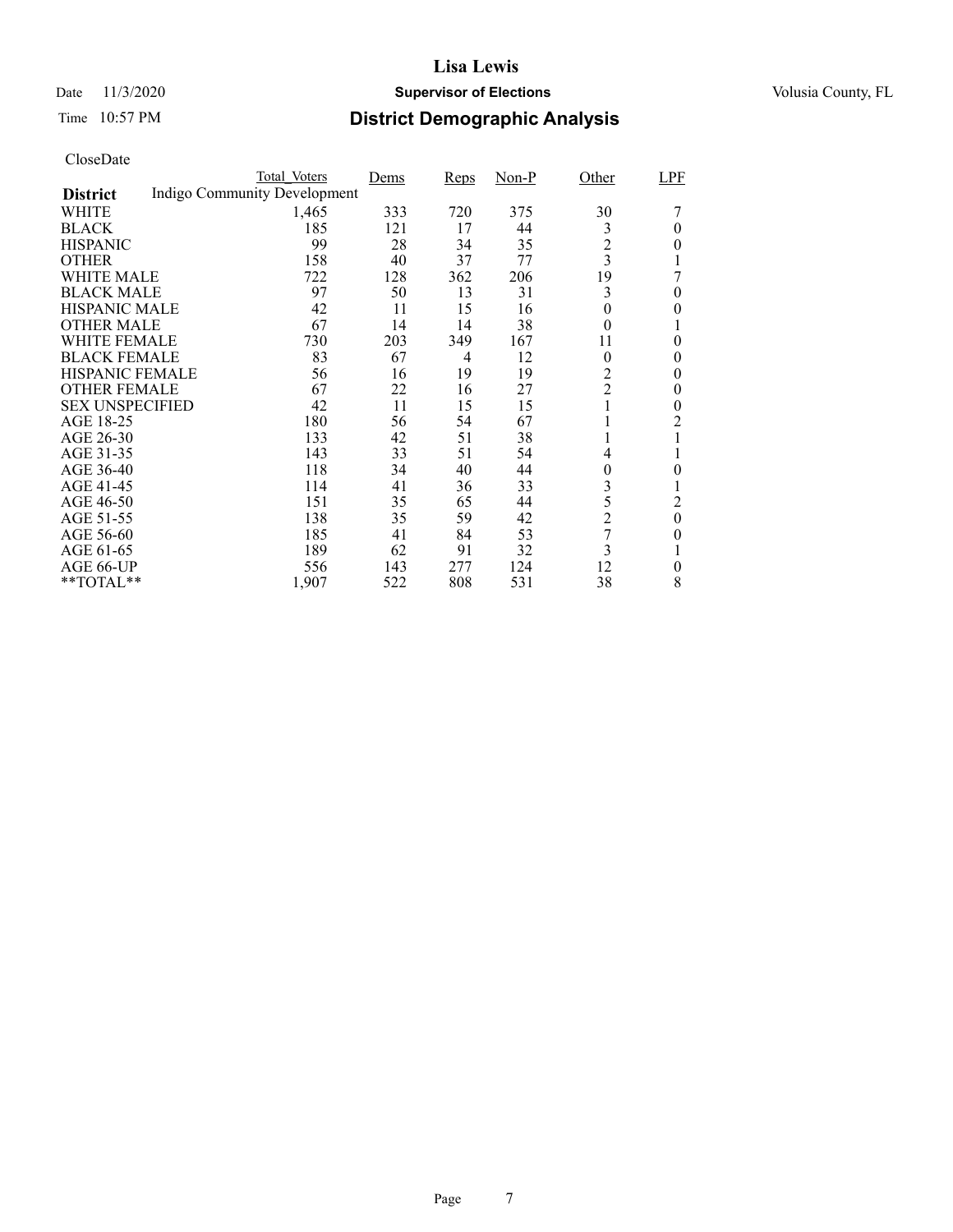**Lisa Lewis**

Date 11/3/2020 **Supervisor of Elections** Volusia County, FL

Time 10:57 PM **District Demographic Analysis**

CloseDate

| District | Total_Voters | Dems | Reps | Non-P | Other | LPF |
|---|---|---|---|---|---|---|
| Indigo Community Development | | | | | | |
| WHITE | 1,465 | 333 | 720 | 375 | 30 | 7 |
| BLACK | 185 | 121 | 17 | 44 | 3 | 0 |
| HISPANIC | 99 | 28 | 34 | 35 | 2 | 0 |
| OTHER | 158 | 40 | 37 | 77 | 3 | 1 |
| WHITE MALE | 722 | 128 | 362 | 206 | 19 | 7 |
| BLACK MALE | 97 | 50 | 13 | 31 | 3 | 0 |
| HISPANIC MALE | 42 | 11 | 15 | 16 | 0 | 0 |
| OTHER MALE | 67 | 14 | 14 | 38 | 0 | 1 |
| WHITE FEMALE | 730 | 203 | 349 | 167 | 11 | 0 |
| BLACK FEMALE | 83 | 67 | 4 | 12 | 0 | 0 |
| HISPANIC FEMALE | 56 | 16 | 19 | 19 | 2 | 0 |
| OTHER FEMALE | 67 | 22 | 16 | 27 | 2 | 0 |
| SEX UNSPECIFIED | 42 | 11 | 15 | 15 | 1 | 0 |
| AGE 18-25 | 180 | 56 | 54 | 67 | 1 | 2 |
| AGE 26-30 | 133 | 42 | 51 | 38 | 1 | 1 |
| AGE 31-35 | 143 | 33 | 51 | 54 | 4 | 1 |
| AGE 36-40 | 118 | 34 | 40 | 44 | 0 | 0 |
| AGE 41-45 | 114 | 41 | 36 | 33 | 3 | 1 |
| AGE 46-50 | 151 | 35 | 65 | 44 | 5 | 2 |
| AGE 51-55 | 138 | 35 | 59 | 42 | 2 | 0 |
| AGE 56-60 | 185 | 41 | 84 | 53 | 7 | 0 |
| AGE 61-65 | 189 | 62 | 91 | 32 | 3 | 1 |
| AGE 66-UP | 556 | 143 | 277 | 124 | 12 | 0 |
| **TOTAL** | 1,907 | 522 | 808 | 531 | 38 | 8 |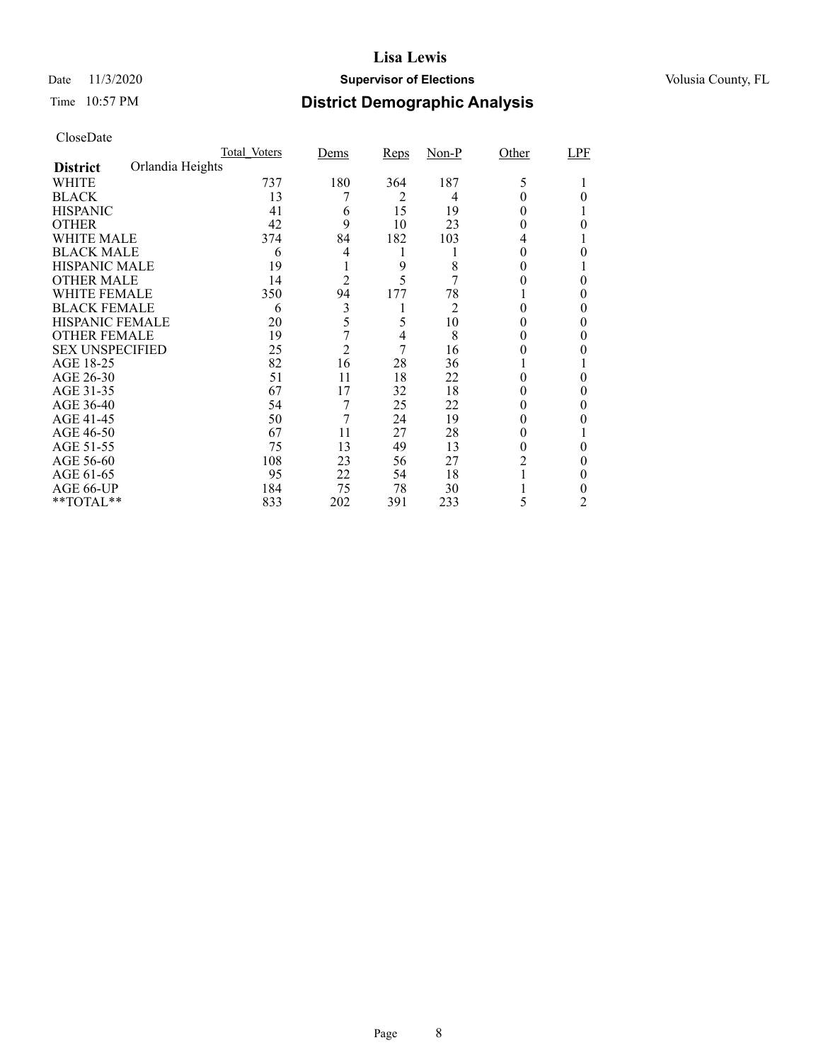**Lisa Lewis**

Date 11/3/2020 **Supervisor of Elections** Volusia County, FL

Time 10:57 PM **District Demographic Analysis**

CloseDate

| | Total_Voters | Dems | Reps | Non-P | Other | LPF |
|---|---|---|---|---|---|---|
| **District** Orlandia Heights | | | | | | |
| WHITE | 737 | 180 | 364 | 187 | 5 | 1 |
| BLACK | 13 | 7 | 2 | 4 | 0 | 0 |
| HISPANIC | 41 | 6 | 15 | 19 | 0 | 1 |
| OTHER | 42 | 9 | 10 | 23 | 0 | 0 |
| WHITE MALE | 374 | 84 | 182 | 103 | 4 | 1 |
| BLACK MALE | 6 | 4 | 1 | 1 | 0 | 0 |
| HISPANIC MALE | 19 | 1 | 9 | 8 | 0 | 1 |
| OTHER MALE | 14 | 2 | 5 | 7 | 0 | 0 |
| WHITE FEMALE | 350 | 94 | 177 | 78 | 1 | 0 |
| BLACK FEMALE | 6 | 3 | 1 | 2 | 0 | 0 |
| HISPANIC FEMALE | 20 | 5 | 5 | 10 | 0 | 0 |
| OTHER FEMALE | 19 | 7 | 4 | 8 | 0 | 0 |
| SEX UNSPECIFIED | 25 | 2 | 7 | 16 | 0 | 0 |
| AGE 18-25 | 82 | 16 | 28 | 36 | 1 | 1 |
| AGE 26-30 | 51 | 11 | 18 | 22 | 0 | 0 |
| AGE 31-35 | 67 | 17 | 32 | 18 | 0 | 0 |
| AGE 36-40 | 54 | 7 | 25 | 22 | 0 | 0 |
| AGE 41-45 | 50 | 7 | 24 | 19 | 0 | 0 |
| AGE 46-50 | 67 | 11 | 27 | 28 | 0 | 1 |
| AGE 51-55 | 75 | 13 | 49 | 13 | 0 | 0 |
| AGE 56-60 | 108 | 23 | 56 | 27 | 2 | 0 |
| AGE 61-65 | 95 | 22 | 54 | 18 | 1 | 0 |
| AGE 66-UP | 184 | 75 | 78 | 30 | 1 | 0 |
| **TOTAL** | 833 | 202 | 391 | 233 | 5 | 2 |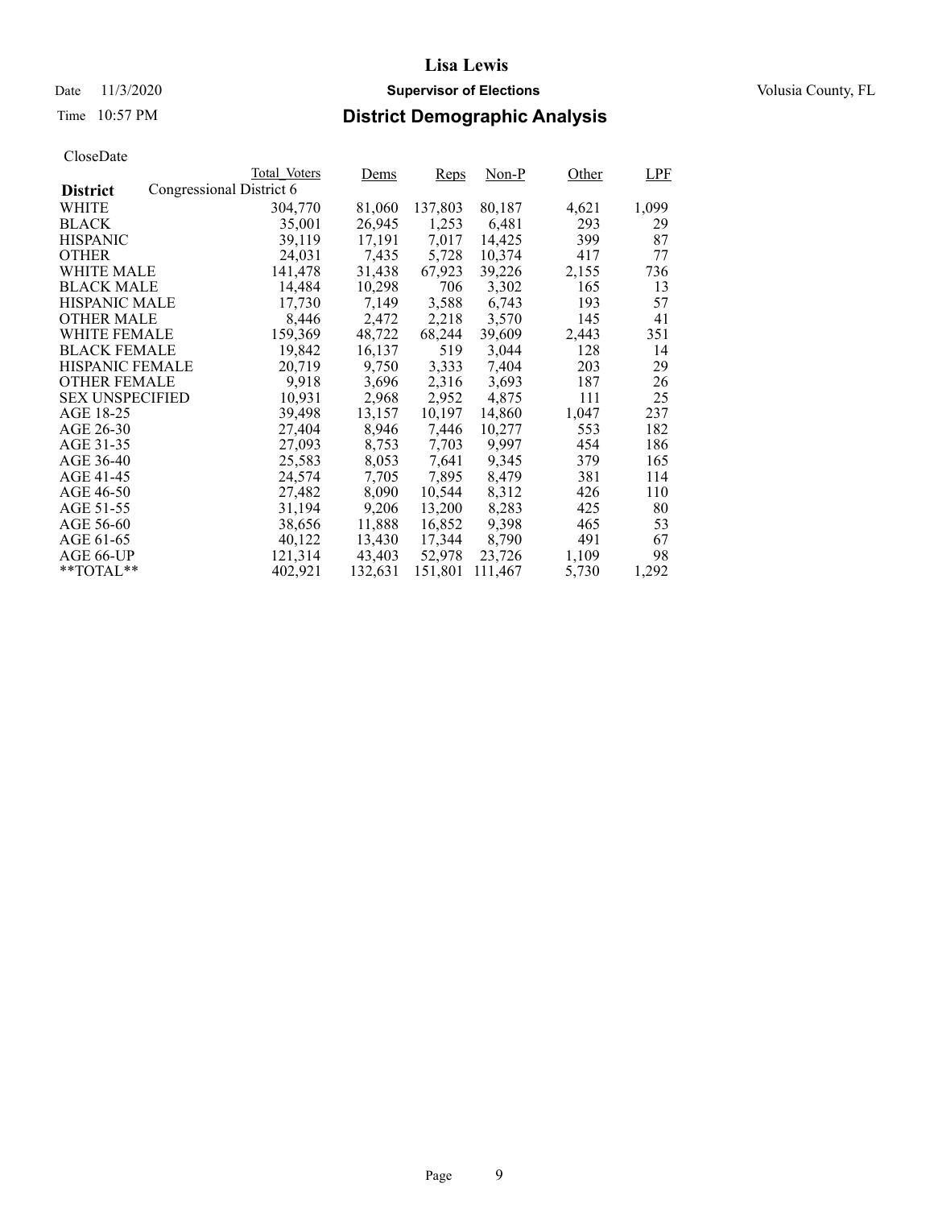# Lisa Lewis

Date 11/3/2020 **Supervisor of Elections** Volusia County, FL

Time 10:57 PM **District Demographic Analysis**

CloseDate

| District | Total_Voters | Dems | Reps | Non-P | Other | LPF |
|---|---|---|---|---|---|---|
| Congressional District 6 | | | | | | |
| WHITE | 304,770 | 81,060 | 137,803 | 80,187 | 4,621 | 1,099 |
| BLACK | 35,001 | 26,945 | 1,253 | 6,481 | 293 | 29 |
| HISPANIC | 39,119 | 17,191 | 7,017 | 14,425 | 399 | 87 |
| OTHER | 24,031 | 7,435 | 5,728 | 10,374 | 417 | 77 |
| WHITE MALE | 141,478 | 31,438 | 67,923 | 39,226 | 2,155 | 736 |
| BLACK MALE | 14,484 | 10,298 | 706 | 3,302 | 165 | 13 |
| HISPANIC MALE | 17,730 | 7,149 | 3,588 | 6,743 | 193 | 57 |
| OTHER MALE | 8,446 | 2,472 | 2,218 | 3,570 | 145 | 41 |
| WHITE FEMALE | 159,369 | 48,722 | 68,244 | 39,609 | 2,443 | 351 |
| BLACK FEMALE | 19,842 | 16,137 | 519 | 3,044 | 128 | 14 |
| HISPANIC FEMALE | 20,719 | 9,750 | 3,333 | 7,404 | 203 | 29 |
| OTHER FEMALE | 9,918 | 3,696 | 2,316 | 3,693 | 187 | 26 |
| SEX UNSPECIFIED | 10,931 | 2,968 | 2,952 | 4,875 | 111 | 25 |
| AGE 18-25 | 39,498 | 13,157 | 10,197 | 14,860 | 1,047 | 237 |
| AGE 26-30 | 27,404 | 8,946 | 7,446 | 10,277 | 553 | 182 |
| AGE 31-35 | 27,093 | 8,753 | 7,703 | 9,997 | 454 | 186 |
| AGE 36-40 | 25,583 | 8,053 | 7,641 | 9,345 | 379 | 165 |
| AGE 41-45 | 24,574 | 7,705 | 7,895 | 8,479 | 381 | 114 |
| AGE 46-50 | 27,482 | 8,090 | 10,544 | 8,312 | 426 | 110 |
| AGE 51-55 | 31,194 | 9,206 | 13,200 | 8,283 | 425 | 80 |
| AGE 56-60 | 38,656 | 11,888 | 16,852 | 9,398 | 465 | 53 |
| AGE 61-65 | 40,122 | 13,430 | 17,344 | 8,790 | 491 | 67 |
| AGE 66-UP | 121,314 | 43,403 | 52,978 | 23,726 | 1,109 | 98 |
| **TOTAL** | 402,921 | 132,631 | 151,801 | 111,467 | 5,730 | 1,292 |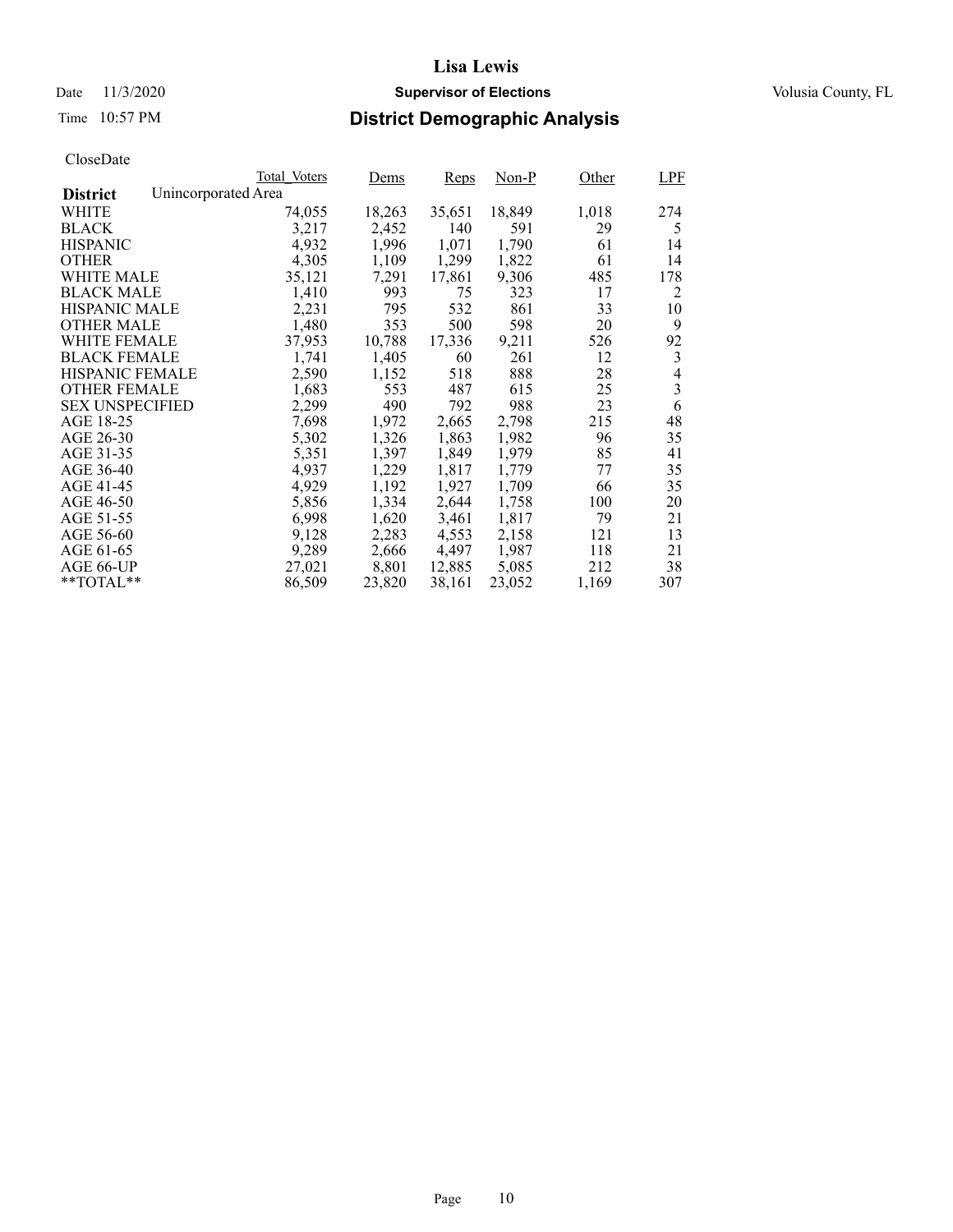# Lisa Lewis

Date 11/3/2020 **Supervisor of Elections** Volusia County, FL

Time 10:57 PM **District Demographic Analysis**

CloseDate

| **District** Unincorporated Area | Total_Voters | Dems | Reps | Non-P | Other | LPF |
|---|---|---|---|---|---|---|
| WHITE | 74,055 | 18,263 | 35,651 | 18,849 | 1,018 | 274 |
| BLACK | 3,217 | 2,452 | 140 | 591 | 29 | 5 |
| HISPANIC | 4,932 | 1,996 | 1,071 | 1,790 | 61 | 14 |
| OTHER | 4,305 | 1,109 | 1,299 | 1,822 | 61 | 14 |
| WHITE MALE | 35,121 | 7,291 | 17,861 | 9,306 | 485 | 178 |
| BLACK MALE | 1,410 | 993 | 75 | 323 | 17 | 2 |
| HISPANIC MALE | 2,231 | 795 | 532 | 861 | 33 | 10 |
| OTHER MALE | 1,480 | 353 | 500 | 598 | 20 | 9 |
| WHITE FEMALE | 37,953 | 10,788 | 17,336 | 9,211 | 526 | 92 |
| BLACK FEMALE | 1,741 | 1,405 | 60 | 261 | 12 | 3 |
| HISPANIC FEMALE | 2,590 | 1,152 | 518 | 888 | 28 | 4 |
| OTHER FEMALE | 1,683 | 553 | 487 | 615 | 25 | 3 |
| SEX UNSPECIFIED | 2,299 | 490 | 792 | 988 | 23 | 6 |
| AGE 18-25 | 7,698 | 1,972 | 2,665 | 2,798 | 215 | 48 |
| AGE 26-30 | 5,302 | 1,326 | 1,863 | 1,982 | 96 | 35 |
| AGE 31-35 | 5,351 | 1,397 | 1,849 | 1,979 | 85 | 41 |
| AGE 36-40 | 4,937 | 1,229 | 1,817 | 1,779 | 77 | 35 |
| AGE 41-45 | 4,929 | 1,192 | 1,927 | 1,709 | 66 | 35 |
| AGE 46-50 | 5,856 | 1,334 | 2,644 | 1,758 | 100 | 20 |
| AGE 51-55 | 6,998 | 1,620 | 3,461 | 1,817 | 79 | 21 |
| AGE 56-60 | 9,128 | 2,283 | 4,553 | 2,158 | 121 | 13 |
| AGE 61-65 | 9,289 | 2,666 | 4,497 | 1,987 | 118 | 21 |
| AGE 66-UP | 27,021 | 8,801 | 12,885 | 5,085 | 212 | 38 |
| **TOTAL** | 86,509 | 23,820 | 38,161 | 23,052 | 1,169 | 307 |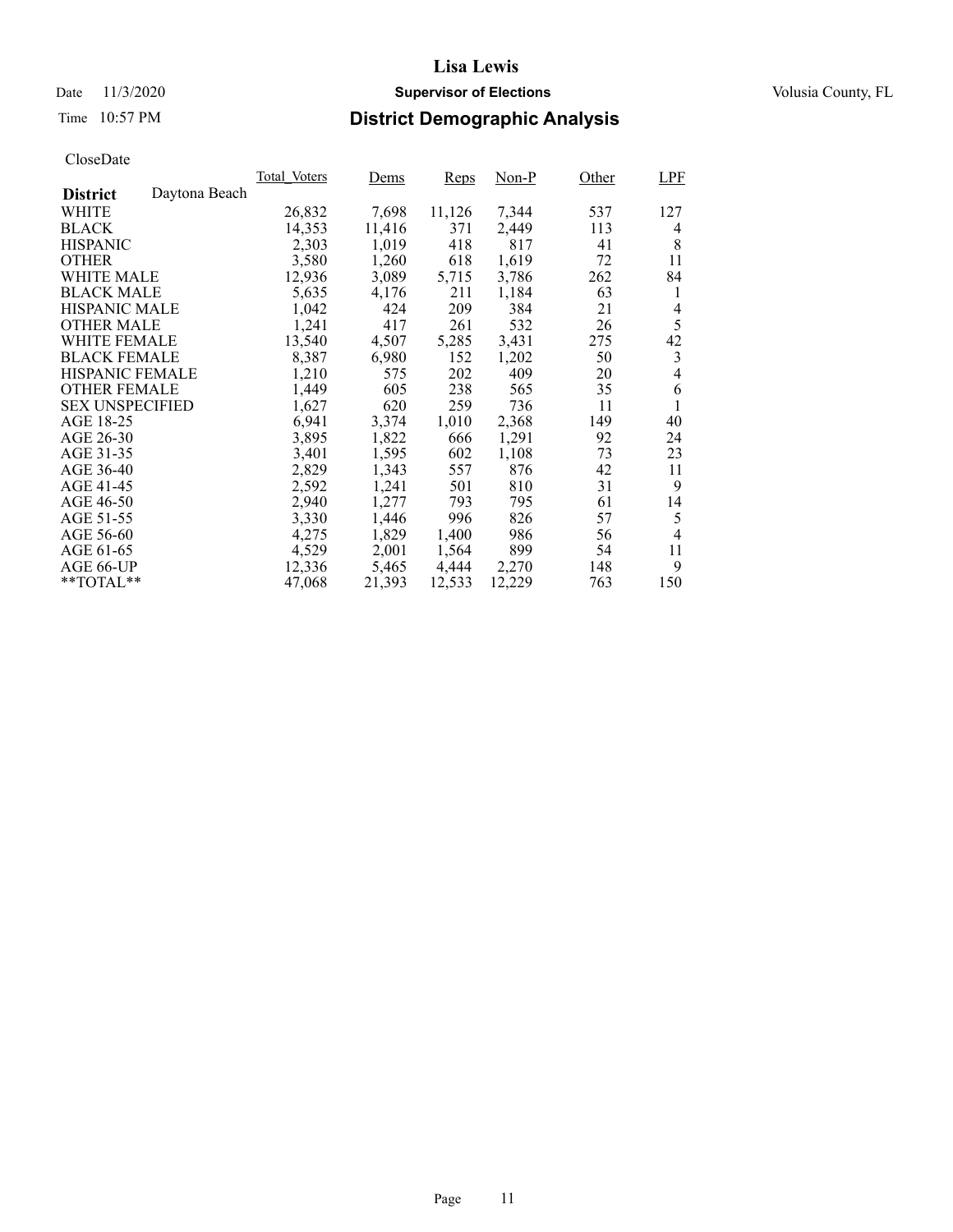# Lisa Lewis

Date 11/3/2020 **Supervisor of Elections** Volusia County, FL

Time 10:57 PM **District Demographic Analysis**

CloseDate

| **District** Daytona Beach | Total_Voters | Dems | Reps | Non-P | Other | LPF |
|---|---|---|---|---|---|---|
| WHITE | 26,832 | 7,698 | 11,126 | 7,344 | 537 | 127 |
| BLACK | 14,353 | 11,416 | 371 | 2,449 | 113 | 4 |
| HISPANIC | 2,303 | 1,019 | 418 | 817 | 41 | 8 |
| OTHER | 3,580 | 1,260 | 618 | 1,619 | 72 | 11 |
| WHITE MALE | 12,936 | 3,089 | 5,715 | 3,786 | 262 | 84 |
| BLACK MALE | 5,635 | 4,176 | 211 | 1,184 | 63 | 1 |
| HISPANIC MALE | 1,042 | 424 | 209 | 384 | 21 | 4 |
| OTHER MALE | 1,241 | 417 | 261 | 532 | 26 | 5 |
| WHITE FEMALE | 13,540 | 4,507 | 5,285 | 3,431 | 275 | 42 |
| BLACK FEMALE | 8,387 | 6,980 | 152 | 1,202 | 50 | 3 |
| HISPANIC FEMALE | 1,210 | 575 | 202 | 409 | 20 | 4 |
| OTHER FEMALE | 1,449 | 605 | 238 | 565 | 35 | 6 |
| SEX UNSPECIFIED | 1,627 | 620 | 259 | 736 | 11 | 1 |
| AGE 18-25 | 6,941 | 3,374 | 1,010 | 2,368 | 149 | 40 |
| AGE 26-30 | 3,895 | 1,822 | 666 | 1,291 | 92 | 24 |
| AGE 31-35 | 3,401 | 1,595 | 602 | 1,108 | 73 | 23 |
| AGE 36-40 | 2,829 | 1,343 | 557 | 876 | 42 | 11 |
| AGE 41-45 | 2,592 | 1,241 | 501 | 810 | 31 | 9 |
| AGE 46-50 | 2,940 | 1,277 | 793 | 795 | 61 | 14 |
| AGE 51-55 | 3,330 | 1,446 | 996 | 826 | 57 | 5 |
| AGE 56-60 | 4,275 | 1,829 | 1,400 | 986 | 56 | 4 |
| AGE 61-65 | 4,529 | 2,001 | 1,564 | 899 | 54 | 11 |
| AGE 66-UP | 12,336 | 5,465 | 4,444 | 2,270 | 148 | 9 |
| **TOTAL** | 47,068 | 21,393 | 12,533 | 12,229 | 763 | 150 |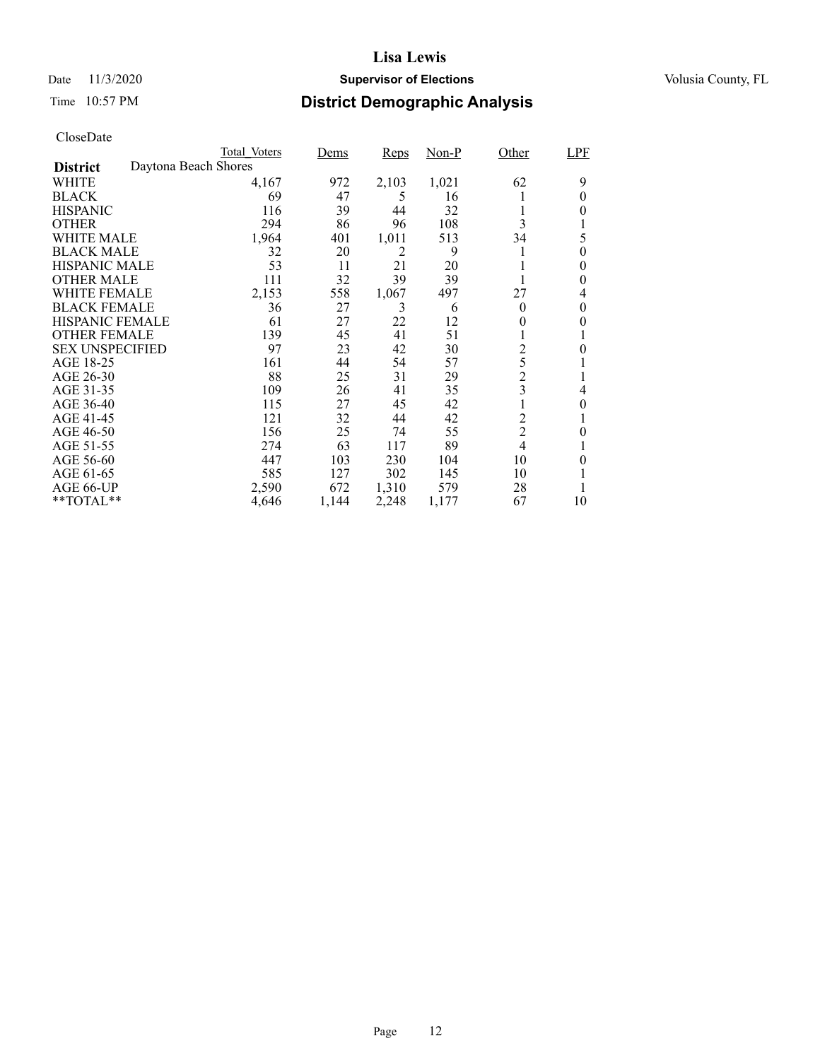# Lisa Lewis

Date 11/3/2020 **Supervisor of Elections** Volusia County, FL

Time 10:57 PM **District Demographic Analysis**

CloseDate

| | Total_Voters | Dems | Reps | Non-P | Other | LPF |
|---|---|---|---|---|---|---|
| **District** Daytona Beach Shores | | | | | | |
| WHITE | 4,167 | 972 | 2,103 | 1,021 | 62 | 9 |
| BLACK | 69 | 47 | 5 | 16 | 1 | 0 |
| HISPANIC | 116 | 39 | 44 | 32 | 1 | 0 |
| OTHER | 294 | 86 | 96 | 108 | 3 | 1 |
| WHITE MALE | 1,964 | 401 | 1,011 | 513 | 34 | 5 |
| BLACK MALE | 32 | 20 | 2 | 9 | 1 | 0 |
| HISPANIC MALE | 53 | 11 | 21 | 20 | 1 | 0 |
| OTHER MALE | 111 | 32 | 39 | 39 | 1 | 0 |
| WHITE FEMALE | 2,153 | 558 | 1,067 | 497 | 27 | 4 |
| BLACK FEMALE | 36 | 27 | 3 | 6 | 0 | 0 |
| HISPANIC FEMALE | 61 | 27 | 22 | 12 | 0 | 0 |
| OTHER FEMALE | 139 | 45 | 41 | 51 | 1 | 1 |
| SEX UNSPECIFIED | 97 | 23 | 42 | 30 | 2 | 0 |
| AGE 18-25 | 161 | 44 | 54 | 57 | 5 | 1 |
| AGE 26-30 | 88 | 25 | 31 | 29 | 2 | 1 |
| AGE 31-35 | 109 | 26 | 41 | 35 | 3 | 4 |
| AGE 36-40 | 115 | 27 | 45 | 42 | 1 | 0 |
| AGE 41-45 | 121 | 32 | 44 | 42 | 2 | 1 |
| AGE 46-50 | 156 | 25 | 74 | 55 | 2 | 0 |
| AGE 51-55 | 274 | 63 | 117 | 89 | 4 | 1 |
| AGE 56-60 | 447 | 103 | 230 | 104 | 10 | 0 |
| AGE 61-65 | 585 | 127 | 302 | 145 | 10 | 1 |
| AGE 66-UP | 2,590 | 672 | 1,310 | 579 | 28 | 1 |
| **TOTAL** | 4,646 | 1,144 | 2,248 | 1,177 | 67 | 10 |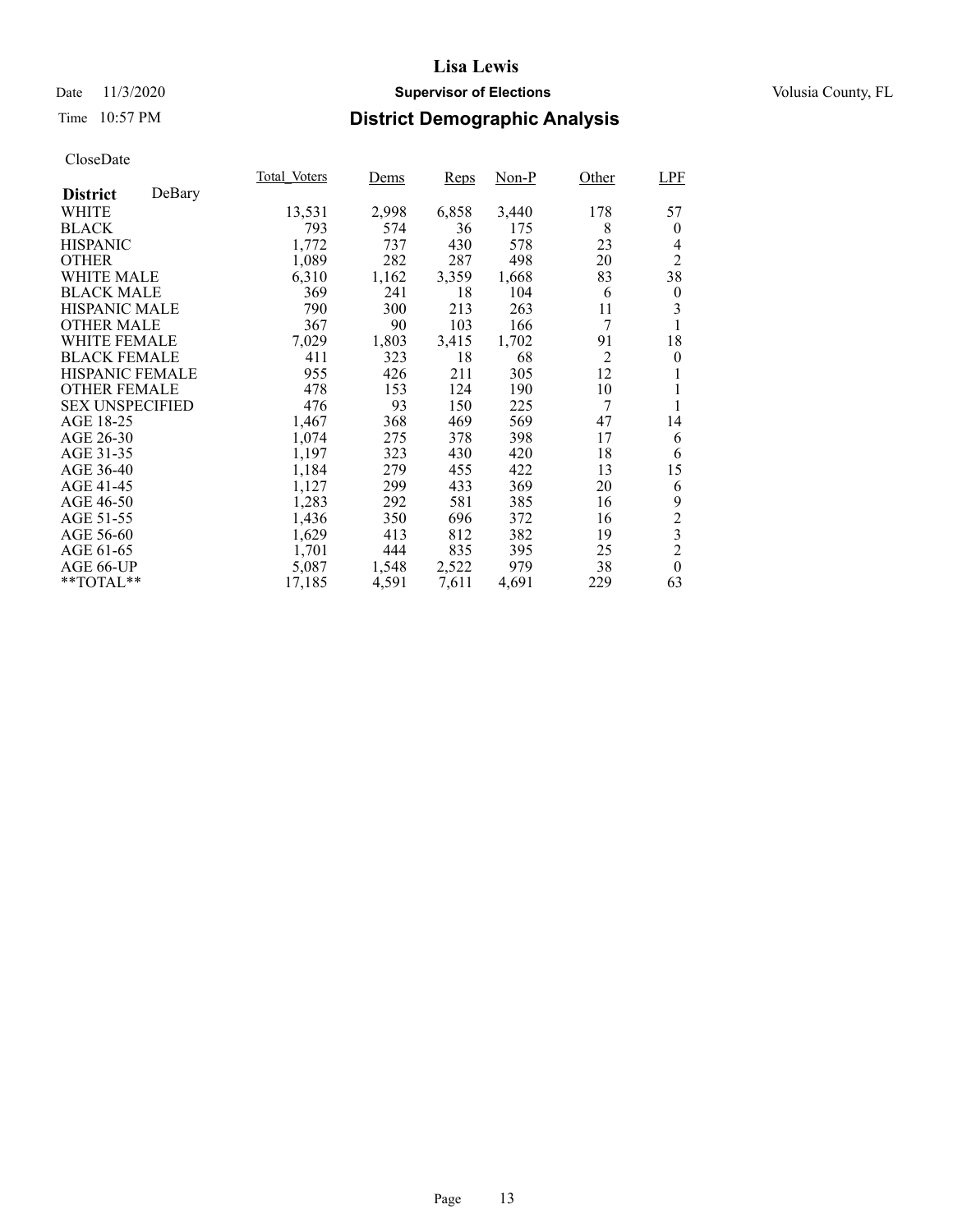# Lisa Lewis

Date 11/3/2020 | **Supervisor of Elections** | Volusia County, FL

Time 10:57 PM | **District Demographic Analysis**

CloseDate

| **District** DeBary | Total_Voters | Dems | Reps | Non-P | Other | LPF |
|---|---|---|---|---|---|---|
| WHITE | 13,531 | 2,998 | 6,858 | 3,440 | 178 | 57 |
| BLACK | 793 | 574 | 36 | 175 | 8 | 0 |
| HISPANIC | 1,772 | 737 | 430 | 578 | 23 | 4 |
| OTHER | 1,089 | 282 | 287 | 498 | 20 | 2 |
| WHITE MALE | 6,310 | 1,162 | 3,359 | 1,668 | 83 | 38 |
| BLACK MALE | 369 | 241 | 18 | 104 | 6 | 0 |
| HISPANIC MALE | 790 | 300 | 213 | 263 | 11 | 3 |
| OTHER MALE | 367 | 90 | 103 | 166 | 7 | 1 |
| WHITE FEMALE | 7,029 | 1,803 | 3,415 | 1,702 | 91 | 18 |
| BLACK FEMALE | 411 | 323 | 18 | 68 | 2 | 0 |
| HISPANIC FEMALE | 955 | 426 | 211 | 305 | 12 | 1 |
| OTHER FEMALE | 478 | 153 | 124 | 190 | 10 | 1 |
| SEX UNSPECIFIED | 476 | 93 | 150 | 225 | 7 | 1 |
| AGE 18-25 | 1,467 | 368 | 469 | 569 | 47 | 14 |
| AGE 26-30 | 1,074 | 275 | 378 | 398 | 17 | 6 |
| AGE 31-35 | 1,197 | 323 | 430 | 420 | 18 | 6 |
| AGE 36-40 | 1,184 | 279 | 455 | 422 | 13 | 15 |
| AGE 41-45 | 1,127 | 299 | 433 | 369 | 20 | 6 |
| AGE 46-50 | 1,283 | 292 | 581 | 385 | 16 | 9 |
| AGE 51-55 | 1,436 | 350 | 696 | 372 | 16 | 2 |
| AGE 56-60 | 1,629 | 413 | 812 | 382 | 19 | 3 |
| AGE 61-65 | 1,701 | 444 | 835 | 395 | 25 | 2 |
| AGE 66-UP | 5,087 | 1,548 | 2,522 | 979 | 38 | 0 |
| **TOTAL** | 17,185 | 4,591 | 7,611 | 4,691 | 229 | 63 |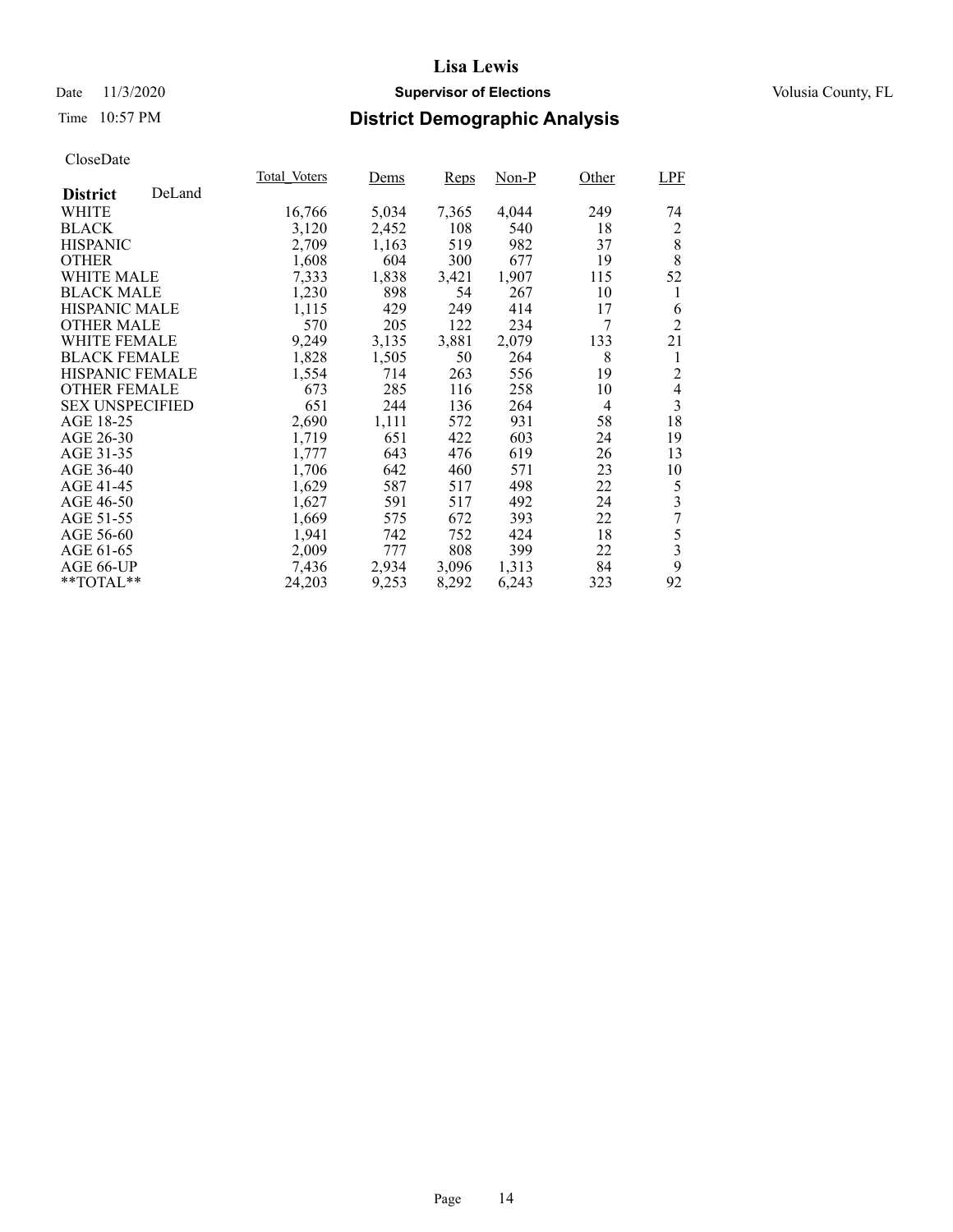# Lisa Lewis

Date 11/3/2020 **Supervisor of Elections** Volusia County, FL

Time 10:57 PM **District Demographic Analysis**

CloseDate

| **District** DeLand | Total_Voters | Dems | Reps | Non-P | Other | LPF |
|---|---|---|---|---|---|---|
| WHITE | 16,766 | 5,034 | 7,365 | 4,044 | 249 | 74 |
| BLACK | 3,120 | 2,452 | 108 | 540 | 18 | 2 |
| HISPANIC | 2,709 | 1,163 | 519 | 982 | 37 | 8 |
| OTHER | 1,608 | 604 | 300 | 677 | 19 | 8 |
| WHITE MALE | 7,333 | 1,838 | 3,421 | 1,907 | 115 | 52 |
| BLACK MALE | 1,230 | 898 | 54 | 267 | 10 | 1 |
| HISPANIC MALE | 1,115 | 429 | 249 | 414 | 17 | 6 |
| OTHER MALE | 570 | 205 | 122 | 234 | 7 | 2 |
| WHITE FEMALE | 9,249 | 3,135 | 3,881 | 2,079 | 133 | 21 |
| BLACK FEMALE | 1,828 | 1,505 | 50 | 264 | 8 | 1 |
| HISPANIC FEMALE | 1,554 | 714 | 263 | 556 | 19 | 2 |
| OTHER FEMALE | 673 | 285 | 116 | 258 | 10 | 4 |
| SEX UNSPECIFIED | 651 | 244 | 136 | 264 | 4 | 3 |
| AGE 18-25 | 2,690 | 1,111 | 572 | 931 | 58 | 18 |
| AGE 26-30 | 1,719 | 651 | 422 | 603 | 24 | 19 |
| AGE 31-35 | 1,777 | 643 | 476 | 619 | 26 | 13 |
| AGE 36-40 | 1,706 | 642 | 460 | 571 | 23 | 10 |
| AGE 41-45 | 1,629 | 587 | 517 | 498 | 22 | 5 |
| AGE 46-50 | 1,627 | 591 | 517 | 492 | 24 | 3 |
| AGE 51-55 | 1,669 | 575 | 672 | 393 | 22 | 7 |
| AGE 56-60 | 1,941 | 742 | 752 | 424 | 18 | 5 |
| AGE 61-65 | 2,009 | 777 | 808 | 399 | 22 | 3 |
| AGE 66-UP | 7,436 | 2,934 | 3,096 | 1,313 | 84 | 9 |
| **TOTAL** | 24,203 | 9,253 | 8,292 | 6,243 | 323 | 92 |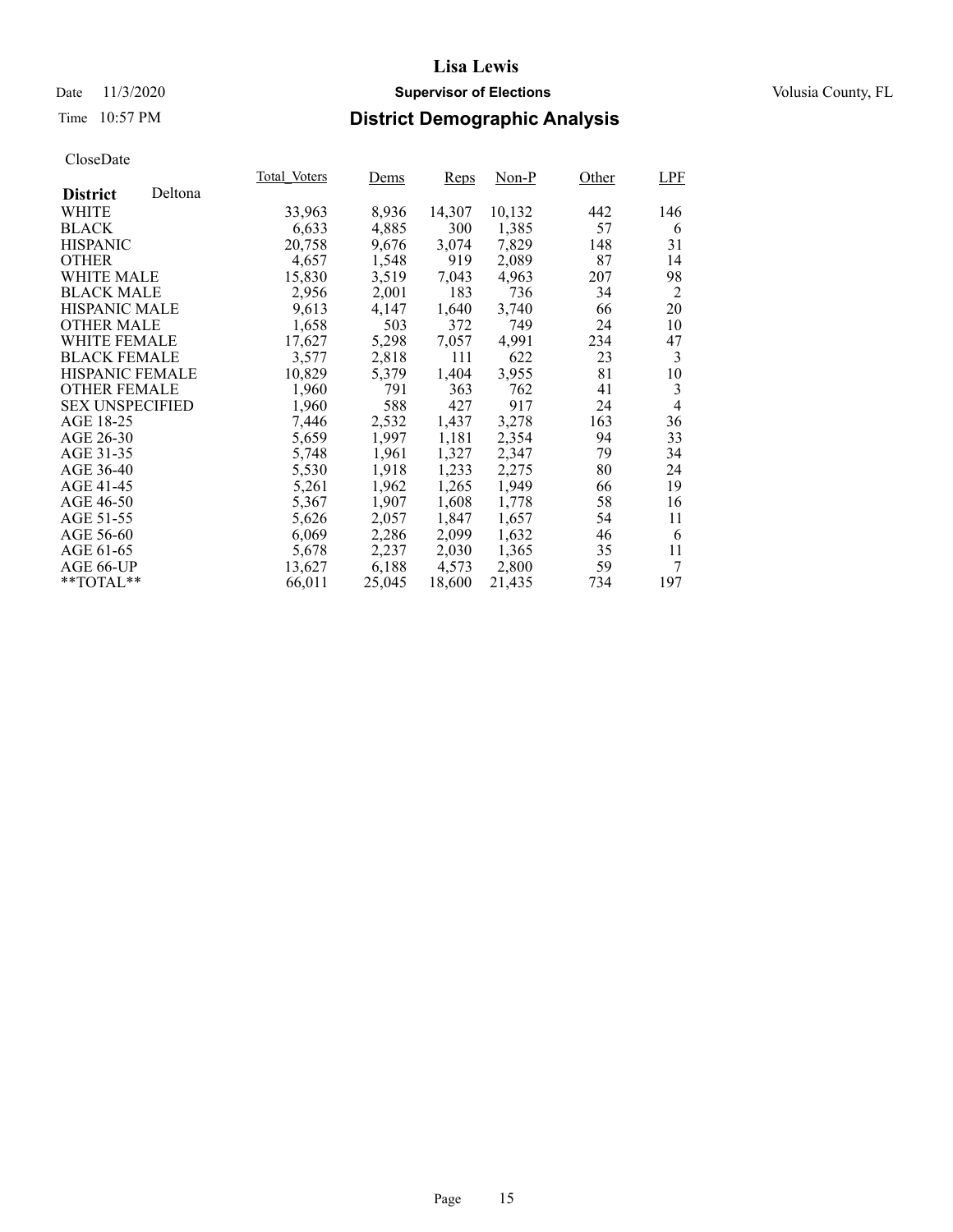# Lisa Lewis

Date 11/3/2020 **Supervisor of Elections** Volusia County, FL

Time 10:57 PM **District Demographic Analysis**

CloseDate

| **District** Deltona | Total_Voters | Dems | Reps | Non-P | Other | LPF |
|---|---|---|---|---|---|---|
| WHITE | 33,963 | 8,936 | 14,307 | 10,132 | 442 | 146 |
| BLACK | 6,633 | 4,885 | 300 | 1,385 | 57 | 6 |
| HISPANIC | 20,758 | 9,676 | 3,074 | 7,829 | 148 | 31 |
| OTHER | 4,657 | 1,548 | 919 | 2,089 | 87 | 14 |
| WHITE MALE | 15,830 | 3,519 | 7,043 | 4,963 | 207 | 98 |
| BLACK MALE | 2,956 | 2,001 | 183 | 736 | 34 | 2 |
| HISPANIC MALE | 9,613 | 4,147 | 1,640 | 3,740 | 66 | 20 |
| OTHER MALE | 1,658 | 503 | 372 | 749 | 24 | 10 |
| WHITE FEMALE | 17,627 | 5,298 | 7,057 | 4,991 | 234 | 47 |
| BLACK FEMALE | 3,577 | 2,818 | 111 | 622 | 23 | 3 |
| HISPANIC FEMALE | 10,829 | 5,379 | 1,404 | 3,955 | 81 | 10 |
| OTHER FEMALE | 1,960 | 791 | 363 | 762 | 41 | 3 |
| SEX UNSPECIFIED | 1,960 | 588 | 427 | 917 | 24 | 4 |
| AGE 18-25 | 7,446 | 2,532 | 1,437 | 3,278 | 163 | 36 |
| AGE 26-30 | 5,659 | 1,997 | 1,181 | 2,354 | 94 | 33 |
| AGE 31-35 | 5,748 | 1,961 | 1,327 | 2,347 | 79 | 34 |
| AGE 36-40 | 5,530 | 1,918 | 1,233 | 2,275 | 80 | 24 |
| AGE 41-45 | 5,261 | 1,962 | 1,265 | 1,949 | 66 | 19 |
| AGE 46-50 | 5,367 | 1,907 | 1,608 | 1,778 | 58 | 16 |
| AGE 51-55 | 5,626 | 2,057 | 1,847 | 1,657 | 54 | 11 |
| AGE 56-60 | 6,069 | 2,286 | 2,099 | 1,632 | 46 | 6 |
| AGE 61-65 | 5,678 | 2,237 | 2,030 | 1,365 | 35 | 11 |
| AGE 66-UP | 13,627 | 6,188 | 4,573 | 2,800 | 59 | 7 |
| **TOTAL** | 66,011 | 25,045 | 18,600 | 21,435 | 734 | 197 |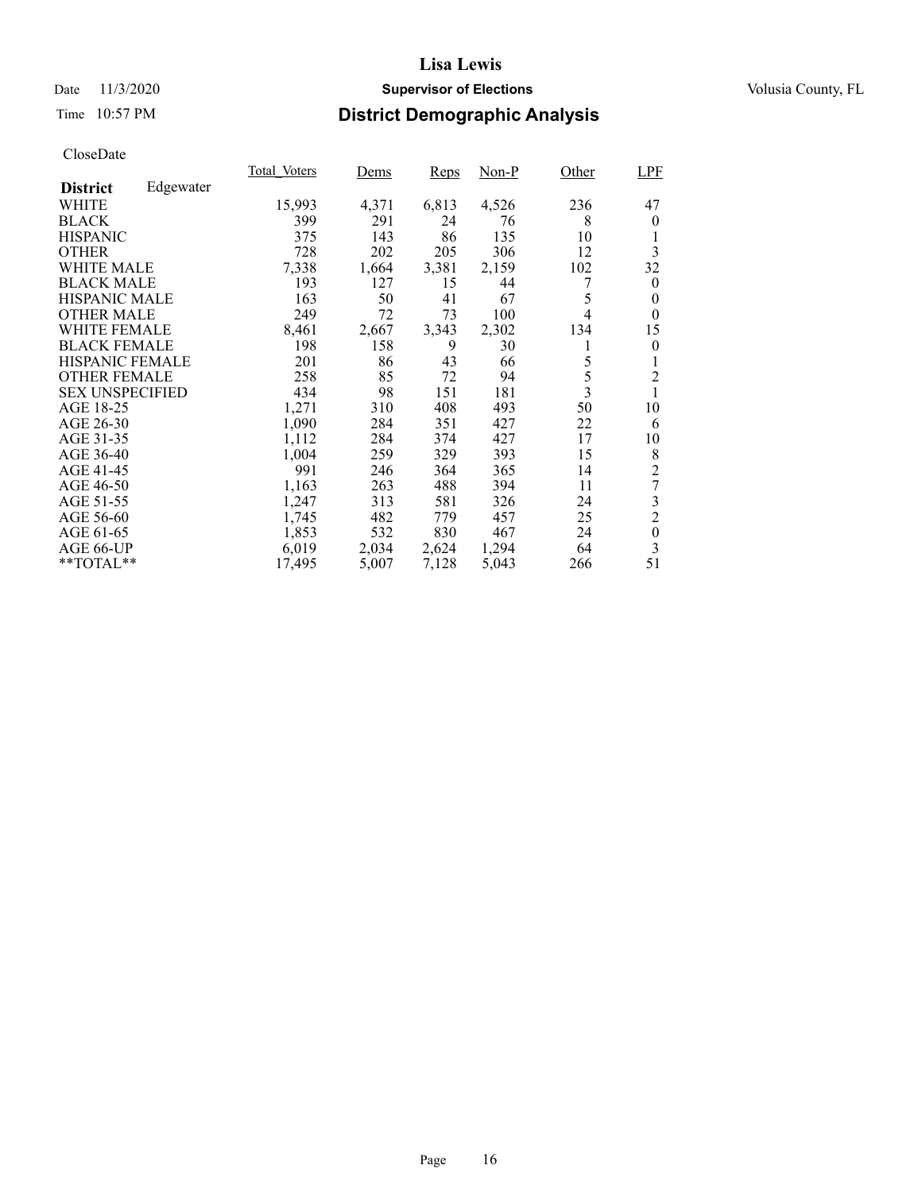# Lisa Lewis

Date 11/3/2020 **Supervisor of Elections** Volusia County, FL

Time 10:57 PM **District Demographic Analysis**

CloseDate

| **District** Edgewater | Total_Voters | Dems | Reps | Non-P | Other | LPF |
|---|---|---|---|---|---|---|
| WHITE | 15,993 | 4,371 | 6,813 | 4,526 | 236 | 47 |
| BLACK | 399 | 291 | 24 | 76 | 8 | 0 |
| HISPANIC | 375 | 143 | 86 | 135 | 10 | 1 |
| OTHER | 728 | 202 | 205 | 306 | 12 | 3 |
| WHITE MALE | 7,338 | 1,664 | 3,381 | 2,159 | 102 | 32 |
| BLACK MALE | 193 | 127 | 15 | 44 | 7 | 0 |
| HISPANIC MALE | 163 | 50 | 41 | 67 | 5 | 0 |
| OTHER MALE | 249 | 72 | 73 | 100 | 4 | 0 |
| WHITE FEMALE | 8,461 | 2,667 | 3,343 | 2,302 | 134 | 15 |
| BLACK FEMALE | 198 | 158 | 9 | 30 | 1 | 0 |
| HISPANIC FEMALE | 201 | 86 | 43 | 66 | 5 | 1 |
| OTHER FEMALE | 258 | 85 | 72 | 94 | 5 | 2 |
| SEX UNSPECIFIED | 434 | 98 | 151 | 181 | 3 | 1 |
| AGE 18-25 | 1,271 | 310 | 408 | 493 | 50 | 10 |
| AGE 26-30 | 1,090 | 284 | 351 | 427 | 22 | 6 |
| AGE 31-35 | 1,112 | 284 | 374 | 427 | 17 | 10 |
| AGE 36-40 | 1,004 | 259 | 329 | 393 | 15 | 8 |
| AGE 41-45 | 991 | 246 | 364 | 365 | 14 | 2 |
| AGE 46-50 | 1,163 | 263 | 488 | 394 | 11 | 7 |
| AGE 51-55 | 1,247 | 313 | 581 | 326 | 24 | 3 |
| AGE 56-60 | 1,745 | 482 | 779 | 457 | 25 | 2 |
| AGE 61-65 | 1,853 | 532 | 830 | 467 | 24 | 0 |
| AGE 66-UP | 6,019 | 2,034 | 2,624 | 1,294 | 64 | 3 |
| **TOTAL** | 17,495 | 5,007 | 7,128 | 5,043 | 266 | 51 |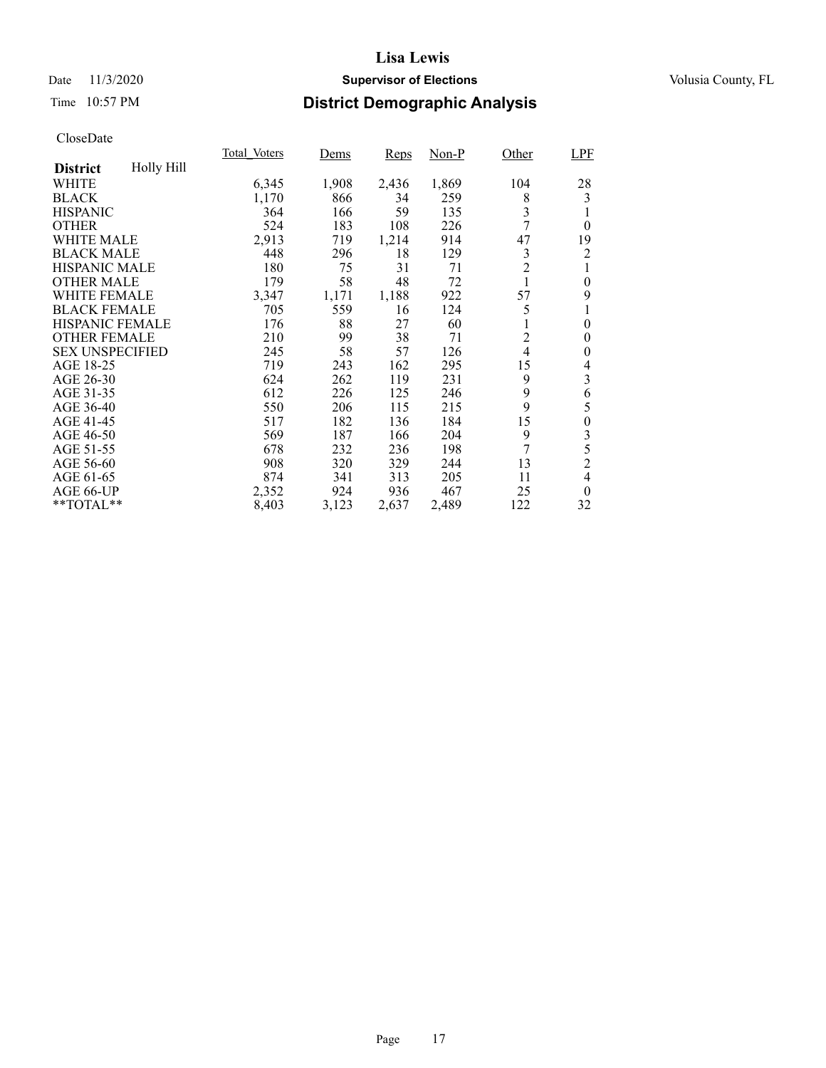Date 11/3/2020 **Supervisor of Elections** Volusia County, FL

Time 10:57 PM **District Demographic Analysis**

CloseDate

| **District** Holly Hill | Total_Voters | Dems | Reps | Non-P | Other | LPF |
|---|---|---|---|---|---|---|
| WHITE | 6,345 | 1,908 | 2,436 | 1,869 | 104 | 28 |
| BLACK | 1,170 | 866 | 34 | 259 | 8 | 3 |
| HISPANIC | 364 | 166 | 59 | 135 | 3 | 1 |
| OTHER | 524 | 183 | 108 | 226 | 7 | 0 |
| WHITE MALE | 2,913 | 719 | 1,214 | 914 | 47 | 19 |
| BLACK MALE | 448 | 296 | 18 | 129 | 3 | 2 |
| HISPANIC MALE | 180 | 75 | 31 | 71 | 2 | 1 |
| OTHER MALE | 179 | 58 | 48 | 72 | 1 | 0 |
| WHITE FEMALE | 3,347 | 1,171 | 1,188 | 922 | 57 | 9 |
| BLACK FEMALE | 705 | 559 | 16 | 124 | 5 | 1 |
| HISPANIC FEMALE | 176 | 88 | 27 | 60 | 1 | 0 |
| OTHER FEMALE | 210 | 99 | 38 | 71 | 2 | 0 |
| SEX UNSPECIFIED | 245 | 58 | 57 | 126 | 4 | 0 |
| AGE 18-25 | 719 | 243 | 162 | 295 | 15 | 4 |
| AGE 26-30 | 624 | 262 | 119 | 231 | 9 | 3 |
| AGE 31-35 | 612 | 226 | 125 | 246 | 9 | 6 |
| AGE 36-40 | 550 | 206 | 115 | 215 | 9 | 5 |
| AGE 41-45 | 517 | 182 | 136 | 184 | 15 | 0 |
| AGE 46-50 | 569 | 187 | 166 | 204 | 9 | 3 |
| AGE 51-55 | 678 | 232 | 236 | 198 | 7 | 5 |
| AGE 56-60 | 908 | 320 | 329 | 244 | 13 | 2 |
| AGE 61-65 | 874 | 341 | 313 | 205 | 11 | 4 |
| AGE 66-UP | 2,352 | 924 | 936 | 467 | 25 | 0 |
| **TOTAL** | 8,403 | 3,123 | 2,637 | 2,489 | 122 | 32 |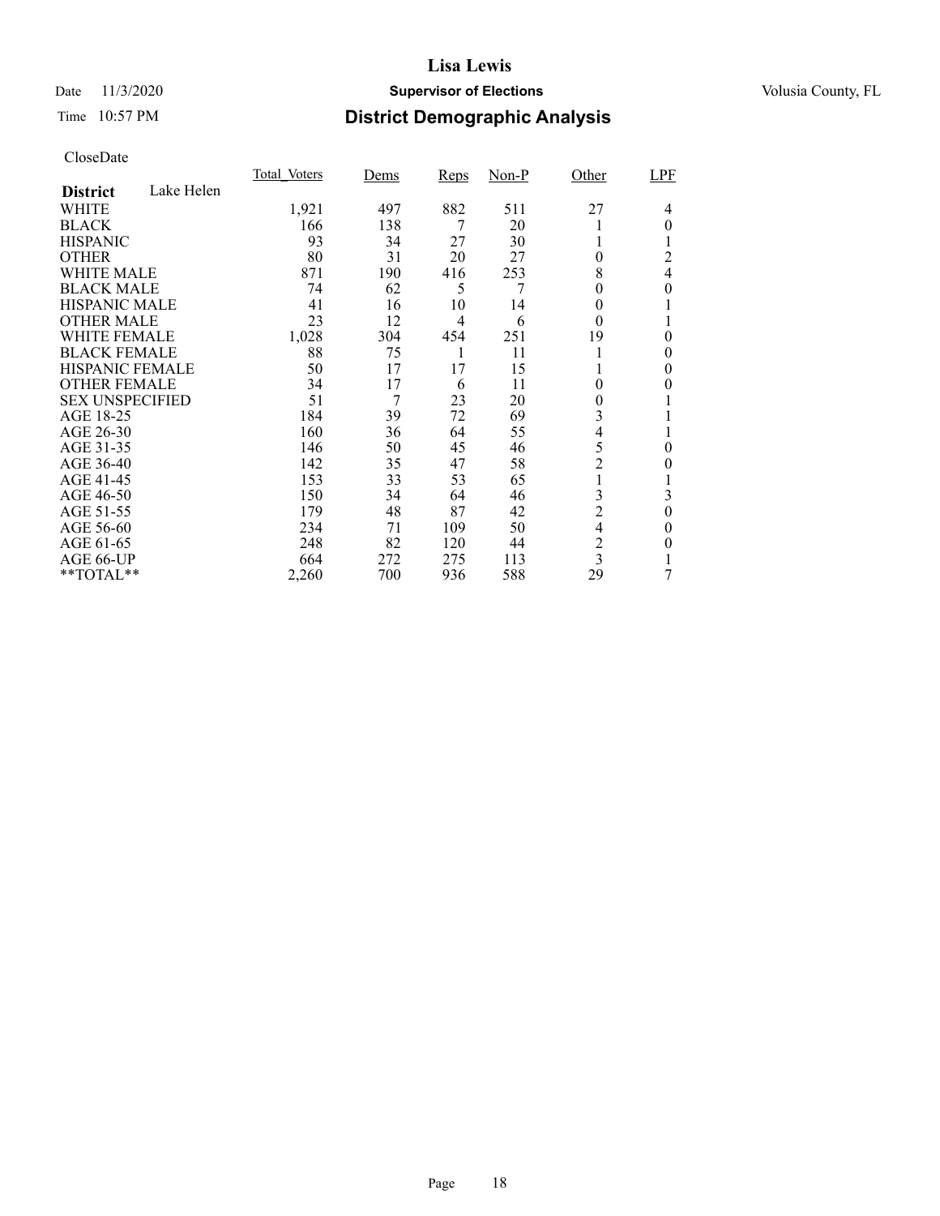# Lisa Lewis

Date 11/3/2020 **Supervisor of Elections** Volusia County, FL

Time 10:57 PM **District Demographic Analysis**

CloseDate

| **District** Lake Helen | Total_Voters | Dems | Reps | Non-P | Other | LPF |
|---|---|---|---|---|---|---|
| WHITE | 1,921 | 497 | 882 | 511 | 27 | 4 |
| BLACK | 166 | 138 | 7 | 20 | 1 | 0 |
| HISPANIC | 93 | 34 | 27 | 30 | 1 | 1 |
| OTHER | 80 | 31 | 20 | 27 | 0 | 2 |
| WHITE MALE | 871 | 190 | 416 | 253 | 8 | 4 |
| BLACK MALE | 74 | 62 | 5 | 7 | 0 | 0 |
| HISPANIC MALE | 41 | 16 | 10 | 14 | 0 | 1 |
| OTHER MALE | 23 | 12 | 4 | 6 | 0 | 1 |
| WHITE FEMALE | 1,028 | 304 | 454 | 251 | 19 | 0 |
| BLACK FEMALE | 88 | 75 | 1 | 11 | 1 | 0 |
| HISPANIC FEMALE | 50 | 17 | 17 | 15 | 1 | 0 |
| OTHER FEMALE | 34 | 17 | 6 | 11 | 0 | 0 |
| SEX UNSPECIFIED | 51 | 7 | 23 | 20 | 0 | 1 |
| AGE 18-25 | 184 | 39 | 72 | 69 | 3 | 1 |
| AGE 26-30 | 160 | 36 | 64 | 55 | 4 | 1 |
| AGE 31-35 | 146 | 50 | 45 | 46 | 5 | 0 |
| AGE 36-40 | 142 | 35 | 47 | 58 | 2 | 0 |
| AGE 41-45 | 153 | 33 | 53 | 65 | 1 | 1 |
| AGE 46-50 | 150 | 34 | 64 | 46 | 3 | 3 |
| AGE 51-55 | 179 | 48 | 87 | 42 | 2 | 0 |
| AGE 56-60 | 234 | 71 | 109 | 50 | 4 | 0 |
| AGE 61-65 | 248 | 82 | 120 | 44 | 2 | 0 |
| AGE 66-UP | 664 | 272 | 275 | 113 | 3 | 1 |
| **TOTAL** | 2,260 | 700 | 936 | 588 | 29 | 7 |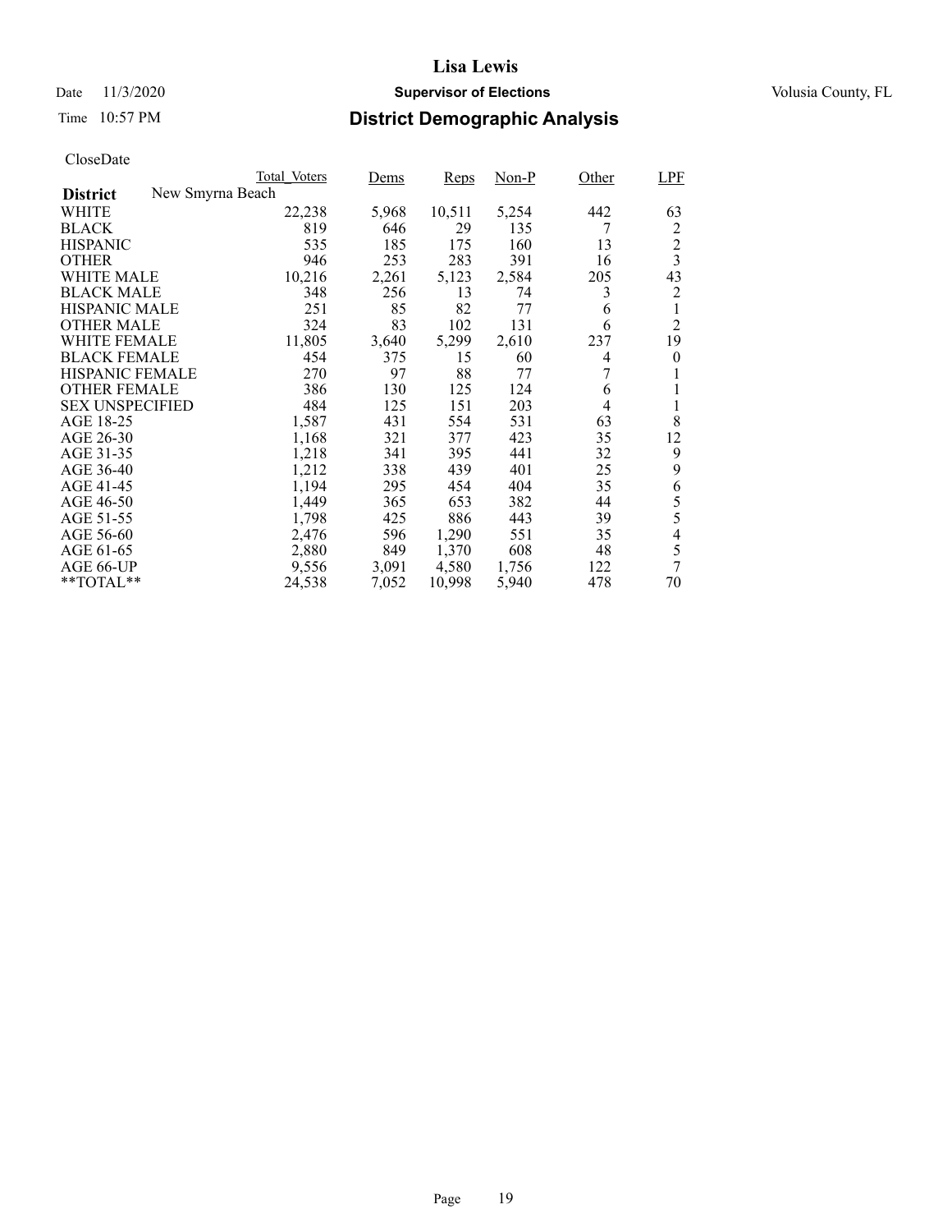# Lisa Lewis

Date 11/3/2020 **Supervisor of Elections** Volusia County, FL

Time 10:57 PM **District Demographic Analysis**

CloseDate

| | Total_Voters | Dems | Reps | Non-P | Other | LPF |
|---|---|---|---|---|---|---|
| **District** New Smyrna Beach | | | | | | |
| WHITE | 22,238 | 5,968 | 10,511 | 5,254 | 442 | 63 |
| BLACK | 819 | 646 | 29 | 135 | 7 | 2 |
| HISPANIC | 535 | 185 | 175 | 160 | 13 | 2 |
| OTHER | 946 | 253 | 283 | 391 | 16 | 3 |
| WHITE MALE | 10,216 | 2,261 | 5,123 | 2,584 | 205 | 43 |
| BLACK MALE | 348 | 256 | 13 | 74 | 3 | 2 |
| HISPANIC MALE | 251 | 85 | 82 | 77 | 6 | 1 |
| OTHER MALE | 324 | 83 | 102 | 131 | 6 | 2 |
| WHITE FEMALE | 11,805 | 3,640 | 5,299 | 2,610 | 237 | 19 |
| BLACK FEMALE | 454 | 375 | 15 | 60 | 4 | 0 |
| HISPANIC FEMALE | 270 | 97 | 88 | 77 | 7 | 1 |
| OTHER FEMALE | 386 | 130 | 125 | 124 | 6 | 1 |
| SEX UNSPECIFIED | 484 | 125 | 151 | 203 | 4 | 1 |
| AGE 18-25 | 1,587 | 431 | 554 | 531 | 63 | 8 |
| AGE 26-30 | 1,168 | 321 | 377 | 423 | 35 | 12 |
| AGE 31-35 | 1,218 | 341 | 395 | 441 | 32 | 9 |
| AGE 36-40 | 1,212 | 338 | 439 | 401 | 25 | 9 |
| AGE 41-45 | 1,194 | 295 | 454 | 404 | 35 | 6 |
| AGE 46-50 | 1,449 | 365 | 653 | 382 | 44 | 5 |
| AGE 51-55 | 1,798 | 425 | 886 | 443 | 39 | 5 |
| AGE 56-60 | 2,476 | 596 | 1,290 | 551 | 35 | 4 |
| AGE 61-65 | 2,880 | 849 | 1,370 | 608 | 48 | 5 |
| AGE 66-UP | 9,556 | 3,091 | 4,580 | 1,756 | 122 | 7 |
| **TOTAL** | 24,538 | 7,052 | 10,998 | 5,940 | 478 | 70 |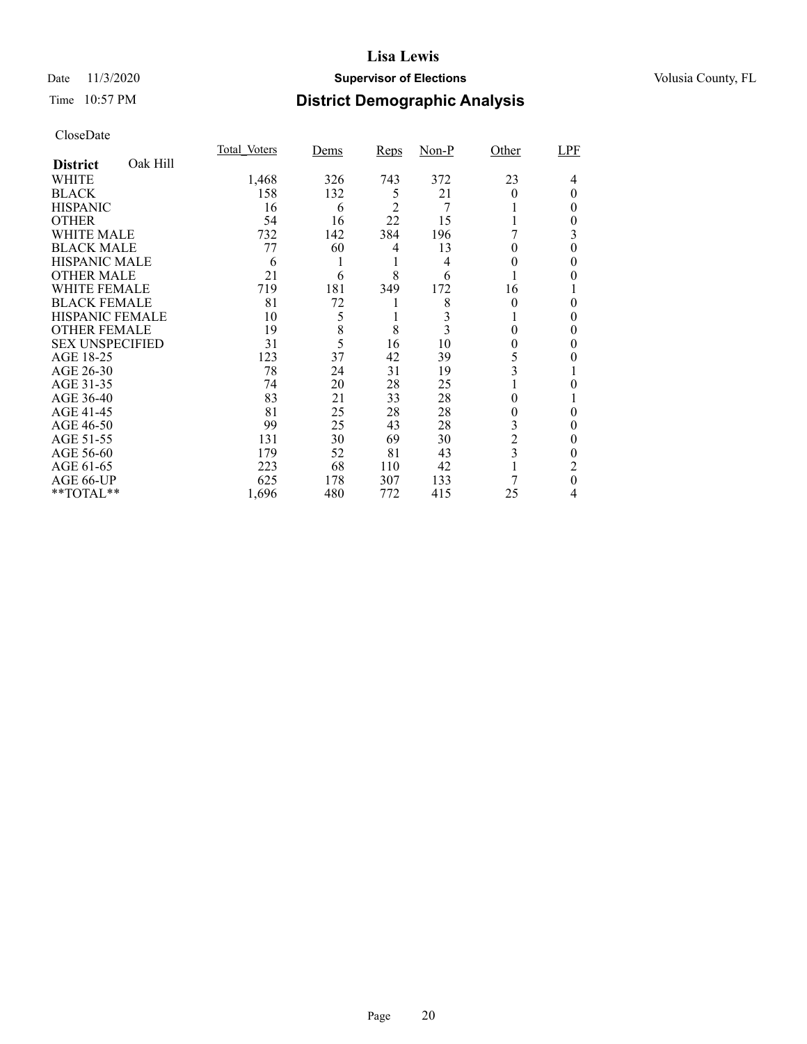# Lisa Lewis

Date 11/3/2020 **Supervisor of Elections** Volusia County, FL

Time 10:57 PM **District Demographic Analysis**

CloseDate

| **District** Oak Hill | Total_Voters | Dems | Reps | Non-P | Other | LPF |
|---|---|---|---|---|---|---|
| WHITE | 1,468 | 326 | 743 | 372 | 23 | 4 |
| BLACK | 158 | 132 | 5 | 21 | 0 | 0 |
| HISPANIC | 16 | 6 | 2 | 7 | 1 | 0 |
| OTHER | 54 | 16 | 22 | 15 | 1 | 0 |
| WHITE MALE | 732 | 142 | 384 | 196 | 7 | 3 |
| BLACK MALE | 77 | 60 | 4 | 13 | 0 | 0 |
| HISPANIC MALE | 6 | 1 | 1 | 4 | 0 | 0 |
| OTHER MALE | 21 | 6 | 8 | 6 | 1 | 0 |
| WHITE FEMALE | 719 | 181 | 349 | 172 | 16 | 1 |
| BLACK FEMALE | 81 | 72 | 1 | 8 | 0 | 0 |
| HISPANIC FEMALE | 10 | 5 | 1 | 3 | 1 | 0 |
| OTHER FEMALE | 19 | 8 | 8 | 3 | 0 | 0 |
| SEX UNSPECIFIED | 31 | 5 | 16 | 10 | 0 | 0 |
| AGE 18-25 | 123 | 37 | 42 | 39 | 5 | 0 |
| AGE 26-30 | 78 | 24 | 31 | 19 | 3 | 1 |
| AGE 31-35 | 74 | 20 | 28 | 25 | 1 | 0 |
| AGE 36-40 | 83 | 21 | 33 | 28 | 0 | 1 |
| AGE 41-45 | 81 | 25 | 28 | 28 | 0 | 0 |
| AGE 46-50 | 99 | 25 | 43 | 28 | 3 | 0 |
| AGE 51-55 | 131 | 30 | 69 | 30 | 2 | 0 |
| AGE 56-60 | 179 | 52 | 81 | 43 | 3 | 0 |
| AGE 61-65 | 223 | 68 | 110 | 42 | 1 | 2 |
| AGE 66-UP | 625 | 178 | 307 | 133 | 7 | 0 |
| **TOTAL** | 1,696 | 480 | 772 | 415 | 25 | 4 |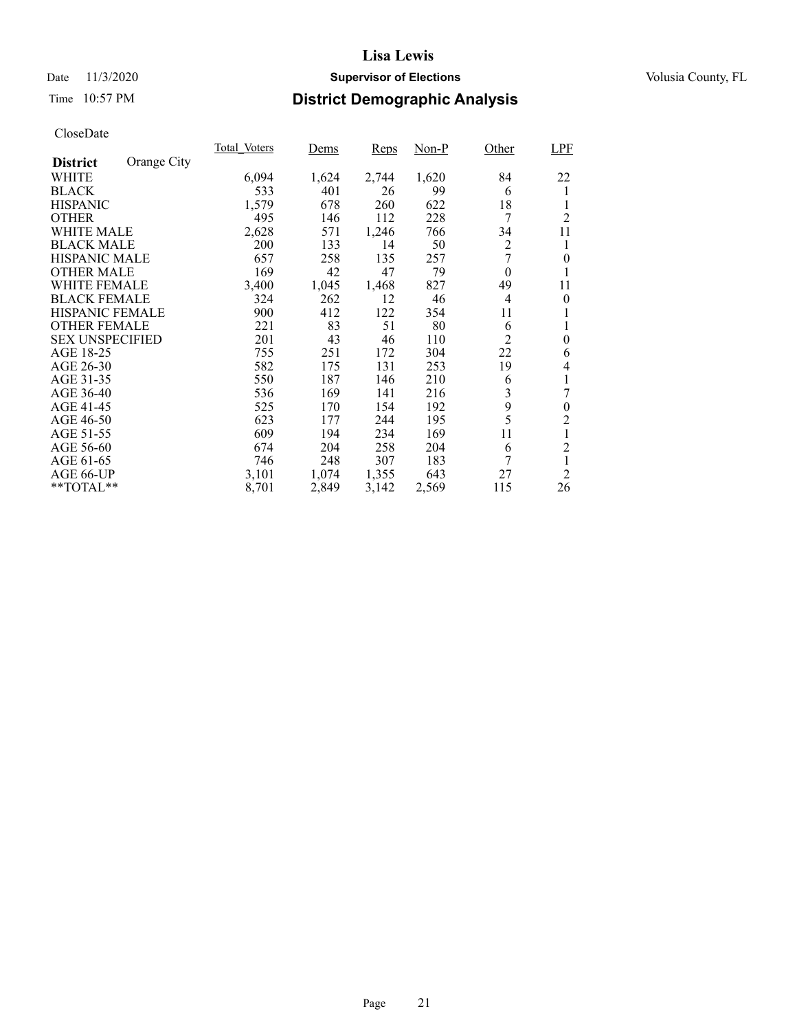CloseDate

| District: Orange City | Total_Voters | Dems | Reps | Non-P | Other | LPF |
|---|---|---|---|---|---|---|
| WHITE | 6,094 | 1,624 | 2,744 | 1,620 | 84 | 22 |
| BLACK | 533 | 401 | 26 | 99 | 6 | 1 |
| HISPANIC | 1,579 | 678 | 260 | 622 | 18 | 1 |
| OTHER | 495 | 146 | 112 | 228 | 7 | 2 |
| WHITE MALE | 2,628 | 571 | 1,246 | 766 | 34 | 11 |
| BLACK MALE | 200 | 133 | 14 | 50 | 2 | 1 |
| HISPANIC MALE | 657 | 258 | 135 | 257 | 7 | 0 |
| OTHER MALE | 169 | 42 | 47 | 79 | 0 | 1 |
| WHITE FEMALE | 3,400 | 1,045 | 1,468 | 827 | 49 | 11 |
| BLACK FEMALE | 324 | 262 | 12 | 46 | 4 | 0 |
| HISPANIC FEMALE | 900 | 412 | 122 | 354 | 11 | 1 |
| OTHER FEMALE | 221 | 83 | 51 | 80 | 6 | 1 |
| SEX UNSPECIFIED | 201 | 43 | 46 | 110 | 2 | 0 |
| AGE 18-25 | 755 | 251 | 172 | 304 | 22 | 6 |
| AGE 26-30 | 582 | 175 | 131 | 253 | 19 | 4 |
| AGE 31-35 | 550 | 187 | 146 | 210 | 6 | 1 |
| AGE 36-40 | 536 | 169 | 141 | 216 | 3 | 7 |
| AGE 41-45 | 525 | 170 | 154 | 192 | 9 | 0 |
| AGE 46-50 | 623 | 177 | 244 | 195 | 5 | 2 |
| AGE 51-55 | 609 | 194 | 234 | 169 | 11 | 1 |
| AGE 56-60 | 674 | 204 | 258 | 204 | 6 | 2 |
| AGE 61-65 | 746 | 248 | 307 | 183 | 7 | 1 |
| AGE 66-UP | 3,101 | 1,074 | 1,355 | 643 | 27 | 2 |
| **TOTAL** | 8,701 | 2,849 | 3,142 | 2,569 | 115 | 26 |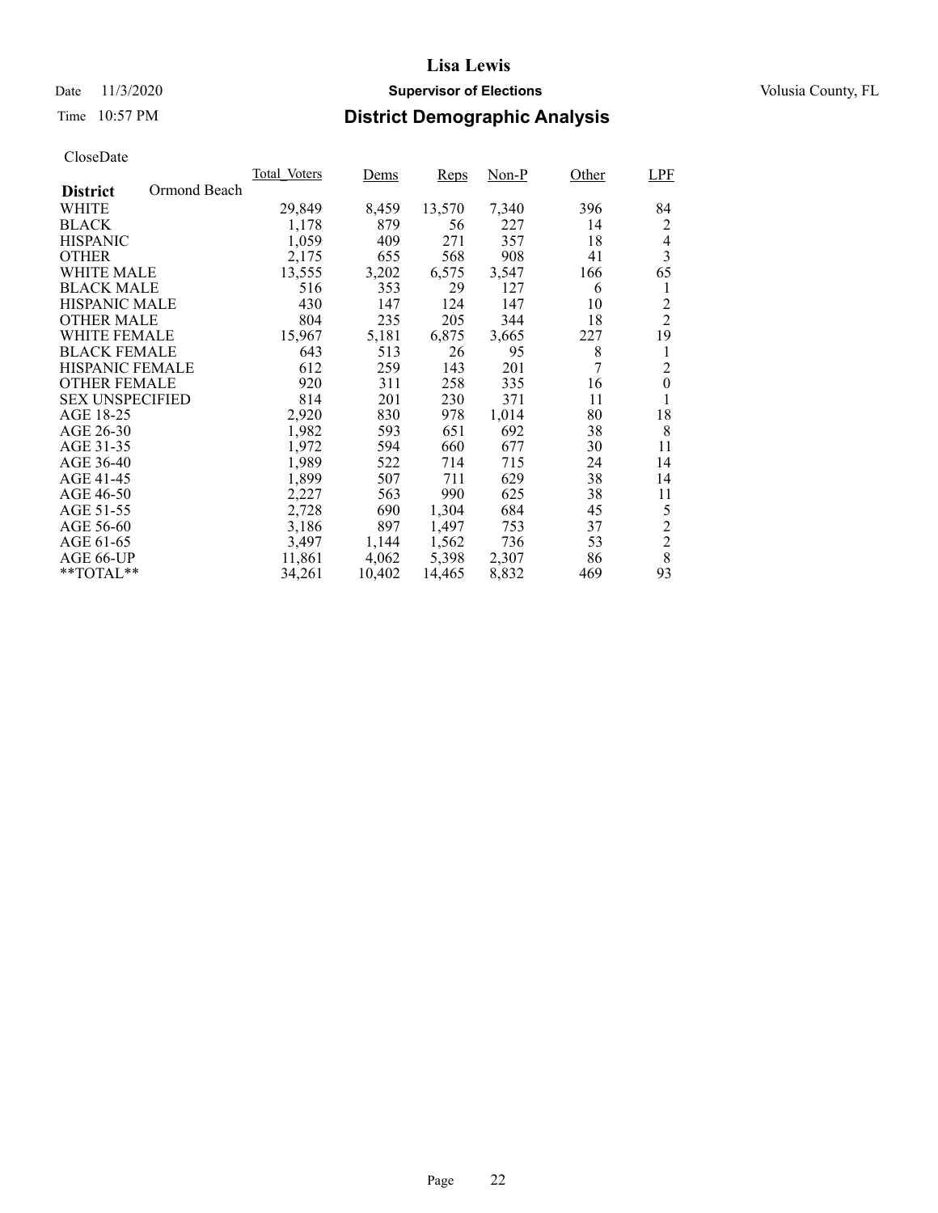# Lisa Lewis

Date 11/3/2020 **Supervisor of Elections** Volusia County, FL

Time 10:57 PM **District Demographic Analysis**

CloseDate

| | Total_Voters | Dems | Reps | Non-P | Other | LPF |
|---|---|---|---|---|---|---|
| **District** Ormond Beach | | | | | | |
| WHITE | 29,849 | 8,459 | 13,570 | 7,340 | 396 | 84 |
| BLACK | 1,178 | 879 | 56 | 227 | 14 | 2 |
| HISPANIC | 1,059 | 409 | 271 | 357 | 18 | 4 |
| OTHER | 2,175 | 655 | 568 | 908 | 41 | 3 |
| WHITE MALE | 13,555 | 3,202 | 6,575 | 3,547 | 166 | 65 |
| BLACK MALE | 516 | 353 | 29 | 127 | 6 | 1 |
| HISPANIC MALE | 430 | 147 | 124 | 147 | 10 | 2 |
| OTHER MALE | 804 | 235 | 205 | 344 | 18 | 2 |
| WHITE FEMALE | 15,967 | 5,181 | 6,875 | 3,665 | 227 | 19 |
| BLACK FEMALE | 643 | 513 | 26 | 95 | 8 | 1 |
| HISPANIC FEMALE | 612 | 259 | 143 | 201 | 7 | 2 |
| OTHER FEMALE | 920 | 311 | 258 | 335 | 16 | 0 |
| SEX UNSPECIFIED | 814 | 201 | 230 | 371 | 11 | 1 |
| AGE 18-25 | 2,920 | 830 | 978 | 1,014 | 80 | 18 |
| AGE 26-30 | 1,982 | 593 | 651 | 692 | 38 | 8 |
| AGE 31-35 | 1,972 | 594 | 660 | 677 | 30 | 11 |
| AGE 36-40 | 1,989 | 522 | 714 | 715 | 24 | 14 |
| AGE 41-45 | 1,899 | 507 | 711 | 629 | 38 | 14 |
| AGE 46-50 | 2,227 | 563 | 990 | 625 | 38 | 11 |
| AGE 51-55 | 2,728 | 690 | 1,304 | 684 | 45 | 5 |
| AGE 56-60 | 3,186 | 897 | 1,497 | 753 | 37 | 2 |
| AGE 61-65 | 3,497 | 1,144 | 1,562 | 736 | 53 | 2 |
| AGE 66-UP | 11,861 | 4,062 | 5,398 | 2,307 | 86 | 8 |
| **TOTAL** | 34,261 | 10,402 | 14,465 | 8,832 | 469 | 93 |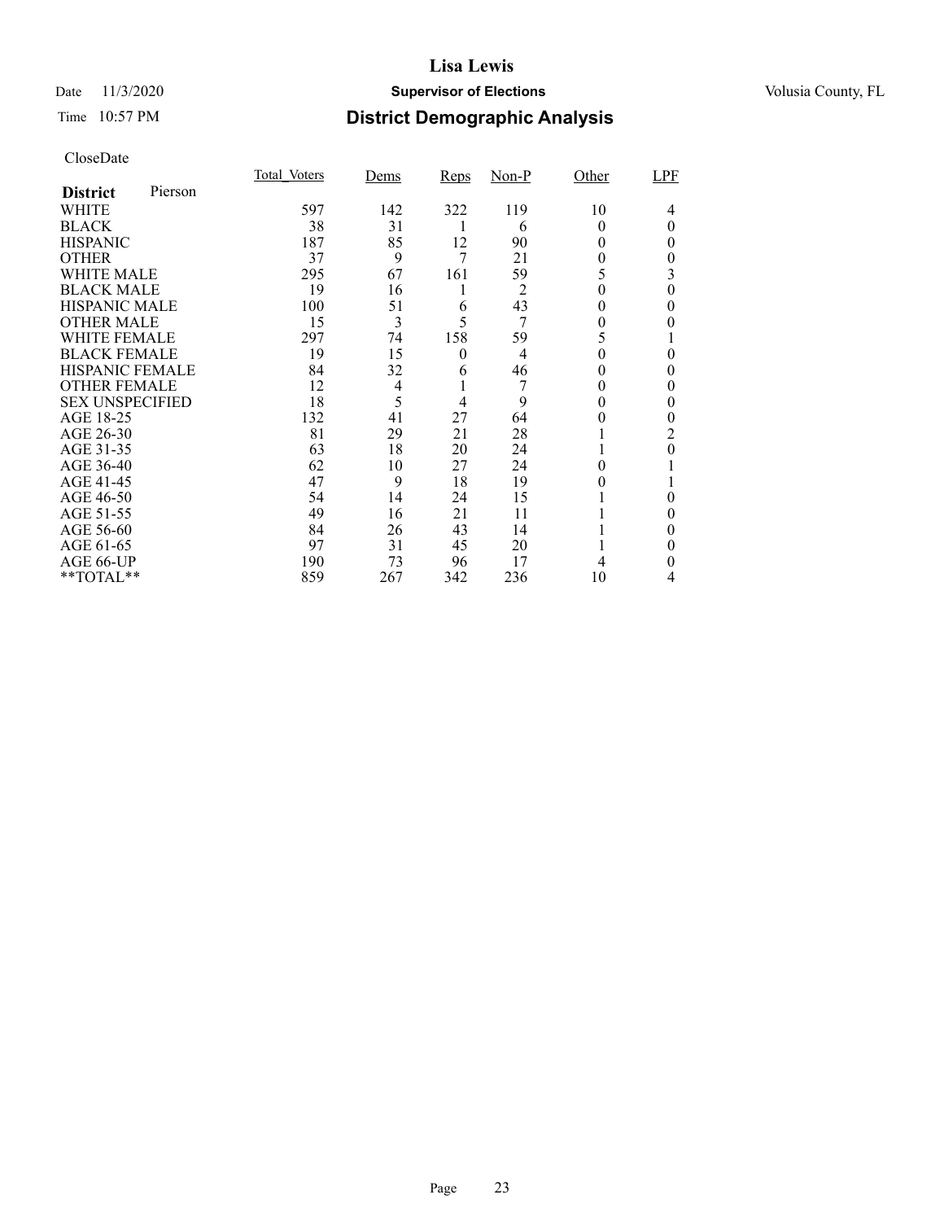# Lisa Lewis

Date 11/3/2020 **Supervisor of Elections** Volusia County, FL

Time 10:57 PM **District Demographic Analysis**

CloseDate

| **District** Pierson | Total_Voters | Dems | Reps | Non-P | Other | LPF |
|---|---|---|---|---|---|---|
| WHITE | 597 | 142 | 322 | 119 | 10 | 4 |
| BLACK | 38 | 31 | 1 | 6 | 0 | 0 |
| HISPANIC | 187 | 85 | 12 | 90 | 0 | 0 |
| OTHER | 37 | 9 | 7 | 21 | 0 | 0 |
| WHITE MALE | 295 | 67 | 161 | 59 | 5 | 3 |
| BLACK MALE | 19 | 16 | 1 | 2 | 0 | 0 |
| HISPANIC MALE | 100 | 51 | 6 | 43 | 0 | 0 |
| OTHER MALE | 15 | 3 | 5 | 7 | 0 | 0 |
| WHITE FEMALE | 297 | 74 | 158 | 59 | 5 | 1 |
| BLACK FEMALE | 19 | 15 | 0 | 4 | 0 | 0 |
| HISPANIC FEMALE | 84 | 32 | 6 | 46 | 0 | 0 |
| OTHER FEMALE | 12 | 4 | 1 | 7 | 0 | 0 |
| SEX UNSPECIFIED | 18 | 5 | 4 | 9 | 0 | 0 |
| AGE 18-25 | 132 | 41 | 27 | 64 | 0 | 0 |
| AGE 26-30 | 81 | 29 | 21 | 28 | 1 | 2 |
| AGE 31-35 | 63 | 18 | 20 | 24 | 1 | 0 |
| AGE 36-40 | 62 | 10 | 27 | 24 | 0 | 1 |
| AGE 41-45 | 47 | 9 | 18 | 19 | 0 | 1 |
| AGE 46-50 | 54 | 14 | 24 | 15 | 1 | 0 |
| AGE 51-55 | 49 | 16 | 21 | 11 | 1 | 0 |
| AGE 56-60 | 84 | 26 | 43 | 14 | 1 | 0 |
| AGE 61-65 | 97 | 31 | 45 | 20 | 1 | 0 |
| AGE 66-UP | 190 | 73 | 96 | 17 | 4 | 0 |
| **TOTAL** | 859 | 267 | 342 | 236 | 10 | 4 |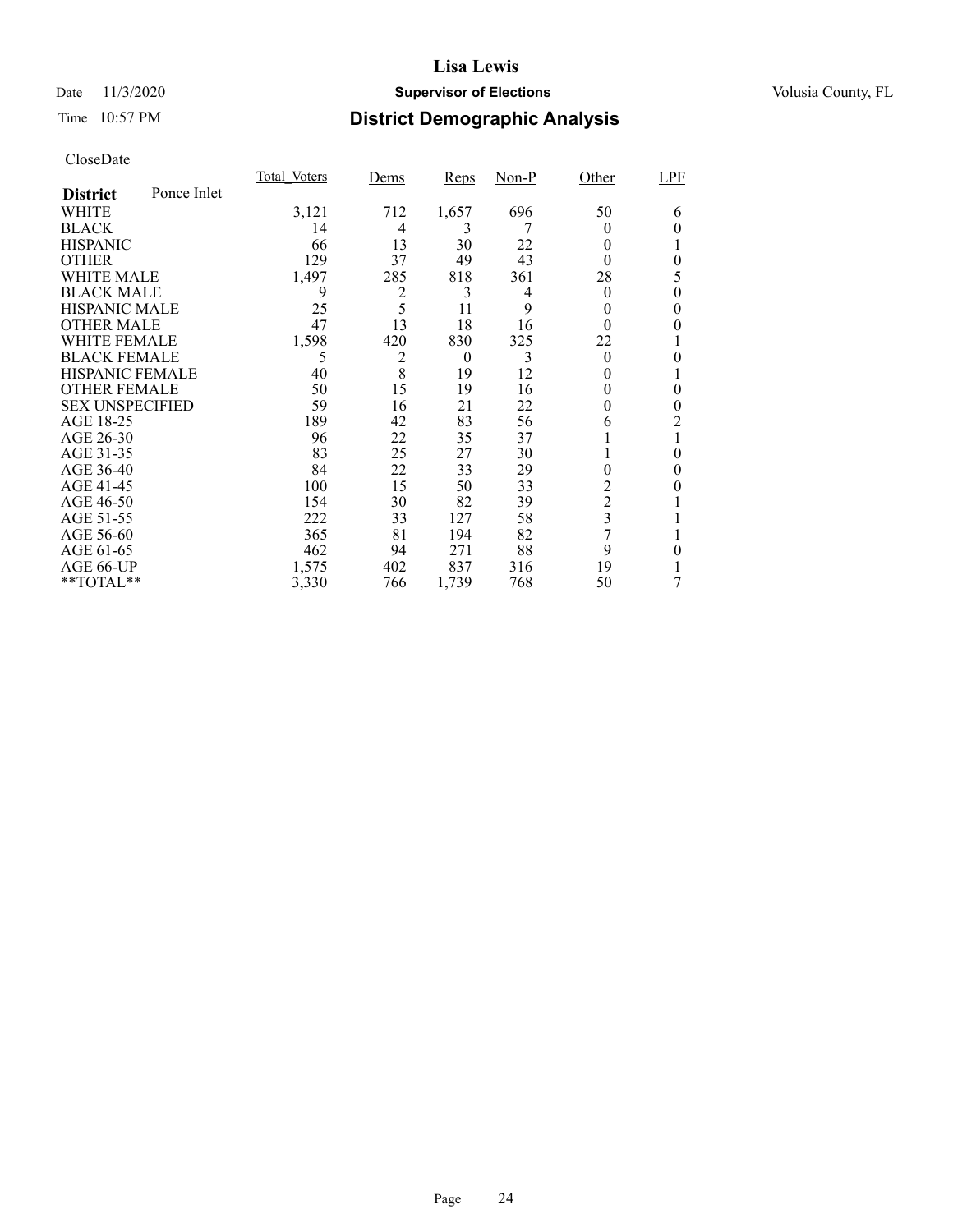# Lisa Lewis

Date 11/3/2020 **Supervisor of Elections** Volusia County, FL

Time 10:57 PM **District Demographic Analysis**

CloseDate

| **District** Ponce Inlet | Total_Voters | Dems | Reps | Non-P | Other | LPF |
|---|---|---|---|---|---|---|
| WHITE | 3,121 | 712 | 1,657 | 696 | 50 | 6 |
| BLACK | 14 | 4 | 3 | 7 | 0 | 0 |
| HISPANIC | 66 | 13 | 30 | 22 | 0 | 1 |
| OTHER | 129 | 37 | 49 | 43 | 0 | 0 |
| WHITE MALE | 1,497 | 285 | 818 | 361 | 28 | 5 |
| BLACK MALE | 9 | 2 | 3 | 4 | 0 | 0 |
| HISPANIC MALE | 25 | 5 | 11 | 9 | 0 | 0 |
| OTHER MALE | 47 | 13 | 18 | 16 | 0 | 0 |
| WHITE FEMALE | 1,598 | 420 | 830 | 325 | 22 | 1 |
| BLACK FEMALE | 5 | 2 | 0 | 3 | 0 | 0 |
| HISPANIC FEMALE | 40 | 8 | 19 | 12 | 0 | 1 |
| OTHER FEMALE | 50 | 15 | 19 | 16 | 0 | 0 |
| SEX UNSPECIFIED | 59 | 16 | 21 | 22 | 0 | 0 |
| AGE 18-25 | 189 | 42 | 83 | 56 | 6 | 2 |
| AGE 26-30 | 96 | 22 | 35 | 37 | 1 | 1 |
| AGE 31-35 | 83 | 25 | 27 | 30 | 1 | 0 |
| AGE 36-40 | 84 | 22 | 33 | 29 | 0 | 0 |
| AGE 41-45 | 100 | 15 | 50 | 33 | 2 | 0 |
| AGE 46-50 | 154 | 30 | 82 | 39 | 2 | 1 |
| AGE 51-55 | 222 | 33 | 127 | 58 | 3 | 1 |
| AGE 56-60 | 365 | 81 | 194 | 82 | 7 | 1 |
| AGE 61-65 | 462 | 94 | 271 | 88 | 9 | 0 |
| AGE 66-UP | 1,575 | 402 | 837 | 316 | 19 | 1 |
| **TOTAL** | 3,330 | 766 | 1,739 | 768 | 50 | 7 |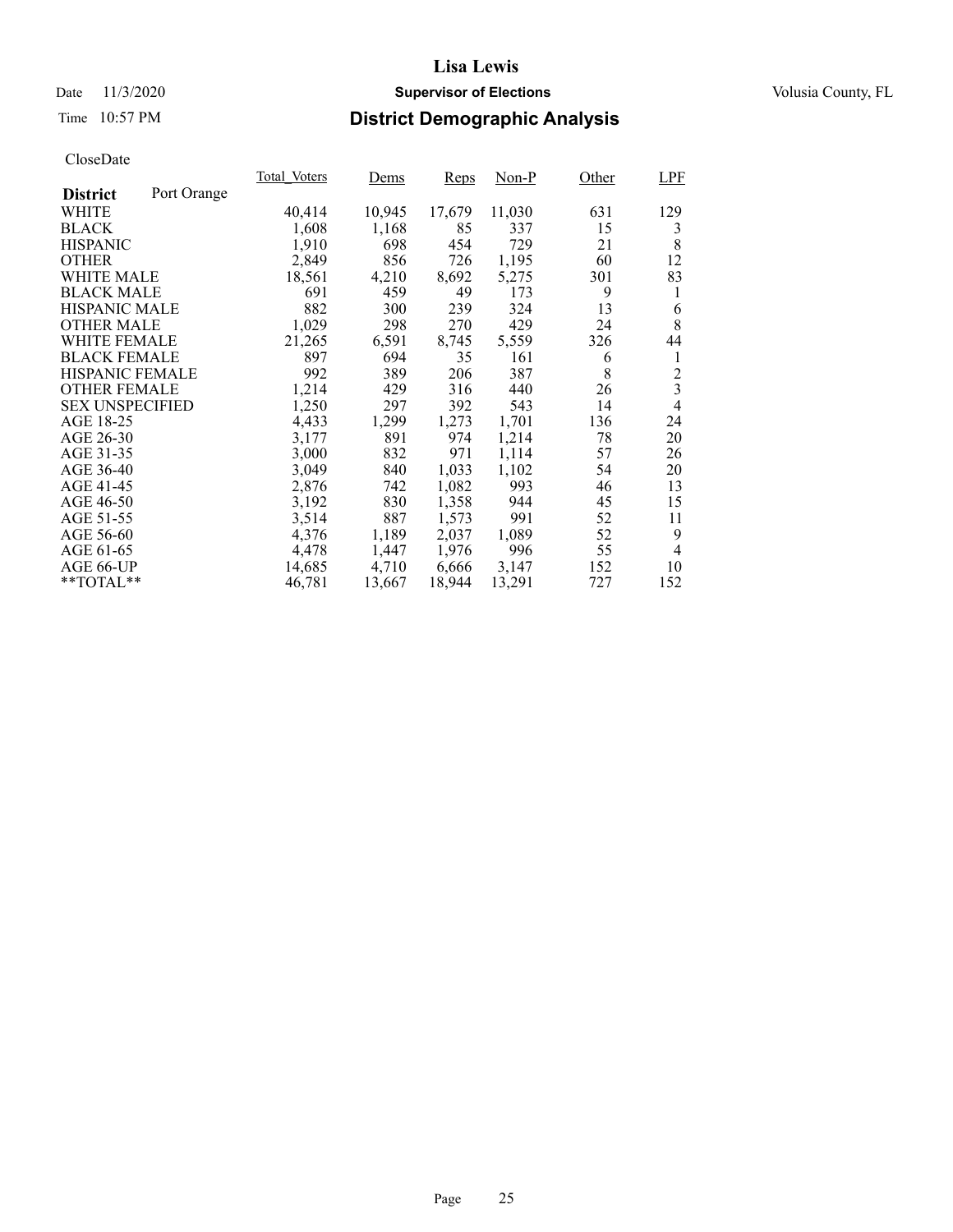# Lisa Lewis

Date 11/3/2020 **Supervisor of Elections** Volusia County, FL

Time 10:57 PM **District Demographic Analysis**

CloseDate

| **District** Port Orange | Total_Voters | Dems | Reps | Non-P | Other | LPF |
|---|---|---|---|---|---|---|
| WHITE | 40,414 | 10,945 | 17,679 | 11,030 | 631 | 129 |
| BLACK | 1,608 | 1,168 | 85 | 337 | 15 | 3 |
| HISPANIC | 1,910 | 698 | 454 | 729 | 21 | 8 |
| OTHER | 2,849 | 856 | 726 | 1,195 | 60 | 12 |
| WHITE MALE | 18,561 | 4,210 | 8,692 | 5,275 | 301 | 83 |
| BLACK MALE | 691 | 459 | 49 | 173 | 9 | 1 |
| HISPANIC MALE | 882 | 300 | 239 | 324 | 13 | 6 |
| OTHER MALE | 1,029 | 298 | 270 | 429 | 24 | 8 |
| WHITE FEMALE | 21,265 | 6,591 | 8,745 | 5,559 | 326 | 44 |
| BLACK FEMALE | 897 | 694 | 35 | 161 | 6 | 1 |
| HISPANIC FEMALE | 992 | 389 | 206 | 387 | 8 | 2 |
| OTHER FEMALE | 1,214 | 429 | 316 | 440 | 26 | 3 |
| SEX UNSPECIFIED | 1,250 | 297 | 392 | 543 | 14 | 4 |
| AGE 18-25 | 4,433 | 1,299 | 1,273 | 1,701 | 136 | 24 |
| AGE 26-30 | 3,177 | 891 | 974 | 1,214 | 78 | 20 |
| AGE 31-35 | 3,000 | 832 | 971 | 1,114 | 57 | 26 |
| AGE 36-40 | 3,049 | 840 | 1,033 | 1,102 | 54 | 20 |
| AGE 41-45 | 2,876 | 742 | 1,082 | 993 | 46 | 13 |
| AGE 46-50 | 3,192 | 830 | 1,358 | 944 | 45 | 15 |
| AGE 51-55 | 3,514 | 887 | 1,573 | 991 | 52 | 11 |
| AGE 56-60 | 4,376 | 1,189 | 2,037 | 1,089 | 52 | 9 |
| AGE 61-65 | 4,478 | 1,447 | 1,976 | 996 | 55 | 4 |
| AGE 66-UP | 14,685 | 4,710 | 6,666 | 3,147 | 152 | 10 |
| **TOTAL** | 46,781 | 13,667 | 18,944 | 13,291 | 727 | 152 |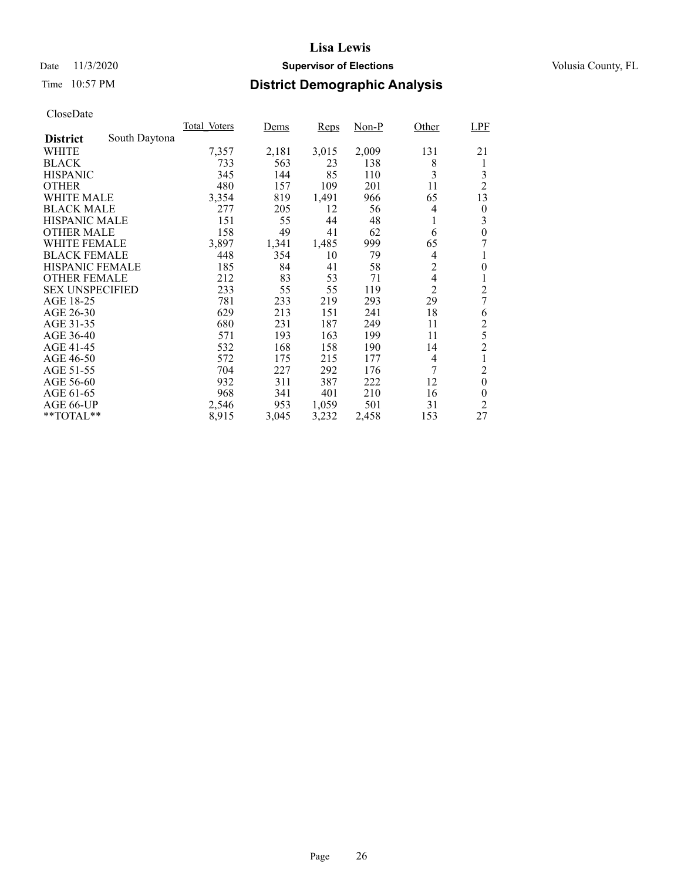# Lisa Lewis

Date 11/3/2020 **Supervisor of Elections** Volusia County, FL

Time 10:57 PM **District Demographic Analysis**

CloseDate

| | Total_Voters | Dems | Reps | Non-P | Other | LPF |
|---|---|---|---|---|---|---|
| **District** South Daytona | | | | | | |
| WHITE | 7,357 | 2,181 | 3,015 | 2,009 | 131 | 21 |
| BLACK | 733 | 563 | 23 | 138 | 8 | 1 |
| HISPANIC | 345 | 144 | 85 | 110 | 3 | 3 |
| OTHER | 480 | 157 | 109 | 201 | 11 | 2 |
| WHITE MALE | 3,354 | 819 | 1,491 | 966 | 65 | 13 |
| BLACK MALE | 277 | 205 | 12 | 56 | 4 | 0 |
| HISPANIC MALE | 151 | 55 | 44 | 48 | 1 | 3 |
| OTHER MALE | 158 | 49 | 41 | 62 | 6 | 0 |
| WHITE FEMALE | 3,897 | 1,341 | 1,485 | 999 | 65 | 7 |
| BLACK FEMALE | 448 | 354 | 10 | 79 | 4 | 1 |
| HISPANIC FEMALE | 185 | 84 | 41 | 58 | 2 | 0 |
| OTHER FEMALE | 212 | 83 | 53 | 71 | 4 | 1 |
| SEX UNSPECIFIED | 233 | 55 | 55 | 119 | 2 | 2 |
| AGE 18-25 | 781 | 233 | 219 | 293 | 29 | 7 |
| AGE 26-30 | 629 | 213 | 151 | 241 | 18 | 6 |
| AGE 31-35 | 680 | 231 | 187 | 249 | 11 | 2 |
| AGE 36-40 | 571 | 193 | 163 | 199 | 11 | 5 |
| AGE 41-45 | 532 | 168 | 158 | 190 | 14 | 2 |
| AGE 46-50 | 572 | 175 | 215 | 177 | 4 | 1 |
| AGE 51-55 | 704 | 227 | 292 | 176 | 7 | 2 |
| AGE 56-60 | 932 | 311 | 387 | 222 | 12 | 0 |
| AGE 61-65 | 968 | 341 | 401 | 210 | 16 | 0 |
| AGE 66-UP | 2,546 | 953 | 1,059 | 501 | 31 | 2 |
| **TOTAL** | 8,915 | 3,045 | 3,232 | 2,458 | 153 | 27 |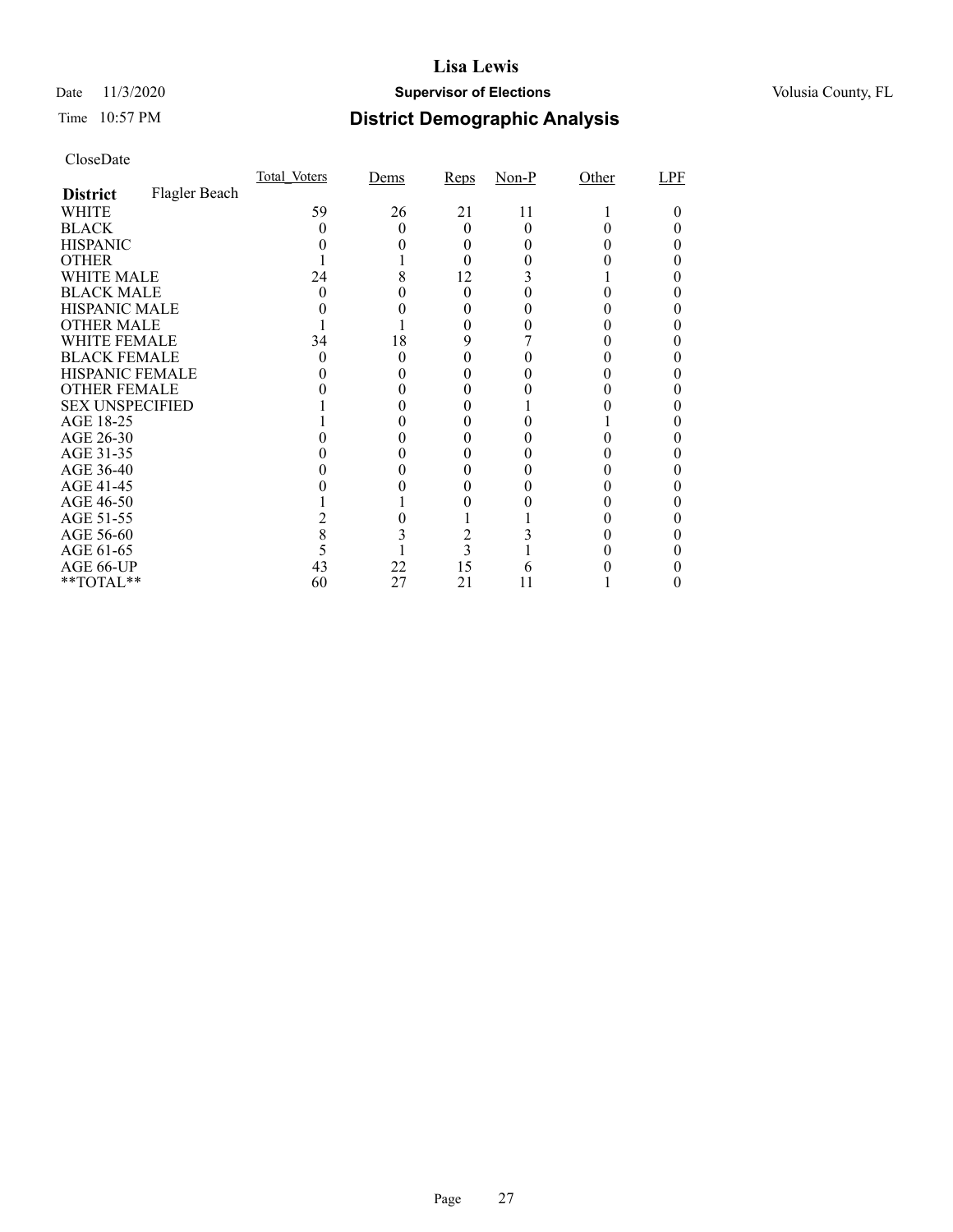# Lisa Lewis

Date 11/3/2020 **Supervisor of Elections** Volusia County, FL

Time 10:57 PM **District Demographic Analysis**

CloseDate

| **District** Flagler Beach | Total_Voters | Dems | Reps | Non-P | Other | LPF |
|---|---|---|---|---|---|---|
| WHITE | 59 | 26 | 21 | 11 | 1 | 0 |
| BLACK | 0 | 0 | 0 | 0 | 0 | 0 |
| HISPANIC | 0 | 0 | 0 | 0 | 0 | 0 |
| OTHER | 1 | 1 | 0 | 0 | 0 | 0 |
| WHITE MALE | 24 | 8 | 12 | 3 | 1 | 0 |
| BLACK MALE | 0 | 0 | 0 | 0 | 0 | 0 |
| HISPANIC MALE | 0 | 0 | 0 | 0 | 0 | 0 |
| OTHER MALE | 1 | 1 | 0 | 0 | 0 | 0 |
| WHITE FEMALE | 34 | 18 | 9 | 7 | 0 | 0 |
| BLACK FEMALE | 0 | 0 | 0 | 0 | 0 | 0 |
| HISPANIC FEMALE | 0 | 0 | 0 | 0 | 0 | 0 |
| OTHER FEMALE | 0 | 0 | 0 | 0 | 0 | 0 |
| SEX UNSPECIFIED | 1 | 0 | 0 | 1 | 0 | 0 |
| AGE 18-25 | 1 | 0 | 0 | 0 | 1 | 0 |
| AGE 26-30 | 0 | 0 | 0 | 0 | 0 | 0 |
| AGE 31-35 | 0 | 0 | 0 | 0 | 0 | 0 |
| AGE 36-40 | 0 | 0 | 0 | 0 | 0 | 0 |
| AGE 41-45 | 0 | 0 | 0 | 0 | 0 | 0 |
| AGE 46-50 | 1 | 1 | 0 | 0 | 0 | 0 |
| AGE 51-55 | 2 | 0 | 1 | 1 | 0 | 0 |
| AGE 56-60 | 8 | 3 | 2 | 3 | 0 | 0 |
| AGE 61-65 | 5 | 1 | 3 | 1 | 0 | 0 |
| AGE 66-UP | 43 | 22 | 15 | 6 | 0 | 0 |
| **TOTAL** | 60 | 27 | 21 | 11 | 1 | 0 |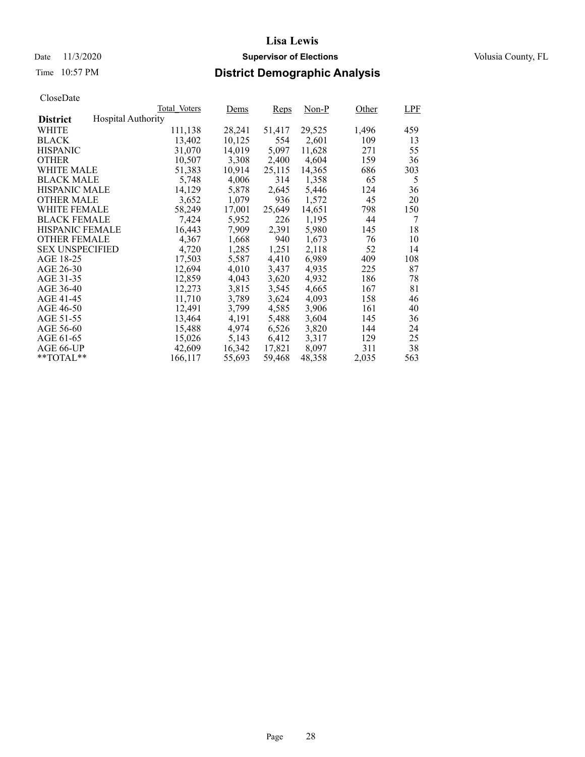# Lisa Lewis

Date 11/3/2020 **Supervisor of Elections** Volusia County, FL

Time 10:57 PM **District Demographic Analysis**

CloseDate

| **District** Hospital Authority | Total_Voters | Dems | Reps | Non-P | Other | LPF |
|---|---|---|---|---|---|---|
| WHITE | 111,138 | 28,241 | 51,417 | 29,525 | 1,496 | 459 |
| BLACK | 13,402 | 10,125 | 554 | 2,601 | 109 | 13 |
| HISPANIC | 31,070 | 14,019 | 5,097 | 11,628 | 271 | 55 |
| OTHER | 10,507 | 3,308 | 2,400 | 4,604 | 159 | 36 |
| WHITE MALE | 51,383 | 10,914 | 25,115 | 14,365 | 686 | 303 |
| BLACK MALE | 5,748 | 4,006 | 314 | 1,358 | 65 | 5 |
| HISPANIC MALE | 14,129 | 5,878 | 2,645 | 5,446 | 124 | 36 |
| OTHER MALE | 3,652 | 1,079 | 936 | 1,572 | 45 | 20 |
| WHITE FEMALE | 58,249 | 17,001 | 25,649 | 14,651 | 798 | 150 |
| BLACK FEMALE | 7,424 | 5,952 | 226 | 1,195 | 44 | 7 |
| HISPANIC FEMALE | 16,443 | 7,909 | 2,391 | 5,980 | 145 | 18 |
| OTHER FEMALE | 4,367 | 1,668 | 940 | 1,673 | 76 | 10 |
| SEX UNSPECIFIED | 4,720 | 1,285 | 1,251 | 2,118 | 52 | 14 |
| AGE 18-25 | 17,503 | 5,587 | 4,410 | 6,989 | 409 | 108 |
| AGE 26-30 | 12,694 | 4,010 | 3,437 | 4,935 | 225 | 87 |
| AGE 31-35 | 12,859 | 4,043 | 3,620 | 4,932 | 186 | 78 |
| AGE 36-40 | 12,273 | 3,815 | 3,545 | 4,665 | 167 | 81 |
| AGE 41-45 | 11,710 | 3,789 | 3,624 | 4,093 | 158 | 46 |
| AGE 46-50 | 12,491 | 3,799 | 4,585 | 3,906 | 161 | 40 |
| AGE 51-55 | 13,464 | 4,191 | 5,488 | 3,604 | 145 | 36 |
| AGE 56-60 | 15,488 | 4,974 | 6,526 | 3,820 | 144 | 24 |
| AGE 61-65 | 15,026 | 5,143 | 6,412 | 3,317 | 129 | 25 |
| AGE 66-UP | 42,609 | 16,342 | 17,821 | 8,097 | 311 | 38 |
| **TOTAL** | 166,117 | 55,693 | 59,468 | 48,358 | 2,035 | 563 |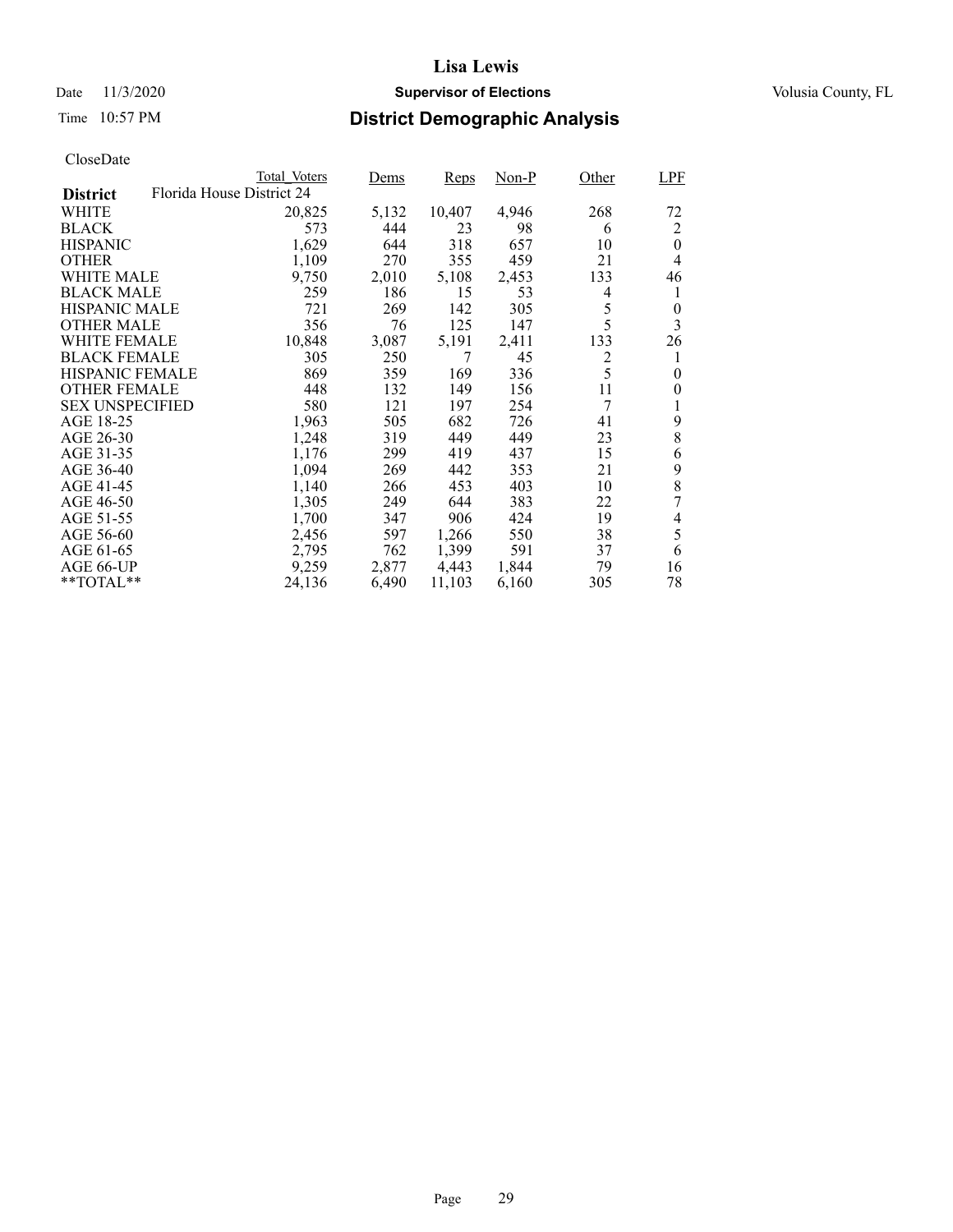# Lisa Lewis

Date 11/3/2020 **Supervisor of Elections** Volusia County, FL

Time 10:57 PM **District Demographic Analysis**

CloseDate

| **District** | Total_Voters | Dems | Reps | Non-P | Other | LPF |
|---|---|---|---|---|---|---|
| Florida House District 24 | | | | | | |
| WHITE | 20,825 | 5,132 | 10,407 | 4,946 | 268 | 72 |
| BLACK | 573 | 444 | 23 | 98 | 6 | 2 |
| HISPANIC | 1,629 | 644 | 318 | 657 | 10 | 0 |
| OTHER | 1,109 | 270 | 355 | 459 | 21 | 4 |
| WHITE MALE | 9,750 | 2,010 | 5,108 | 2,453 | 133 | 46 |
| BLACK MALE | 259 | 186 | 15 | 53 | 4 | 1 |
| HISPANIC MALE | 721 | 269 | 142 | 305 | 5 | 0 |
| OTHER MALE | 356 | 76 | 125 | 147 | 5 | 3 |
| WHITE FEMALE | 10,848 | 3,087 | 5,191 | 2,411 | 133 | 26 |
| BLACK FEMALE | 305 | 250 | 7 | 45 | 2 | 1 |
| HISPANIC FEMALE | 869 | 359 | 169 | 336 | 5 | 0 |
| OTHER FEMALE | 448 | 132 | 149 | 156 | 11 | 0 |
| SEX UNSPECIFIED | 580 | 121 | 197 | 254 | 7 | 1 |
| AGE 18-25 | 1,963 | 505 | 682 | 726 | 41 | 9 |
| AGE 26-30 | 1,248 | 319 | 449 | 449 | 23 | 8 |
| AGE 31-35 | 1,176 | 299 | 419 | 437 | 15 | 6 |
| AGE 36-40 | 1,094 | 269 | 442 | 353 | 21 | 9 |
| AGE 41-45 | 1,140 | 266 | 453 | 403 | 10 | 8 |
| AGE 46-50 | 1,305 | 249 | 644 | 383 | 22 | 7 |
| AGE 51-55 | 1,700 | 347 | 906 | 424 | 19 | 4 |
| AGE 56-60 | 2,456 | 597 | 1,266 | 550 | 38 | 5 |
| AGE 61-65 | 2,795 | 762 | 1,399 | 591 | 37 | 6 |
| AGE 66-UP | 9,259 | 2,877 | 4,443 | 1,844 | 79 | 16 |
| **TOTAL** | 24,136 | 6,490 | 11,103 | 6,160 | 305 | 78 |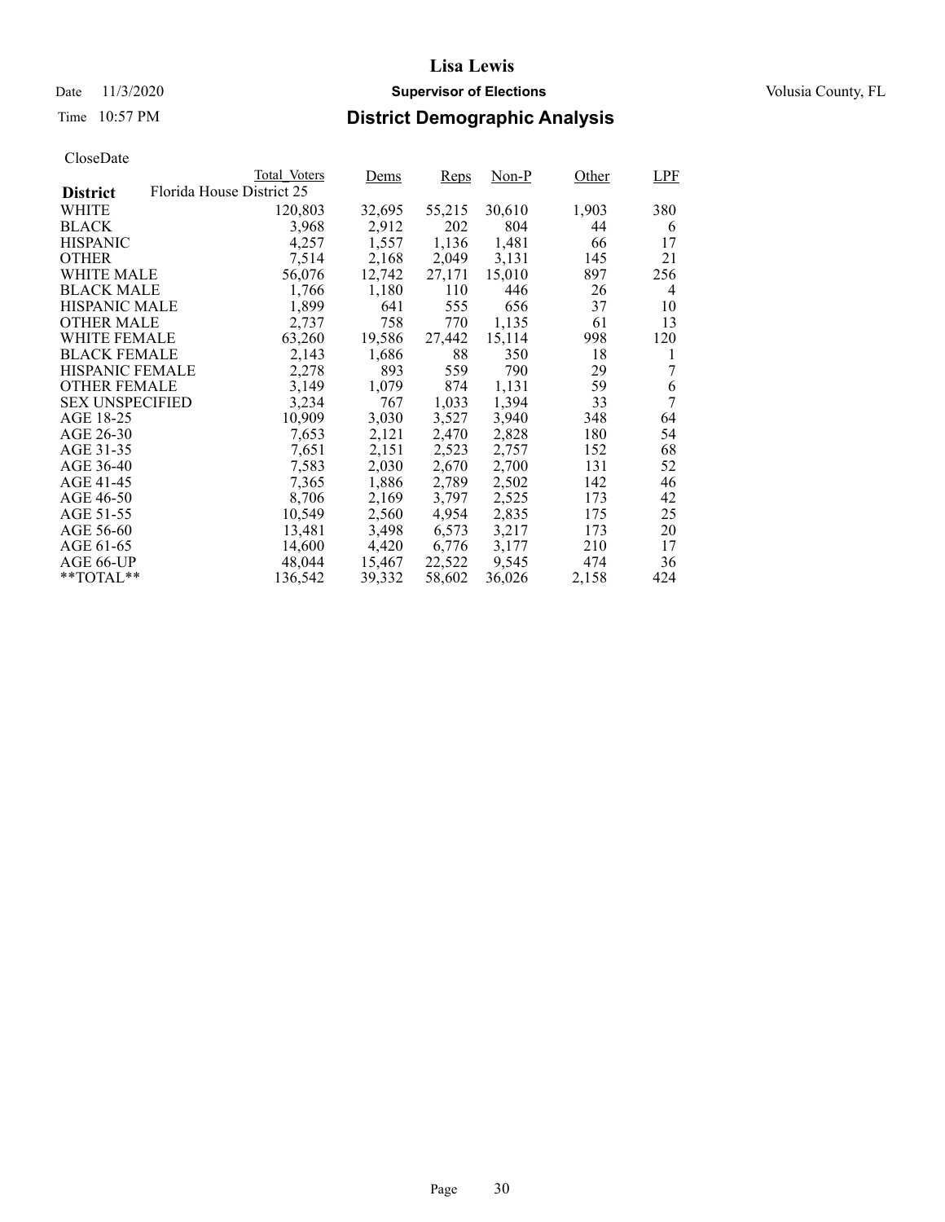# Lisa Lewis

Date 11/3/2020 **Supervisor of Elections** Volusia County, FL

Time 10:57 PM **District Demographic Analysis**

CloseDate

| District | Total_Voters | Dems | Reps | Non-P | Other | LPF |
|---|---|---|---|---|---|---|
| Florida House District 25 | | | | | | |
| WHITE | 120,803 | 32,695 | 55,215 | 30,610 | 1,903 | 380 |
| BLACK | 3,968 | 2,912 | 202 | 804 | 44 | 6 |
| HISPANIC | 4,257 | 1,557 | 1,136 | 1,481 | 66 | 17 |
| OTHER | 7,514 | 2,168 | 2,049 | 3,131 | 145 | 21 |
| WHITE MALE | 56,076 | 12,742 | 27,171 | 15,010 | 897 | 256 |
| BLACK MALE | 1,766 | 1,180 | 110 | 446 | 26 | 4 |
| HISPANIC MALE | 1,899 | 641 | 555 | 656 | 37 | 10 |
| OTHER MALE | 2,737 | 758 | 770 | 1,135 | 61 | 13 |
| WHITE FEMALE | 63,260 | 19,586 | 27,442 | 15,114 | 998 | 120 |
| BLACK FEMALE | 2,143 | 1,686 | 88 | 350 | 18 | 1 |
| HISPANIC FEMALE | 2,278 | 893 | 559 | 790 | 29 | 7 |
| OTHER FEMALE | 3,149 | 1,079 | 874 | 1,131 | 59 | 6 |
| SEX UNSPECIFIED | 3,234 | 767 | 1,033 | 1,394 | 33 | 7 |
| AGE 18-25 | 10,909 | 3,030 | 3,527 | 3,940 | 348 | 64 |
| AGE 26-30 | 7,653 | 2,121 | 2,470 | 2,828 | 180 | 54 |
| AGE 31-35 | 7,651 | 2,151 | 2,523 | 2,757 | 152 | 68 |
| AGE 36-40 | 7,583 | 2,030 | 2,670 | 2,700 | 131 | 52 |
| AGE 41-45 | 7,365 | 1,886 | 2,789 | 2,502 | 142 | 46 |
| AGE 46-50 | 8,706 | 2,169 | 3,797 | 2,525 | 173 | 42 |
| AGE 51-55 | 10,549 | 2,560 | 4,954 | 2,835 | 175 | 25 |
| AGE 56-60 | 13,481 | 3,498 | 6,573 | 3,217 | 173 | 20 |
| AGE 61-65 | 14,600 | 4,420 | 6,776 | 3,177 | 210 | 17 |
| AGE 66-UP | 48,044 | 15,467 | 22,522 | 9,545 | 474 | 36 |
| **TOTAL** | 136,542 | 39,332 | 58,602 | 36,026 | 2,158 | 424 |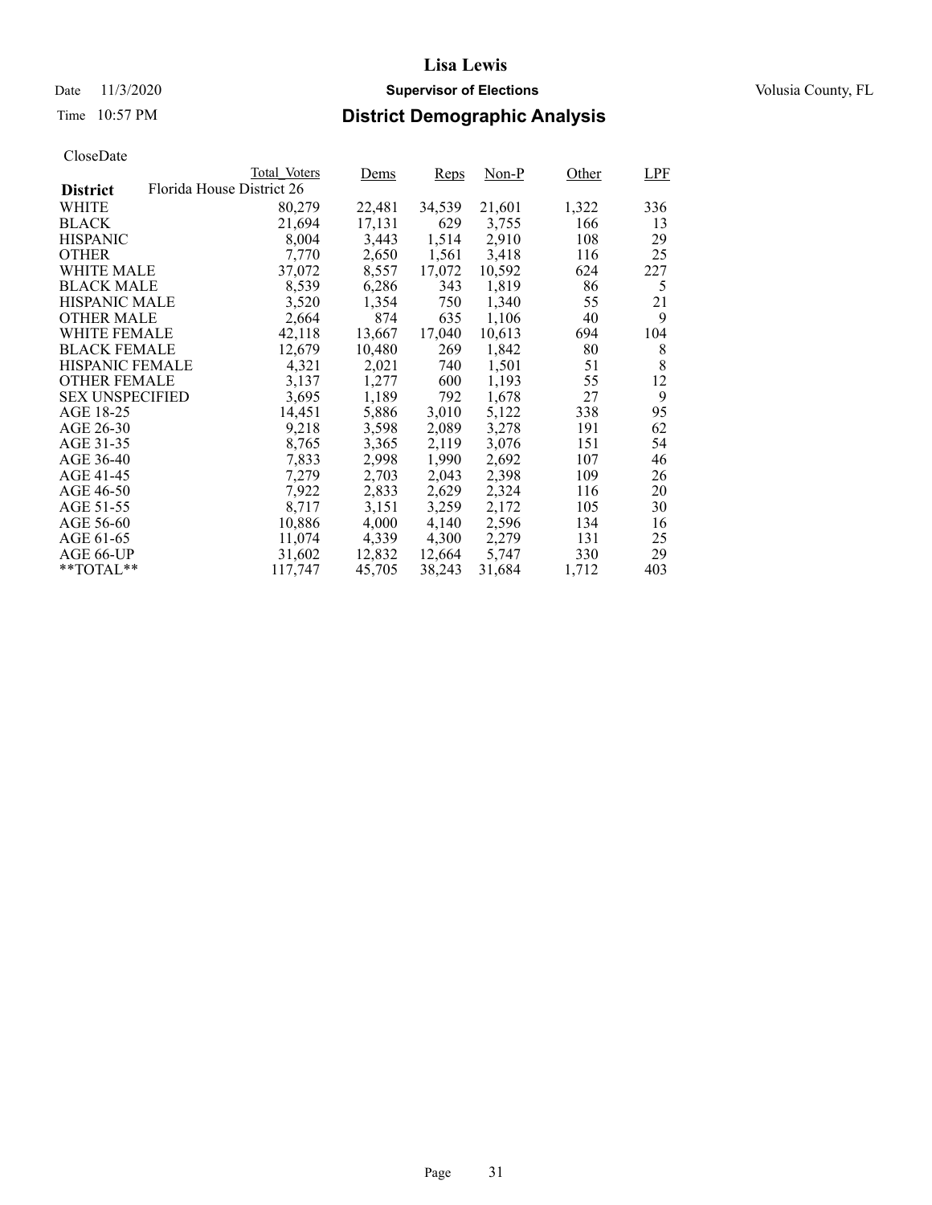# Lisa Lewis

Date 11/3/2020 **Supervisor of Elections** Volusia County, FL

Time 10:57 PM **District Demographic Analysis**

CloseDate

| District | Total_Voters | Dems | Reps | Non-P | Other | LPF |
|---|---|---|---|---|---|---|
| Florida House District 26 | | | | | | |
| WHITE | 80,279 | 22,481 | 34,539 | 21,601 | 1,322 | 336 |
| BLACK | 21,694 | 17,131 | 629 | 3,755 | 166 | 13 |
| HISPANIC | 8,004 | 3,443 | 1,514 | 2,910 | 108 | 29 |
| OTHER | 7,770 | 2,650 | 1,561 | 3,418 | 116 | 25 |
| WHITE MALE | 37,072 | 8,557 | 17,072 | 10,592 | 624 | 227 |
| BLACK MALE | 8,539 | 6,286 | 343 | 1,819 | 86 | 5 |
| HISPANIC MALE | 3,520 | 1,354 | 750 | 1,340 | 55 | 21 |
| OTHER MALE | 2,664 | 874 | 635 | 1,106 | 40 | 9 |
| WHITE FEMALE | 42,118 | 13,667 | 17,040 | 10,613 | 694 | 104 |
| BLACK FEMALE | 12,679 | 10,480 | 269 | 1,842 | 80 | 8 |
| HISPANIC FEMALE | 4,321 | 2,021 | 740 | 1,501 | 51 | 8 |
| OTHER FEMALE | 3,137 | 1,277 | 600 | 1,193 | 55 | 12 |
| SEX UNSPECIFIED | 3,695 | 1,189 | 792 | 1,678 | 27 | 9 |
| AGE 18-25 | 14,451 | 5,886 | 3,010 | 5,122 | 338 | 95 |
| AGE 26-30 | 9,218 | 3,598 | 2,089 | 3,278 | 191 | 62 |
| AGE 31-35 | 8,765 | 3,365 | 2,119 | 3,076 | 151 | 54 |
| AGE 36-40 | 7,833 | 2,998 | 1,990 | 2,692 | 107 | 46 |
| AGE 41-45 | 7,279 | 2,703 | 2,043 | 2,398 | 109 | 26 |
| AGE 46-50 | 7,922 | 2,833 | 2,629 | 2,324 | 116 | 20 |
| AGE 51-55 | 8,717 | 3,151 | 3,259 | 2,172 | 105 | 30 |
| AGE 56-60 | 10,886 | 4,000 | 4,140 | 2,596 | 134 | 16 |
| AGE 61-65 | 11,074 | 4,339 | 4,300 | 2,279 | 131 | 25 |
| AGE 66-UP | 31,602 | 12,832 | 12,664 | 5,747 | 330 | 29 |
| **TOTAL** | 117,747 | 45,705 | 38,243 | 31,684 | 1,712 | 403 |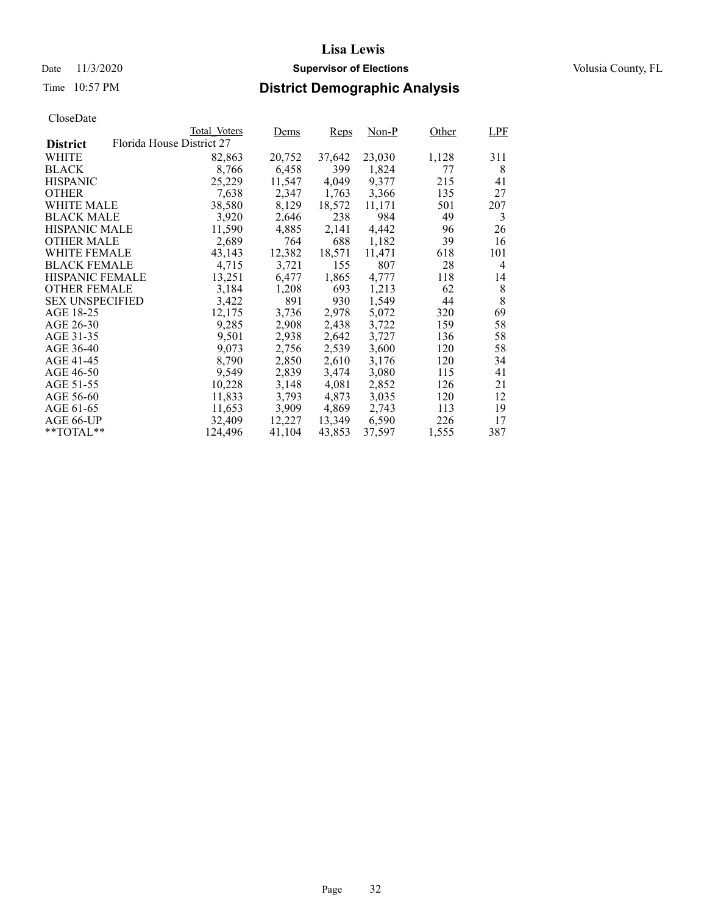# Lisa Lewis

Date 11/3/2020 **Supervisor of Elections** Volusia County, FL

Time 10:57 PM **District Demographic Analysis**

CloseDate

| **District** | Total_Voters | Dems | Reps | Non-P | Other | LPF |
|---|---|---|---|---|---|---|
| Florida House District 27 | | | | | | |
| WHITE | 82,863 | 20,752 | 37,642 | 23,030 | 1,128 | 311 |
| BLACK | 8,766 | 6,458 | 399 | 1,824 | 77 | 8 |
| HISPANIC | 25,229 | 11,547 | 4,049 | 9,377 | 215 | 41 |
| OTHER | 7,638 | 2,347 | 1,763 | 3,366 | 135 | 27 |
| WHITE MALE | 38,580 | 8,129 | 18,572 | 11,171 | 501 | 207 |
| BLACK MALE | 3,920 | 2,646 | 238 | 984 | 49 | 3 |
| HISPANIC MALE | 11,590 | 4,885 | 2,141 | 4,442 | 96 | 26 |
| OTHER MALE | 2,689 | 764 | 688 | 1,182 | 39 | 16 |
| WHITE FEMALE | 43,143 | 12,382 | 18,571 | 11,471 | 618 | 101 |
| BLACK FEMALE | 4,715 | 3,721 | 155 | 807 | 28 | 4 |
| HISPANIC FEMALE | 13,251 | 6,477 | 1,865 | 4,777 | 118 | 14 |
| OTHER FEMALE | 3,184 | 1,208 | 693 | 1,213 | 62 | 8 |
| SEX UNSPECIFIED | 3,422 | 891 | 930 | 1,549 | 44 | 8 |
| AGE 18-25 | 12,175 | 3,736 | 2,978 | 5,072 | 320 | 69 |
| AGE 26-30 | 9,285 | 2,908 | 2,438 | 3,722 | 159 | 58 |
| AGE 31-35 | 9,501 | 2,938 | 2,642 | 3,727 | 136 | 58 |
| AGE 36-40 | 9,073 | 2,756 | 2,539 | 3,600 | 120 | 58 |
| AGE 41-45 | 8,790 | 2,850 | 2,610 | 3,176 | 120 | 34 |
| AGE 46-50 | 9,549 | 2,839 | 3,474 | 3,080 | 115 | 41 |
| AGE 51-55 | 10,228 | 3,148 | 4,081 | 2,852 | 126 | 21 |
| AGE 56-60 | 11,833 | 3,793 | 4,873 | 3,035 | 120 | 12 |
| AGE 61-65 | 11,653 | 3,909 | 4,869 | 2,743 | 113 | 19 |
| AGE 66-UP | 32,409 | 12,227 | 13,349 | 6,590 | 226 | 17 |
| **TOTAL** | 124,496 | 41,104 | 43,853 | 37,597 | 1,555 | 387 |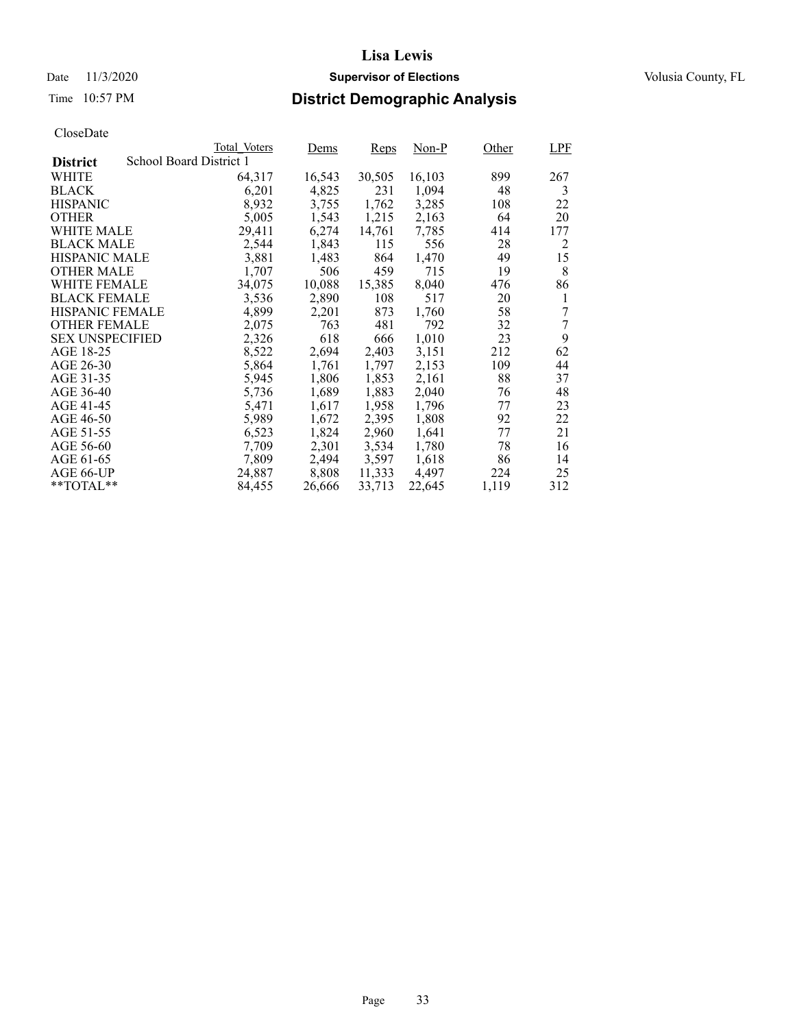# Lisa Lewis

Date 11/3/2020 **Supervisor of Elections** Volusia County, FL

Time 10:57 PM **District Demographic Analysis**

CloseDate

| **District** | Total_Voters | Dems | Reps | Non-P | Other | LPF |
|---|---|---|---|---|---|---|
| School Board District 1 | | | | | | |
| WHITE | 64,317 | 16,543 | 30,505 | 16,103 | 899 | 267 |
| BLACK | 6,201 | 4,825 | 231 | 1,094 | 48 | 3 |
| HISPANIC | 8,932 | 3,755 | 1,762 | 3,285 | 108 | 22 |
| OTHER | 5,005 | 1,543 | 1,215 | 2,163 | 64 | 20 |
| WHITE MALE | 29,411 | 6,274 | 14,761 | 7,785 | 414 | 177 |
| BLACK MALE | 2,544 | 1,843 | 115 | 556 | 28 | 2 |
| HISPANIC MALE | 3,881 | 1,483 | 864 | 1,470 | 49 | 15 |
| OTHER MALE | 1,707 | 506 | 459 | 715 | 19 | 8 |
| WHITE FEMALE | 34,075 | 10,088 | 15,385 | 8,040 | 476 | 86 |
| BLACK FEMALE | 3,536 | 2,890 | 108 | 517 | 20 | 1 |
| HISPANIC FEMALE | 4,899 | 2,201 | 873 | 1,760 | 58 | 7 |
| OTHER FEMALE | 2,075 | 763 | 481 | 792 | 32 | 7 |
| SEX UNSPECIFIED | 2,326 | 618 | 666 | 1,010 | 23 | 9 |
| AGE 18-25 | 8,522 | 2,694 | 2,403 | 3,151 | 212 | 62 |
| AGE 26-30 | 5,864 | 1,761 | 1,797 | 2,153 | 109 | 44 |
| AGE 31-35 | 5,945 | 1,806 | 1,853 | 2,161 | 88 | 37 |
| AGE 36-40 | 5,736 | 1,689 | 1,883 | 2,040 | 76 | 48 |
| AGE 41-45 | 5,471 | 1,617 | 1,958 | 1,796 | 77 | 23 |
| AGE 46-50 | 5,989 | 1,672 | 2,395 | 1,808 | 92 | 22 |
| AGE 51-55 | 6,523 | 1,824 | 2,960 | 1,641 | 77 | 21 |
| AGE 56-60 | 7,709 | 2,301 | 3,534 | 1,780 | 78 | 16 |
| AGE 61-65 | 7,809 | 2,494 | 3,597 | 1,618 | 86 | 14 |
| AGE 66-UP | 24,887 | 8,808 | 11,333 | 4,497 | 224 | 25 |
| **TOTAL** | 84,455 | 26,666 | 33,713 | 22,645 | 1,119 | 312 |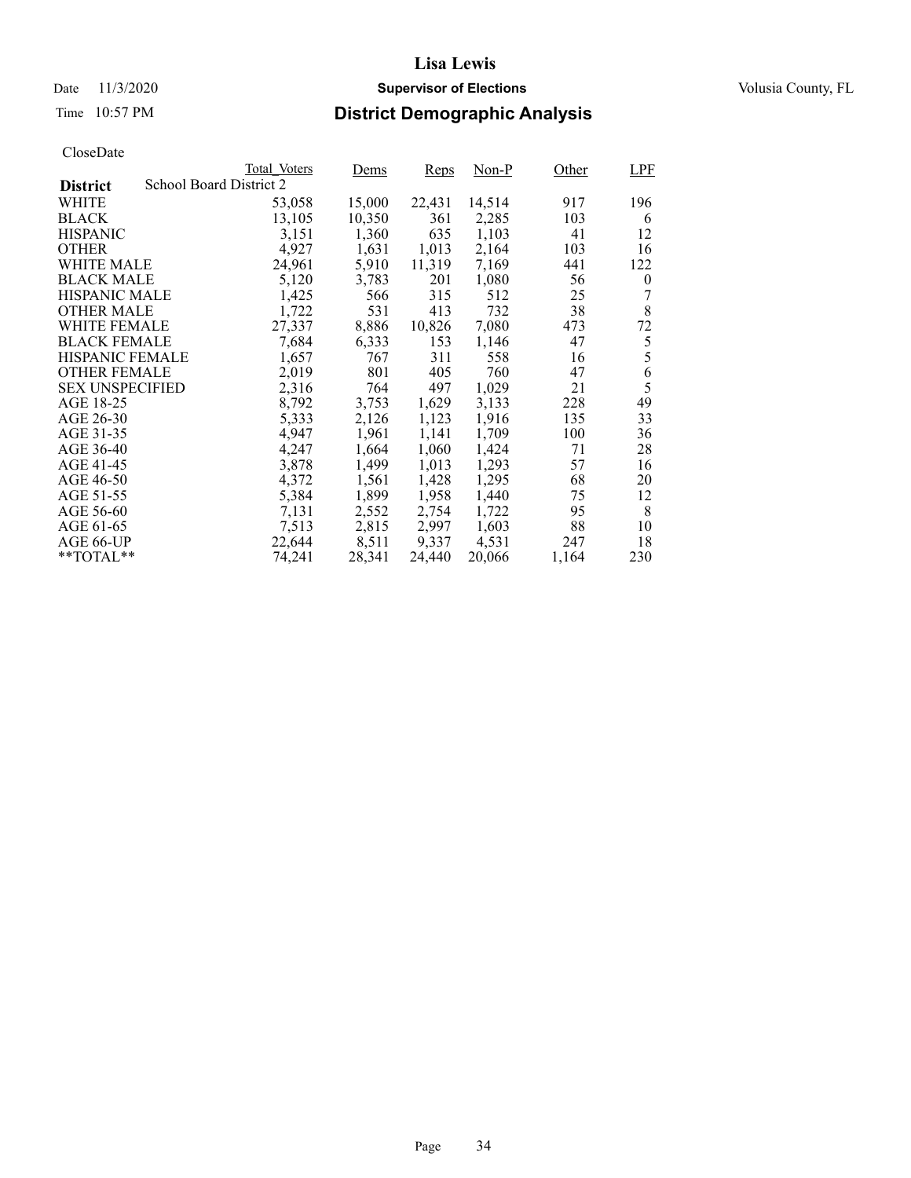# Lisa Lewis

Date 11/3/2020 **Supervisor of Elections** Volusia County, FL

Time 10:57 PM **District Demographic Analysis**

CloseDate

| District | Total_Voters | Dems | Reps | Non-P | Other | LPF |
|---|---|---|---|---|---|---|
| School Board District 2 | | | | | | |
| WHITE | 53,058 | 15,000 | 22,431 | 14,514 | 917 | 196 |
| BLACK | 13,105 | 10,350 | 361 | 2,285 | 103 | 6 |
| HISPANIC | 3,151 | 1,360 | 635 | 1,103 | 41 | 12 |
| OTHER | 4,927 | 1,631 | 1,013 | 2,164 | 103 | 16 |
| WHITE MALE | 24,961 | 5,910 | 11,319 | 7,169 | 441 | 122 |
| BLACK MALE | 5,120 | 3,783 | 201 | 1,080 | 56 | 0 |
| HISPANIC MALE | 1,425 | 566 | 315 | 512 | 25 | 7 |
| OTHER MALE | 1,722 | 531 | 413 | 732 | 38 | 8 |
| WHITE FEMALE | 27,337 | 8,886 | 10,826 | 7,080 | 473 | 72 |
| BLACK FEMALE | 7,684 | 6,333 | 153 | 1,146 | 47 | 5 |
| HISPANIC FEMALE | 1,657 | 767 | 311 | 558 | 16 | 5 |
| OTHER FEMALE | 2,019 | 801 | 405 | 760 | 47 | 6 |
| SEX UNSPECIFIED | 2,316 | 764 | 497 | 1,029 | 21 | 5 |
| AGE 18-25 | 8,792 | 3,753 | 1,629 | 3,133 | 228 | 49 |
| AGE 26-30 | 5,333 | 2,126 | 1,123 | 1,916 | 135 | 33 |
| AGE 31-35 | 4,947 | 1,961 | 1,141 | 1,709 | 100 | 36 |
| AGE 36-40 | 4,247 | 1,664 | 1,060 | 1,424 | 71 | 28 |
| AGE 41-45 | 3,878 | 1,499 | 1,013 | 1,293 | 57 | 16 |
| AGE 46-50 | 4,372 | 1,561 | 1,428 | 1,295 | 68 | 20 |
| AGE 51-55 | 5,384 | 1,899 | 1,958 | 1,440 | 75 | 12 |
| AGE 56-60 | 7,131 | 2,552 | 2,754 | 1,722 | 95 | 8 |
| AGE 61-65 | 7,513 | 2,815 | 2,997 | 1,603 | 88 | 10 |
| AGE 66-UP | 22,644 | 8,511 | 9,337 | 4,531 | 247 | 18 |
| **TOTAL** | 74,241 | 28,341 | 24,440 | 20,066 | 1,164 | 230 |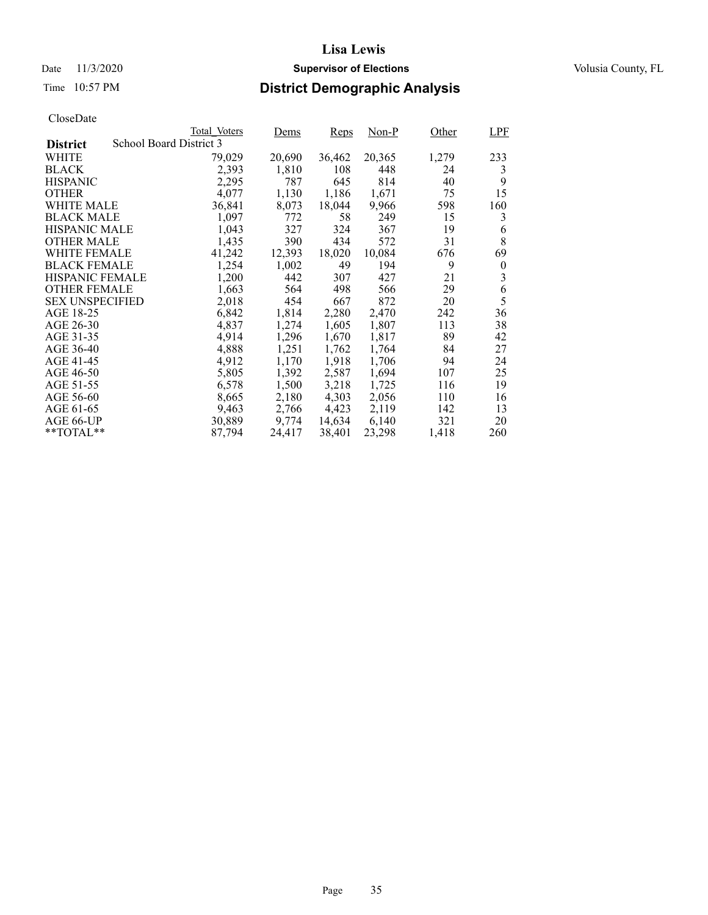# Lisa Lewis

Date 11/3/2020 **Supervisor of Elections** Volusia County, FL

Time 10:57 PM **District Demographic Analysis**

CloseDate

| **District** School Board District 3 | Total_Voters | Dems | Reps | Non-P | Other | LPF |
|---|---|---|---|---|---|---|
| WHITE | 79,029 | 20,690 | 36,462 | 20,365 | 1,279 | 233 |
| BLACK | 2,393 | 1,810 | 108 | 448 | 24 | 3 |
| HISPANIC | 2,295 | 787 | 645 | 814 | 40 | 9 |
| OTHER | 4,077 | 1,130 | 1,186 | 1,671 | 75 | 15 |
| WHITE MALE | 36,841 | 8,073 | 18,044 | 9,966 | 598 | 160 |
| BLACK MALE | 1,097 | 772 | 58 | 249 | 15 | 3 |
| HISPANIC MALE | 1,043 | 327 | 324 | 367 | 19 | 6 |
| OTHER MALE | 1,435 | 390 | 434 | 572 | 31 | 8 |
| WHITE FEMALE | 41,242 | 12,393 | 18,020 | 10,084 | 676 | 69 |
| BLACK FEMALE | 1,254 | 1,002 | 49 | 194 | 9 | 0 |
| HISPANIC FEMALE | 1,200 | 442 | 307 | 427 | 21 | 3 |
| OTHER FEMALE | 1,663 | 564 | 498 | 566 | 29 | 6 |
| SEX UNSPECIFIED | 2,018 | 454 | 667 | 872 | 20 | 5 |
| AGE 18-25 | 6,842 | 1,814 | 2,280 | 2,470 | 242 | 36 |
| AGE 26-30 | 4,837 | 1,274 | 1,605 | 1,807 | 113 | 38 |
| AGE 31-35 | 4,914 | 1,296 | 1,670 | 1,817 | 89 | 42 |
| AGE 36-40 | 4,888 | 1,251 | 1,762 | 1,764 | 84 | 27 |
| AGE 41-45 | 4,912 | 1,170 | 1,918 | 1,706 | 94 | 24 |
| AGE 46-50 | 5,805 | 1,392 | 2,587 | 1,694 | 107 | 25 |
| AGE 51-55 | 6,578 | 1,500 | 3,218 | 1,725 | 116 | 19 |
| AGE 56-60 | 8,665 | 2,180 | 4,303 | 2,056 | 110 | 16 |
| AGE 61-65 | 9,463 | 2,766 | 4,423 | 2,119 | 142 | 13 |
| AGE 66-UP | 30,889 | 9,774 | 14,634 | 6,140 | 321 | 20 |
| **TOTAL** | 87,794 | 24,417 | 38,401 | 23,298 | 1,418 | 260 |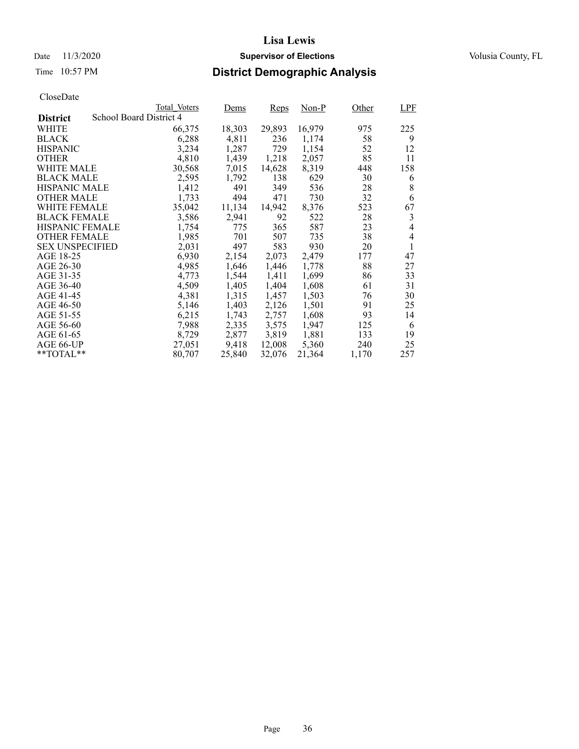# Lisa Lewis

Date 11/3/2020 **Supervisor of Elections** Volusia County, FL

Time 10:57 PM **District Demographic Analysis**

CloseDate

| District | Total_Voters | Dems | Reps | Non-P | Other | LPF |
|---|---|---|---|---|---|---|
| School Board District 4 | | | | | | |
| WHITE | 66,375 | 18,303 | 29,893 | 16,979 | 975 | 225 |
| BLACK | 6,288 | 4,811 | 236 | 1,174 | 58 | 9 |
| HISPANIC | 3,234 | 1,287 | 729 | 1,154 | 52 | 12 |
| OTHER | 4,810 | 1,439 | 1,218 | 2,057 | 85 | 11 |
| WHITE MALE | 30,568 | 7,015 | 14,628 | 8,319 | 448 | 158 |
| BLACK MALE | 2,595 | 1,792 | 138 | 629 | 30 | 6 |
| HISPANIC MALE | 1,412 | 491 | 349 | 536 | 28 | 8 |
| OTHER MALE | 1,733 | 494 | 471 | 730 | 32 | 6 |
| WHITE FEMALE | 35,042 | 11,134 | 14,942 | 8,376 | 523 | 67 |
| BLACK FEMALE | 3,586 | 2,941 | 92 | 522 | 28 | 3 |
| HISPANIC FEMALE | 1,754 | 775 | 365 | 587 | 23 | 4 |
| OTHER FEMALE | 1,985 | 701 | 507 | 735 | 38 | 4 |
| SEX UNSPECIFIED | 2,031 | 497 | 583 | 930 | 20 | 1 |
| AGE 18-25 | 6,930 | 2,154 | 2,073 | 2,479 | 177 | 47 |
| AGE 26-30 | 4,985 | 1,646 | 1,446 | 1,778 | 88 | 27 |
| AGE 31-35 | 4,773 | 1,544 | 1,411 | 1,699 | 86 | 33 |
| AGE 36-40 | 4,509 | 1,405 | 1,404 | 1,608 | 61 | 31 |
| AGE 41-45 | 4,381 | 1,315 | 1,457 | 1,503 | 76 | 30 |
| AGE 46-50 | 5,146 | 1,403 | 2,126 | 1,501 | 91 | 25 |
| AGE 51-55 | 6,215 | 1,743 | 2,757 | 1,608 | 93 | 14 |
| AGE 56-60 | 7,988 | 2,335 | 3,575 | 1,947 | 125 | 6 |
| AGE 61-65 | 8,729 | 2,877 | 3,819 | 1,881 | 133 | 19 |
| AGE 66-UP | 27,051 | 9,418 | 12,008 | 5,360 | 240 | 25 |
| **TOTAL** | 80,707 | 25,840 | 32,076 | 21,364 | 1,170 | 257 |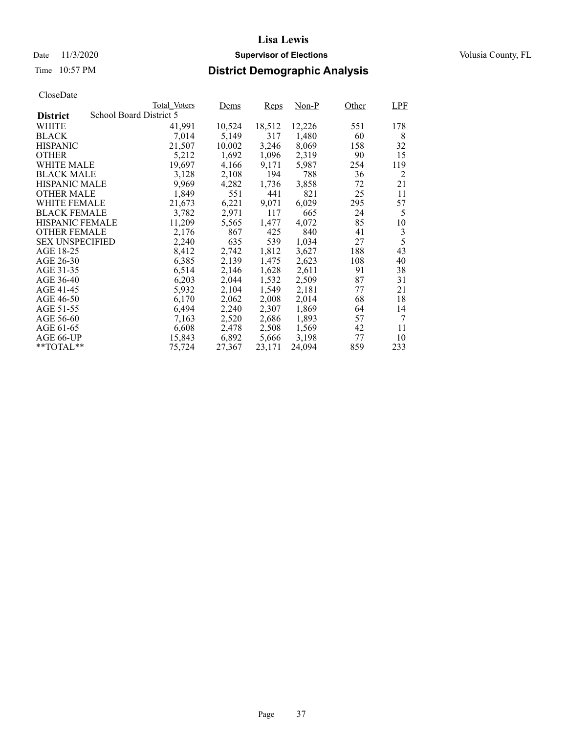# Lisa Lewis

Date 11/3/2020 **Supervisor of Elections** Volusia County, FL

Time 10:57 PM **District Demographic Analysis**

CloseDate

| District | Total_Voters | Dems | Reps | Non-P | Other | LPF |
|---|---|---|---|---|---|---|
| School Board District 5 | | | | | | |
| WHITE | 41,991 | 10,524 | 18,512 | 12,226 | 551 | 178 |
| BLACK | 7,014 | 5,149 | 317 | 1,480 | 60 | 8 |
| HISPANIC | 21,507 | 10,002 | 3,246 | 8,069 | 158 | 32 |
| OTHER | 5,212 | 1,692 | 1,096 | 2,319 | 90 | 15 |
| WHITE MALE | 19,697 | 4,166 | 9,171 | 5,987 | 254 | 119 |
| BLACK MALE | 3,128 | 2,108 | 194 | 788 | 36 | 2 |
| HISPANIC MALE | 9,969 | 4,282 | 1,736 | 3,858 | 72 | 21 |
| OTHER MALE | 1,849 | 551 | 441 | 821 | 25 | 11 |
| WHITE FEMALE | 21,673 | 6,221 | 9,071 | 6,029 | 295 | 57 |
| BLACK FEMALE | 3,782 | 2,971 | 117 | 665 | 24 | 5 |
| HISPANIC FEMALE | 11,209 | 5,565 | 1,477 | 4,072 | 85 | 10 |
| OTHER FEMALE | 2,176 | 867 | 425 | 840 | 41 | 3 |
| SEX UNSPECIFIED | 2,240 | 635 | 539 | 1,034 | 27 | 5 |
| AGE 18-25 | 8,412 | 2,742 | 1,812 | 3,627 | 188 | 43 |
| AGE 26-30 | 6,385 | 2,139 | 1,475 | 2,623 | 108 | 40 |
| AGE 31-35 | 6,514 | 2,146 | 1,628 | 2,611 | 91 | 38 |
| AGE 36-40 | 6,203 | 2,044 | 1,532 | 2,509 | 87 | 31 |
| AGE 41-45 | 5,932 | 2,104 | 1,549 | 2,181 | 77 | 21 |
| AGE 46-50 | 6,170 | 2,062 | 2,008 | 2,014 | 68 | 18 |
| AGE 51-55 | 6,494 | 2,240 | 2,307 | 1,869 | 64 | 14 |
| AGE 56-60 | 7,163 | 2,520 | 2,686 | 1,893 | 57 | 7 |
| AGE 61-65 | 6,608 | 2,478 | 2,508 | 1,569 | 42 | 11 |
| AGE 66-UP | 15,843 | 6,892 | 5,666 | 3,198 | 77 | 10 |
| **TOTAL** | 75,724 | 27,367 | 23,171 | 24,094 | 859 | 233 |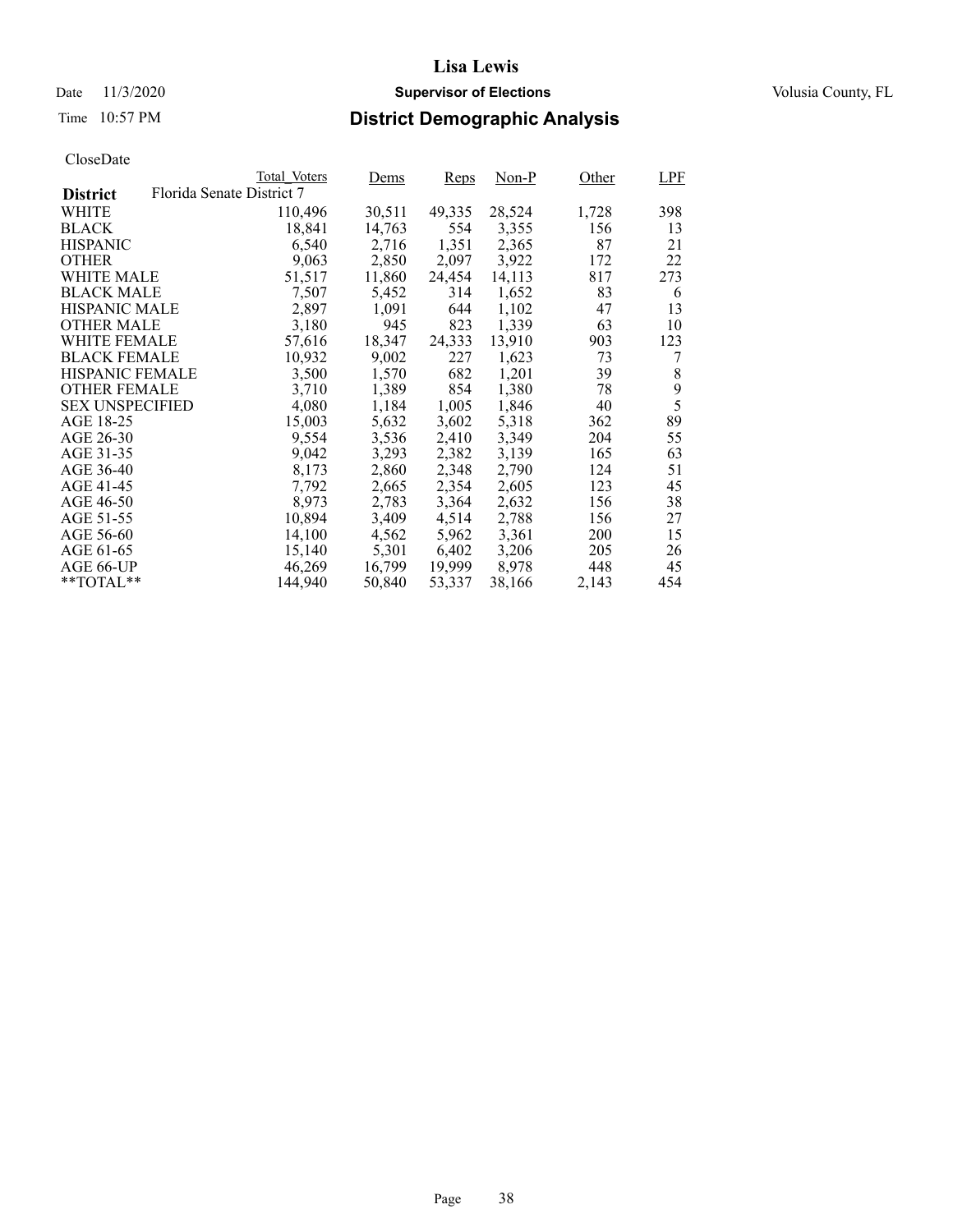# Lisa Lewis

Date 11/3/2020 **Supervisor of Elections** Volusia County, FL

Time 10:57 PM

## District Demographic Analysis

CloseDate

| District | Total_Voters | Dems | Reps | Non-P | Other | LPF |
|---|---|---|---|---|---|---|
| Florida Senate District 7 | | | | | | |
| WHITE | 110,496 | 30,511 | 49,335 | 28,524 | 1,728 | 398 |
| BLACK | 18,841 | 14,763 | 554 | 3,355 | 156 | 13 |
| HISPANIC | 6,540 | 2,716 | 1,351 | 2,365 | 87 | 21 |
| OTHER | 9,063 | 2,850 | 2,097 | 3,922 | 172 | 22 |
| WHITE MALE | 51,517 | 11,860 | 24,454 | 14,113 | 817 | 273 |
| BLACK MALE | 7,507 | 5,452 | 314 | 1,652 | 83 | 6 |
| HISPANIC MALE | 2,897 | 1,091 | 644 | 1,102 | 47 | 13 |
| OTHER MALE | 3,180 | 945 | 823 | 1,339 | 63 | 10 |
| WHITE FEMALE | 57,616 | 18,347 | 24,333 | 13,910 | 903 | 123 |
| BLACK FEMALE | 10,932 | 9,002 | 227 | 1,623 | 73 | 7 |
| HISPANIC FEMALE | 3,500 | 1,570 | 682 | 1,201 | 39 | 8 |
| OTHER FEMALE | 3,710 | 1,389 | 854 | 1,380 | 78 | 9 |
| SEX UNSPECIFIED | 4,080 | 1,184 | 1,005 | 1,846 | 40 | 5 |
| AGE 18-25 | 15,003 | 5,632 | 3,602 | 5,318 | 362 | 89 |
| AGE 26-30 | 9,554 | 3,536 | 2,410 | 3,349 | 204 | 55 |
| AGE 31-35 | 9,042 | 3,293 | 2,382 | 3,139 | 165 | 63 |
| AGE 36-40 | 8,173 | 2,860 | 2,348 | 2,790 | 124 | 51 |
| AGE 41-45 | 7,792 | 2,665 | 2,354 | 2,605 | 123 | 45 |
| AGE 46-50 | 8,973 | 2,783 | 3,364 | 2,632 | 156 | 38 |
| AGE 51-55 | 10,894 | 3,409 | 4,514 | 2,788 | 156 | 27 |
| AGE 56-60 | 14,100 | 4,562 | 5,962 | 3,361 | 200 | 15 |
| AGE 61-65 | 15,140 | 5,301 | 6,402 | 3,206 | 205 | 26 |
| AGE 66-UP | 46,269 | 16,799 | 19,999 | 8,978 | 448 | 45 |
| **TOTAL** | 144,940 | 50,840 | 53,337 | 38,166 | 2,143 | 454 |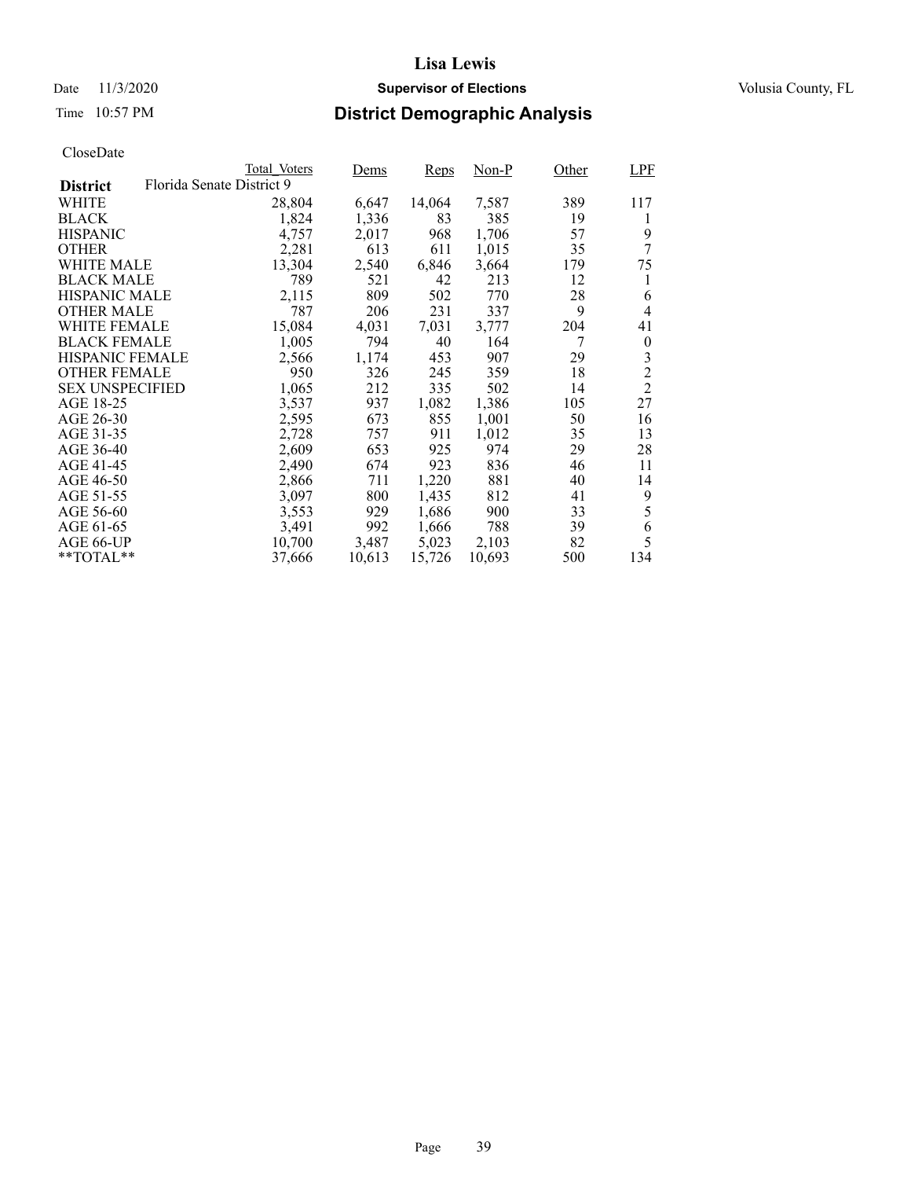**Lisa Lewis**

Date 11/3/2020 **Supervisor of Elections** Volusia County, FL

Time 10:57 PM **District Demographic Analysis**

CloseDate

| **District** | Total_Voters | Dems | Reps | Non-P | Other | LPF |
|---|---|---|---|---|---|---|
| Florida Senate District 9 | | | | | | |
| WHITE | 28,804 | 6,647 | 14,064 | 7,587 | 389 | 117 |
| BLACK | 1,824 | 1,336 | 83 | 385 | 19 | 1 |
| HISPANIC | 4,757 | 2,017 | 968 | 1,706 | 57 | 9 |
| OTHER | 2,281 | 613 | 611 | 1,015 | 35 | 7 |
| WHITE MALE | 13,304 | 2,540 | 6,846 | 3,664 | 179 | 75 |
| BLACK MALE | 789 | 521 | 42 | 213 | 12 | 1 |
| HISPANIC MALE | 2,115 | 809 | 502 | 770 | 28 | 6 |
| OTHER MALE | 787 | 206 | 231 | 337 | 9 | 4 |
| WHITE FEMALE | 15,084 | 4,031 | 7,031 | 3,777 | 204 | 41 |
| BLACK FEMALE | 1,005 | 794 | 40 | 164 | 7 | 0 |
| HISPANIC FEMALE | 2,566 | 1,174 | 453 | 907 | 29 | 3 |
| OTHER FEMALE | 950 | 326 | 245 | 359 | 18 | 2 |
| SEX UNSPECIFIED | 1,065 | 212 | 335 | 502 | 14 | 2 |
| AGE 18-25 | 3,537 | 937 | 1,082 | 1,386 | 105 | 27 |
| AGE 26-30 | 2,595 | 673 | 855 | 1,001 | 50 | 16 |
| AGE 31-35 | 2,728 | 757 | 911 | 1,012 | 35 | 13 |
| AGE 36-40 | 2,609 | 653 | 925 | 974 | 29 | 28 |
| AGE 41-45 | 2,490 | 674 | 923 | 836 | 46 | 11 |
| AGE 46-50 | 2,866 | 711 | 1,220 | 881 | 40 | 14 |
| AGE 51-55 | 3,097 | 800 | 1,435 | 812 | 41 | 9 |
| AGE 56-60 | 3,553 | 929 | 1,686 | 900 | 33 | 5 |
| AGE 61-65 | 3,491 | 992 | 1,666 | 788 | 39 | 6 |
| AGE 66-UP | 10,700 | 3,487 | 5,023 | 2,103 | 82 | 5 |
| **TOTAL** | 37,666 | 10,613 | 15,726 | 10,693 | 500 | 134 |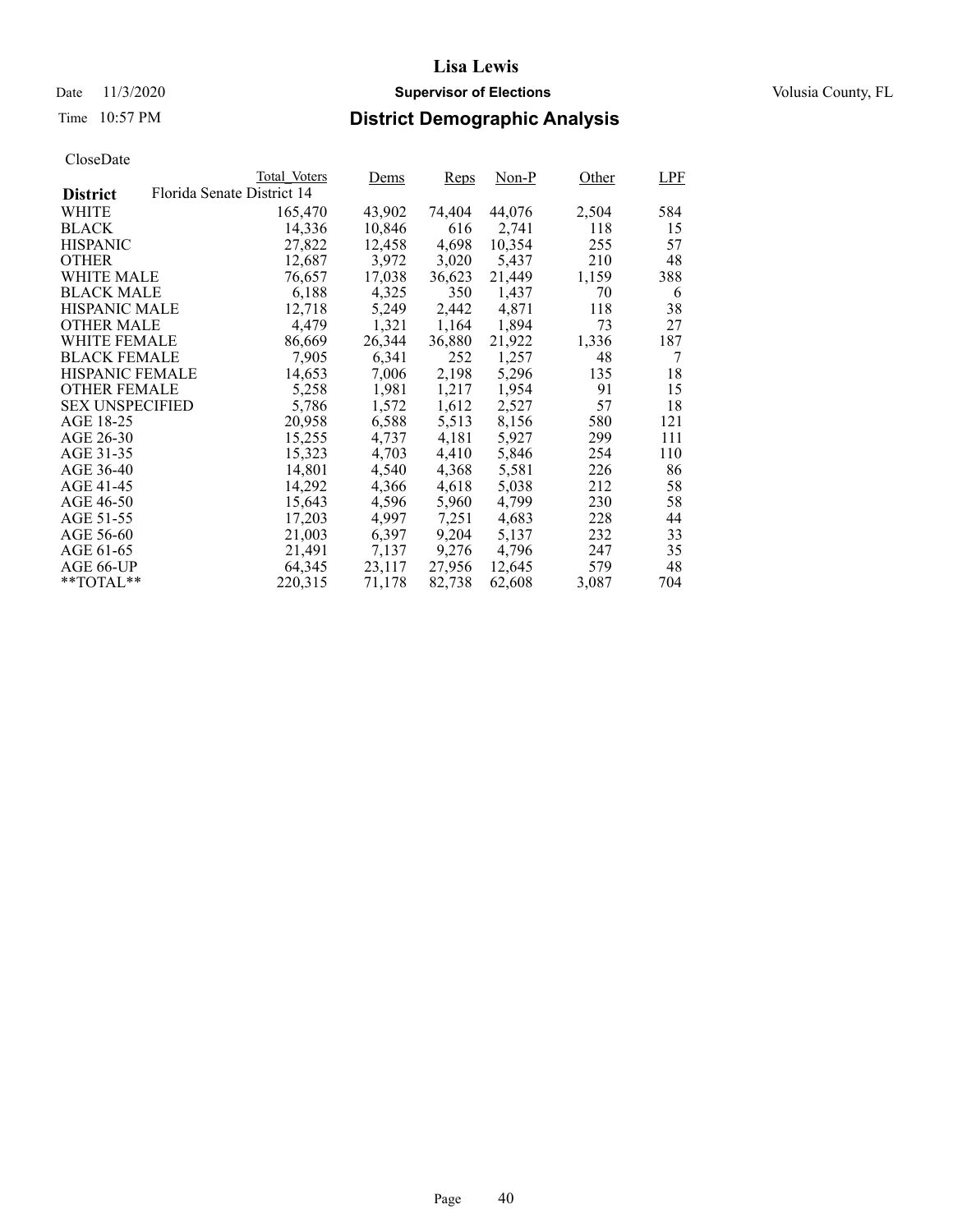# Lisa Lewis

Date 11/3/2020 **Supervisor of Elections** Volusia County, FL

Time 10:57 PM **District Demographic Analysis**

CloseDate

| District | Total_Voters | Dems | Reps | Non-P | Other | LPF |
|---|---|---|---|---|---|---|
| Florida Senate District 14 | | | | | | |
| WHITE | 165,470 | 43,902 | 74,404 | 44,076 | 2,504 | 584 |
| BLACK | 14,336 | 10,846 | 616 | 2,741 | 118 | 15 |
| HISPANIC | 27,822 | 12,458 | 4,698 | 10,354 | 255 | 57 |
| OTHER | 12,687 | 3,972 | 3,020 | 5,437 | 210 | 48 |
| WHITE MALE | 76,657 | 17,038 | 36,623 | 21,449 | 1,159 | 388 |
| BLACK MALE | 6,188 | 4,325 | 350 | 1,437 | 70 | 6 |
| HISPANIC MALE | 12,718 | 5,249 | 2,442 | 4,871 | 118 | 38 |
| OTHER MALE | 4,479 | 1,321 | 1,164 | 1,894 | 73 | 27 |
| WHITE FEMALE | 86,669 | 26,344 | 36,880 | 21,922 | 1,336 | 187 |
| BLACK FEMALE | 7,905 | 6,341 | 252 | 1,257 | 48 | 7 |
| HISPANIC FEMALE | 14,653 | 7,006 | 2,198 | 5,296 | 135 | 18 |
| OTHER FEMALE | 5,258 | 1,981 | 1,217 | 1,954 | 91 | 15 |
| SEX UNSPECIFIED | 5,786 | 1,572 | 1,612 | 2,527 | 57 | 18 |
| AGE 18-25 | 20,958 | 6,588 | 5,513 | 8,156 | 580 | 121 |
| AGE 26-30 | 15,255 | 4,737 | 4,181 | 5,927 | 299 | 111 |
| AGE 31-35 | 15,323 | 4,703 | 4,410 | 5,846 | 254 | 110 |
| AGE 36-40 | 14,801 | 4,540 | 4,368 | 5,581 | 226 | 86 |
| AGE 41-45 | 14,292 | 4,366 | 4,618 | 5,038 | 212 | 58 |
| AGE 46-50 | 15,643 | 4,596 | 5,960 | 4,799 | 230 | 58 |
| AGE 51-55 | 17,203 | 4,997 | 7,251 | 4,683 | 228 | 44 |
| AGE 56-60 | 21,003 | 6,397 | 9,204 | 5,137 | 232 | 33 |
| AGE 61-65 | 21,491 | 7,137 | 9,276 | 4,796 | 247 | 35 |
| AGE 66-UP | 64,345 | 23,117 | 27,956 | 12,645 | 579 | 48 |
| **TOTAL** | 220,315 | 71,178 | 82,738 | 62,608 | 3,087 | 704 |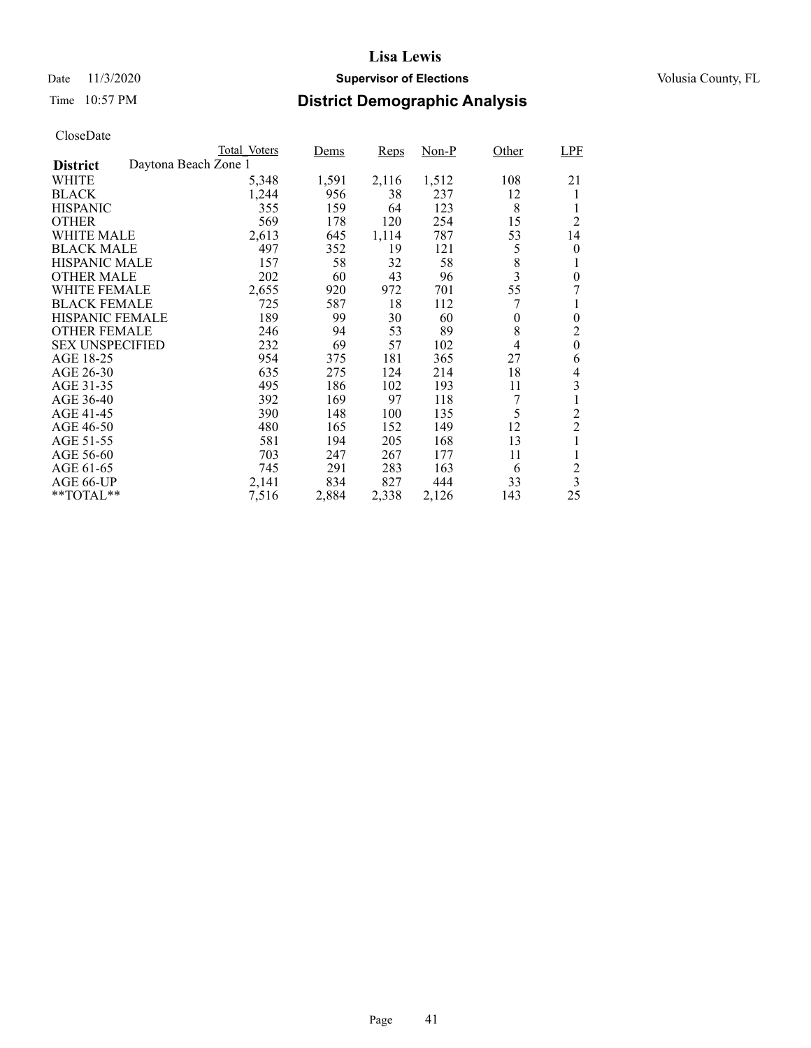# Lisa Lewis

Date 11/3/2020 **Supervisor of Elections** Volusia County, FL

Time 10:57 PM **District Demographic Analysis**

CloseDate

| | Total_Voters | Dems | Reps | Non-P | Other | LPF |
|---|---|---|---|---|---|---|
| **District** Daytona Beach Zone 1 | | | | | | |
| WHITE | 5,348 | 1,591 | 2,116 | 1,512 | 108 | 21 |
| BLACK | 1,244 | 956 | 38 | 237 | 12 | 1 |
| HISPANIC | 355 | 159 | 64 | 123 | 8 | 1 |
| OTHER | 569 | 178 | 120 | 254 | 15 | 2 |
| WHITE MALE | 2,613 | 645 | 1,114 | 787 | 53 | 14 |
| BLACK MALE | 497 | 352 | 19 | 121 | 5 | 0 |
| HISPANIC MALE | 157 | 58 | 32 | 58 | 8 | 1 |
| OTHER MALE | 202 | 60 | 43 | 96 | 3 | 0 |
| WHITE FEMALE | 2,655 | 920 | 972 | 701 | 55 | 7 |
| BLACK FEMALE | 725 | 587 | 18 | 112 | 7 | 1 |
| HISPANIC FEMALE | 189 | 99 | 30 | 60 | 0 | 0 |
| OTHER FEMALE | 246 | 94 | 53 | 89 | 8 | 2 |
| SEX UNSPECIFIED | 232 | 69 | 57 | 102 | 4 | 0 |
| AGE 18-25 | 954 | 375 | 181 | 365 | 27 | 6 |
| AGE 26-30 | 635 | 275 | 124 | 214 | 18 | 4 |
| AGE 31-35 | 495 | 186 | 102 | 193 | 11 | 3 |
| AGE 36-40 | 392 | 169 | 97 | 118 | 7 | 1 |
| AGE 41-45 | 390 | 148 | 100 | 135 | 5 | 2 |
| AGE 46-50 | 480 | 165 | 152 | 149 | 12 | 2 |
| AGE 51-55 | 581 | 194 | 205 | 168 | 13 | 1 |
| AGE 56-60 | 703 | 247 | 267 | 177 | 11 | 1 |
| AGE 61-65 | 745 | 291 | 283 | 163 | 6 | 2 |
| AGE 66-UP | 2,141 | 834 | 827 | 444 | 33 | 3 |
| **TOTAL** | 7,516 | 2,884 | 2,338 | 2,126 | 143 | 25 |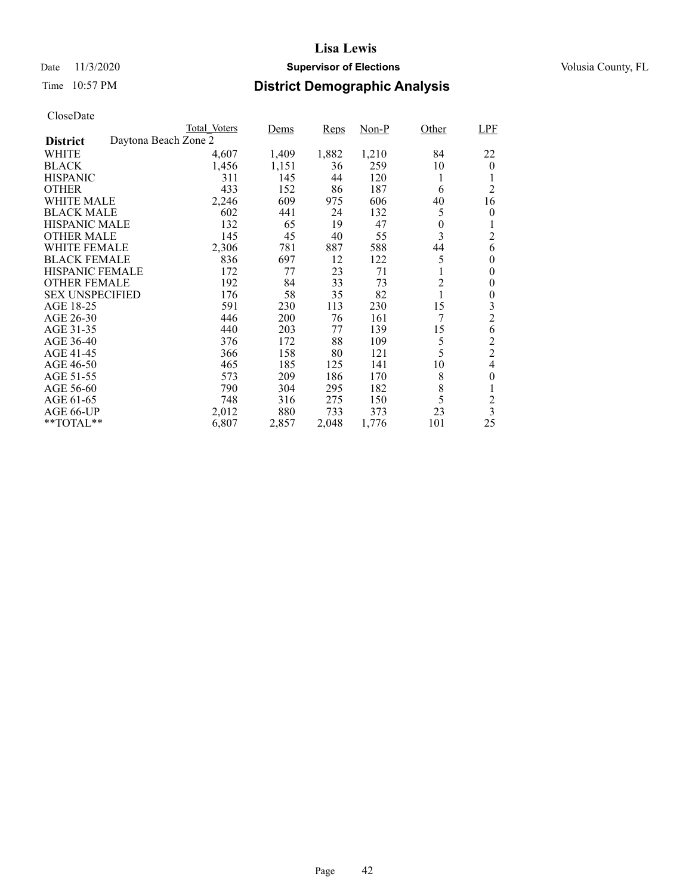# Lisa Lewis

Date 11/3/2020 **Supervisor of Elections** Volusia County, FL

Time 10:57 PM **District Demographic Analysis**

CloseDate

| | Total_Voters | Dems | Reps | Non-P | Other | LPF |
|---|---|---|---|---|---|---|
| **District** Daytona Beach Zone 2 | | | | | | |
| WHITE | 4,607 | 1,409 | 1,882 | 1,210 | 84 | 22 |
| BLACK | 1,456 | 1,151 | 36 | 259 | 10 | 0 |
| HISPANIC | 311 | 145 | 44 | 120 | 1 | 1 |
| OTHER | 433 | 152 | 86 | 187 | 6 | 2 |
| WHITE MALE | 2,246 | 609 | 975 | 606 | 40 | 16 |
| BLACK MALE | 602 | 441 | 24 | 132 | 5 | 0 |
| HISPANIC MALE | 132 | 65 | 19 | 47 | 0 | 1 |
| OTHER MALE | 145 | 45 | 40 | 55 | 3 | 2 |
| WHITE FEMALE | 2,306 | 781 | 887 | 588 | 44 | 6 |
| BLACK FEMALE | 836 | 697 | 12 | 122 | 5 | 0 |
| HISPANIC FEMALE | 172 | 77 | 23 | 71 | 1 | 0 |
| OTHER FEMALE | 192 | 84 | 33 | 73 | 2 | 0 |
| SEX UNSPECIFIED | 176 | 58 | 35 | 82 | 1 | 0 |
| AGE 18-25 | 591 | 230 | 113 | 230 | 15 | 3 |
| AGE 26-30 | 446 | 200 | 76 | 161 | 7 | 2 |
| AGE 31-35 | 440 | 203 | 77 | 139 | 15 | 6 |
| AGE 36-40 | 376 | 172 | 88 | 109 | 5 | 2 |
| AGE 41-45 | 366 | 158 | 80 | 121 | 5 | 2 |
| AGE 46-50 | 465 | 185 | 125 | 141 | 10 | 4 |
| AGE 51-55 | 573 | 209 | 186 | 170 | 8 | 0 |
| AGE 56-60 | 790 | 304 | 295 | 182 | 8 | 1 |
| AGE 61-65 | 748 | 316 | 275 | 150 | 5 | 2 |
| AGE 66-UP | 2,012 | 880 | 733 | 373 | 23 | 3 |
| **TOTAL** | 6,807 | 2,857 | 2,048 | 1,776 | 101 | 25 |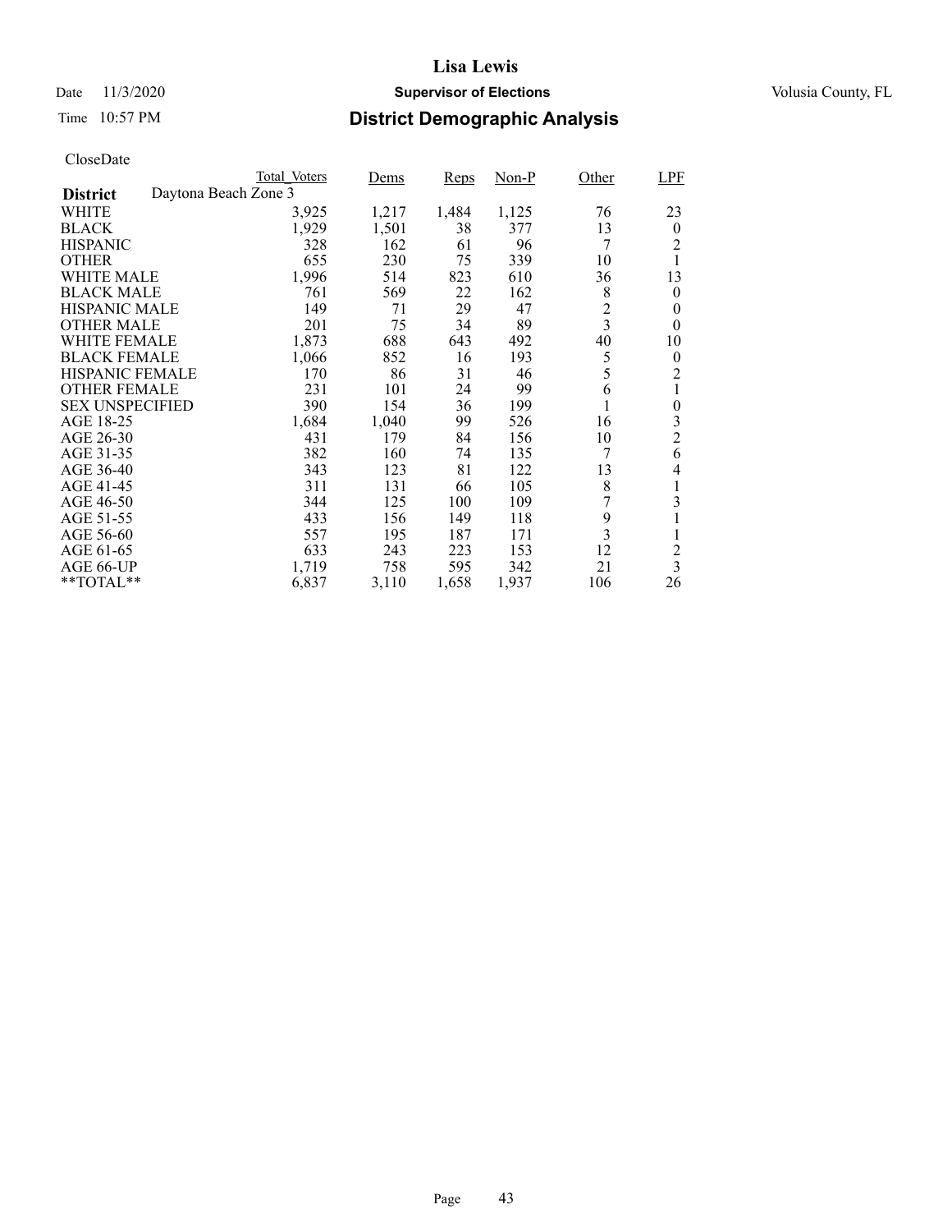# Lisa Lewis

Date 11/3/2020 **Supervisor of Elections** Volusia County, FL

Time 10:57 PM **District Demographic Analysis**

CloseDate

| | Total_Voters | Dems | Reps | Non-P | Other | LPF |
|---|---|---|---|---|---|---|
| **District** Daytona Beach Zone 3 | | | | | | |
| WHITE | 3,925 | 1,217 | 1,484 | 1,125 | 76 | 23 |
| BLACK | 1,929 | 1,501 | 38 | 377 | 13 | 0 |
| HISPANIC | 328 | 162 | 61 | 96 | 7 | 2 |
| OTHER | 655 | 230 | 75 | 339 | 10 | 1 |
| WHITE MALE | 1,996 | 514 | 823 | 610 | 36 | 13 |
| BLACK MALE | 761 | 569 | 22 | 162 | 8 | 0 |
| HISPANIC MALE | 149 | 71 | 29 | 47 | 2 | 0 |
| OTHER MALE | 201 | 75 | 34 | 89 | 3 | 0 |
| WHITE FEMALE | 1,873 | 688 | 643 | 492 | 40 | 10 |
| BLACK FEMALE | 1,066 | 852 | 16 | 193 | 5 | 0 |
| HISPANIC FEMALE | 170 | 86 | 31 | 46 | 5 | 2 |
| OTHER FEMALE | 231 | 101 | 24 | 99 | 6 | 1 |
| SEX UNSPECIFIED | 390 | 154 | 36 | 199 | 1 | 0 |
| AGE 18-25 | 1,684 | 1,040 | 99 | 526 | 16 | 3 |
| AGE 26-30 | 431 | 179 | 84 | 156 | 10 | 2 |
| AGE 31-35 | 382 | 160 | 74 | 135 | 7 | 6 |
| AGE 36-40 | 343 | 123 | 81 | 122 | 13 | 4 |
| AGE 41-45 | 311 | 131 | 66 | 105 | 8 | 1 |
| AGE 46-50 | 344 | 125 | 100 | 109 | 7 | 3 |
| AGE 51-55 | 433 | 156 | 149 | 118 | 9 | 1 |
| AGE 56-60 | 557 | 195 | 187 | 171 | 3 | 1 |
| AGE 61-65 | 633 | 243 | 223 | 153 | 12 | 2 |
| AGE 66-UP | 1,719 | 758 | 595 | 342 | 21 | 3 |
| **TOTAL** | 6,837 | 3,110 | 1,658 | 1,937 | 106 | 26 |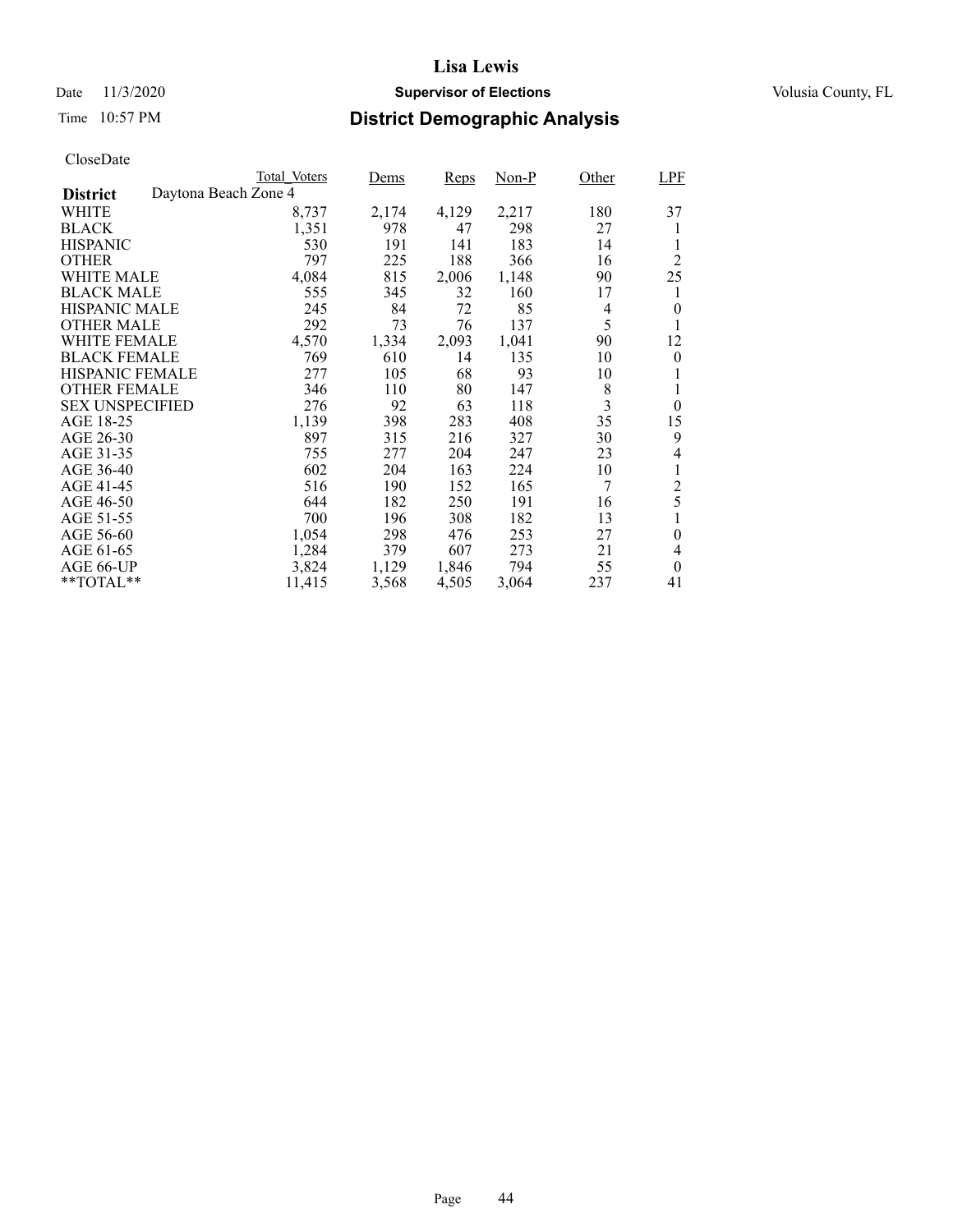# Lisa Lewis

Date 11/3/2020 **Supervisor of Elections** Volusia County, FL

Time 10:57 PM **District Demographic Analysis**

CloseDate

| | Total_Voters | Dems | Reps | Non-P | Other | LPF |
|---|---|---|---|---|---|---|
| **District** Daytona Beach Zone 4 | | | | | | |
| WHITE | 8,737 | 2,174 | 4,129 | 2,217 | 180 | 37 |
| BLACK | 1,351 | 978 | 47 | 298 | 27 | 1 |
| HISPANIC | 530 | 191 | 141 | 183 | 14 | 1 |
| OTHER | 797 | 225 | 188 | 366 | 16 | 2 |
| WHITE MALE | 4,084 | 815 | 2,006 | 1,148 | 90 | 25 |
| BLACK MALE | 555 | 345 | 32 | 160 | 17 | 1 |
| HISPANIC MALE | 245 | 84 | 72 | 85 | 4 | 0 |
| OTHER MALE | 292 | 73 | 76 | 137 | 5 | 1 |
| WHITE FEMALE | 4,570 | 1,334 | 2,093 | 1,041 | 90 | 12 |
| BLACK FEMALE | 769 | 610 | 14 | 135 | 10 | 0 |
| HISPANIC FEMALE | 277 | 105 | 68 | 93 | 10 | 1 |
| OTHER FEMALE | 346 | 110 | 80 | 147 | 8 | 1 |
| SEX UNSPECIFIED | 276 | 92 | 63 | 118 | 3 | 0 |
| AGE 18-25 | 1,139 | 398 | 283 | 408 | 35 | 15 |
| AGE 26-30 | 897 | 315 | 216 | 327 | 30 | 9 |
| AGE 31-35 | 755 | 277 | 204 | 247 | 23 | 4 |
| AGE 36-40 | 602 | 204 | 163 | 224 | 10 | 1 |
| AGE 41-45 | 516 | 190 | 152 | 165 | 7 | 2 |
| AGE 46-50 | 644 | 182 | 250 | 191 | 16 | 5 |
| AGE 51-55 | 700 | 196 | 308 | 182 | 13 | 1 |
| AGE 56-60 | 1,054 | 298 | 476 | 253 | 27 | 0 |
| AGE 61-65 | 1,284 | 379 | 607 | 273 | 21 | 4 |
| AGE 66-UP | 3,824 | 1,129 | 1,846 | 794 | 55 | 0 |
| **TOTAL** | 11,415 | 3,568 | 4,505 | 3,064 | 237 | 41 |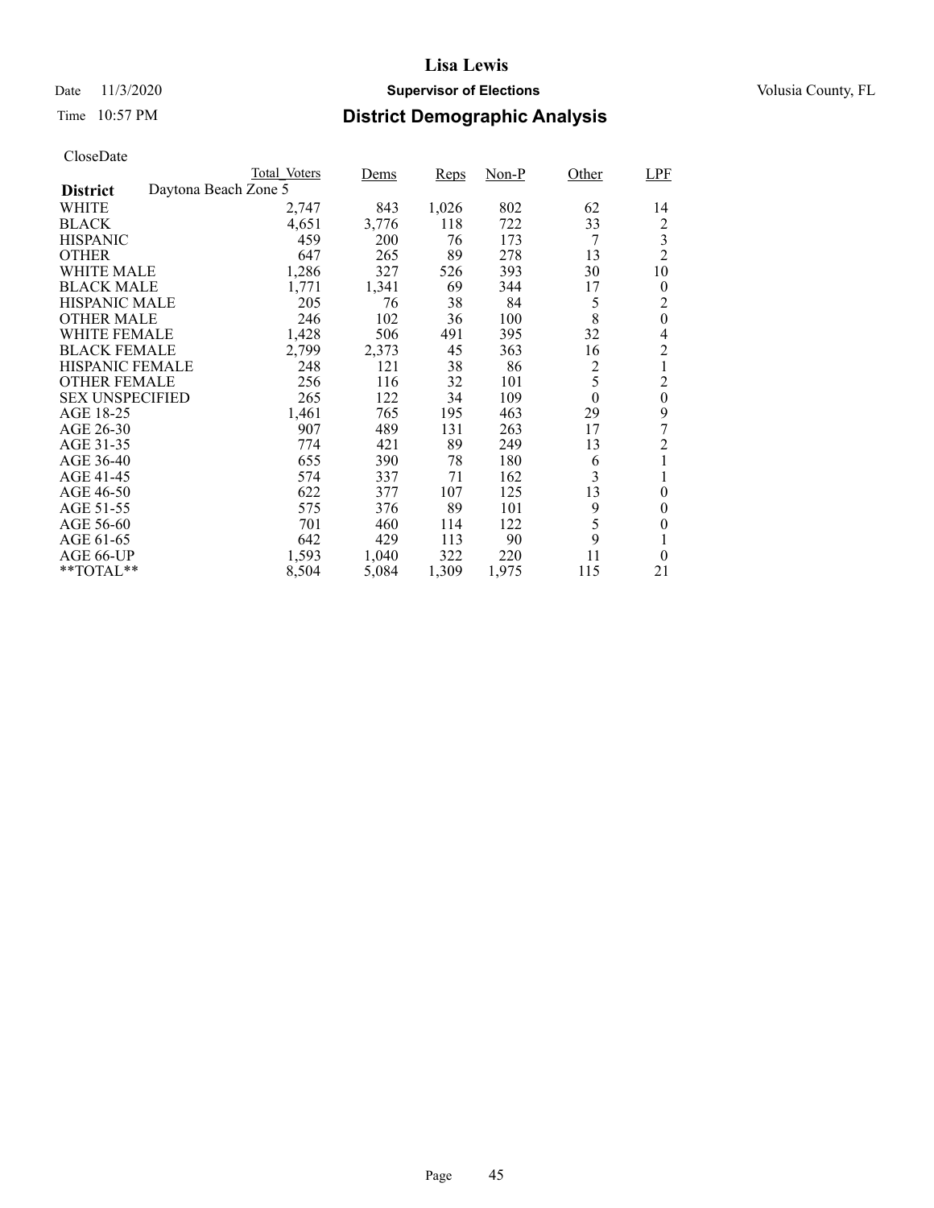# Lisa Lewis

Date 11/3/2020 **Supervisor of Elections** Volusia County, FL

Time 10:57 PM **District Demographic Analysis**

CloseDate

| District | Total_Voters | Dems | Reps | Non-P | Other | LPF |
|---|---|---|---|---|---|---|
| Daytona Beach Zone 5 | | | | | | |
| WHITE | 2,747 | 843 | 1,026 | 802 | 62 | 14 |
| BLACK | 4,651 | 3,776 | 118 | 722 | 33 | 2 |
| HISPANIC | 459 | 200 | 76 | 173 | 7 | 3 |
| OTHER | 647 | 265 | 89 | 278 | 13 | 2 |
| WHITE MALE | 1,286 | 327 | 526 | 393 | 30 | 10 |
| BLACK MALE | 1,771 | 1,341 | 69 | 344 | 17 | 0 |
| HISPANIC MALE | 205 | 76 | 38 | 84 | 5 | 2 |
| OTHER MALE | 246 | 102 | 36 | 100 | 8 | 0 |
| WHITE FEMALE | 1,428 | 506 | 491 | 395 | 32 | 4 |
| BLACK FEMALE | 2,799 | 2,373 | 45 | 363 | 16 | 2 |
| HISPANIC FEMALE | 248 | 121 | 38 | 86 | 2 | 1 |
| OTHER FEMALE | 256 | 116 | 32 | 101 | 5 | 2 |
| SEX UNSPECIFIED | 265 | 122 | 34 | 109 | 0 | 0 |
| AGE 18-25 | 1,461 | 765 | 195 | 463 | 29 | 9 |
| AGE 26-30 | 907 | 489 | 131 | 263 | 17 | 7 |
| AGE 31-35 | 774 | 421 | 89 | 249 | 13 | 2 |
| AGE 36-40 | 655 | 390 | 78 | 180 | 6 | 1 |
| AGE 41-45 | 574 | 337 | 71 | 162 | 3 | 1 |
| AGE 46-50 | 622 | 377 | 107 | 125 | 13 | 0 |
| AGE 51-55 | 575 | 376 | 89 | 101 | 9 | 0 |
| AGE 56-60 | 701 | 460 | 114 | 122 | 5 | 0 |
| AGE 61-65 | 642 | 429 | 113 | 90 | 9 | 1 |
| AGE 66-UP | 1,593 | 1,040 | 322 | 220 | 11 | 0 |
| **TOTAL** | 8,504 | 5,084 | 1,309 | 1,975 | 115 | 21 |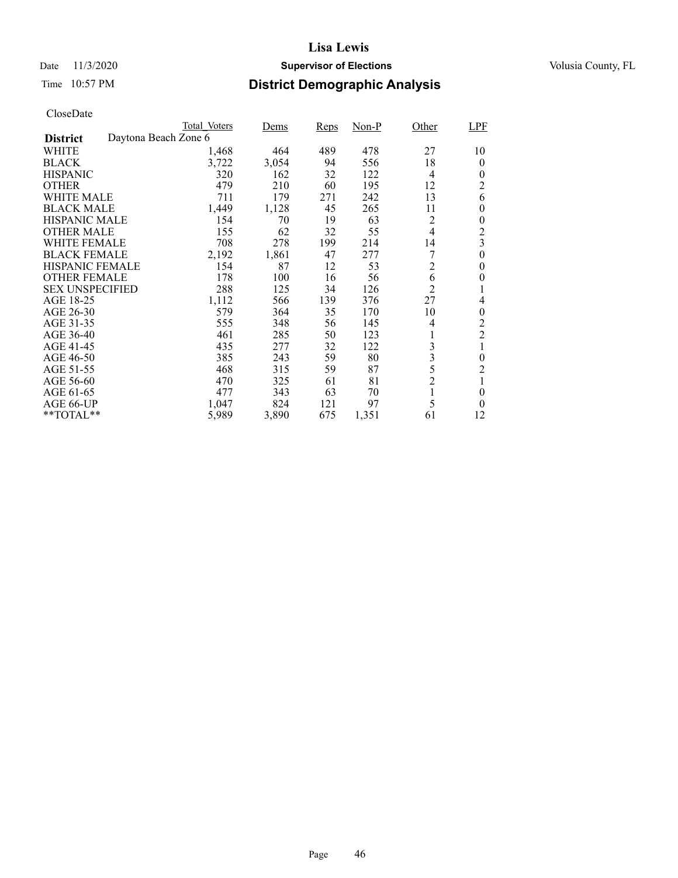# Lisa Lewis

Date 11/3/2020 **Supervisor of Elections** Volusia County, FL

Time 10:57 PM **District Demographic Analysis**

CloseDate

| | Total_Voters | Dems | Reps | Non-P | Other | LPF |
|---|---|---|---|---|---|---|
| **District** Daytona Beach Zone 6 | | | | | | |
| WHITE | 1,468 | 464 | 489 | 478 | 27 | 10 |
| BLACK | 3,722 | 3,054 | 94 | 556 | 18 | 0 |
| HISPANIC | 320 | 162 | 32 | 122 | 4 | 0 |
| OTHER | 479 | 210 | 60 | 195 | 12 | 2 |
| WHITE MALE | 711 | 179 | 271 | 242 | 13 | 6 |
| BLACK MALE | 1,449 | 1,128 | 45 | 265 | 11 | 0 |
| HISPANIC MALE | 154 | 70 | 19 | 63 | 2 | 0 |
| OTHER MALE | 155 | 62 | 32 | 55 | 4 | 2 |
| WHITE FEMALE | 708 | 278 | 199 | 214 | 14 | 3 |
| BLACK FEMALE | 2,192 | 1,861 | 47 | 277 | 7 | 0 |
| HISPANIC FEMALE | 154 | 87 | 12 | 53 | 2 | 0 |
| OTHER FEMALE | 178 | 100 | 16 | 56 | 6 | 0 |
| SEX UNSPECIFIED | 288 | 125 | 34 | 126 | 2 | 1 |
| AGE 18-25 | 1,112 | 566 | 139 | 376 | 27 | 4 |
| AGE 26-30 | 579 | 364 | 35 | 170 | 10 | 0 |
| AGE 31-35 | 555 | 348 | 56 | 145 | 4 | 2 |
| AGE 36-40 | 461 | 285 | 50 | 123 | 1 | 2 |
| AGE 41-45 | 435 | 277 | 32 | 122 | 3 | 1 |
| AGE 46-50 | 385 | 243 | 59 | 80 | 3 | 0 |
| AGE 51-55 | 468 | 315 | 59 | 87 | 5 | 2 |
| AGE 56-60 | 470 | 325 | 61 | 81 | 2 | 1 |
| AGE 61-65 | 477 | 343 | 63 | 70 | 1 | 0 |
| AGE 66-UP | 1,047 | 824 | 121 | 97 | 5 | 0 |
| **TOTAL** | 5,989 | 3,890 | 675 | 1,351 | 61 | 12 |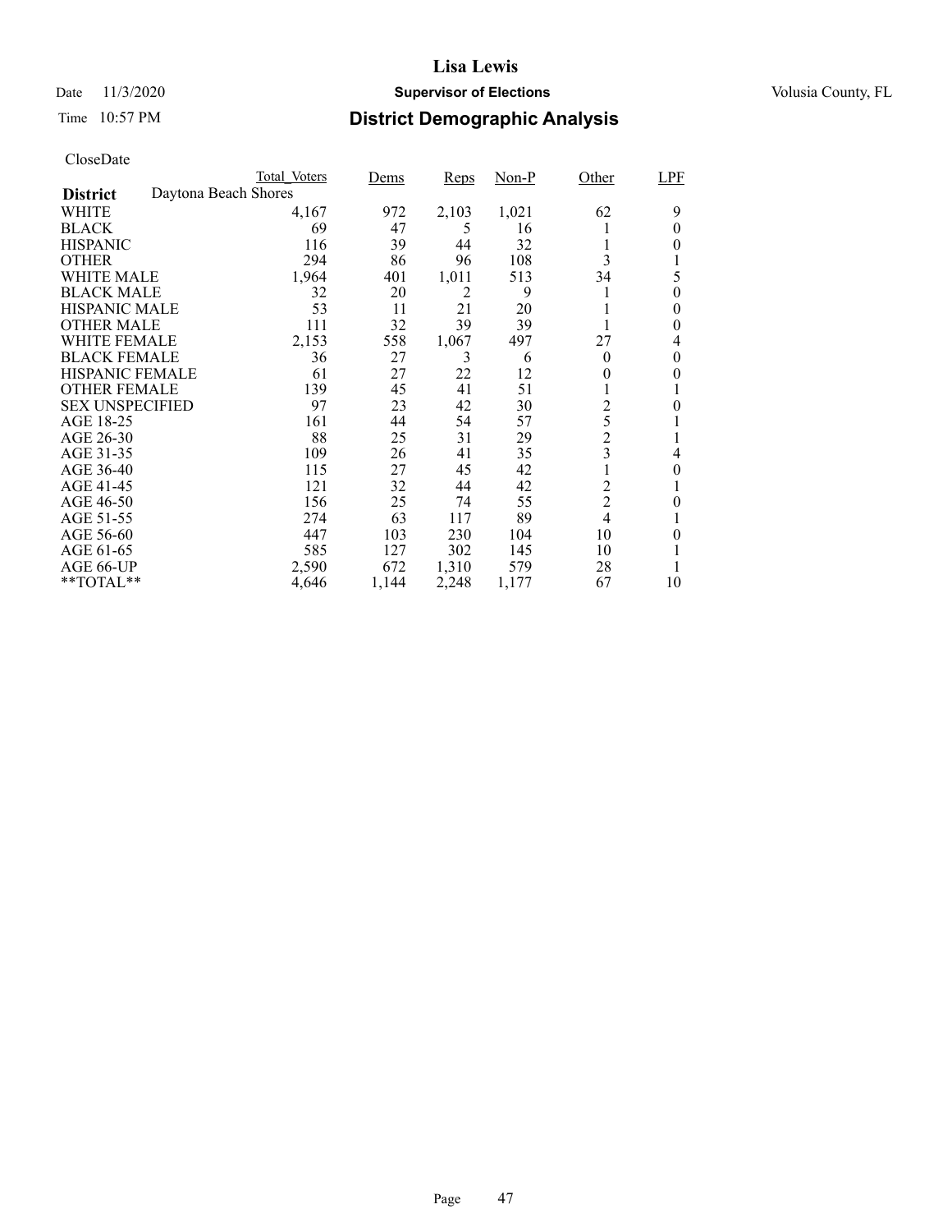# Lisa Lewis

Date 11/3/2020 **Supervisor of Elections** Volusia County, FL

Time 10:57 PM **District Demographic Analysis**

CloseDate

| District: Daytona Beach Shores | Total_Voters | Dems | Reps | Non-P | Other | LPF |
|---|---|---|---|---|---|---|
| WHITE | 4,167 | 972 | 2,103 | 1,021 | 62 | 9 |
| BLACK | 69 | 47 | 5 | 16 | 1 | 0 |
| HISPANIC | 116 | 39 | 44 | 32 | 1 | 0 |
| OTHER | 294 | 86 | 96 | 108 | 3 | 1 |
| WHITE MALE | 1,964 | 401 | 1,011 | 513 | 34 | 5 |
| BLACK MALE | 32 | 20 | 2 | 9 | 1 | 0 |
| HISPANIC MALE | 53 | 11 | 21 | 20 | 1 | 0 |
| OTHER MALE | 111 | 32 | 39 | 39 | 1 | 0 |
| WHITE FEMALE | 2,153 | 558 | 1,067 | 497 | 27 | 4 |
| BLACK FEMALE | 36 | 27 | 3 | 6 | 0 | 0 |
| HISPANIC FEMALE | 61 | 27 | 22 | 12 | 0 | 0 |
| OTHER FEMALE | 139 | 45 | 41 | 51 | 1 | 1 |
| SEX UNSPECIFIED | 97 | 23 | 42 | 30 | 2 | 0 |
| AGE 18-25 | 161 | 44 | 54 | 57 | 5 | 1 |
| AGE 26-30 | 88 | 25 | 31 | 29 | 2 | 1 |
| AGE 31-35 | 109 | 26 | 41 | 35 | 3 | 4 |
| AGE 36-40 | 115 | 27 | 45 | 42 | 1 | 0 |
| AGE 41-45 | 121 | 32 | 44 | 42 | 2 | 1 |
| AGE 46-50 | 156 | 25 | 74 | 55 | 2 | 0 |
| AGE 51-55 | 274 | 63 | 117 | 89 | 4 | 1 |
| AGE 56-60 | 447 | 103 | 230 | 104 | 10 | 0 |
| AGE 61-65 | 585 | 127 | 302 | 145 | 10 | 1 |
| AGE 66-UP | 2,590 | 672 | 1,310 | 579 | 28 | 1 |
| **TOTAL** | 4,646 | 1,144 | 2,248 | 1,177 | 67 | 10 |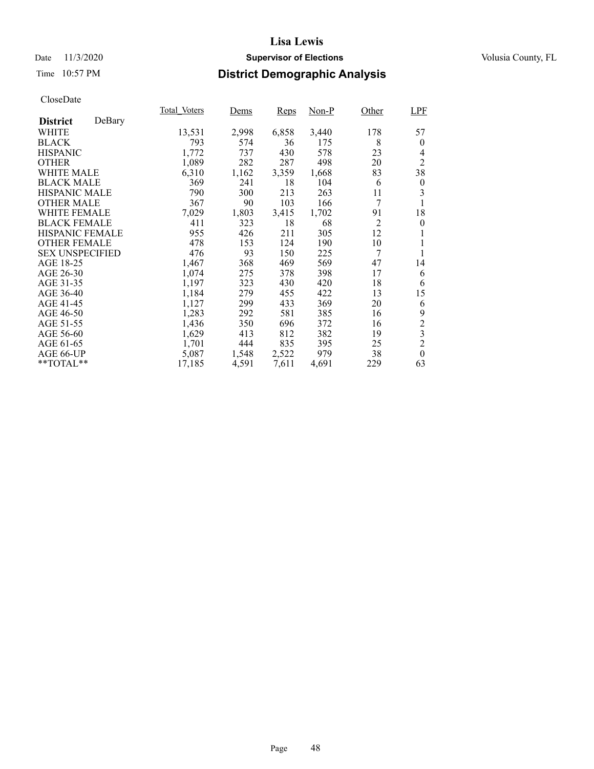**Lisa Lewis**

Date 11/3/2020 **Supervisor of Elections** Volusia County, FL

Time 10:57 PM **District Demographic Analysis**

CloseDate

| **District** DeBary | Total_Voters | Dems | Reps | Non-P | Other | LPF |
|---|---|---|---|---|---|---|
| WHITE | 13,531 | 2,998 | 6,858 | 3,440 | 178 | 57 |
| BLACK | 793 | 574 | 36 | 175 | 8 | 0 |
| HISPANIC | 1,772 | 737 | 430 | 578 | 23 | 4 |
| OTHER | 1,089 | 282 | 287 | 498 | 20 | 2 |
| WHITE MALE | 6,310 | 1,162 | 3,359 | 1,668 | 83 | 38 |
| BLACK MALE | 369 | 241 | 18 | 104 | 6 | 0 |
| HISPANIC MALE | 790 | 300 | 213 | 263 | 11 | 3 |
| OTHER MALE | 367 | 90 | 103 | 166 | 7 | 1 |
| WHITE FEMALE | 7,029 | 1,803 | 3,415 | 1,702 | 91 | 18 |
| BLACK FEMALE | 411 | 323 | 18 | 68 | 2 | 0 |
| HISPANIC FEMALE | 955 | 426 | 211 | 305 | 12 | 1 |
| OTHER FEMALE | 478 | 153 | 124 | 190 | 10 | 1 |
| SEX UNSPECIFIED | 476 | 93 | 150 | 225 | 7 | 1 |
| AGE 18-25 | 1,467 | 368 | 469 | 569 | 47 | 14 |
| AGE 26-30 | 1,074 | 275 | 378 | 398 | 17 | 6 |
| AGE 31-35 | 1,197 | 323 | 430 | 420 | 18 | 6 |
| AGE 36-40 | 1,184 | 279 | 455 | 422 | 13 | 15 |
| AGE 41-45 | 1,127 | 299 | 433 | 369 | 20 | 6 |
| AGE 46-50 | 1,283 | 292 | 581 | 385 | 16 | 9 |
| AGE 51-55 | 1,436 | 350 | 696 | 372 | 16 | 2 |
| AGE 56-60 | 1,629 | 413 | 812 | 382 | 19 | 3 |
| AGE 61-65 | 1,701 | 444 | 835 | 395 | 25 | 2 |
| AGE 66-UP | 5,087 | 1,548 | 2,522 | 979 | 38 | 0 |
| **TOTAL** | 17,185 | 4,591 | 7,611 | 4,691 | 229 | 63 |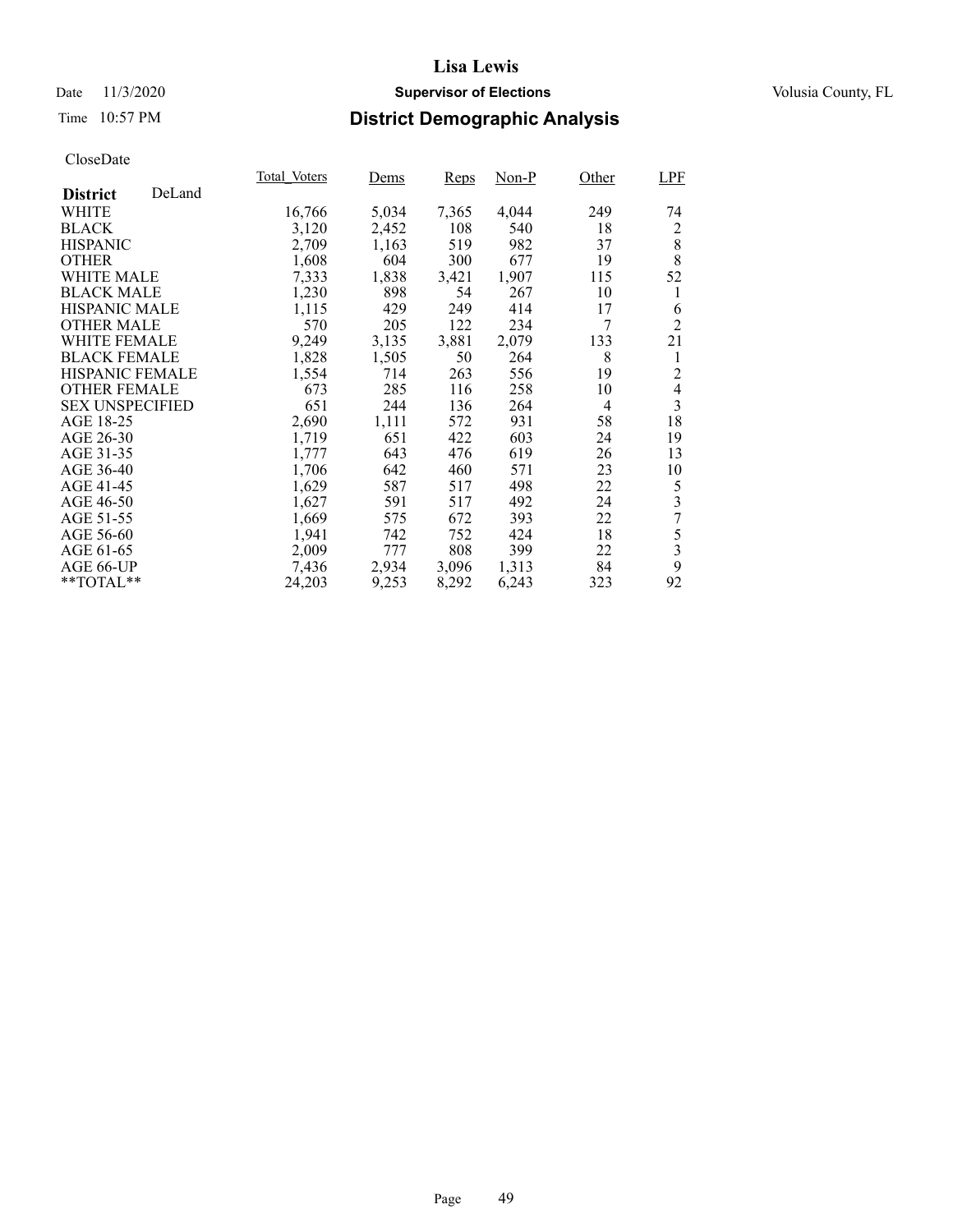# Lisa Lewis

Date 11/3/2020 **Supervisor of Elections** Volusia County, FL

Time 10:57 PM **District Demographic Analysis**

CloseDate

| **District** DeLand | Total_Voters | Dems | Reps | Non-P | Other | LPF |
|---|---|---|---|---|---|---|
| WHITE | 16,766 | 5,034 | 7,365 | 4,044 | 249 | 74 |
| BLACK | 3,120 | 2,452 | 108 | 540 | 18 | 2 |
| HISPANIC | 2,709 | 1,163 | 519 | 982 | 37 | 8 |
| OTHER | 1,608 | 604 | 300 | 677 | 19 | 8 |
| WHITE MALE | 7,333 | 1,838 | 3,421 | 1,907 | 115 | 52 |
| BLACK MALE | 1,230 | 898 | 54 | 267 | 10 | 1 |
| HISPANIC MALE | 1,115 | 429 | 249 | 414 | 17 | 6 |
| OTHER MALE | 570 | 205 | 122 | 234 | 7 | 2 |
| WHITE FEMALE | 9,249 | 3,135 | 3,881 | 2,079 | 133 | 21 |
| BLACK FEMALE | 1,828 | 1,505 | 50 | 264 | 8 | 1 |
| HISPANIC FEMALE | 1,554 | 714 | 263 | 556 | 19 | 2 |
| OTHER FEMALE | 673 | 285 | 116 | 258 | 10 | 4 |
| SEX UNSPECIFIED | 651 | 244 | 136 | 264 | 4 | 3 |
| AGE 18-25 | 2,690 | 1,111 | 572 | 931 | 58 | 18 |
| AGE 26-30 | 1,719 | 651 | 422 | 603 | 24 | 19 |
| AGE 31-35 | 1,777 | 643 | 476 | 619 | 26 | 13 |
| AGE 36-40 | 1,706 | 642 | 460 | 571 | 23 | 10 |
| AGE 41-45 | 1,629 | 587 | 517 | 498 | 22 | 5 |
| AGE 46-50 | 1,627 | 591 | 517 | 492 | 24 | 3 |
| AGE 51-55 | 1,669 | 575 | 672 | 393 | 22 | 7 |
| AGE 56-60 | 1,941 | 742 | 752 | 424 | 18 | 5 |
| AGE 61-65 | 2,009 | 777 | 808 | 399 | 22 | 3 |
| AGE 66-UP | 7,436 | 2,934 | 3,096 | 1,313 | 84 | 9 |
| **TOTAL** | 24,203 | 9,253 | 8,292 | 6,243 | 323 | 92 |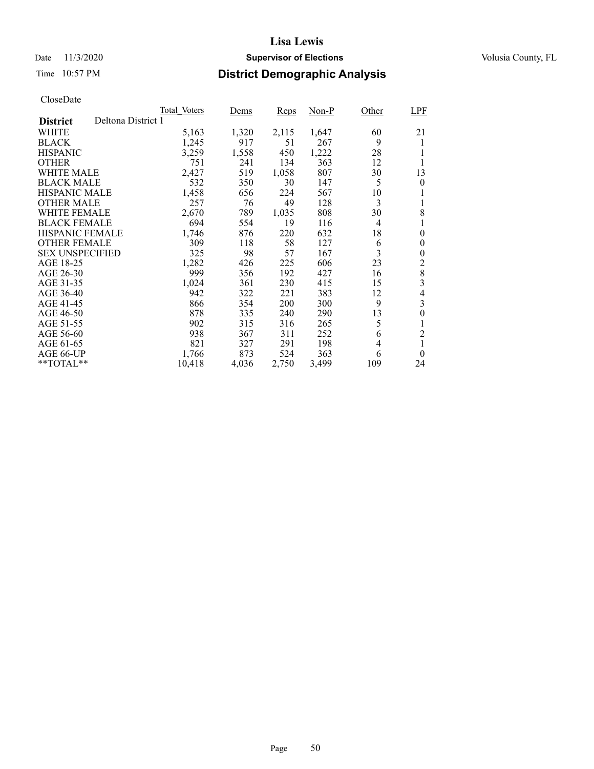# Lisa Lewis

Date 11/3/2020 **Supervisor of Elections** Volusia County, FL

Time 10:57 PM **District Demographic Analysis**

CloseDate

| | Total_Voters | Dems | Reps | Non-P | Other | LPF |
|---|---|---|---|---|---|---|
| **District** Deltona District 1 | | | | | | |
| WHITE | 5,163 | 1,320 | 2,115 | 1,647 | 60 | 21 |
| BLACK | 1,245 | 917 | 51 | 267 | 9 | 1 |
| HISPANIC | 3,259 | 1,558 | 450 | 1,222 | 28 | 1 |
| OTHER | 751 | 241 | 134 | 363 | 12 | 1 |
| WHITE MALE | 2,427 | 519 | 1,058 | 807 | 30 | 13 |
| BLACK MALE | 532 | 350 | 30 | 147 | 5 | 0 |
| HISPANIC MALE | 1,458 | 656 | 224 | 567 | 10 | 1 |
| OTHER MALE | 257 | 76 | 49 | 128 | 3 | 1 |
| WHITE FEMALE | 2,670 | 789 | 1,035 | 808 | 30 | 8 |
| BLACK FEMALE | 694 | 554 | 19 | 116 | 4 | 1 |
| HISPANIC FEMALE | 1,746 | 876 | 220 | 632 | 18 | 0 |
| OTHER FEMALE | 309 | 118 | 58 | 127 | 6 | 0 |
| SEX UNSPECIFIED | 325 | 98 | 57 | 167 | 3 | 0 |
| AGE 18-25 | 1,282 | 426 | 225 | 606 | 23 | 2 |
| AGE 26-30 | 999 | 356 | 192 | 427 | 16 | 8 |
| AGE 31-35 | 1,024 | 361 | 230 | 415 | 15 | 3 |
| AGE 36-40 | 942 | 322 | 221 | 383 | 12 | 4 |
| AGE 41-45 | 866 | 354 | 200 | 300 | 9 | 3 |
| AGE 46-50 | 878 | 335 | 240 | 290 | 13 | 0 |
| AGE 51-55 | 902 | 315 | 316 | 265 | 5 | 1 |
| AGE 56-60 | 938 | 367 | 311 | 252 | 6 | 2 |
| AGE 61-65 | 821 | 327 | 291 | 198 | 4 | 1 |
| AGE 66-UP | 1,766 | 873 | 524 | 363 | 6 | 0 |
| **TOTAL** | 10,418 | 4,036 | 2,750 | 3,499 | 109 | 24 |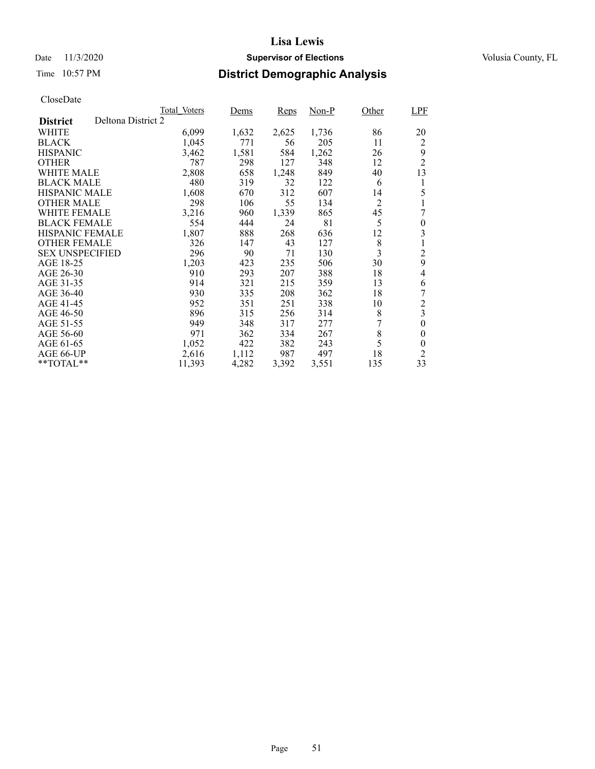# Lisa Lewis

Date 11/3/2020 **Supervisor of Elections** Volusia County, FL

Time 10:57 PM **District Demographic Analysis**

CloseDate

| | Total_Voters | Dems | Reps | Non-P | Other | LPF |
|---|---|---|---|---|---|---|
| **District** Deltona District 2 | | | | | | |
| WHITE | 6,099 | 1,632 | 2,625 | 1,736 | 86 | 20 |
| BLACK | 1,045 | 771 | 56 | 205 | 11 | 2 |
| HISPANIC | 3,462 | 1,581 | 584 | 1,262 | 26 | 9 |
| OTHER | 787 | 298 | 127 | 348 | 12 | 2 |
| WHITE MALE | 2,808 | 658 | 1,248 | 849 | 40 | 13 |
| BLACK MALE | 480 | 319 | 32 | 122 | 6 | 1 |
| HISPANIC MALE | 1,608 | 670 | 312 | 607 | 14 | 5 |
| OTHER MALE | 298 | 106 | 55 | 134 | 2 | 1 |
| WHITE FEMALE | 3,216 | 960 | 1,339 | 865 | 45 | 7 |
| BLACK FEMALE | 554 | 444 | 24 | 81 | 5 | 0 |
| HISPANIC FEMALE | 1,807 | 888 | 268 | 636 | 12 | 3 |
| OTHER FEMALE | 326 | 147 | 43 | 127 | 8 | 1 |
| SEX UNSPECIFIED | 296 | 90 | 71 | 130 | 3 | 2 |
| AGE 18-25 | 1,203 | 423 | 235 | 506 | 30 | 9 |
| AGE 26-30 | 910 | 293 | 207 | 388 | 18 | 4 |
| AGE 31-35 | 914 | 321 | 215 | 359 | 13 | 6 |
| AGE 36-40 | 930 | 335 | 208 | 362 | 18 | 7 |
| AGE 41-45 | 952 | 351 | 251 | 338 | 10 | 2 |
| AGE 46-50 | 896 | 315 | 256 | 314 | 8 | 3 |
| AGE 51-55 | 949 | 348 | 317 | 277 | 7 | 0 |
| AGE 56-60 | 971 | 362 | 334 | 267 | 8 | 0 |
| AGE 61-65 | 1,052 | 422 | 382 | 243 | 5 | 0 |
| AGE 66-UP | 2,616 | 1,112 | 987 | 497 | 18 | 2 |
| **TOTAL** | 11,393 | 4,282 | 3,392 | 3,551 | 135 | 33 |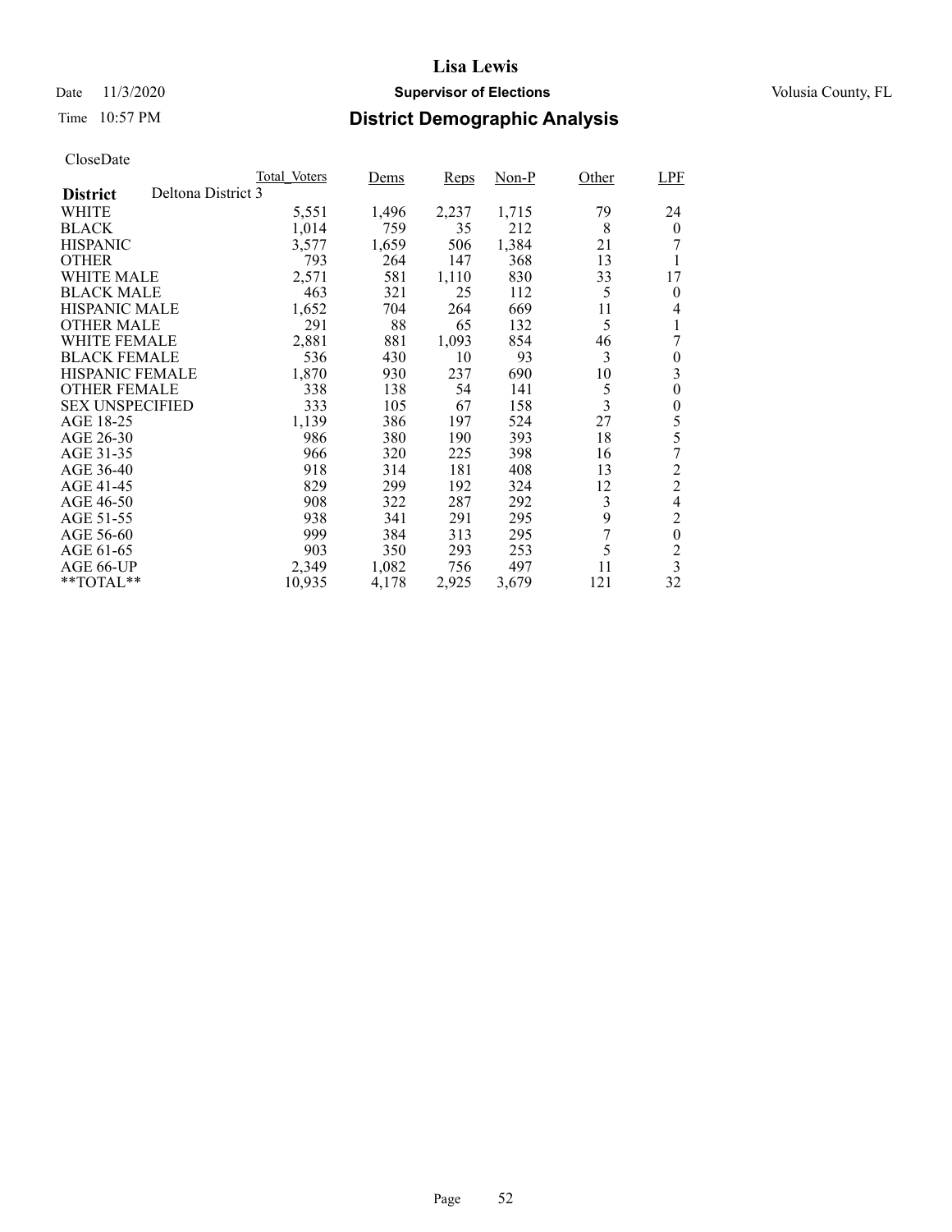# Lisa Lewis

Date 11/3/2020 **Supervisor of Elections** Volusia County, FL

Time 10:57 PM **District Demographic Analysis**

CloseDate

| District: Deltona District 3 | Total_Voters | Dems | Reps | Non-P | Other | LPF |
|---|---|---|---|---|---|---|
| WHITE | 5,551 | 1,496 | 2,237 | 1,715 | 79 | 24 |
| BLACK | 1,014 | 759 | 35 | 212 | 8 | 0 |
| HISPANIC | 3,577 | 1,659 | 506 | 1,384 | 21 | 7 |
| OTHER | 793 | 264 | 147 | 368 | 13 | 1 |
| WHITE MALE | 2,571 | 581 | 1,110 | 830 | 33 | 17 |
| BLACK MALE | 463 | 321 | 25 | 112 | 5 | 0 |
| HISPANIC MALE | 1,652 | 704 | 264 | 669 | 11 | 4 |
| OTHER MALE | 291 | 88 | 65 | 132 | 5 | 1 |
| WHITE FEMALE | 2,881 | 881 | 1,093 | 854 | 46 | 7 |
| BLACK FEMALE | 536 | 430 | 10 | 93 | 3 | 0 |
| HISPANIC FEMALE | 1,870 | 930 | 237 | 690 | 10 | 3 |
| OTHER FEMALE | 338 | 138 | 54 | 141 | 5 | 0 |
| SEX UNSPECIFIED | 333 | 105 | 67 | 158 | 3 | 0 |
| AGE 18-25 | 1,139 | 386 | 197 | 524 | 27 | 5 |
| AGE 26-30 | 986 | 380 | 190 | 393 | 18 | 5 |
| AGE 31-35 | 966 | 320 | 225 | 398 | 16 | 7 |
| AGE 36-40 | 918 | 314 | 181 | 408 | 13 | 2 |
| AGE 41-45 | 829 | 299 | 192 | 324 | 12 | 2 |
| AGE 46-50 | 908 | 322 | 287 | 292 | 3 | 4 |
| AGE 51-55 | 938 | 341 | 291 | 295 | 9 | 2 |
| AGE 56-60 | 999 | 384 | 313 | 295 | 7 | 0 |
| AGE 61-65 | 903 | 350 | 293 | 253 | 5 | 2 |
| AGE 66-UP | 2,349 | 1,082 | 756 | 497 | 11 | 3 |
| **TOTAL** | 10,935 | 4,178 | 2,925 | 3,679 | 121 | 32 |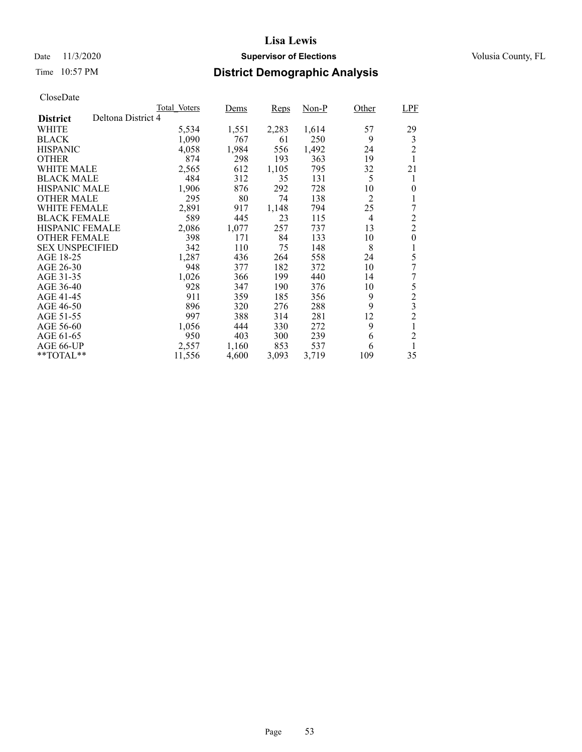# Lisa Lewis

Date 11/3/2020 **Supervisor of Elections** Volusia County, FL

Time 10:57 PM **District Demographic Analysis**

CloseDate

| | Total_Voters | Dems | Reps | Non-P | Other | LPF |
|---|---|---|---|---|---|---|
| **District** Deltona District 4 | | | | | | |
| WHITE | 5,534 | 1,551 | 2,283 | 1,614 | 57 | 29 |
| BLACK | 1,090 | 767 | 61 | 250 | 9 | 3 |
| HISPANIC | 4,058 | 1,984 | 556 | 1,492 | 24 | 2 |
| OTHER | 874 | 298 | 193 | 363 | 19 | 1 |
| WHITE MALE | 2,565 | 612 | 1,105 | 795 | 32 | 21 |
| BLACK MALE | 484 | 312 | 35 | 131 | 5 | 1 |
| HISPANIC MALE | 1,906 | 876 | 292 | 728 | 10 | 0 |
| OTHER MALE | 295 | 80 | 74 | 138 | 2 | 1 |
| WHITE FEMALE | 2,891 | 917 | 1,148 | 794 | 25 | 7 |
| BLACK FEMALE | 589 | 445 | 23 | 115 | 4 | 2 |
| HISPANIC FEMALE | 2,086 | 1,077 | 257 | 737 | 13 | 2 |
| OTHER FEMALE | 398 | 171 | 84 | 133 | 10 | 0 |
| SEX UNSPECIFIED | 342 | 110 | 75 | 148 | 8 | 1 |
| AGE 18-25 | 1,287 | 436 | 264 | 558 | 24 | 5 |
| AGE 26-30 | 948 | 377 | 182 | 372 | 10 | 7 |
| AGE 31-35 | 1,026 | 366 | 199 | 440 | 14 | 7 |
| AGE 36-40 | 928 | 347 | 190 | 376 | 10 | 5 |
| AGE 41-45 | 911 | 359 | 185 | 356 | 9 | 2 |
| AGE 46-50 | 896 | 320 | 276 | 288 | 9 | 3 |
| AGE 51-55 | 997 | 388 | 314 | 281 | 12 | 2 |
| AGE 56-60 | 1,056 | 444 | 330 | 272 | 9 | 1 |
| AGE 61-65 | 950 | 403 | 300 | 239 | 6 | 2 |
| AGE 66-UP | 2,557 | 1,160 | 853 | 537 | 6 | 1 |
| **TOTAL** | 11,556 | 4,600 | 3,093 | 3,719 | 109 | 35 |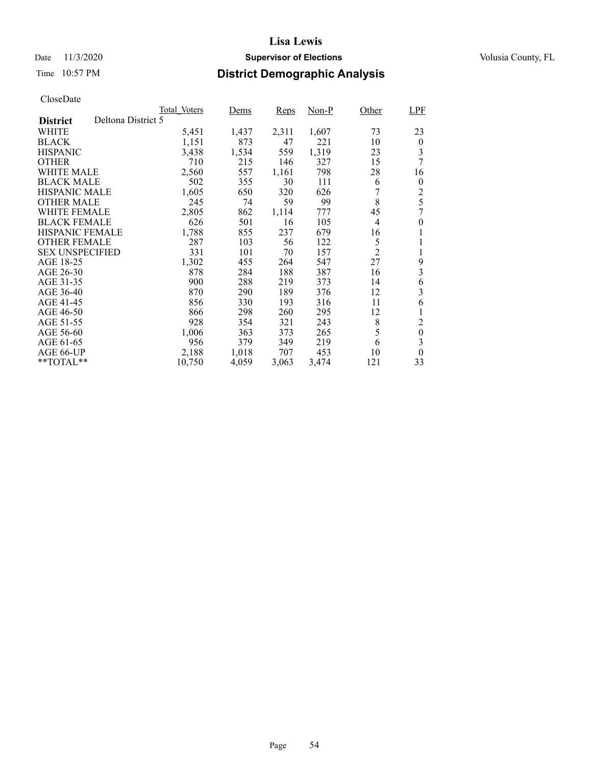# Lisa Lewis

Date 11/3/2020 **Supervisor of Elections** Volusia County, FL

Time 10:57 PM **District Demographic Analysis**

CloseDate

| | Total_Voters | Dems | Reps | Non-P | Other | LPF |
|---|---|---|---|---|---|---|
| **District** Deltona District 5 | | | | | | |
| WHITE | 5,451 | 1,437 | 2,311 | 1,607 | 73 | 23 |
| BLACK | 1,151 | 873 | 47 | 221 | 10 | 0 |
| HISPANIC | 3,438 | 1,534 | 559 | 1,319 | 23 | 3 |
| OTHER | 710 | 215 | 146 | 327 | 15 | 7 |
| WHITE MALE | 2,560 | 557 | 1,161 | 798 | 28 | 16 |
| BLACK MALE | 502 | 355 | 30 | 111 | 6 | 0 |
| HISPANIC MALE | 1,605 | 650 | 320 | 626 | 7 | 2 |
| OTHER MALE | 245 | 74 | 59 | 99 | 8 | 5 |
| WHITE FEMALE | 2,805 | 862 | 1,114 | 777 | 45 | 7 |
| BLACK FEMALE | 626 | 501 | 16 | 105 | 4 | 0 |
| HISPANIC FEMALE | 1,788 | 855 | 237 | 679 | 16 | 1 |
| OTHER FEMALE | 287 | 103 | 56 | 122 | 5 | 1 |
| SEX UNSPECIFIED | 331 | 101 | 70 | 157 | 2 | 1 |
| AGE 18-25 | 1,302 | 455 | 264 | 547 | 27 | 9 |
| AGE 26-30 | 878 | 284 | 188 | 387 | 16 | 3 |
| AGE 31-35 | 900 | 288 | 219 | 373 | 14 | 6 |
| AGE 36-40 | 870 | 290 | 189 | 376 | 12 | 3 |
| AGE 41-45 | 856 | 330 | 193 | 316 | 11 | 6 |
| AGE 46-50 | 866 | 298 | 260 | 295 | 12 | 1 |
| AGE 51-55 | 928 | 354 | 321 | 243 | 8 | 2 |
| AGE 56-60 | 1,006 | 363 | 373 | 265 | 5 | 0 |
| AGE 61-65 | 956 | 379 | 349 | 219 | 6 | 3 |
| AGE 66-UP | 2,188 | 1,018 | 707 | 453 | 10 | 0 |
| **TOTAL** | 10,750 | 4,059 | 3,063 | 3,474 | 121 | 33 |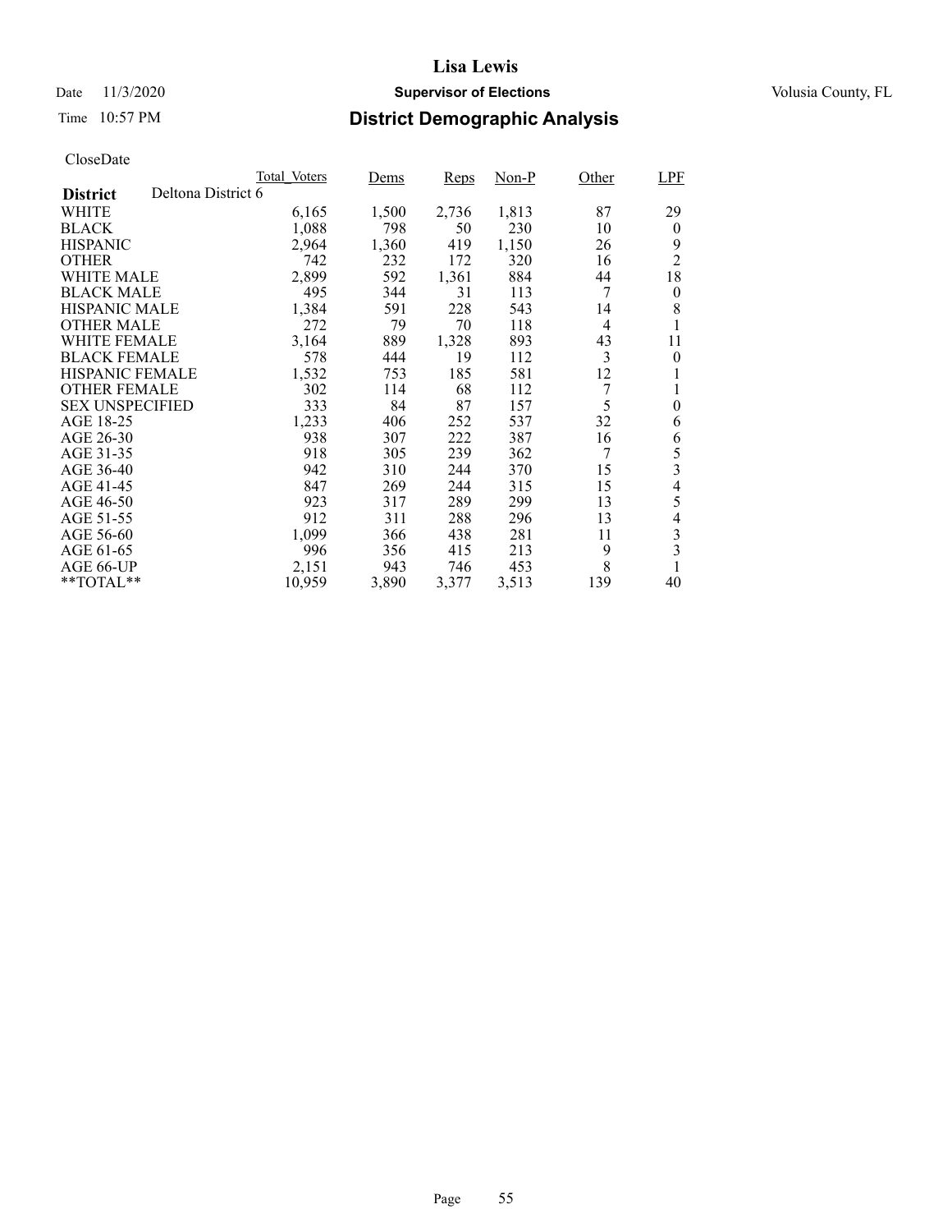# Lisa Lewis

Date 11/3/2020 **Supervisor of Elections** Volusia County, FL

Time 10:57 PM **District Demographic Analysis**

CloseDate

| | Total_Voters | Dems | Reps | Non-P | Other | LPF |
|---|---|---|---|---|---|---|
| **District** Deltona District 6 | | | | | | |
| WHITE | 6,165 | 1,500 | 2,736 | 1,813 | 87 | 29 |
| BLACK | 1,088 | 798 | 50 | 230 | 10 | 0 |
| HISPANIC | 2,964 | 1,360 | 419 | 1,150 | 26 | 9 |
| OTHER | 742 | 232 | 172 | 320 | 16 | 2 |
| WHITE MALE | 2,899 | 592 | 1,361 | 884 | 44 | 18 |
| BLACK MALE | 495 | 344 | 31 | 113 | 7 | 0 |
| HISPANIC MALE | 1,384 | 591 | 228 | 543 | 14 | 8 |
| OTHER MALE | 272 | 79 | 70 | 118 | 4 | 1 |
| WHITE FEMALE | 3,164 | 889 | 1,328 | 893 | 43 | 11 |
| BLACK FEMALE | 578 | 444 | 19 | 112 | 3 | 0 |
| HISPANIC FEMALE | 1,532 | 753 | 185 | 581 | 12 | 1 |
| OTHER FEMALE | 302 | 114 | 68 | 112 | 7 | 1 |
| SEX UNSPECIFIED | 333 | 84 | 87 | 157 | 5 | 0 |
| AGE 18-25 | 1,233 | 406 | 252 | 537 | 32 | 6 |
| AGE 26-30 | 938 | 307 | 222 | 387 | 16 | 6 |
| AGE 31-35 | 918 | 305 | 239 | 362 | 7 | 5 |
| AGE 36-40 | 942 | 310 | 244 | 370 | 15 | 3 |
| AGE 41-45 | 847 | 269 | 244 | 315 | 15 | 4 |
| AGE 46-50 | 923 | 317 | 289 | 299 | 13 | 5 |
| AGE 51-55 | 912 | 311 | 288 | 296 | 13 | 4 |
| AGE 56-60 | 1,099 | 366 | 438 | 281 | 11 | 3 |
| AGE 61-65 | 996 | 356 | 415 | 213 | 9 | 3 |
| AGE 66-UP | 2,151 | 943 | 746 | 453 | 8 | 1 |
| **TOTAL** | 10,959 | 3,890 | 3,377 | 3,513 | 139 | 40 |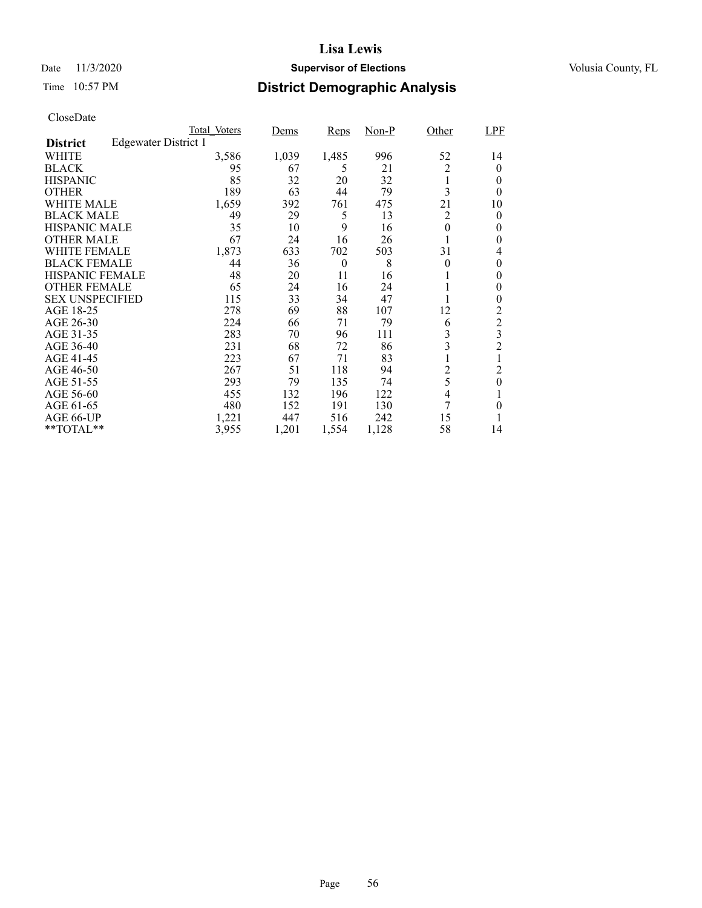# Lisa Lewis

Date 11/3/2020 **Supervisor of Elections** Volusia County, FL

Time 10:57 PM **District Demographic Analysis**

CloseDate

| | Total_Voters | Dems | Reps | Non-P | Other | LPF |
|---|---|---|---|---|---|---|
| **District** Edgewater District 1 | | | | | | |
| WHITE | 3,586 | 1,039 | 1,485 | 996 | 52 | 14 |
| BLACK | 95 | 67 | 5 | 21 | 2 | 0 |
| HISPANIC | 85 | 32 | 20 | 32 | 1 | 0 |
| OTHER | 189 | 63 | 44 | 79 | 3 | 0 |
| WHITE MALE | 1,659 | 392 | 761 | 475 | 21 | 10 |
| BLACK MALE | 49 | 29 | 5 | 13 | 2 | 0 |
| HISPANIC MALE | 35 | 10 | 9 | 16 | 0 | 0 |
| OTHER MALE | 67 | 24 | 16 | 26 | 1 | 0 |
| WHITE FEMALE | 1,873 | 633 | 702 | 503 | 31 | 4 |
| BLACK FEMALE | 44 | 36 | 0 | 8 | 0 | 0 |
| HISPANIC FEMALE | 48 | 20 | 11 | 16 | 1 | 0 |
| OTHER FEMALE | 65 | 24 | 16 | 24 | 1 | 0 |
| SEX UNSPECIFIED | 115 | 33 | 34 | 47 | 1 | 0 |
| AGE 18-25 | 278 | 69 | 88 | 107 | 12 | 2 |
| AGE 26-30 | 224 | 66 | 71 | 79 | 6 | 2 |
| AGE 31-35 | 283 | 70 | 96 | 111 | 3 | 3 |
| AGE 36-40 | 231 | 68 | 72 | 86 | 3 | 2 |
| AGE 41-45 | 223 | 67 | 71 | 83 | 1 | 1 |
| AGE 46-50 | 267 | 51 | 118 | 94 | 2 | 2 |
| AGE 51-55 | 293 | 79 | 135 | 74 | 5 | 0 |
| AGE 56-60 | 455 | 132 | 196 | 122 | 4 | 1 |
| AGE 61-65 | 480 | 152 | 191 | 130 | 7 | 0 |
| AGE 66-UP | 1,221 | 447 | 516 | 242 | 15 | 1 |
| **TOTAL** | 3,955 | 1,201 | 1,554 | 1,128 | 58 | 14 |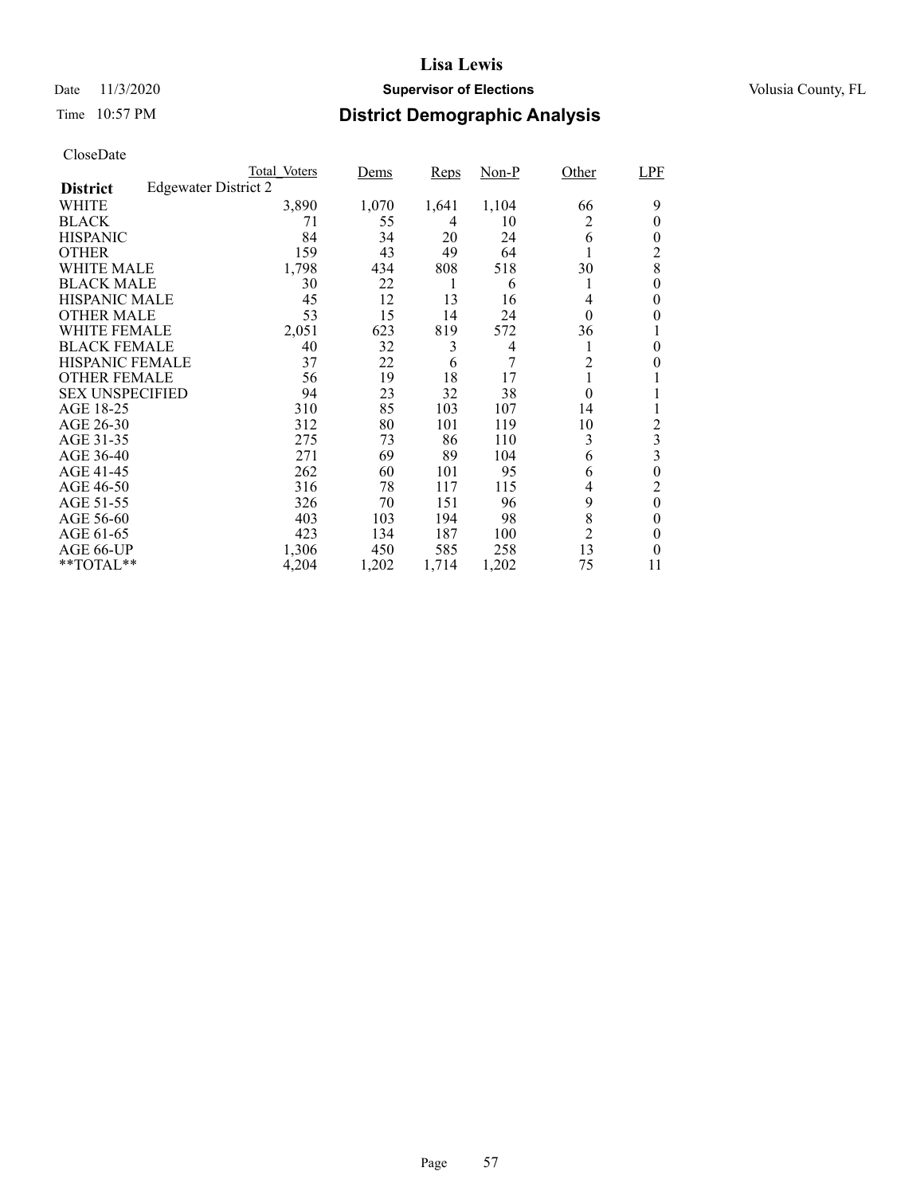# Lisa Lewis

Date 11/3/2020 **Supervisor of Elections** Volusia County, FL

Time 10:57 PM **District Demographic Analysis**

CloseDate

| **District** Edgewater District 2 | Total_Voters | Dems | Reps | Non-P | Other | LPF |
|---|---|---|---|---|---|---|
| WHITE | 3,890 | 1,070 | 1,641 | 1,104 | 66 | 9 |
| BLACK | 71 | 55 | 4 | 10 | 2 | 0 |
| HISPANIC | 84 | 34 | 20 | 24 | 6 | 0 |
| OTHER | 159 | 43 | 49 | 64 | 1 | 2 |
| WHITE MALE | 1,798 | 434 | 808 | 518 | 30 | 8 |
| BLACK MALE | 30 | 22 | 1 | 6 | 1 | 0 |
| HISPANIC MALE | 45 | 12 | 13 | 16 | 4 | 0 |
| OTHER MALE | 53 | 15 | 14 | 24 | 0 | 0 |
| WHITE FEMALE | 2,051 | 623 | 819 | 572 | 36 | 1 |
| BLACK FEMALE | 40 | 32 | 3 | 4 | 1 | 0 |
| HISPANIC FEMALE | 37 | 22 | 6 | 7 | 2 | 0 |
| OTHER FEMALE | 56 | 19 | 18 | 17 | 1 | 1 |
| SEX UNSPECIFIED | 94 | 23 | 32 | 38 | 0 | 1 |
| AGE 18-25 | 310 | 85 | 103 | 107 | 14 | 1 |
| AGE 26-30 | 312 | 80 | 101 | 119 | 10 | 2 |
| AGE 31-35 | 275 | 73 | 86 | 110 | 3 | 3 |
| AGE 36-40 | 271 | 69 | 89 | 104 | 6 | 3 |
| AGE 41-45 | 262 | 60 | 101 | 95 | 6 | 0 |
| AGE 46-50 | 316 | 78 | 117 | 115 | 4 | 2 |
| AGE 51-55 | 326 | 70 | 151 | 96 | 9 | 0 |
| AGE 56-60 | 403 | 103 | 194 | 98 | 8 | 0 |
| AGE 61-65 | 423 | 134 | 187 | 100 | 2 | 0 |
| AGE 66-UP | 1,306 | 450 | 585 | 258 | 13 | 0 |
| **TOTAL** | 4,204 | 1,202 | 1,714 | 1,202 | 75 | 11 |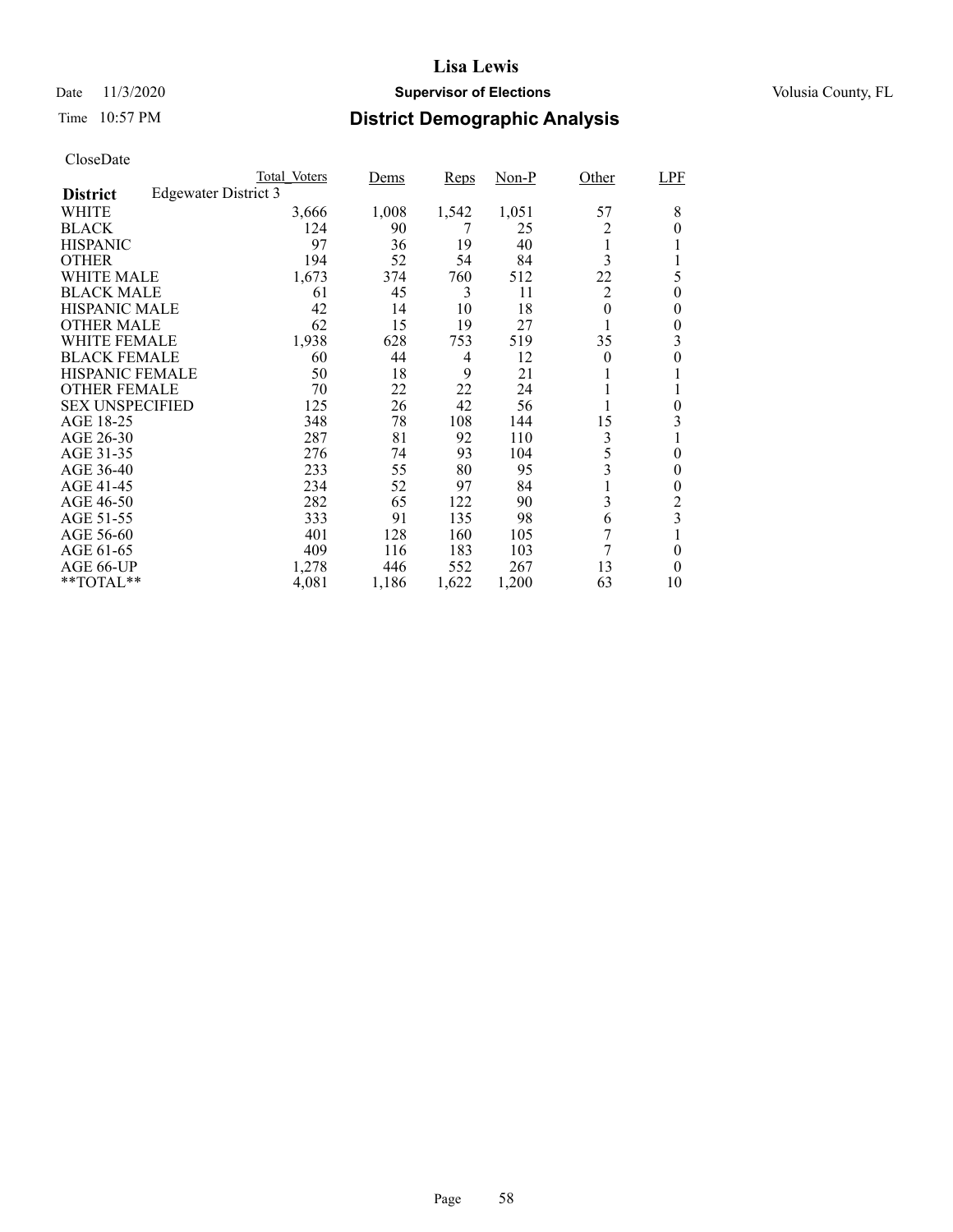# Lisa Lewis

Date 11/3/2020 **Supervisor of Elections** Volusia County, FL

Time 10:57 PM **District Demographic Analysis**

CloseDate

| District: Edgewater District 3 | Total_Voters | Dems | Reps | Non-P | Other | LPF |
|---|---|---|---|---|---|---|
| WHITE | 3,666 | 1,008 | 1,542 | 1,051 | 57 | 8 |
| BLACK | 124 | 90 | 7 | 25 | 2 | 0 |
| HISPANIC | 97 | 36 | 19 | 40 | 1 | 1 |
| OTHER | 194 | 52 | 54 | 84 | 3 | 1 |
| WHITE MALE | 1,673 | 374 | 760 | 512 | 22 | 5 |
| BLACK MALE | 61 | 45 | 3 | 11 | 2 | 0 |
| HISPANIC MALE | 42 | 14 | 10 | 18 | 0 | 0 |
| OTHER MALE | 62 | 15 | 19 | 27 | 1 | 0 |
| WHITE FEMALE | 1,938 | 628 | 753 | 519 | 35 | 3 |
| BLACK FEMALE | 60 | 44 | 4 | 12 | 0 | 0 |
| HISPANIC FEMALE | 50 | 18 | 9 | 21 | 1 | 1 |
| OTHER FEMALE | 70 | 22 | 22 | 24 | 1 | 1 |
| SEX UNSPECIFIED | 125 | 26 | 42 | 56 | 1 | 0 |
| AGE 18-25 | 348 | 78 | 108 | 144 | 15 | 3 |
| AGE 26-30 | 287 | 81 | 92 | 110 | 3 | 1 |
| AGE 31-35 | 276 | 74 | 93 | 104 | 5 | 0 |
| AGE 36-40 | 233 | 55 | 80 | 95 | 3 | 0 |
| AGE 41-45 | 234 | 52 | 97 | 84 | 1 | 0 |
| AGE 46-50 | 282 | 65 | 122 | 90 | 3 | 2 |
| AGE 51-55 | 333 | 91 | 135 | 98 | 6 | 3 |
| AGE 56-60 | 401 | 128 | 160 | 105 | 7 | 1 |
| AGE 61-65 | 409 | 116 | 183 | 103 | 7 | 0 |
| AGE 66-UP | 1,278 | 446 | 552 | 267 | 13 | 0 |
| **TOTAL** | 4,081 | 1,186 | 1,622 | 1,200 | 63 | 10 |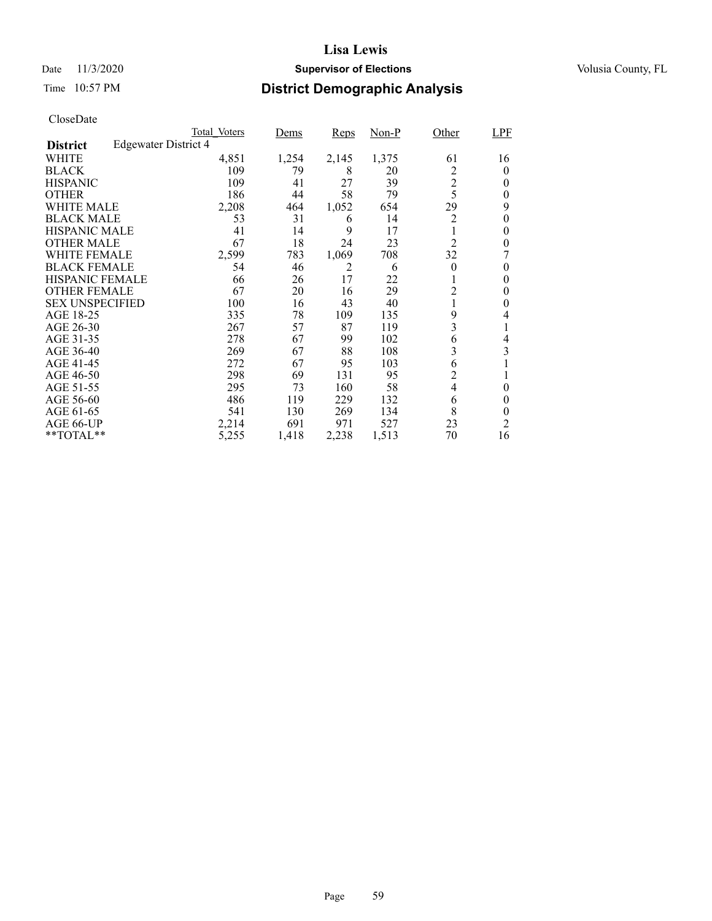# Lisa Lewis

Date 11/3/2020 **Supervisor of Elections** Volusia County, FL

Time 10:57 PM **District Demographic Analysis**

CloseDate

| **District** Edgewater District 4 | Total_Voters | Dems | Reps | Non-P | Other | LPF |
|---|---|---|---|---|---|---|
| WHITE | 4,851 | 1,254 | 2,145 | 1,375 | 61 | 16 |
| BLACK | 109 | 79 | 8 | 20 | 2 | 0 |
| HISPANIC | 109 | 41 | 27 | 39 | 2 | 0 |
| OTHER | 186 | 44 | 58 | 79 | 5 | 0 |
| WHITE MALE | 2,208 | 464 | 1,052 | 654 | 29 | 9 |
| BLACK MALE | 53 | 31 | 6 | 14 | 2 | 0 |
| HISPANIC MALE | 41 | 14 | 9 | 17 | 1 | 0 |
| OTHER MALE | 67 | 18 | 24 | 23 | 2 | 0 |
| WHITE FEMALE | 2,599 | 783 | 1,069 | 708 | 32 | 7 |
| BLACK FEMALE | 54 | 46 | 2 | 6 | 0 | 0 |
| HISPANIC FEMALE | 66 | 26 | 17 | 22 | 1 | 0 |
| OTHER FEMALE | 67 | 20 | 16 | 29 | 2 | 0 |
| SEX UNSPECIFIED | 100 | 16 | 43 | 40 | 1 | 0 |
| AGE 18-25 | 335 | 78 | 109 | 135 | 9 | 4 |
| AGE 26-30 | 267 | 57 | 87 | 119 | 3 | 1 |
| AGE 31-35 | 278 | 67 | 99 | 102 | 6 | 4 |
| AGE 36-40 | 269 | 67 | 88 | 108 | 3 | 3 |
| AGE 41-45 | 272 | 67 | 95 | 103 | 6 | 1 |
| AGE 46-50 | 298 | 69 | 131 | 95 | 2 | 1 |
| AGE 51-55 | 295 | 73 | 160 | 58 | 4 | 0 |
| AGE 56-60 | 486 | 119 | 229 | 132 | 6 | 0 |
| AGE 61-65 | 541 | 130 | 269 | 134 | 8 | 0 |
| AGE 66-UP | 2,214 | 691 | 971 | 527 | 23 | 2 |
| **TOTAL** | 5,255 | 1,418 | 2,238 | 1,513 | 70 | 16 |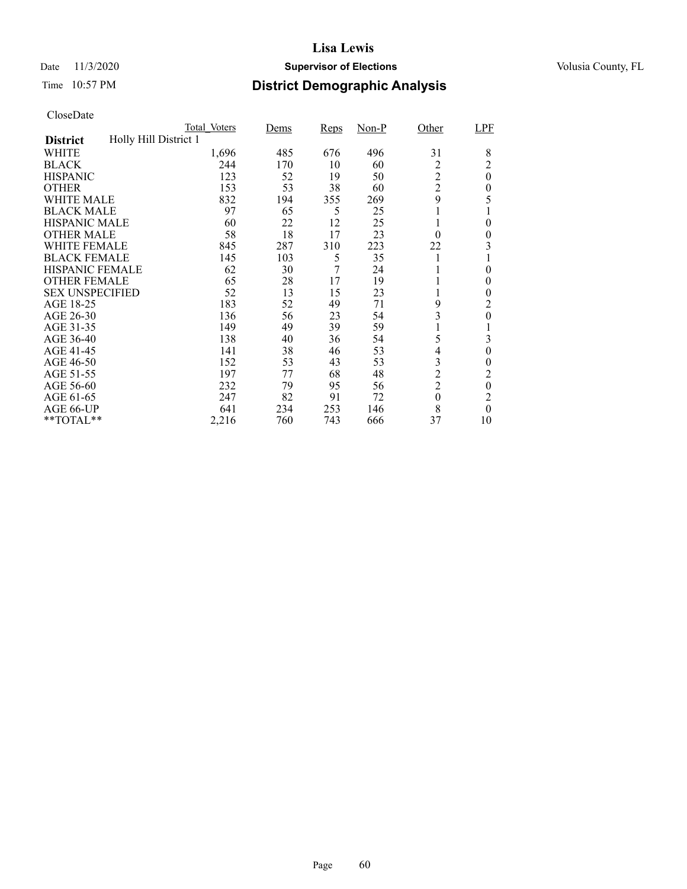# Lisa Lewis

Date 11/3/2020 **Supervisor of Elections** Volusia County, FL

Time 10:57 PM **District Demographic Analysis**

CloseDate

| | Total_Voters | Dems | Reps | Non-P | Other | LPF |
|---|---|---|---|---|---|---|
| **District** Holly Hill District 1 | | | | | | |
| WHITE | 1,696 | 485 | 676 | 496 | 31 | 8 |
| BLACK | 244 | 170 | 10 | 60 | 2 | 2 |
| HISPANIC | 123 | 52 | 19 | 50 | 2 | 0 |
| OTHER | 153 | 53 | 38 | 60 | 2 | 0 |
| WHITE MALE | 832 | 194 | 355 | 269 | 9 | 5 |
| BLACK MALE | 97 | 65 | 5 | 25 | 1 | 1 |
| HISPANIC MALE | 60 | 22 | 12 | 25 | 1 | 0 |
| OTHER MALE | 58 | 18 | 17 | 23 | 0 | 0 |
| WHITE FEMALE | 845 | 287 | 310 | 223 | 22 | 3 |
| BLACK FEMALE | 145 | 103 | 5 | 35 | 1 | 1 |
| HISPANIC FEMALE | 62 | 30 | 7 | 24 | 1 | 0 |
| OTHER FEMALE | 65 | 28 | 17 | 19 | 1 | 0 |
| SEX UNSPECIFIED | 52 | 13 | 15 | 23 | 1 | 0 |
| AGE 18-25 | 183 | 52 | 49 | 71 | 9 | 2 |
| AGE 26-30 | 136 | 56 | 23 | 54 | 3 | 0 |
| AGE 31-35 | 149 | 49 | 39 | 59 | 1 | 1 |
| AGE 36-40 | 138 | 40 | 36 | 54 | 5 | 3 |
| AGE 41-45 | 141 | 38 | 46 | 53 | 4 | 0 |
| AGE 46-50 | 152 | 53 | 43 | 53 | 3 | 0 |
| AGE 51-55 | 197 | 77 | 68 | 48 | 2 | 2 |
| AGE 56-60 | 232 | 79 | 95 | 56 | 2 | 0 |
| AGE 61-65 | 247 | 82 | 91 | 72 | 0 | 2 |
| AGE 66-UP | 641 | 234 | 253 | 146 | 8 | 0 |
| **TOTAL** | 2,216 | 760 | 743 | 666 | 37 | 10 |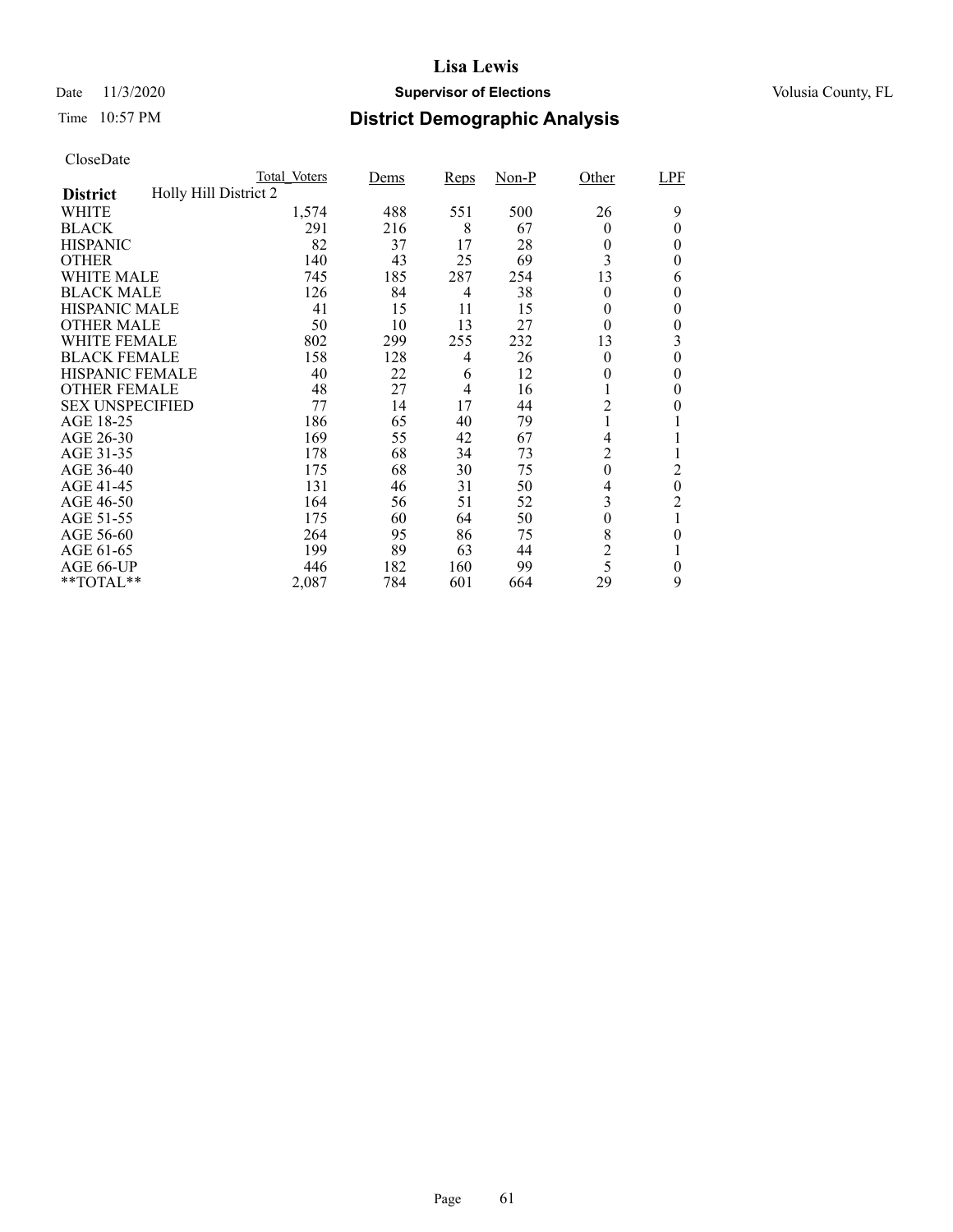# Lisa Lewis

Date 11/3/2020 **Supervisor of Elections** Volusia County, FL

Time 10:57 PM **District Demographic Analysis**

CloseDate

| | Total_Voters | Dems | Reps | Non-P | Other | LPF |
|---|---|---|---|---|---|---|
| **District** Holly Hill District 2 | | | | | | |
| WHITE | 1,574 | 488 | 551 | 500 | 26 | 9 |
| BLACK | 291 | 216 | 8 | 67 | 0 | 0 |
| HISPANIC | 82 | 37 | 17 | 28 | 0 | 0 |
| OTHER | 140 | 43 | 25 | 69 | 3 | 0 |
| WHITE MALE | 745 | 185 | 287 | 254 | 13 | 6 |
| BLACK MALE | 126 | 84 | 4 | 38 | 0 | 0 |
| HISPANIC MALE | 41 | 15 | 11 | 15 | 0 | 0 |
| OTHER MALE | 50 | 10 | 13 | 27 | 0 | 0 |
| WHITE FEMALE | 802 | 299 | 255 | 232 | 13 | 3 |
| BLACK FEMALE | 158 | 128 | 4 | 26 | 0 | 0 |
| HISPANIC FEMALE | 40 | 22 | 6 | 12 | 0 | 0 |
| OTHER FEMALE | 48 | 27 | 4 | 16 | 1 | 0 |
| SEX UNSPECIFIED | 77 | 14 | 17 | 44 | 2 | 0 |
| AGE 18-25 | 186 | 65 | 40 | 79 | 1 | 1 |
| AGE 26-30 | 169 | 55 | 42 | 67 | 4 | 1 |
| AGE 31-35 | 178 | 68 | 34 | 73 | 2 | 1 |
| AGE 36-40 | 175 | 68 | 30 | 75 | 0 | 2 |
| AGE 41-45 | 131 | 46 | 31 | 50 | 4 | 0 |
| AGE 46-50 | 164 | 56 | 51 | 52 | 3 | 2 |
| AGE 51-55 | 175 | 60 | 64 | 50 | 0 | 1 |
| AGE 56-60 | 264 | 95 | 86 | 75 | 8 | 0 |
| AGE 61-65 | 199 | 89 | 63 | 44 | 2 | 1 |
| AGE 66-UP | 446 | 182 | 160 | 99 | 5 | 0 |
| **TOTAL** | 2,087 | 784 | 601 | 664 | 29 | 9 |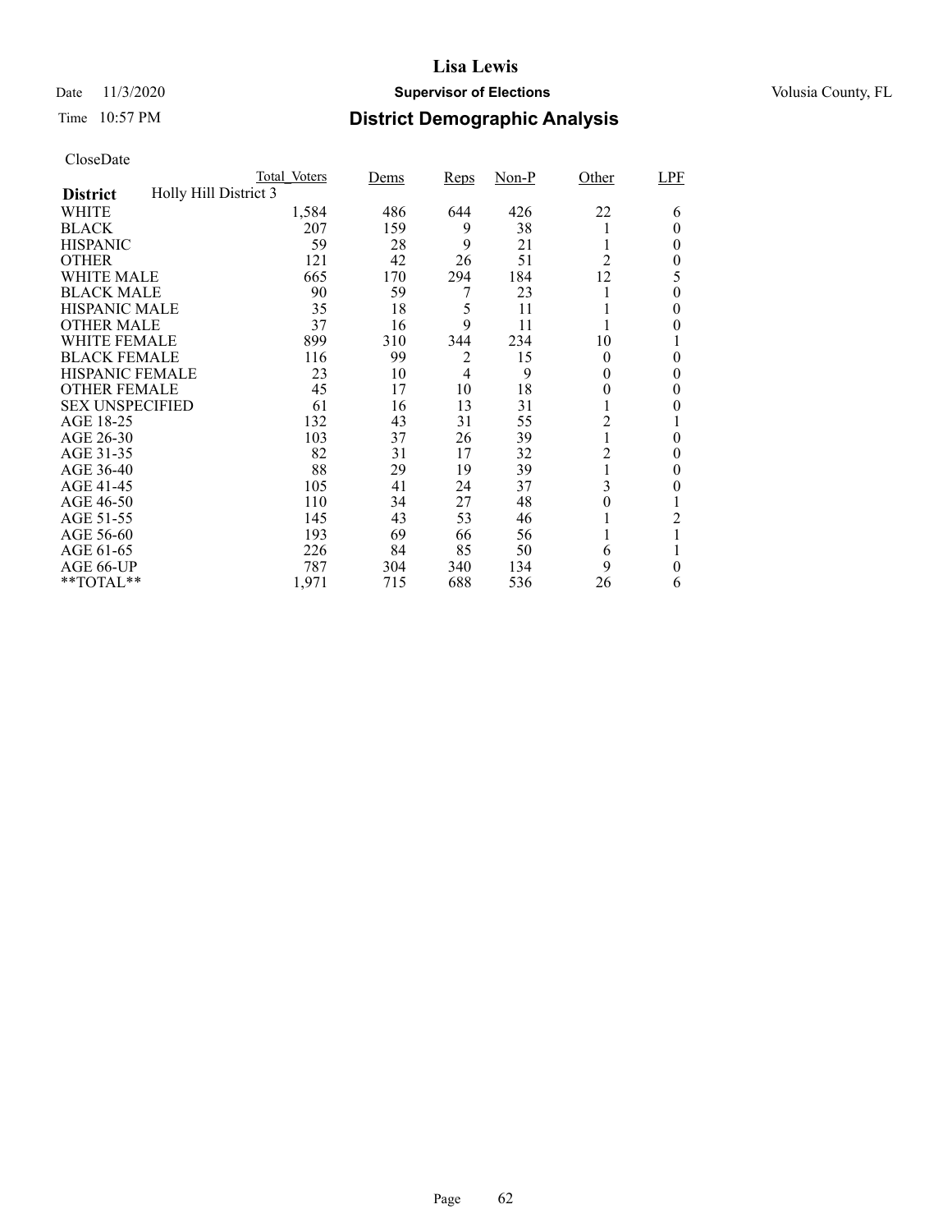**Lisa Lewis**

Date 11/3/2020 **Supervisor of Elections** Volusia County, FL

Time 10:57 PM **District Demographic Analysis**

CloseDate

| | Total_Voters | Dems | Reps | Non-P | Other | LPF |
|---|---|---|---|---|---|---|
| **District** Holly Hill District 3 | | | | | | |
| WHITE | 1,584 | 486 | 644 | 426 | 22 | 6 |
| BLACK | 207 | 159 | 9 | 38 | 1 | 0 |
| HISPANIC | 59 | 28 | 9 | 21 | 1 | 0 |
| OTHER | 121 | 42 | 26 | 51 | 2 | 0 |
| WHITE MALE | 665 | 170 | 294 | 184 | 12 | 5 |
| BLACK MALE | 90 | 59 | 7 | 23 | 1 | 0 |
| HISPANIC MALE | 35 | 18 | 5 | 11 | 1 | 0 |
| OTHER MALE | 37 | 16 | 9 | 11 | 1 | 0 |
| WHITE FEMALE | 899 | 310 | 344 | 234 | 10 | 1 |
| BLACK FEMALE | 116 | 99 | 2 | 15 | 0 | 0 |
| HISPANIC FEMALE | 23 | 10 | 4 | 9 | 0 | 0 |
| OTHER FEMALE | 45 | 17 | 10 | 18 | 0 | 0 |
| SEX UNSPECIFIED | 61 | 16 | 13 | 31 | 1 | 0 |
| AGE 18-25 | 132 | 43 | 31 | 55 | 2 | 1 |
| AGE 26-30 | 103 | 37 | 26 | 39 | 1 | 0 |
| AGE 31-35 | 82 | 31 | 17 | 32 | 2 | 0 |
| AGE 36-40 | 88 | 29 | 19 | 39 | 1 | 0 |
| AGE 41-45 | 105 | 41 | 24 | 37 | 3 | 0 |
| AGE 46-50 | 110 | 34 | 27 | 48 | 0 | 1 |
| AGE 51-55 | 145 | 43 | 53 | 46 | 1 | 2 |
| AGE 56-60 | 193 | 69 | 66 | 56 | 1 | 1 |
| AGE 61-65 | 226 | 84 | 85 | 50 | 6 | 1 |
| AGE 66-UP | 787 | 304 | 340 | 134 | 9 | 0 |
| **TOTAL** | 1,971 | 715 | 688 | 536 | 26 | 6 |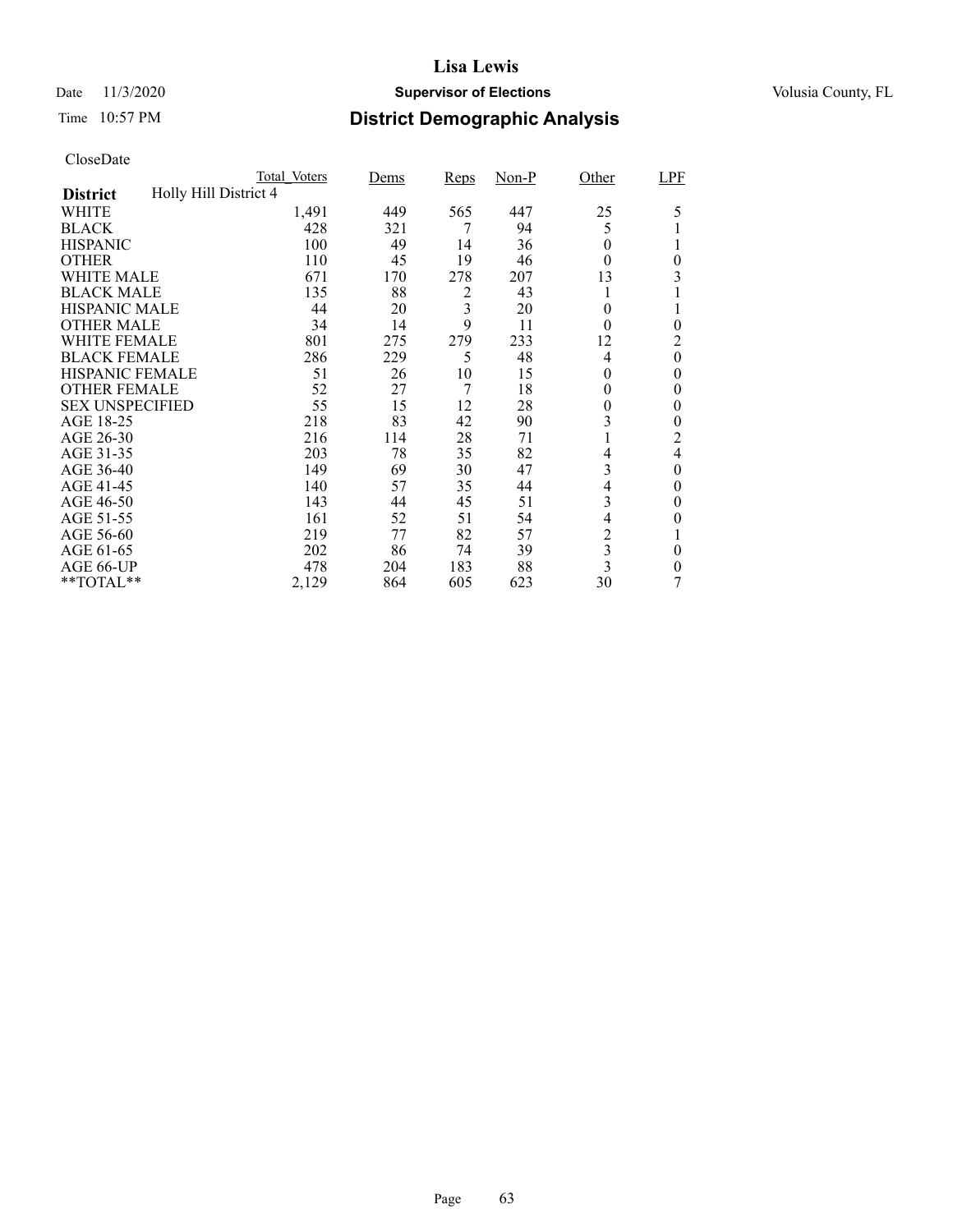# Lisa Lewis

Date 11/3/2020 **Supervisor of Elections** Volusia County, FL

Time 10:57 PM **District Demographic Analysis**

CloseDate

| | Total_Voters | Dems | Reps | Non-P | Other | LPF |
|---|---|---|---|---|---|---|
| **District** Holly Hill District 4 | | | | | | |
| WHITE | 1,491 | 449 | 565 | 447 | 25 | 5 |
| BLACK | 428 | 321 | 7 | 94 | 5 | 1 |
| HISPANIC | 100 | 49 | 14 | 36 | 0 | 1 |
| OTHER | 110 | 45 | 19 | 46 | 0 | 0 |
| WHITE MALE | 671 | 170 | 278 | 207 | 13 | 3 |
| BLACK MALE | 135 | 88 | 2 | 43 | 1 | 1 |
| HISPANIC MALE | 44 | 20 | 3 | 20 | 0 | 1 |
| OTHER MALE | 34 | 14 | 9 | 11 | 0 | 0 |
| WHITE FEMALE | 801 | 275 | 279 | 233 | 12 | 2 |
| BLACK FEMALE | 286 | 229 | 5 | 48 | 4 | 0 |
| HISPANIC FEMALE | 51 | 26 | 10 | 15 | 0 | 0 |
| OTHER FEMALE | 52 | 27 | 7 | 18 | 0 | 0 |
| SEX UNSPECIFIED | 55 | 15 | 12 | 28 | 0 | 0 |
| AGE 18-25 | 218 | 83 | 42 | 90 | 3 | 0 |
| AGE 26-30 | 216 | 114 | 28 | 71 | 1 | 2 |
| AGE 31-35 | 203 | 78 | 35 | 82 | 4 | 4 |
| AGE 36-40 | 149 | 69 | 30 | 47 | 3 | 0 |
| AGE 41-45 | 140 | 57 | 35 | 44 | 4 | 0 |
| AGE 46-50 | 143 | 44 | 45 | 51 | 3 | 0 |
| AGE 51-55 | 161 | 52 | 51 | 54 | 4 | 0 |
| AGE 56-60 | 219 | 77 | 82 | 57 | 2 | 1 |
| AGE 61-65 | 202 | 86 | 74 | 39 | 3 | 0 |
| AGE 66-UP | 478 | 204 | 183 | 88 | 3 | 0 |
| **TOTAL** | 2,129 | 864 | 605 | 623 | 30 | 7 |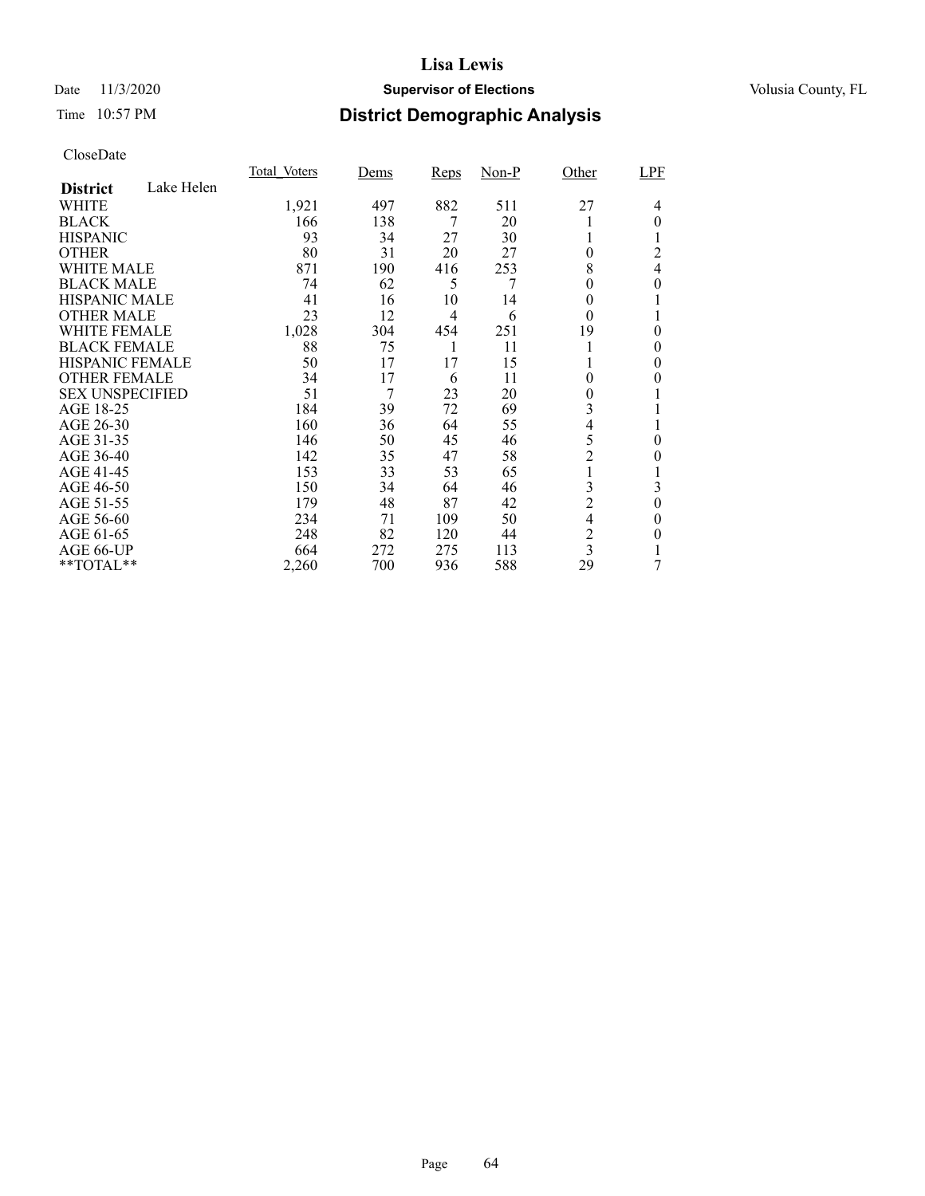# Lisa Lewis

Date 11/3/2020 **Supervisor of Elections** Volusia County, FL

Time 10:57 PM **District Demographic Analysis**

CloseDate

| **District** Lake Helen | Total_Voters | Dems | Reps | Non-P | Other | LPF |
|---|---|---|---|---|---|---|
| WHITE | 1,921 | 497 | 882 | 511 | 27 | 4 |
| BLACK | 166 | 138 | 7 | 20 | 1 | 0 |
| HISPANIC | 93 | 34 | 27 | 30 | 1 | 1 |
| OTHER | 80 | 31 | 20 | 27 | 0 | 2 |
| WHITE MALE | 871 | 190 | 416 | 253 | 8 | 4 |
| BLACK MALE | 74 | 62 | 5 | 7 | 0 | 0 |
| HISPANIC MALE | 41 | 16 | 10 | 14 | 0 | 1 |
| OTHER MALE | 23 | 12 | 4 | 6 | 0 | 1 |
| WHITE FEMALE | 1,028 | 304 | 454 | 251 | 19 | 0 |
| BLACK FEMALE | 88 | 75 | 1 | 11 | 1 | 0 |
| HISPANIC FEMALE | 50 | 17 | 17 | 15 | 1 | 0 |
| OTHER FEMALE | 34 | 17 | 6 | 11 | 0 | 0 |
| SEX UNSPECIFIED | 51 | 7 | 23 | 20 | 0 | 1 |
| AGE 18-25 | 184 | 39 | 72 | 69 | 3 | 1 |
| AGE 26-30 | 160 | 36 | 64 | 55 | 4 | 1 |
| AGE 31-35 | 146 | 50 | 45 | 46 | 5 | 0 |
| AGE 36-40 | 142 | 35 | 47 | 58 | 2 | 0 |
| AGE 41-45 | 153 | 33 | 53 | 65 | 1 | 1 |
| AGE 46-50 | 150 | 34 | 64 | 46 | 3 | 3 |
| AGE 51-55 | 179 | 48 | 87 | 42 | 2 | 0 |
| AGE 56-60 | 234 | 71 | 109 | 50 | 4 | 0 |
| AGE 61-65 | 248 | 82 | 120 | 44 | 2 | 0 |
| AGE 66-UP | 664 | 272 | 275 | 113 | 3 | 1 |
| **TOTAL** | 2,260 | 700 | 936 | 588 | 29 | 7 |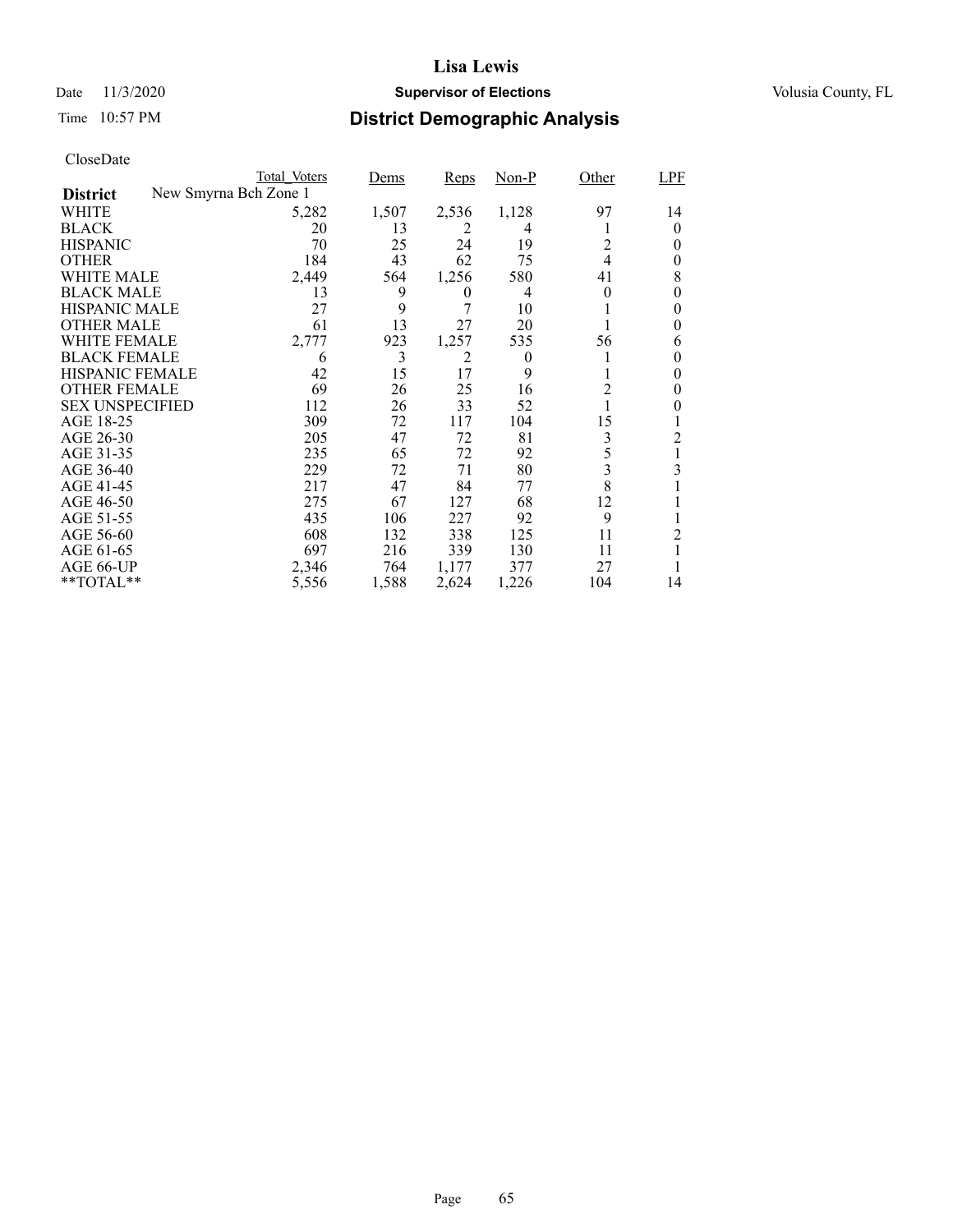# Lisa Lewis

Date 11/3/2020 **Supervisor of Elections** Volusia County, FL

Time 10:57 PM **District Demographic Analysis**

CloseDate

| **District** New Smyrna Bch Zone 1 | Total_Voters | Dems | Reps | Non-P | Other | LPF |
|---|---|---|---|---|---|---|
| WHITE | 5,282 | 1,507 | 2,536 | 1,128 | 97 | 14 |
| BLACK | 20 | 13 | 2 | 4 | 1 | 0 |
| HISPANIC | 70 | 25 | 24 | 19 | 2 | 0 |
| OTHER | 184 | 43 | 62 | 75 | 4 | 0 |
| WHITE MALE | 2,449 | 564 | 1,256 | 580 | 41 | 8 |
| BLACK MALE | 13 | 9 | 0 | 4 | 0 | 0 |
| HISPANIC MALE | 27 | 9 | 7 | 10 | 1 | 0 |
| OTHER MALE | 61 | 13 | 27 | 20 | 1 | 0 |
| WHITE FEMALE | 2,777 | 923 | 1,257 | 535 | 56 | 6 |
| BLACK FEMALE | 6 | 3 | 2 | 0 | 1 | 0 |
| HISPANIC FEMALE | 42 | 15 | 17 | 9 | 1 | 0 |
| OTHER FEMALE | 69 | 26 | 25 | 16 | 2 | 0 |
| SEX UNSPECIFIED | 112 | 26 | 33 | 52 | 1 | 0 |
| AGE 18-25 | 309 | 72 | 117 | 104 | 15 | 1 |
| AGE 26-30 | 205 | 47 | 72 | 81 | 3 | 2 |
| AGE 31-35 | 235 | 65 | 72 | 92 | 5 | 1 |
| AGE 36-40 | 229 | 72 | 71 | 80 | 3 | 3 |
| AGE 41-45 | 217 | 47 | 84 | 77 | 8 | 1 |
| AGE 46-50 | 275 | 67 | 127 | 68 | 12 | 1 |
| AGE 51-55 | 435 | 106 | 227 | 92 | 9 | 1 |
| AGE 56-60 | 608 | 132 | 338 | 125 | 11 | 2 |
| AGE 61-65 | 697 | 216 | 339 | 130 | 11 | 1 |
| AGE 66-UP | 2,346 | 764 | 1,177 | 377 | 27 | 1 |
| **TOTAL** | 5,556 | 1,588 | 2,624 | 1,226 | 104 | 14 |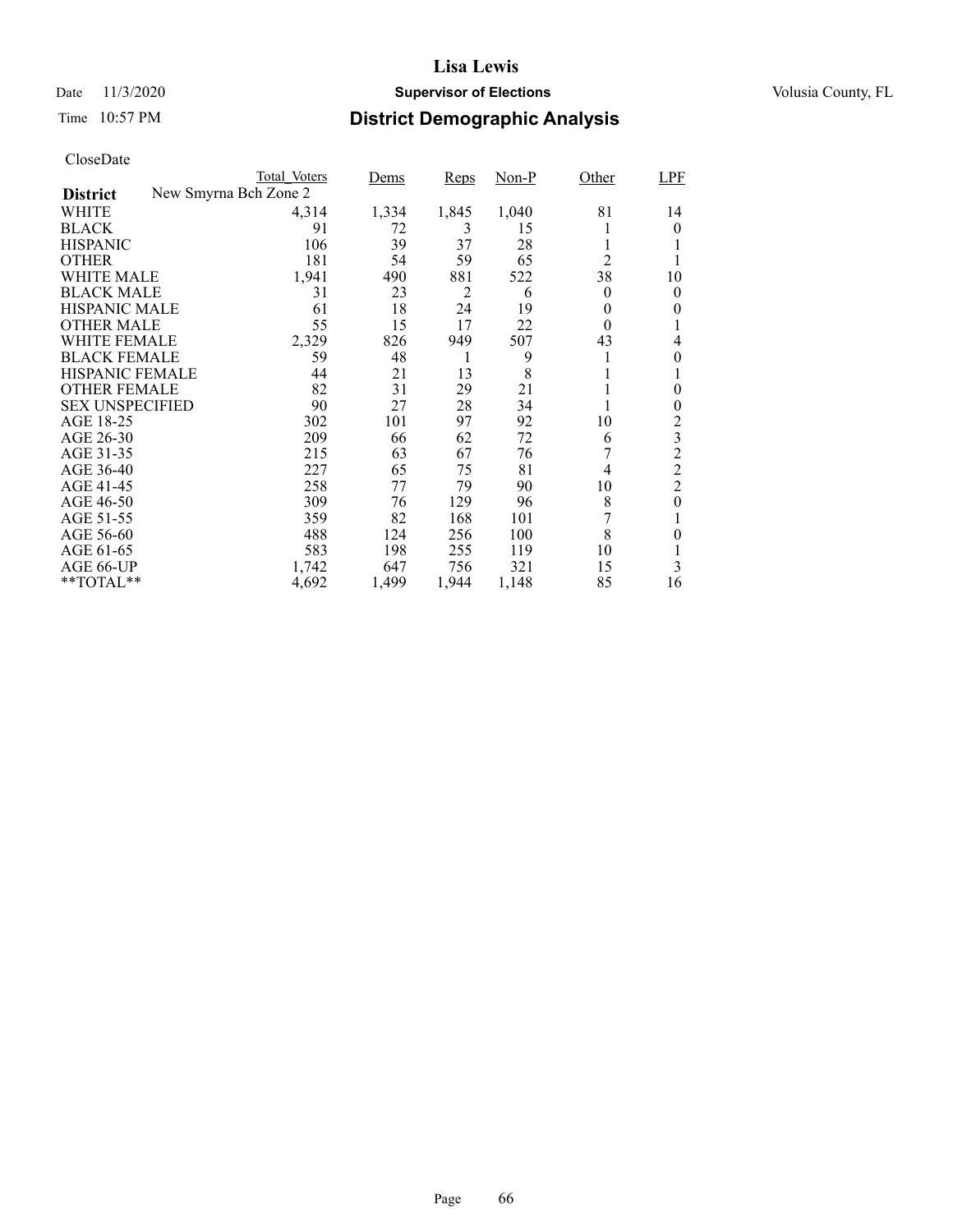# Lisa Lewis

Date 11/3/2020 **Supervisor of Elections** Volusia County, FL

Time 10:57 PM **District Demographic Analysis**

CloseDate

| | Total_Voters | Dems | Reps | Non-P | Other | LPF |
|---|---|---|---|---|---|---|
| **District** New Smyrna Bch Zone 2 | | | | | | |
| WHITE | 4,314 | 1,334 | 1,845 | 1,040 | 81 | 14 |
| BLACK | 91 | 72 | 3 | 15 | 1 | 0 |
| HISPANIC | 106 | 39 | 37 | 28 | 1 | 1 |
| OTHER | 181 | 54 | 59 | 65 | 2 | 1 |
| WHITE MALE | 1,941 | 490 | 881 | 522 | 38 | 10 |
| BLACK MALE | 31 | 23 | 2 | 6 | 0 | 0 |
| HISPANIC MALE | 61 | 18 | 24 | 19 | 0 | 0 |
| OTHER MALE | 55 | 15 | 17 | 22 | 0 | 1 |
| WHITE FEMALE | 2,329 | 826 | 949 | 507 | 43 | 4 |
| BLACK FEMALE | 59 | 48 | 1 | 9 | 1 | 0 |
| HISPANIC FEMALE | 44 | 21 | 13 | 8 | 1 | 1 |
| OTHER FEMALE | 82 | 31 | 29 | 21 | 1 | 0 |
| SEX UNSPECIFIED | 90 | 27 | 28 | 34 | 1 | 0 |
| AGE 18-25 | 302 | 101 | 97 | 92 | 10 | 2 |
| AGE 26-30 | 209 | 66 | 62 | 72 | 6 | 3 |
| AGE 31-35 | 215 | 63 | 67 | 76 | 7 | 2 |
| AGE 36-40 | 227 | 65 | 75 | 81 | 4 | 2 |
| AGE 41-45 | 258 | 77 | 79 | 90 | 10 | 2 |
| AGE 46-50 | 309 | 76 | 129 | 96 | 8 | 0 |
| AGE 51-55 | 359 | 82 | 168 | 101 | 7 | 1 |
| AGE 56-60 | 488 | 124 | 256 | 100 | 8 | 0 |
| AGE 61-65 | 583 | 198 | 255 | 119 | 10 | 1 |
| AGE 66-UP | 1,742 | 647 | 756 | 321 | 15 | 3 |
| **TOTAL** | 4,692 | 1,499 | 1,944 | 1,148 | 85 | 16 |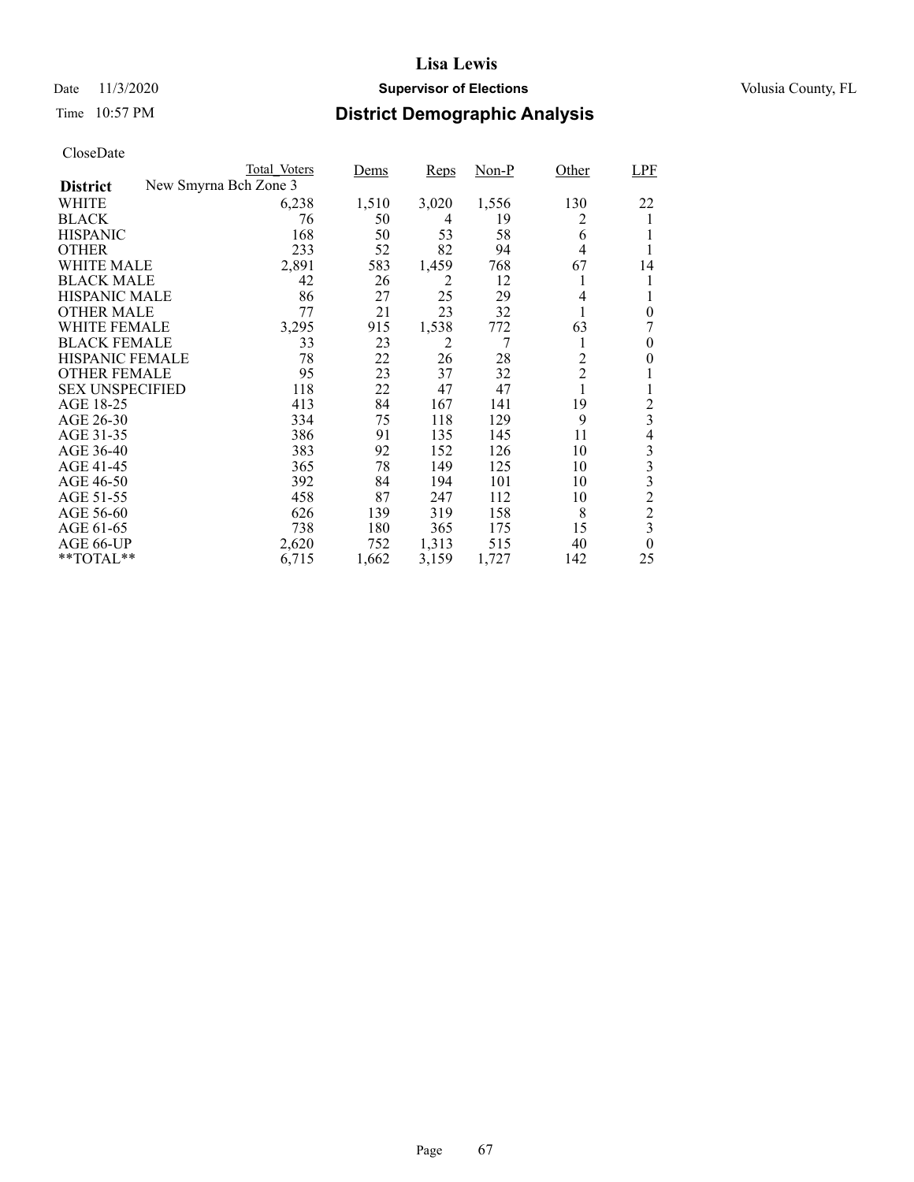# Lisa Lewis

Date 11/3/2020 **Supervisor of Elections** Volusia County, FL

Time 10:57 PM **District Demographic Analysis**

CloseDate

| District | Total_Voters | Dems | Reps | Non-P | Other | LPF |
|---|---|---|---|---|---|---|
| New Smyrna Bch Zone 3 | | | | | | |
| WHITE | 6,238 | 1,510 | 3,020 | 1,556 | 130 | 22 |
| BLACK | 76 | 50 | 4 | 19 | 2 | 1 |
| HISPANIC | 168 | 50 | 53 | 58 | 6 | 1 |
| OTHER | 233 | 52 | 82 | 94 | 4 | 1 |
| WHITE MALE | 2,891 | 583 | 1,459 | 768 | 67 | 14 |
| BLACK MALE | 42 | 26 | 2 | 12 | 1 | 1 |
| HISPANIC MALE | 86 | 27 | 25 | 29 | 4 | 1 |
| OTHER MALE | 77 | 21 | 23 | 32 | 1 | 0 |
| WHITE FEMALE | 3,295 | 915 | 1,538 | 772 | 63 | 7 |
| BLACK FEMALE | 33 | 23 | 2 | 7 | 1 | 0 |
| HISPANIC FEMALE | 78 | 22 | 26 | 28 | 2 | 0 |
| OTHER FEMALE | 95 | 23 | 37 | 32 | 2 | 1 |
| SEX UNSPECIFIED | 118 | 22 | 47 | 47 | 1 | 1 |
| AGE 18-25 | 413 | 84 | 167 | 141 | 19 | 2 |
| AGE 26-30 | 334 | 75 | 118 | 129 | 9 | 3 |
| AGE 31-35 | 386 | 91 | 135 | 145 | 11 | 4 |
| AGE 36-40 | 383 | 92 | 152 | 126 | 10 | 3 |
| AGE 41-45 | 365 | 78 | 149 | 125 | 10 | 3 |
| AGE 46-50 | 392 | 84 | 194 | 101 | 10 | 3 |
| AGE 51-55 | 458 | 87 | 247 | 112 | 10 | 2 |
| AGE 56-60 | 626 | 139 | 319 | 158 | 8 | 2 |
| AGE 61-65 | 738 | 180 | 365 | 175 | 15 | 3 |
| AGE 66-UP | 2,620 | 752 | 1,313 | 515 | 40 | 0 |
| **TOTAL** | 6,715 | 1,662 | 3,159 | 1,727 | 142 | 25 |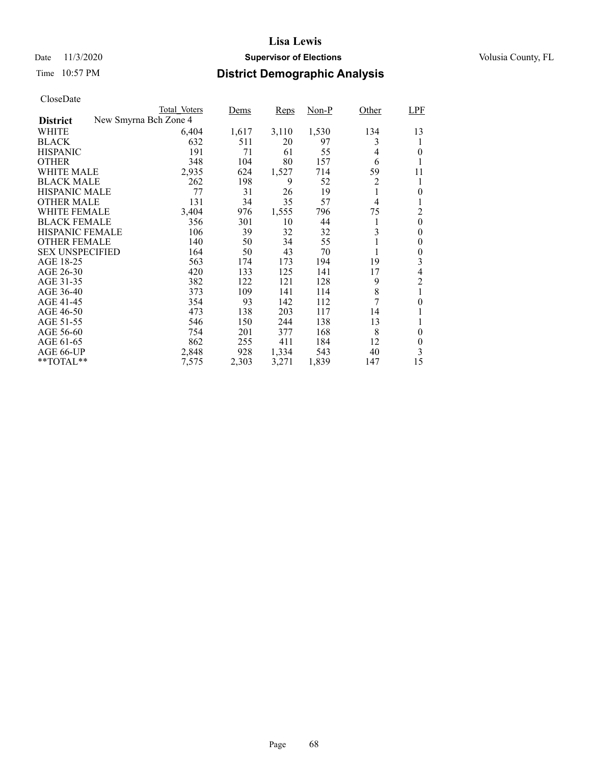# Lisa Lewis

Date 11/3/2020 **Supervisor of Elections** Volusia County, FL

Time 10:57 PM

## District Demographic Analysis

CloseDate

| District | Total_Voters | Dems | Reps | Non-P | Other | LPF |
|---|---|---|---|---|---|---|
| New Smyrna Bch Zone 4 | | | | | | |
| WHITE | 6,404 | 1,617 | 3,110 | 1,530 | 134 | 13 |
| BLACK | 632 | 511 | 20 | 97 | 3 | 1 |
| HISPANIC | 191 | 71 | 61 | 55 | 4 | 0 |
| OTHER | 348 | 104 | 80 | 157 | 6 | 1 |
| WHITE MALE | 2,935 | 624 | 1,527 | 714 | 59 | 11 |
| BLACK MALE | 262 | 198 | 9 | 52 | 2 | 1 |
| HISPANIC MALE | 77 | 31 | 26 | 19 | 1 | 0 |
| OTHER MALE | 131 | 34 | 35 | 57 | 4 | 1 |
| WHITE FEMALE | 3,404 | 976 | 1,555 | 796 | 75 | 2 |
| BLACK FEMALE | 356 | 301 | 10 | 44 | 1 | 0 |
| HISPANIC FEMALE | 106 | 39 | 32 | 32 | 3 | 0 |
| OTHER FEMALE | 140 | 50 | 34 | 55 | 1 | 0 |
| SEX UNSPECIFIED | 164 | 50 | 43 | 70 | 1 | 0 |
| AGE 18-25 | 563 | 174 | 173 | 194 | 19 | 3 |
| AGE 26-30 | 420 | 133 | 125 | 141 | 17 | 4 |
| AGE 31-35 | 382 | 122 | 121 | 128 | 9 | 2 |
| AGE 36-40 | 373 | 109 | 141 | 114 | 8 | 1 |
| AGE 41-45 | 354 | 93 | 142 | 112 | 7 | 0 |
| AGE 46-50 | 473 | 138 | 203 | 117 | 14 | 1 |
| AGE 51-55 | 546 | 150 | 244 | 138 | 13 | 1 |
| AGE 56-60 | 754 | 201 | 377 | 168 | 8 | 0 |
| AGE 61-65 | 862 | 255 | 411 | 184 | 12 | 0 |
| AGE 66-UP | 2,848 | 928 | 1,334 | 543 | 40 | 3 |
| **TOTAL** | 7,575 | 2,303 | 3,271 | 1,839 | 147 | 15 |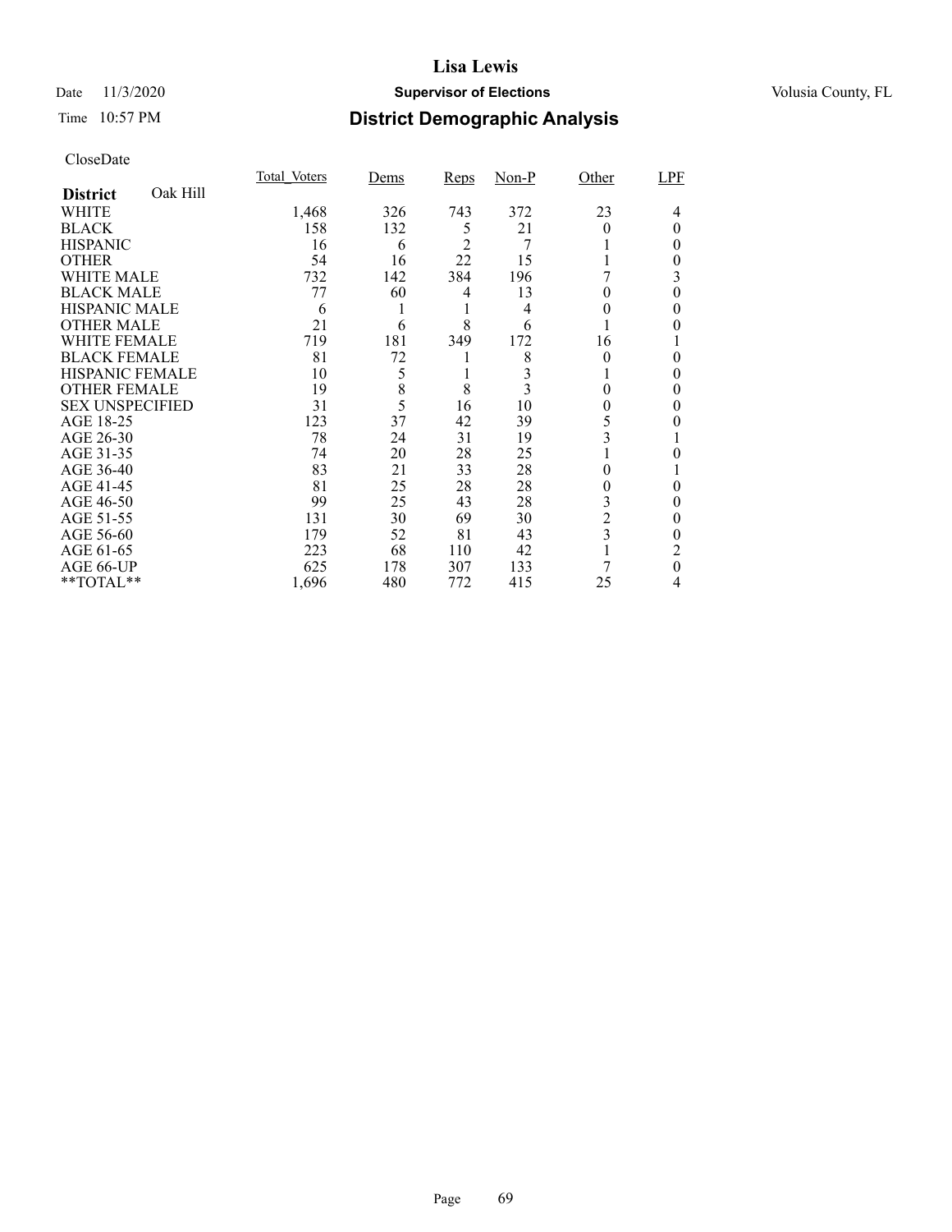# Lisa Lewis

Date 11/3/2020 **Supervisor of Elections** Volusia County, FL

Time 10:57 PM **District Demographic Analysis**

CloseDate

| District Oak Hill | Total_Voters | Dems | Reps | Non-P | Other | LPF |
|---|---|---|---|---|---|---|
| WHITE | 1,468 | 326 | 743 | 372 | 23 | 4 |
| BLACK | 158 | 132 | 5 | 21 | 0 | 0 |
| HISPANIC | 16 | 6 | 2 | 7 | 1 | 0 |
| OTHER | 54 | 16 | 22 | 15 | 1 | 0 |
| WHITE MALE | 732 | 142 | 384 | 196 | 7 | 3 |
| BLACK MALE | 77 | 60 | 4 | 13 | 0 | 0 |
| HISPANIC MALE | 6 | 1 | 1 | 4 | 0 | 0 |
| OTHER MALE | 21 | 6 | 8 | 6 | 1 | 0 |
| WHITE FEMALE | 719 | 181 | 349 | 172 | 16 | 1 |
| BLACK FEMALE | 81 | 72 | 1 | 8 | 0 | 0 |
| HISPANIC FEMALE | 10 | 5 | 1 | 3 | 1 | 0 |
| OTHER FEMALE | 19 | 8 | 8 | 3 | 0 | 0 |
| SEX UNSPECIFIED | 31 | 5 | 16 | 10 | 0 | 0 |
| AGE 18-25 | 123 | 37 | 42 | 39 | 5 | 0 |
| AGE 26-30 | 78 | 24 | 31 | 19 | 3 | 1 |
| AGE 31-35 | 74 | 20 | 28 | 25 | 1 | 0 |
| AGE 36-40 | 83 | 21 | 33 | 28 | 0 | 1 |
| AGE 41-45 | 81 | 25 | 28 | 28 | 0 | 0 |
| AGE 46-50 | 99 | 25 | 43 | 28 | 3 | 0 |
| AGE 51-55 | 131 | 30 | 69 | 30 | 2 | 0 |
| AGE 56-60 | 179 | 52 | 81 | 43 | 3 | 0 |
| AGE 61-65 | 223 | 68 | 110 | 42 | 1 | 2 |
| AGE 66-UP | 625 | 178 | 307 | 133 | 7 | 0 |
| **TOTAL** | 1,696 | 480 | 772 | 415 | 25 | 4 |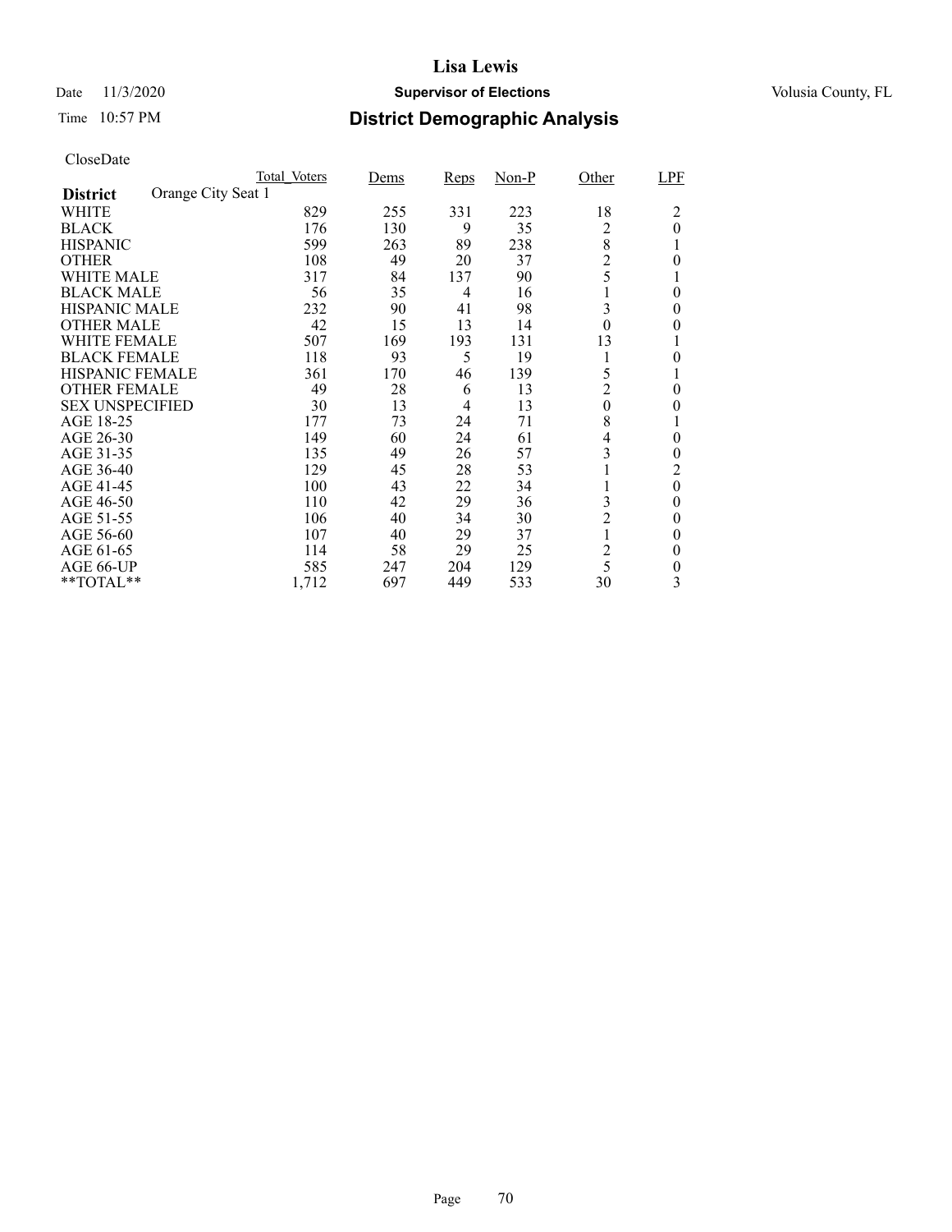# Lisa Lewis

Date 11/3/2020 **Supervisor of Elections** Volusia County, FL

Time 10:57 PM **District Demographic Analysis**

CloseDate

| District: Orange City Seat 1 | Total_Voters | Dems | Reps | Non-P | Other | LPF |
|---|---|---|---|---|---|---|
| WHITE | 829 | 255 | 331 | 223 | 18 | 2 |
| BLACK | 176 | 130 | 9 | 35 | 2 | 0 |
| HISPANIC | 599 | 263 | 89 | 238 | 8 | 1 |
| OTHER | 108 | 49 | 20 | 37 | 2 | 0 |
| WHITE MALE | 317 | 84 | 137 | 90 | 5 | 1 |
| BLACK MALE | 56 | 35 | 4 | 16 | 1 | 0 |
| HISPANIC MALE | 232 | 90 | 41 | 98 | 3 | 0 |
| OTHER MALE | 42 | 15 | 13 | 14 | 0 | 0 |
| WHITE FEMALE | 507 | 169 | 193 | 131 | 13 | 1 |
| BLACK FEMALE | 118 | 93 | 5 | 19 | 1 | 0 |
| HISPANIC FEMALE | 361 | 170 | 46 | 139 | 5 | 1 |
| OTHER FEMALE | 49 | 28 | 6 | 13 | 2 | 0 |
| SEX UNSPECIFIED | 30 | 13 | 4 | 13 | 0 | 0 |
| AGE 18-25 | 177 | 73 | 24 | 71 | 8 | 1 |
| AGE 26-30 | 149 | 60 | 24 | 61 | 4 | 0 |
| AGE 31-35 | 135 | 49 | 26 | 57 | 3 | 0 |
| AGE 36-40 | 129 | 45 | 28 | 53 | 1 | 2 |
| AGE 41-45 | 100 | 43 | 22 | 34 | 1 | 0 |
| AGE 46-50 | 110 | 42 | 29 | 36 | 3 | 0 |
| AGE 51-55 | 106 | 40 | 34 | 30 | 2 | 0 |
| AGE 56-60 | 107 | 40 | 29 | 37 | 1 | 0 |
| AGE 61-65 | 114 | 58 | 29 | 25 | 2 | 0 |
| AGE 66-UP | 585 | 247 | 204 | 129 | 5 | 0 |
| **TOTAL** | 1,712 | 697 | 449 | 533 | 30 | 3 |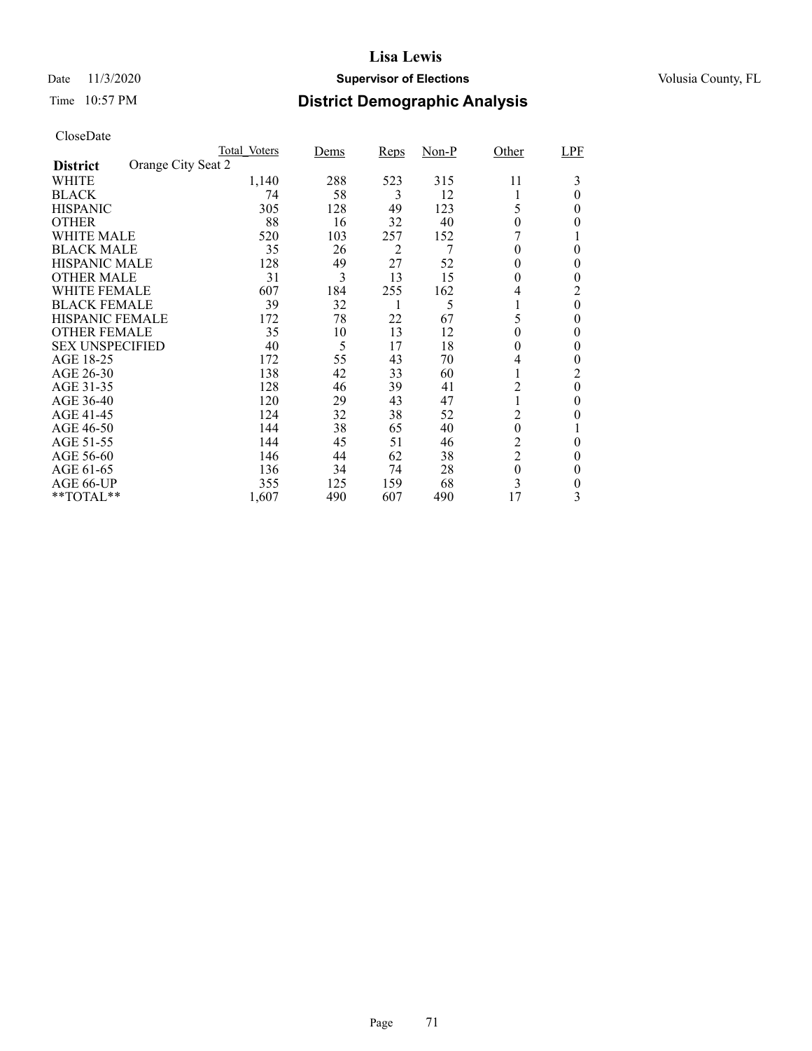# Lisa Lewis

Date 11/3/2020 **Supervisor of Elections** Volusia County, FL

Time 10:57 PM **District Demographic Analysis**

CloseDate

| District | Total_Voters | Dems | Reps | Non-P | Other | LPF |
|---|---|---|---|---|---|---|
| **Orange City Seat 2** | | | | | | |
| WHITE | 1,140 | 288 | 523 | 315 | 11 | 3 |
| BLACK | 74 | 58 | 3 | 12 | 1 | 0 |
| HISPANIC | 305 | 128 | 49 | 123 | 5 | 0 |
| OTHER | 88 | 16 | 32 | 40 | 0 | 0 |
| WHITE MALE | 520 | 103 | 257 | 152 | 7 | 1 |
| BLACK MALE | 35 | 26 | 2 | 7 | 0 | 0 |
| HISPANIC MALE | 128 | 49 | 27 | 52 | 0 | 0 |
| OTHER MALE | 31 | 3 | 13 | 15 | 0 | 0 |
| WHITE FEMALE | 607 | 184 | 255 | 162 | 4 | 2 |
| BLACK FEMALE | 39 | 32 | 1 | 5 | 1 | 0 |
| HISPANIC FEMALE | 172 | 78 | 22 | 67 | 5 | 0 |
| OTHER FEMALE | 35 | 10 | 13 | 12 | 0 | 0 |
| SEX UNSPECIFIED | 40 | 5 | 17 | 18 | 0 | 0 |
| AGE 18-25 | 172 | 55 | 43 | 70 | 4 | 0 |
| AGE 26-30 | 138 | 42 | 33 | 60 | 1 | 2 |
| AGE 31-35 | 128 | 46 | 39 | 41 | 2 | 0 |
| AGE 36-40 | 120 | 29 | 43 | 47 | 1 | 0 |
| AGE 41-45 | 124 | 32 | 38 | 52 | 2 | 0 |
| AGE 46-50 | 144 | 38 | 65 | 40 | 0 | 1 |
| AGE 51-55 | 144 | 45 | 51 | 46 | 2 | 0 |
| AGE 56-60 | 146 | 44 | 62 | 38 | 2 | 0 |
| AGE 61-65 | 136 | 34 | 74 | 28 | 0 | 0 |
| AGE 66-UP | 355 | 125 | 159 | 68 | 3 | 0 |
| **TOTAL** | 1,607 | 490 | 607 | 490 | 17 | 3 |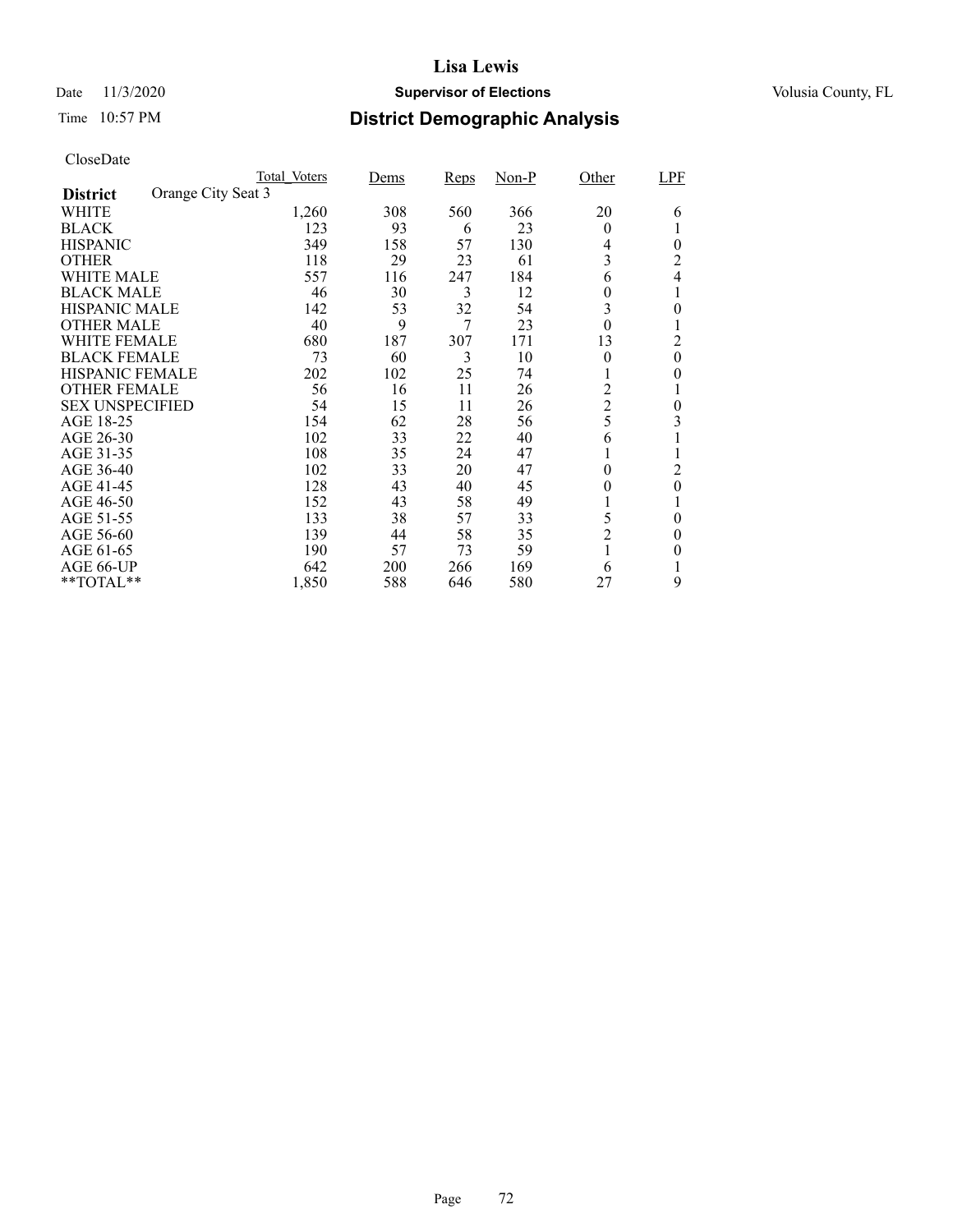# Lisa Lewis

Date 11/3/2020 **Supervisor of Elections** Volusia County, FL

Time 10:57 PM **District Demographic Analysis**

CloseDate

| District: Orange City Seat 3 | Total_Voters | Dems | Reps | Non-P | Other | LPF |
|---|---|---|---|---|---|---|
| WHITE | 1,260 | 308 | 560 | 366 | 20 | 6 |
| BLACK | 123 | 93 | 6 | 23 | 0 | 1 |
| HISPANIC | 349 | 158 | 57 | 130 | 4 | 0 |
| OTHER | 118 | 29 | 23 | 61 | 3 | 2 |
| WHITE MALE | 557 | 116 | 247 | 184 | 6 | 4 |
| BLACK MALE | 46 | 30 | 3 | 12 | 0 | 1 |
| HISPANIC MALE | 142 | 53 | 32 | 54 | 3 | 0 |
| OTHER MALE | 40 | 9 | 7 | 23 | 0 | 1 |
| WHITE FEMALE | 680 | 187 | 307 | 171 | 13 | 2 |
| BLACK FEMALE | 73 | 60 | 3 | 10 | 0 | 0 |
| HISPANIC FEMALE | 202 | 102 | 25 | 74 | 1 | 0 |
| OTHER FEMALE | 56 | 16 | 11 | 26 | 2 | 1 |
| SEX UNSPECIFIED | 54 | 15 | 11 | 26 | 2 | 0 |
| AGE 18-25 | 154 | 62 | 28 | 56 | 5 | 3 |
| AGE 26-30 | 102 | 33 | 22 | 40 | 6 | 1 |
| AGE 31-35 | 108 | 35 | 24 | 47 | 1 | 1 |
| AGE 36-40 | 102 | 33 | 20 | 47 | 0 | 2 |
| AGE 41-45 | 128 | 43 | 40 | 45 | 0 | 0 |
| AGE 46-50 | 152 | 43 | 58 | 49 | 1 | 1 |
| AGE 51-55 | 133 | 38 | 57 | 33 | 5 | 0 |
| AGE 56-60 | 139 | 44 | 58 | 35 | 2 | 0 |
| AGE 61-65 | 190 | 57 | 73 | 59 | 1 | 0 |
| AGE 66-UP | 642 | 200 | 266 | 169 | 6 | 1 |
| **TOTAL** | 1,850 | 588 | 646 | 580 | 27 | 9 |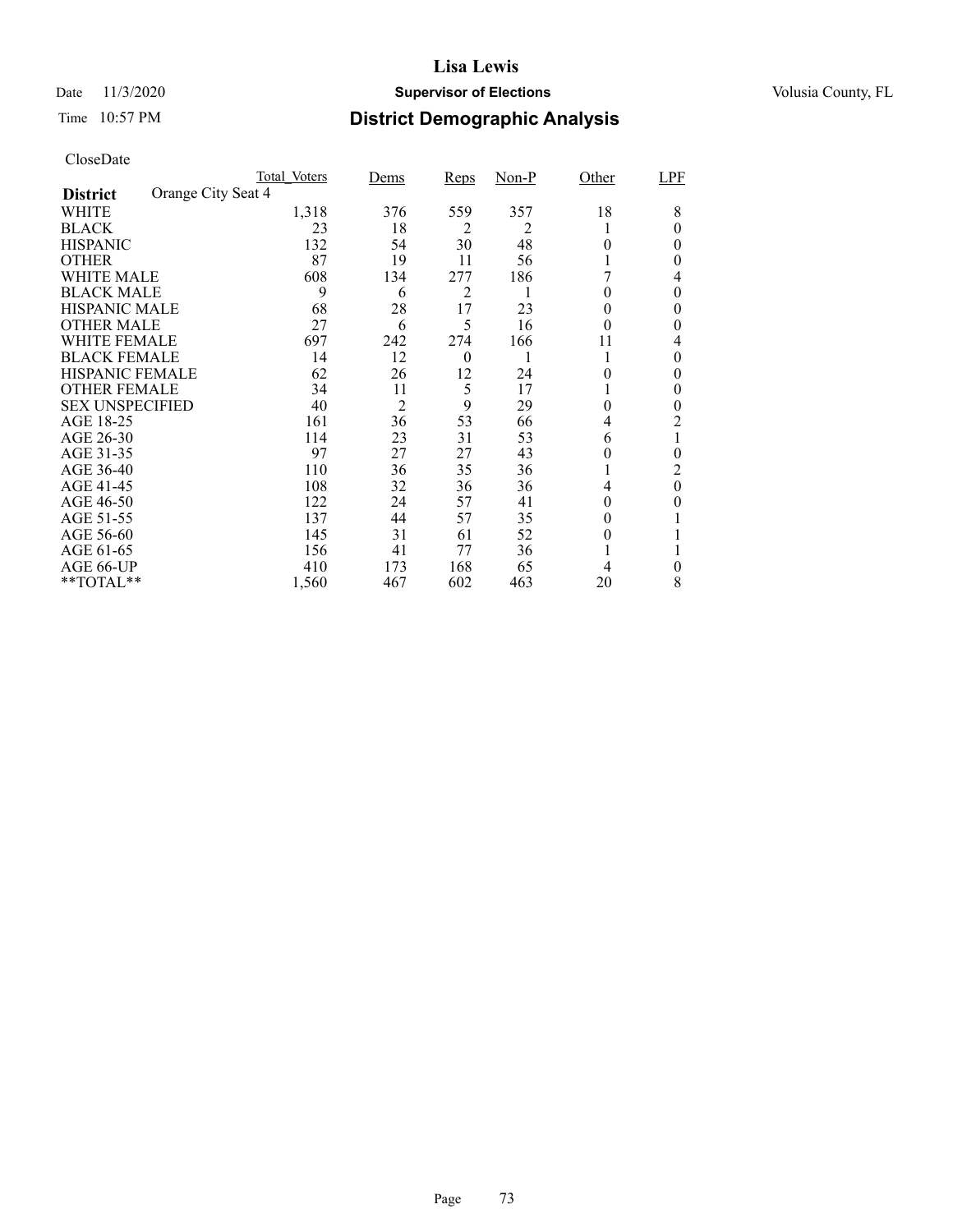# Lisa Lewis

Date 11/3/2020 **Supervisor of Elections** Volusia County, FL

Time 10:57 PM **District Demographic Analysis**

CloseDate

| District | Orange City Seat 4 | Total_Voters | Dems | Reps | Non-P | Other | LPF |
|---|---|---|---|---|---|---|---|
| WHITE | | 1,318 | 376 | 559 | 357 | 18 | 8 |
| BLACK | | 23 | 18 | 2 | 2 | 1 | 0 |
| HISPANIC | | 132 | 54 | 30 | 48 | 0 | 0 |
| OTHER | | 87 | 19 | 11 | 56 | 1 | 0 |
| WHITE MALE | | 608 | 134 | 277 | 186 | 7 | 4 |
| BLACK MALE | | 9 | 6 | 2 | 1 | 0 | 0 |
| HISPANIC MALE | | 68 | 28 | 17 | 23 | 0 | 0 |
| OTHER MALE | | 27 | 6 | 5 | 16 | 0 | 0 |
| WHITE FEMALE | | 697 | 242 | 274 | 166 | 11 | 4 |
| BLACK FEMALE | | 14 | 12 | 0 | 1 | 1 | 0 |
| HISPANIC FEMALE | | 62 | 26 | 12 | 24 | 0 | 0 |
| OTHER FEMALE | | 34 | 11 | 5 | 17 | 1 | 0 |
| SEX UNSPECIFIED | | 40 | 2 | 9 | 29 | 0 | 0 |
| AGE 18-25 | | 161 | 36 | 53 | 66 | 4 | 2 |
| AGE 26-30 | | 114 | 23 | 31 | 53 | 6 | 1 |
| AGE 31-35 | | 97 | 27 | 27 | 43 | 0 | 0 |
| AGE 36-40 | | 110 | 36 | 35 | 36 | 1 | 2 |
| AGE 41-45 | | 108 | 32 | 36 | 36 | 4 | 0 |
| AGE 46-50 | | 122 | 24 | 57 | 41 | 0 | 0 |
| AGE 51-55 | | 137 | 44 | 57 | 35 | 0 | 1 |
| AGE 56-60 | | 145 | 31 | 61 | 52 | 0 | 1 |
| AGE 61-65 | | 156 | 41 | 77 | 36 | 1 | 1 |
| AGE 66-UP | | 410 | 173 | 168 | 65 | 4 | 0 |
| **TOTAL** | | 1,560 | 467 | 602 | 463 | 20 | 8 |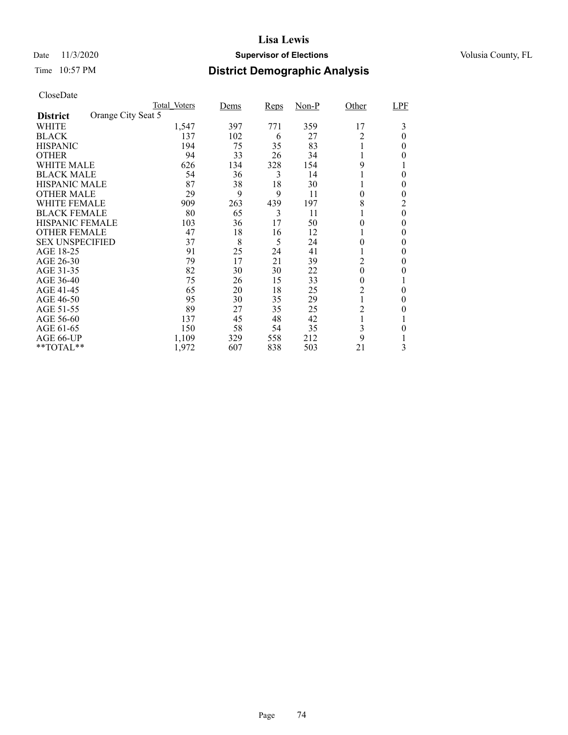# Lisa Lewis

Date 11/3/2020 **Supervisor of Elections** Volusia County, FL

Time 10:57 PM **District Demographic Analysis**

CloseDate

| **District** Orange City Seat 5 | Total_Voters | Dems | Reps | Non-P | Other | LPF |
|---|---|---|---|---|---|---|
| WHITE | 1,547 | 397 | 771 | 359 | 17 | 3 |
| BLACK | 137 | 102 | 6 | 27 | 2 | 0 |
| HISPANIC | 194 | 75 | 35 | 83 | 1 | 0 |
| OTHER | 94 | 33 | 26 | 34 | 1 | 0 |
| WHITE MALE | 626 | 134 | 328 | 154 | 9 | 1 |
| BLACK MALE | 54 | 36 | 3 | 14 | 1 | 0 |
| HISPANIC MALE | 87 | 38 | 18 | 30 | 1 | 0 |
| OTHER MALE | 29 | 9 | 9 | 11 | 0 | 0 |
| WHITE FEMALE | 909 | 263 | 439 | 197 | 8 | 2 |
| BLACK FEMALE | 80 | 65 | 3 | 11 | 1 | 0 |
| HISPANIC FEMALE | 103 | 36 | 17 | 50 | 0 | 0 |
| OTHER FEMALE | 47 | 18 | 16 | 12 | 1 | 0 |
| SEX UNSPECIFIED | 37 | 8 | 5 | 24 | 0 | 0 |
| AGE 18-25 | 91 | 25 | 24 | 41 | 1 | 0 |
| AGE 26-30 | 79 | 17 | 21 | 39 | 2 | 0 |
| AGE 31-35 | 82 | 30 | 30 | 22 | 0 | 0 |
| AGE 36-40 | 75 | 26 | 15 | 33 | 0 | 1 |
| AGE 41-45 | 65 | 20 | 18 | 25 | 2 | 0 |
| AGE 46-50 | 95 | 30 | 35 | 29 | 1 | 0 |
| AGE 51-55 | 89 | 27 | 35 | 25 | 2 | 0 |
| AGE 56-60 | 137 | 45 | 48 | 42 | 1 | 1 |
| AGE 61-65 | 150 | 58 | 54 | 35 | 3 | 0 |
| AGE 66-UP | 1,109 | 329 | 558 | 212 | 9 | 1 |
| **TOTAL** | 1,972 | 607 | 838 | 503 | 21 | 3 |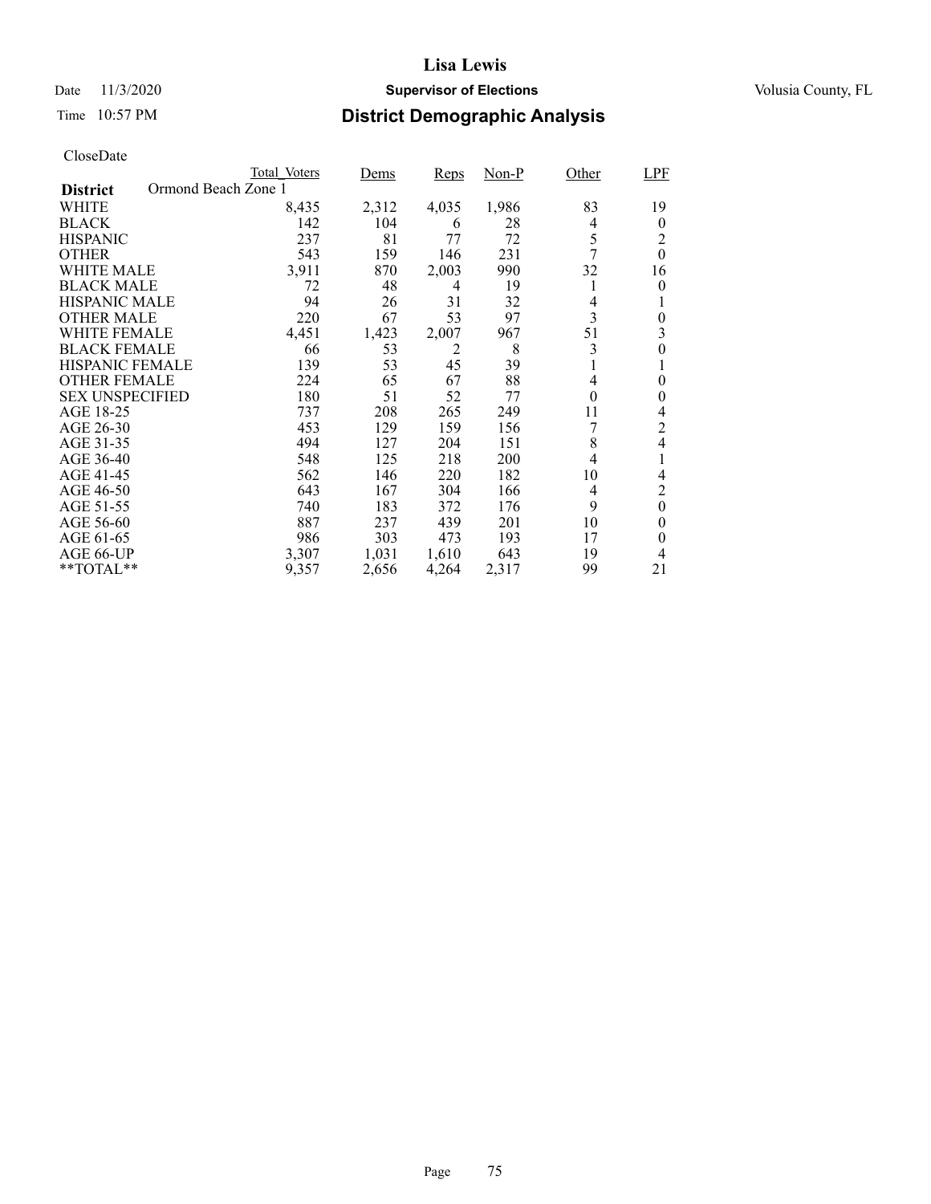# Lisa Lewis

Date 11/3/2020 **Supervisor of Elections** Volusia County, FL

Time 10:57 PM **District Demographic Analysis**

CloseDate

| District: Ormond Beach Zone 1 | Total_Voters | Dems | Reps | Non-P | Other | LPF |
|---|---|---|---|---|---|---|
| WHITE | 8,435 | 2,312 | 4,035 | 1,986 | 83 | 19 |
| BLACK | 142 | 104 | 6 | 28 | 4 | 0 |
| HISPANIC | 237 | 81 | 77 | 72 | 5 | 2 |
| OTHER | 543 | 159 | 146 | 231 | 7 | 0 |
| WHITE MALE | 3,911 | 870 | 2,003 | 990 | 32 | 16 |
| BLACK MALE | 72 | 48 | 4 | 19 | 1 | 0 |
| HISPANIC MALE | 94 | 26 | 31 | 32 | 4 | 1 |
| OTHER MALE | 220 | 67 | 53 | 97 | 3 | 0 |
| WHITE FEMALE | 4,451 | 1,423 | 2,007 | 967 | 51 | 3 |
| BLACK FEMALE | 66 | 53 | 2 | 8 | 3 | 0 |
| HISPANIC FEMALE | 139 | 53 | 45 | 39 | 1 | 1 |
| OTHER FEMALE | 224 | 65 | 67 | 88 | 4 | 0 |
| SEX UNSPECIFIED | 180 | 51 | 52 | 77 | 0 | 0 |
| AGE 18-25 | 737 | 208 | 265 | 249 | 11 | 4 |
| AGE 26-30 | 453 | 129 | 159 | 156 | 7 | 2 |
| AGE 31-35 | 494 | 127 | 204 | 151 | 8 | 4 |
| AGE 36-40 | 548 | 125 | 218 | 200 | 4 | 1 |
| AGE 41-45 | 562 | 146 | 220 | 182 | 10 | 4 |
| AGE 46-50 | 643 | 167 | 304 | 166 | 4 | 2 |
| AGE 51-55 | 740 | 183 | 372 | 176 | 9 | 0 |
| AGE 56-60 | 887 | 237 | 439 | 201 | 10 | 0 |
| AGE 61-65 | 986 | 303 | 473 | 193 | 17 | 0 |
| AGE 66-UP | 3,307 | 1,031 | 1,610 | 643 | 19 | 4 |
| **TOTAL** | 9,357 | 2,656 | 4,264 | 2,317 | 99 | 21 |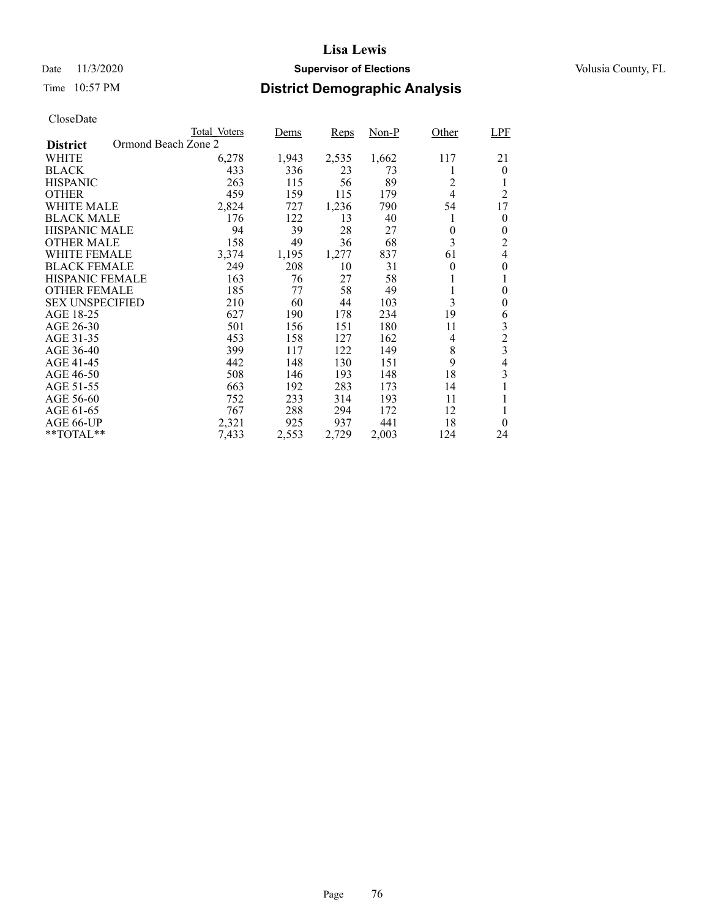# Lisa Lewis

Date 11/3/2020 **Supervisor of Elections** Volusia County, FL

Time 10:57 PM **District Demographic Analysis**

CloseDate

| **District** Ormond Beach Zone 2 | Total_Voters | Dems | Reps | Non-P | Other | LPF |
|---|---|---|---|---|---|---|
| WHITE | 6,278 | 1,943 | 2,535 | 1,662 | 117 | 21 |
| BLACK | 433 | 336 | 23 | 73 | 1 | 0 |
| HISPANIC | 263 | 115 | 56 | 89 | 2 | 1 |
| OTHER | 459 | 159 | 115 | 179 | 4 | 2 |
| WHITE MALE | 2,824 | 727 | 1,236 | 790 | 54 | 17 |
| BLACK MALE | 176 | 122 | 13 | 40 | 1 | 0 |
| HISPANIC MALE | 94 | 39 | 28 | 27 | 0 | 0 |
| OTHER MALE | 158 | 49 | 36 | 68 | 3 | 2 |
| WHITE FEMALE | 3,374 | 1,195 | 1,277 | 837 | 61 | 4 |
| BLACK FEMALE | 249 | 208 | 10 | 31 | 0 | 0 |
| HISPANIC FEMALE | 163 | 76 | 27 | 58 | 1 | 1 |
| OTHER FEMALE | 185 | 77 | 58 | 49 | 1 | 0 |
| SEX UNSPECIFIED | 210 | 60 | 44 | 103 | 3 | 0 |
| AGE 18-25 | 627 | 190 | 178 | 234 | 19 | 6 |
| AGE 26-30 | 501 | 156 | 151 | 180 | 11 | 3 |
| AGE 31-35 | 453 | 158 | 127 | 162 | 4 | 2 |
| AGE 36-40 | 399 | 117 | 122 | 149 | 8 | 3 |
| AGE 41-45 | 442 | 148 | 130 | 151 | 9 | 4 |
| AGE 46-50 | 508 | 146 | 193 | 148 | 18 | 3 |
| AGE 51-55 | 663 | 192 | 283 | 173 | 14 | 1 |
| AGE 56-60 | 752 | 233 | 314 | 193 | 11 | 1 |
| AGE 61-65 | 767 | 288 | 294 | 172 | 12 | 1 |
| AGE 66-UP | 2,321 | 925 | 937 | 441 | 18 | 0 |
| **TOTAL** | 7,433 | 2,553 | 2,729 | 2,003 | 124 | 24 |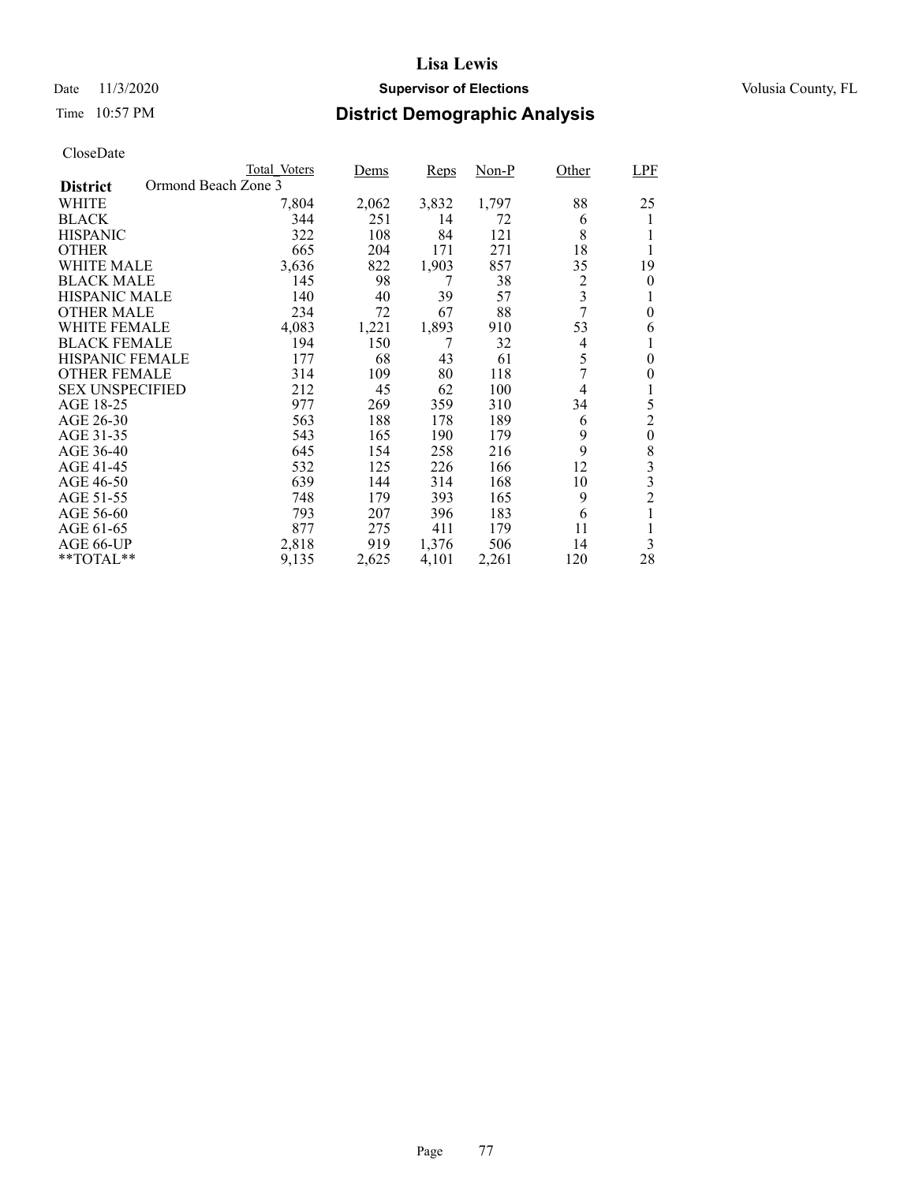# Lisa Lewis

Date 11/3/2020 **Supervisor of Elections** Volusia County, FL

Time 10:57 PM **District Demographic Analysis**

CloseDate

| | Total_Voters | Dems | Reps | Non-P | Other | LPF |
|---|---|---|---|---|---|---|
| **District** Ormond Beach Zone 3 | | | | | | |
| WHITE | 7,804 | 2,062 | 3,832 | 1,797 | 88 | 25 |
| BLACK | 344 | 251 | 14 | 72 | 6 | 1 |
| HISPANIC | 322 | 108 | 84 | 121 | 8 | 1 |
| OTHER | 665 | 204 | 171 | 271 | 18 | 1 |
| WHITE MALE | 3,636 | 822 | 1,903 | 857 | 35 | 19 |
| BLACK MALE | 145 | 98 | 7 | 38 | 2 | 0 |
| HISPANIC MALE | 140 | 40 | 39 | 57 | 3 | 1 |
| OTHER MALE | 234 | 72 | 67 | 88 | 7 | 0 |
| WHITE FEMALE | 4,083 | 1,221 | 1,893 | 910 | 53 | 6 |
| BLACK FEMALE | 194 | 150 | 7 | 32 | 4 | 1 |
| HISPANIC FEMALE | 177 | 68 | 43 | 61 | 5 | 0 |
| OTHER FEMALE | 314 | 109 | 80 | 118 | 7 | 0 |
| SEX UNSPECIFIED | 212 | 45 | 62 | 100 | 4 | 1 |
| AGE 18-25 | 977 | 269 | 359 | 310 | 34 | 5 |
| AGE 26-30 | 563 | 188 | 178 | 189 | 6 | 2 |
| AGE 31-35 | 543 | 165 | 190 | 179 | 9 | 0 |
| AGE 36-40 | 645 | 154 | 258 | 216 | 9 | 8 |
| AGE 41-45 | 532 | 125 | 226 | 166 | 12 | 3 |
| AGE 46-50 | 639 | 144 | 314 | 168 | 10 | 3 |
| AGE 51-55 | 748 | 179 | 393 | 165 | 9 | 2 |
| AGE 56-60 | 793 | 207 | 396 | 183 | 6 | 1 |
| AGE 61-65 | 877 | 275 | 411 | 179 | 11 | 1 |
| AGE 66-UP | 2,818 | 919 | 1,376 | 506 | 14 | 3 |
| **TOTAL** | 9,135 | 2,625 | 4,101 | 2,261 | 120 | 28 |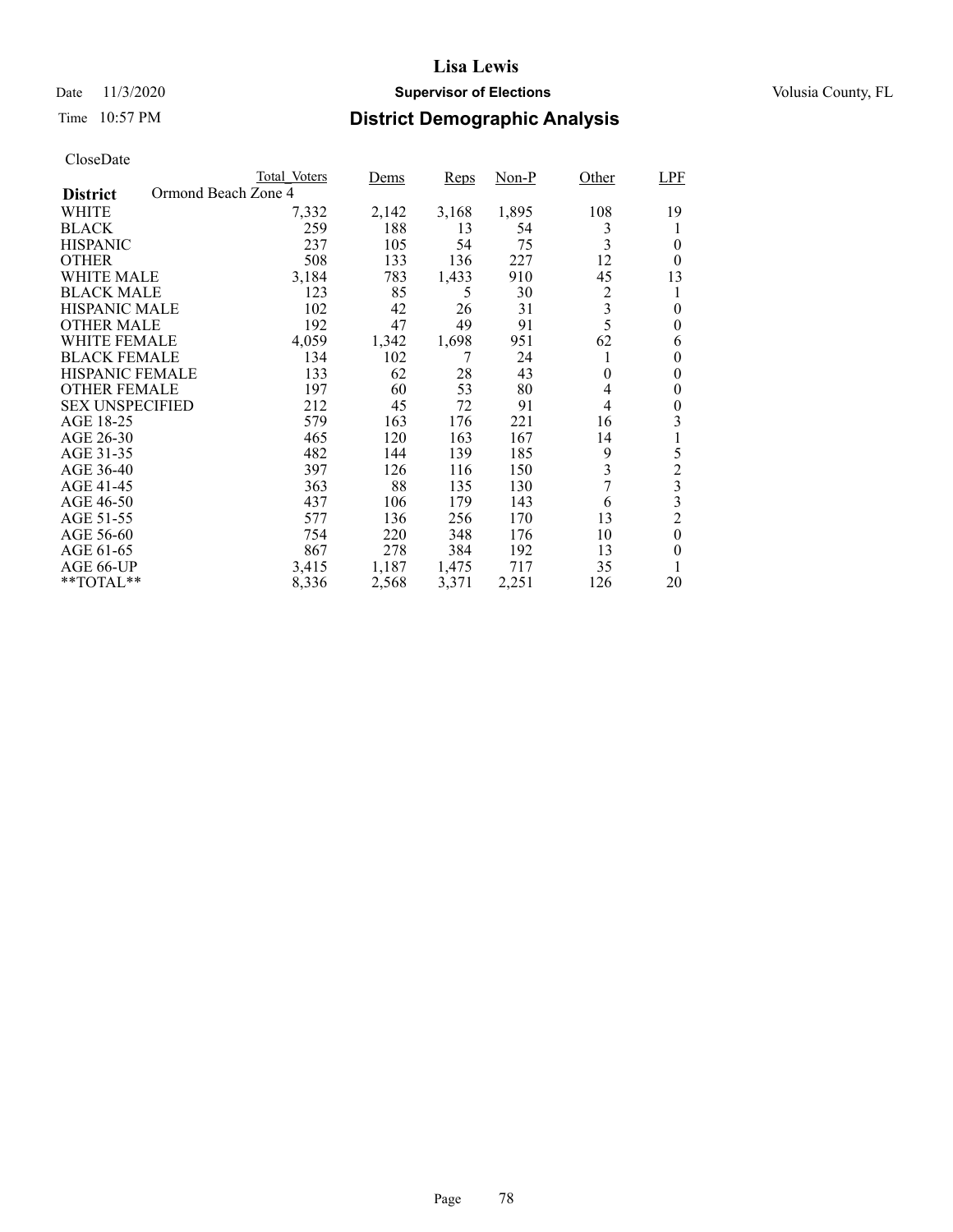# Lisa Lewis

Date 11/3/2020 **Supervisor of Elections** Volusia County, FL

Time 10:57 PM **District Demographic Analysis**

CloseDate

| | Total_Voters | Dems | Reps | Non-P | Other | LPF |
|---|---|---|---|---|---|---|
| **District** Ormond Beach Zone 4 | | | | | | |
| WHITE | 7,332 | 2,142 | 3,168 | 1,895 | 108 | 19 |
| BLACK | 259 | 188 | 13 | 54 | 3 | 1 |
| HISPANIC | 237 | 105 | 54 | 75 | 3 | 0 |
| OTHER | 508 | 133 | 136 | 227 | 12 | 0 |
| WHITE MALE | 3,184 | 783 | 1,433 | 910 | 45 | 13 |
| BLACK MALE | 123 | 85 | 5 | 30 | 2 | 1 |
| HISPANIC MALE | 102 | 42 | 26 | 31 | 3 | 0 |
| OTHER MALE | 192 | 47 | 49 | 91 | 5 | 0 |
| WHITE FEMALE | 4,059 | 1,342 | 1,698 | 951 | 62 | 6 |
| BLACK FEMALE | 134 | 102 | 7 | 24 | 1 | 0 |
| HISPANIC FEMALE | 133 | 62 | 28 | 43 | 0 | 0 |
| OTHER FEMALE | 197 | 60 | 53 | 80 | 4 | 0 |
| SEX UNSPECIFIED | 212 | 45 | 72 | 91 | 4 | 0 |
| AGE 18-25 | 579 | 163 | 176 | 221 | 16 | 3 |
| AGE 26-30 | 465 | 120 | 163 | 167 | 14 | 1 |
| AGE 31-35 | 482 | 144 | 139 | 185 | 9 | 5 |
| AGE 36-40 | 397 | 126 | 116 | 150 | 3 | 2 |
| AGE 41-45 | 363 | 88 | 135 | 130 | 7 | 3 |
| AGE 46-50 | 437 | 106 | 179 | 143 | 6 | 3 |
| AGE 51-55 | 577 | 136 | 256 | 170 | 13 | 2 |
| AGE 56-60 | 754 | 220 | 348 | 176 | 10 | 0 |
| AGE 61-65 | 867 | 278 | 384 | 192 | 13 | 0 |
| AGE 66-UP | 3,415 | 1,187 | 1,475 | 717 | 35 | 1 |
| **TOTAL** | 8,336 | 2,568 | 3,371 | 2,251 | 126 | 20 |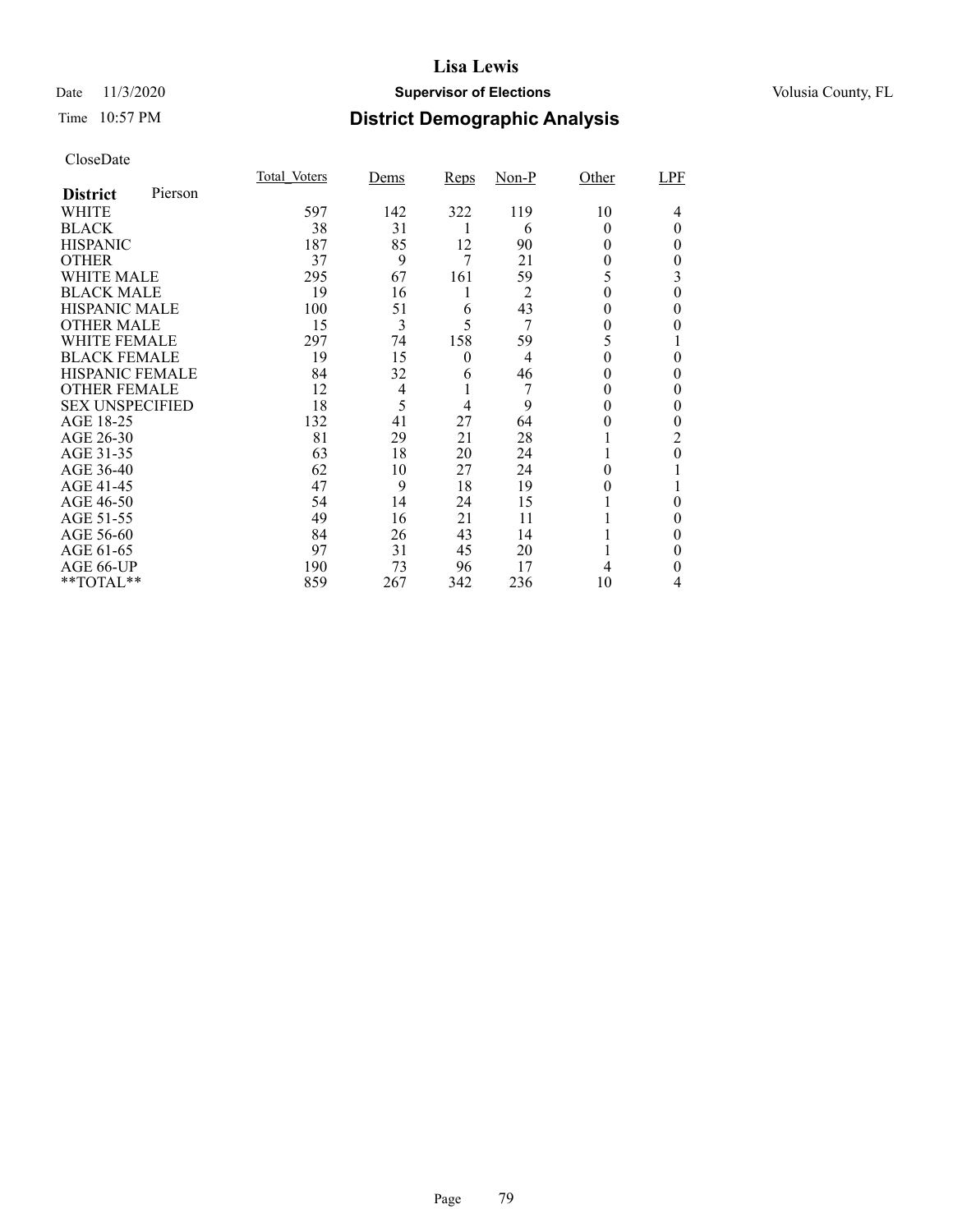# Lisa Lewis

Date 11/3/2020 **Supervisor of Elections** Volusia County, FL

Time 10:57 PM **District Demographic Analysis**

CloseDate

| **District** Pierson | Total_Voters | Dems | Reps | Non-P | Other | LPF |
|---|---|---|---|---|---|---|
| WHITE | 597 | 142 | 322 | 119 | 10 | 4 |
| BLACK | 38 | 31 | 1 | 6 | 0 | 0 |
| HISPANIC | 187 | 85 | 12 | 90 | 0 | 0 |
| OTHER | 37 | 9 | 7 | 21 | 0 | 0 |
| WHITE MALE | 295 | 67 | 161 | 59 | 5 | 3 |
| BLACK MALE | 19 | 16 | 1 | 2 | 0 | 0 |
| HISPANIC MALE | 100 | 51 | 6 | 43 | 0 | 0 |
| OTHER MALE | 15 | 3 | 5 | 7 | 0 | 0 |
| WHITE FEMALE | 297 | 74 | 158 | 59 | 5 | 1 |
| BLACK FEMALE | 19 | 15 | 0 | 4 | 0 | 0 |
| HISPANIC FEMALE | 84 | 32 | 6 | 46 | 0 | 0 |
| OTHER FEMALE | 12 | 4 | 1 | 7 | 0 | 0 |
| SEX UNSPECIFIED | 18 | 5 | 4 | 9 | 0 | 0 |
| AGE 18-25 | 132 | 41 | 27 | 64 | 0 | 0 |
| AGE 26-30 | 81 | 29 | 21 | 28 | 1 | 2 |
| AGE 31-35 | 63 | 18 | 20 | 24 | 1 | 0 |
| AGE 36-40 | 62 | 10 | 27 | 24 | 0 | 1 |
| AGE 41-45 | 47 | 9 | 18 | 19 | 0 | 1 |
| AGE 46-50 | 54 | 14 | 24 | 15 | 1 | 0 |
| AGE 51-55 | 49 | 16 | 21 | 11 | 1 | 0 |
| AGE 56-60 | 84 | 26 | 43 | 14 | 1 | 0 |
| AGE 61-65 | 97 | 31 | 45 | 20 | 1 | 0 |
| AGE 66-UP | 190 | 73 | 96 | 17 | 4 | 0 |
| **TOTAL** | 859 | 267 | 342 | 236 | 10 | 4 |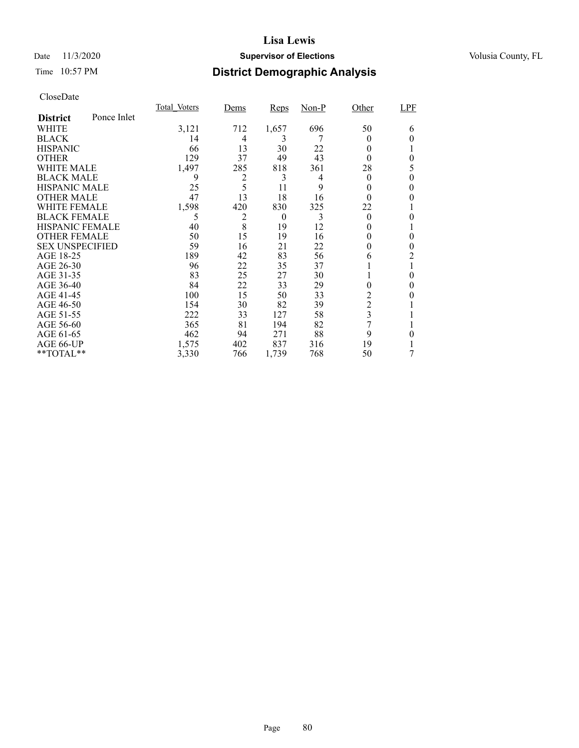# Lisa Lewis

Date 11/3/2020 **Supervisor of Elections** Volusia County, FL

Time 10:57 PM **District Demographic Analysis**

CloseDate

| **District** Ponce Inlet | Total_Voters | Dems | Reps | Non-P | Other | LPF |
|---|---|---|---|---|---|---|
| WHITE | 3,121 | 712 | 1,657 | 696 | 50 | 6 |
| BLACK | 14 | 4 | 3 | 7 | 0 | 0 |
| HISPANIC | 66 | 13 | 30 | 22 | 0 | 1 |
| OTHER | 129 | 37 | 49 | 43 | 0 | 0 |
| WHITE MALE | 1,497 | 285 | 818 | 361 | 28 | 5 |
| BLACK MALE | 9 | 2 | 3 | 4 | 0 | 0 |
| HISPANIC MALE | 25 | 5 | 11 | 9 | 0 | 0 |
| OTHER MALE | 47 | 13 | 18 | 16 | 0 | 0 |
| WHITE FEMALE | 1,598 | 420 | 830 | 325 | 22 | 1 |
| BLACK FEMALE | 5 | 2 | 0 | 3 | 0 | 0 |
| HISPANIC FEMALE | 40 | 8 | 19 | 12 | 0 | 1 |
| OTHER FEMALE | 50 | 15 | 19 | 16 | 0 | 0 |
| SEX UNSPECIFIED | 59 | 16 | 21 | 22 | 0 | 0 |
| AGE 18-25 | 189 | 42 | 83 | 56 | 6 | 2 |
| AGE 26-30 | 96 | 22 | 35 | 37 | 1 | 1 |
| AGE 31-35 | 83 | 25 | 27 | 30 | 1 | 0 |
| AGE 36-40 | 84 | 22 | 33 | 29 | 0 | 0 |
| AGE 41-45 | 100 | 15 | 50 | 33 | 2 | 0 |
| AGE 46-50 | 154 | 30 | 82 | 39 | 2 | 1 |
| AGE 51-55 | 222 | 33 | 127 | 58 | 3 | 1 |
| AGE 56-60 | 365 | 81 | 194 | 82 | 7 | 1 |
| AGE 61-65 | 462 | 94 | 271 | 88 | 9 | 0 |
| AGE 66-UP | 1,575 | 402 | 837 | 316 | 19 | 1 |
| **TOTAL** | 3,330 | 766 | 1,739 | 768 | 50 | 7 |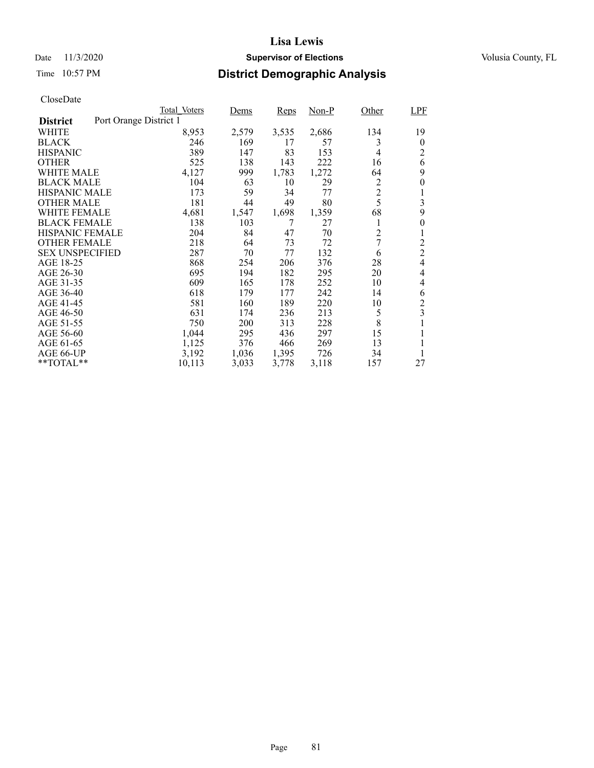# Lisa Lewis

Date 11/3/2020 **Supervisor of Elections** Volusia County, FL

Time 10:57 PM **District Demographic Analysis**

CloseDate

| **District** Port Orange District 1 | Total_Voters | Dems | Reps | Non-P | Other | LPF |
|---|---|---|---|---|---|---|
| WHITE | 8,953 | 2,579 | 3,535 | 2,686 | 134 | 19 |
| BLACK | 246 | 169 | 17 | 57 | 3 | 0 |
| HISPANIC | 389 | 147 | 83 | 153 | 4 | 2 |
| OTHER | 525 | 138 | 143 | 222 | 16 | 6 |
| WHITE MALE | 4,127 | 999 | 1,783 | 1,272 | 64 | 9 |
| BLACK MALE | 104 | 63 | 10 | 29 | 2 | 0 |
| HISPANIC MALE | 173 | 59 | 34 | 77 | 2 | 1 |
| OTHER MALE | 181 | 44 | 49 | 80 | 5 | 3 |
| WHITE FEMALE | 4,681 | 1,547 | 1,698 | 1,359 | 68 | 9 |
| BLACK FEMALE | 138 | 103 | 7 | 27 | 1 | 0 |
| HISPANIC FEMALE | 204 | 84 | 47 | 70 | 2 | 1 |
| OTHER FEMALE | 218 | 64 | 73 | 72 | 7 | 2 |
| SEX UNSPECIFIED | 287 | 70 | 77 | 132 | 6 | 2 |
| AGE 18-25 | 868 | 254 | 206 | 376 | 28 | 4 |
| AGE 26-30 | 695 | 194 | 182 | 295 | 20 | 4 |
| AGE 31-35 | 609 | 165 | 178 | 252 | 10 | 4 |
| AGE 36-40 | 618 | 179 | 177 | 242 | 14 | 6 |
| AGE 41-45 | 581 | 160 | 189 | 220 | 10 | 2 |
| AGE 46-50 | 631 | 174 | 236 | 213 | 5 | 3 |
| AGE 51-55 | 750 | 200 | 313 | 228 | 8 | 1 |
| AGE 56-60 | 1,044 | 295 | 436 | 297 | 15 | 1 |
| AGE 61-65 | 1,125 | 376 | 466 | 269 | 13 | 1 |
| AGE 66-UP | 3,192 | 1,036 | 1,395 | 726 | 34 | 1 |
| **TOTAL** | 10,113 | 3,033 | 3,778 | 3,118 | 157 | 27 |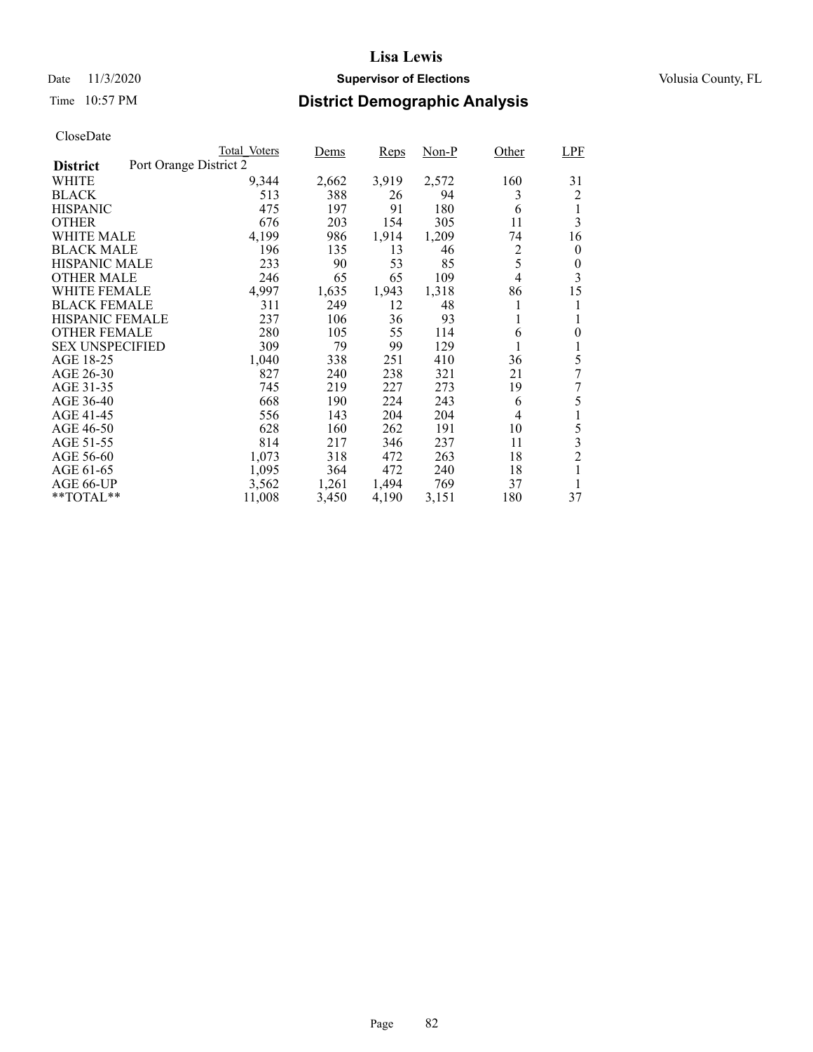# Lisa Lewis

Date 11/3/2020 **Supervisor of Elections** Volusia County, FL

Time 10:57 PM **District Demographic Analysis**

CloseDate

| **District** Port Orange District 2 | Total_Voters | Dems | Reps | Non-P | Other | LPF |
|---|---|---|---|---|---|---|
| WHITE | 9,344 | 2,662 | 3,919 | 2,572 | 160 | 31 |
| BLACK | 513 | 388 | 26 | 94 | 3 | 2 |
| HISPANIC | 475 | 197 | 91 | 180 | 6 | 1 |
| OTHER | 676 | 203 | 154 | 305 | 11 | 3 |
| WHITE MALE | 4,199 | 986 | 1,914 | 1,209 | 74 | 16 |
| BLACK MALE | 196 | 135 | 13 | 46 | 2 | 0 |
| HISPANIC MALE | 233 | 90 | 53 | 85 | 5 | 0 |
| OTHER MALE | 246 | 65 | 65 | 109 | 4 | 3 |
| WHITE FEMALE | 4,997 | 1,635 | 1,943 | 1,318 | 86 | 15 |
| BLACK FEMALE | 311 | 249 | 12 | 48 | 1 | 1 |
| HISPANIC FEMALE | 237 | 106 | 36 | 93 | 1 | 1 |
| OTHER FEMALE | 280 | 105 | 55 | 114 | 6 | 0 |
| SEX UNSPECIFIED | 309 | 79 | 99 | 129 | 1 | 1 |
| AGE 18-25 | 1,040 | 338 | 251 | 410 | 36 | 5 |
| AGE 26-30 | 827 | 240 | 238 | 321 | 21 | 7 |
| AGE 31-35 | 745 | 219 | 227 | 273 | 19 | 7 |
| AGE 36-40 | 668 | 190 | 224 | 243 | 6 | 5 |
| AGE 41-45 | 556 | 143 | 204 | 204 | 4 | 1 |
| AGE 46-50 | 628 | 160 | 262 | 191 | 10 | 5 |
| AGE 51-55 | 814 | 217 | 346 | 237 | 11 | 3 |
| AGE 56-60 | 1,073 | 318 | 472 | 263 | 18 | 2 |
| AGE 61-65 | 1,095 | 364 | 472 | 240 | 18 | 1 |
| AGE 66-UP | 3,562 | 1,261 | 1,494 | 769 | 37 | 1 |
| **TOTAL** | 11,008 | 3,450 | 4,190 | 3,151 | 180 | 37 |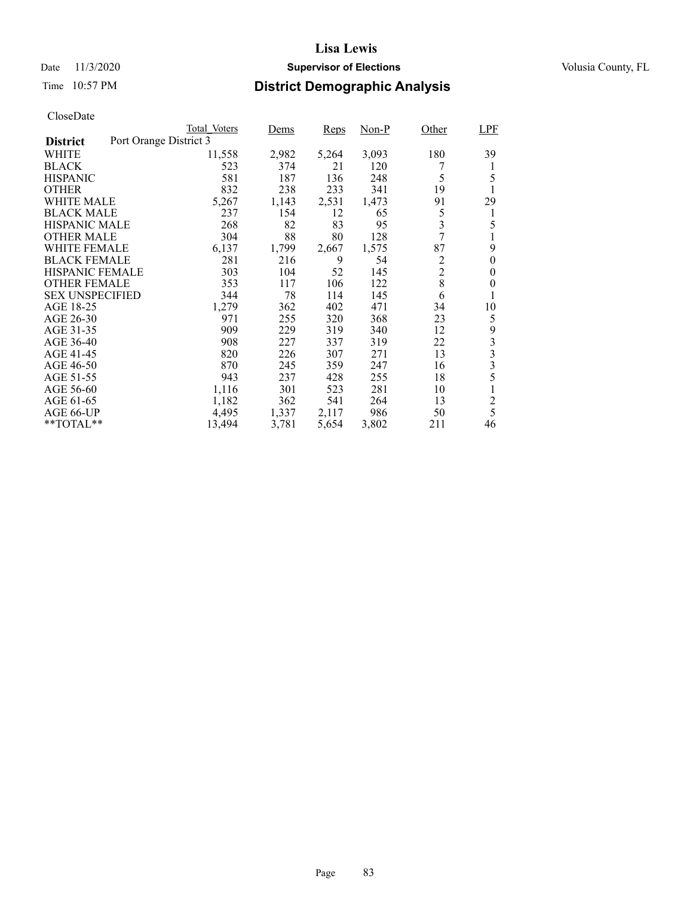# Lisa Lewis

Date 11/3/2020 **Supervisor of Elections** Volusia County, FL

Time 10:57 PM **District Demographic Analysis**

CloseDate

| District: Port Orange District 3 | Total_Voters | Dems | Reps | Non-P | Other | LPF |
|---|---|---|---|---|---|---|
| WHITE | 11,558 | 2,982 | 5,264 | 3,093 | 180 | 39 |
| BLACK | 523 | 374 | 21 | 120 | 7 | 1 |
| HISPANIC | 581 | 187 | 136 | 248 | 5 | 5 |
| OTHER | 832 | 238 | 233 | 341 | 19 | 1 |
| WHITE MALE | 5,267 | 1,143 | 2,531 | 1,473 | 91 | 29 |
| BLACK MALE | 237 | 154 | 12 | 65 | 5 | 1 |
| HISPANIC MALE | 268 | 82 | 83 | 95 | 3 | 5 |
| OTHER MALE | 304 | 88 | 80 | 128 | 7 | 1 |
| WHITE FEMALE | 6,137 | 1,799 | 2,667 | 1,575 | 87 | 9 |
| BLACK FEMALE | 281 | 216 | 9 | 54 | 2 | 0 |
| HISPANIC FEMALE | 303 | 104 | 52 | 145 | 2 | 0 |
| OTHER FEMALE | 353 | 117 | 106 | 122 | 8 | 0 |
| SEX UNSPECIFIED | 344 | 78 | 114 | 145 | 6 | 1 |
| AGE 18-25 | 1,279 | 362 | 402 | 471 | 34 | 10 |
| AGE 26-30 | 971 | 255 | 320 | 368 | 23 | 5 |
| AGE 31-35 | 909 | 229 | 319 | 340 | 12 | 9 |
| AGE 36-40 | 908 | 227 | 337 | 319 | 22 | 3 |
| AGE 41-45 | 820 | 226 | 307 | 271 | 13 | 3 |
| AGE 46-50 | 870 | 245 | 359 | 247 | 16 | 3 |
| AGE 51-55 | 943 | 237 | 428 | 255 | 18 | 5 |
| AGE 56-60 | 1,116 | 301 | 523 | 281 | 10 | 1 |
| AGE 61-65 | 1,182 | 362 | 541 | 264 | 13 | 2 |
| AGE 66-UP | 4,495 | 1,337 | 2,117 | 986 | 50 | 5 |
| **TOTAL** | 13,494 | 3,781 | 5,654 | 3,802 | 211 | 46 |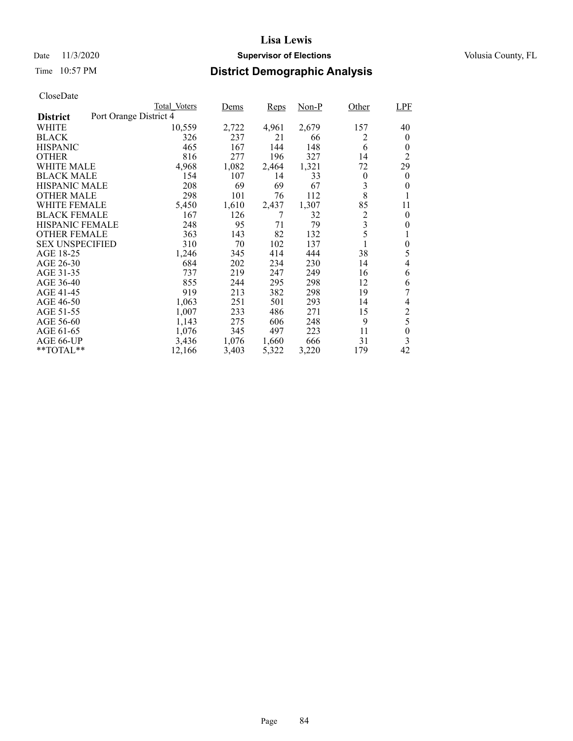# Lisa Lewis

Date 11/3/2020 **Supervisor of Elections** Volusia County, FL

Time 10:57 PM

## District Demographic Analysis

CloseDate

| District | Total_Voters | Dems | Reps | Non-P | Other | LPF |
|---|---|---|---|---|---|---|
| Port Orange District 4 | | | | | | |
| WHITE | 10,559 | 2,722 | 4,961 | 2,679 | 157 | 40 |
| BLACK | 326 | 237 | 21 | 66 | 2 | 0 |
| HISPANIC | 465 | 167 | 144 | 148 | 6 | 0 |
| OTHER | 816 | 277 | 196 | 327 | 14 | 2 |
| WHITE MALE | 4,968 | 1,082 | 2,464 | 1,321 | 72 | 29 |
| BLACK MALE | 154 | 107 | 14 | 33 | 0 | 0 |
| HISPANIC MALE | 208 | 69 | 69 | 67 | 3 | 0 |
| OTHER MALE | 298 | 101 | 76 | 112 | 8 | 1 |
| WHITE FEMALE | 5,450 | 1,610 | 2,437 | 1,307 | 85 | 11 |
| BLACK FEMALE | 167 | 126 | 7 | 32 | 2 | 0 |
| HISPANIC FEMALE | 248 | 95 | 71 | 79 | 3 | 0 |
| OTHER FEMALE | 363 | 143 | 82 | 132 | 5 | 1 |
| SEX UNSPECIFIED | 310 | 70 | 102 | 137 | 1 | 0 |
| AGE 18-25 | 1,246 | 345 | 414 | 444 | 38 | 5 |
| AGE 26-30 | 684 | 202 | 234 | 230 | 14 | 4 |
| AGE 31-35 | 737 | 219 | 247 | 249 | 16 | 6 |
| AGE 36-40 | 855 | 244 | 295 | 298 | 12 | 6 |
| AGE 41-45 | 919 | 213 | 382 | 298 | 19 | 7 |
| AGE 46-50 | 1,063 | 251 | 501 | 293 | 14 | 4 |
| AGE 51-55 | 1,007 | 233 | 486 | 271 | 15 | 2 |
| AGE 56-60 | 1,143 | 275 | 606 | 248 | 9 | 5 |
| AGE 61-65 | 1,076 | 345 | 497 | 223 | 11 | 0 |
| AGE 66-UP | 3,436 | 1,076 | 1,660 | 666 | 31 | 3 |
| **TOTAL** | 12,166 | 3,403 | 5,322 | 3,220 | 179 | 42 |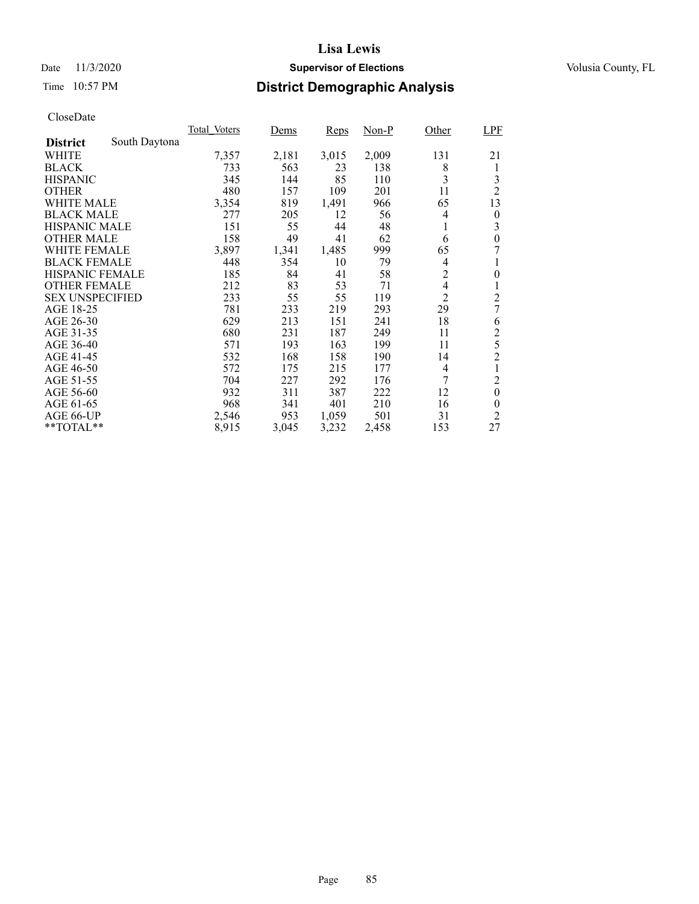# Lisa Lewis

Date 11/3/2020 **Supervisor of Elections** Volusia County, FL

Time 10:57 PM **District Demographic Analysis**

CloseDate

| | Total_Voters | Dems | Reps | Non-P | Other | LPF |
|---|---|---|---|---|---|---|
| **District** South Daytona | | | | | | |
| WHITE | 7,357 | 2,181 | 3,015 | 2,009 | 131 | 21 |
| BLACK | 733 | 563 | 23 | 138 | 8 | 1 |
| HISPANIC | 345 | 144 | 85 | 110 | 3 | 3 |
| OTHER | 480 | 157 | 109 | 201 | 11 | 2 |
| WHITE MALE | 3,354 | 819 | 1,491 | 966 | 65 | 13 |
| BLACK MALE | 277 | 205 | 12 | 56 | 4 | 0 |
| HISPANIC MALE | 151 | 55 | 44 | 48 | 1 | 3 |
| OTHER MALE | 158 | 49 | 41 | 62 | 6 | 0 |
| WHITE FEMALE | 3,897 | 1,341 | 1,485 | 999 | 65 | 7 |
| BLACK FEMALE | 448 | 354 | 10 | 79 | 4 | 1 |
| HISPANIC FEMALE | 185 | 84 | 41 | 58 | 2 | 0 |
| OTHER FEMALE | 212 | 83 | 53 | 71 | 4 | 1 |
| SEX UNSPECIFIED | 233 | 55 | 55 | 119 | 2 | 2 |
| AGE 18-25 | 781 | 233 | 219 | 293 | 29 | 7 |
| AGE 26-30 | 629 | 213 | 151 | 241 | 18 | 6 |
| AGE 31-35 | 680 | 231 | 187 | 249 | 11 | 2 |
| AGE 36-40 | 571 | 193 | 163 | 199 | 11 | 5 |
| AGE 41-45 | 532 | 168 | 158 | 190 | 14 | 2 |
| AGE 46-50 | 572 | 175 | 215 | 177 | 4 | 1 |
| AGE 51-55 | 704 | 227 | 292 | 176 | 7 | 2 |
| AGE 56-60 | 932 | 311 | 387 | 222 | 12 | 0 |
| AGE 61-65 | 968 | 341 | 401 | 210 | 16 | 0 |
| AGE 66-UP | 2,546 | 953 | 1,059 | 501 | 31 | 2 |
| **TOTAL** | 8,915 | 3,045 | 3,232 | 2,458 | 153 | 27 |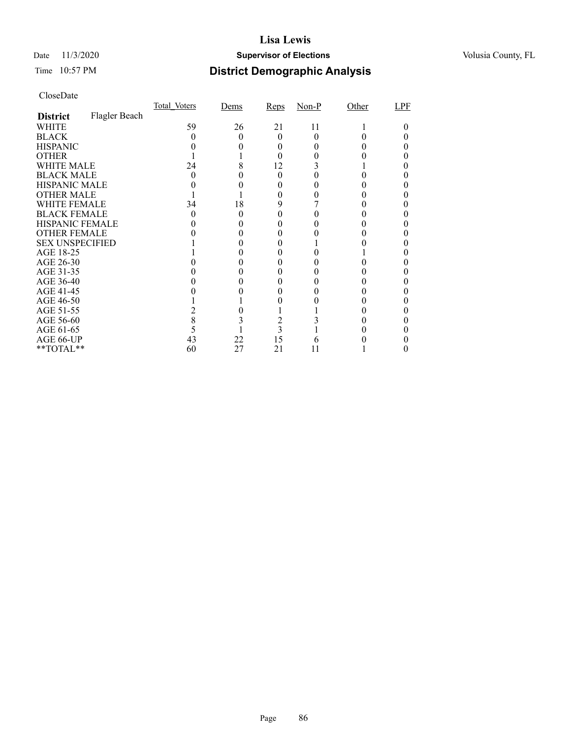# Lisa Lewis

Date 11/3/2020 **Supervisor of Elections** Volusia County, FL

Time 10:57 PM **District Demographic Analysis**

CloseDate

| | Total_Voters | Dems | Reps | Non-P | Other | LPF |
|---|---|---|---|---|---|---|
| **District** Flagler Beach | | | | | | |
| WHITE | 59 | 26 | 21 | 11 | 1 | 0 |
| BLACK | 0 | 0 | 0 | 0 | 0 | 0 |
| HISPANIC | 0 | 0 | 0 | 0 | 0 | 0 |
| OTHER | 1 | 1 | 0 | 0 | 0 | 0 |
| WHITE MALE | 24 | 8 | 12 | 3 | 1 | 0 |
| BLACK MALE | 0 | 0 | 0 | 0 | 0 | 0 |
| HISPANIC MALE | 0 | 0 | 0 | 0 | 0 | 0 |
| OTHER MALE | 1 | 1 | 0 | 0 | 0 | 0 |
| WHITE FEMALE | 34 | 18 | 9 | 7 | 0 | 0 |
| BLACK FEMALE | 0 | 0 | 0 | 0 | 0 | 0 |
| HISPANIC FEMALE | 0 | 0 | 0 | 0 | 0 | 0 |
| OTHER FEMALE | 0 | 0 | 0 | 0 | 0 | 0 |
| SEX UNSPECIFIED | 1 | 0 | 0 | 1 | 0 | 0 |
| AGE 18-25 | 1 | 0 | 0 | 0 | 1 | 0 |
| AGE 26-30 | 0 | 0 | 0 | 0 | 0 | 0 |
| AGE 31-35 | 0 | 0 | 0 | 0 | 0 | 0 |
| AGE 36-40 | 0 | 0 | 0 | 0 | 0 | 0 |
| AGE 41-45 | 0 | 0 | 0 | 0 | 0 | 0 |
| AGE 46-50 | 1 | 1 | 0 | 0 | 0 | 0 |
| AGE 51-55 | 2 | 0 | 1 | 1 | 0 | 0 |
| AGE 56-60 | 8 | 3 | 2 | 3 | 0 | 0 |
| AGE 61-65 | 5 | 1 | 3 | 1 | 0 | 0 |
| AGE 66-UP | 43 | 22 | 15 | 6 | 0 | 0 |
| **TOTAL** | 60 | 27 | 21 | 11 | 1 | 0 |